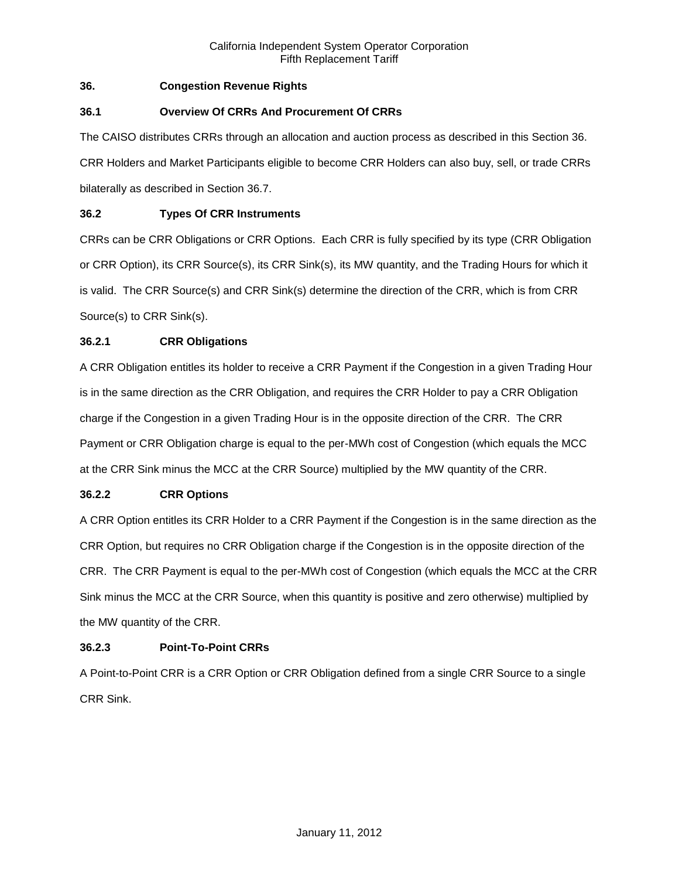## 36. Congestion Revenue Rights

### 36.1 Overview Of CRRs And Procurement Of CRRs

The CAISO distributes CRRs through an allocation and auction process as described in this Section 36. CRR Holders and Market Participants eligible to become CRR Holders can also buy, sell, or trade CRRs bilaterally as described in Section 36.7.

### 36.2 Types Of CRR Instruments

CRRs can be CRR Obligations or CRR Options. Each CRR is fully specified by its type (CRR Obligation or CRR Option), its CRR Source(s), its CRR Sink(s), its MW quantity, and the Trading Hours for which it is valid. The CRR Source(s) and CRR Sink(s) determine the direction of the CRR, which is from CRR Source(s) to CRR Sink(s).

#### 36.2.1 CRR Obligations

A CRR Obligation entitles its holder to receive a CRR Payment if the Congestion in a given Trading Hour is in the same direction as the CRR Obligation, and requires the CRR Holder to pay a CRR Obligation charge if the Congestion in a given Trading Hour is in the opposite direction of the CRR. The CRR Payment or CRR Obligation charge is equal to the per-MWh cost of Congestion (which equals the MCC at the CRR Sink minus the MCC at the CRR Source) multiplied by the MW quantity of the CRR.

#### 36.2.2 CRR Options

A CRR Option entitles its CRR Holder to a CRR Payment if the Congestion is in the same direction as the CRR Option, but requires no CRR Obligation charge if the Congestion is in the opposite direction of the CRR. The CRR Payment is equal to the per-MWh cost of Congestion (which equals the MCC at the CRR Sink minus the MCC at the CRR Source, when this quantity is positive and zero otherwise) multiplied by the MW quantity of the CRR.

#### 36.2.3 Point-To-Point CRRs

A Point-to-Point CRR is a CRR Option or CRR Obligation defined from a single CRR Source to a single CRR Sink.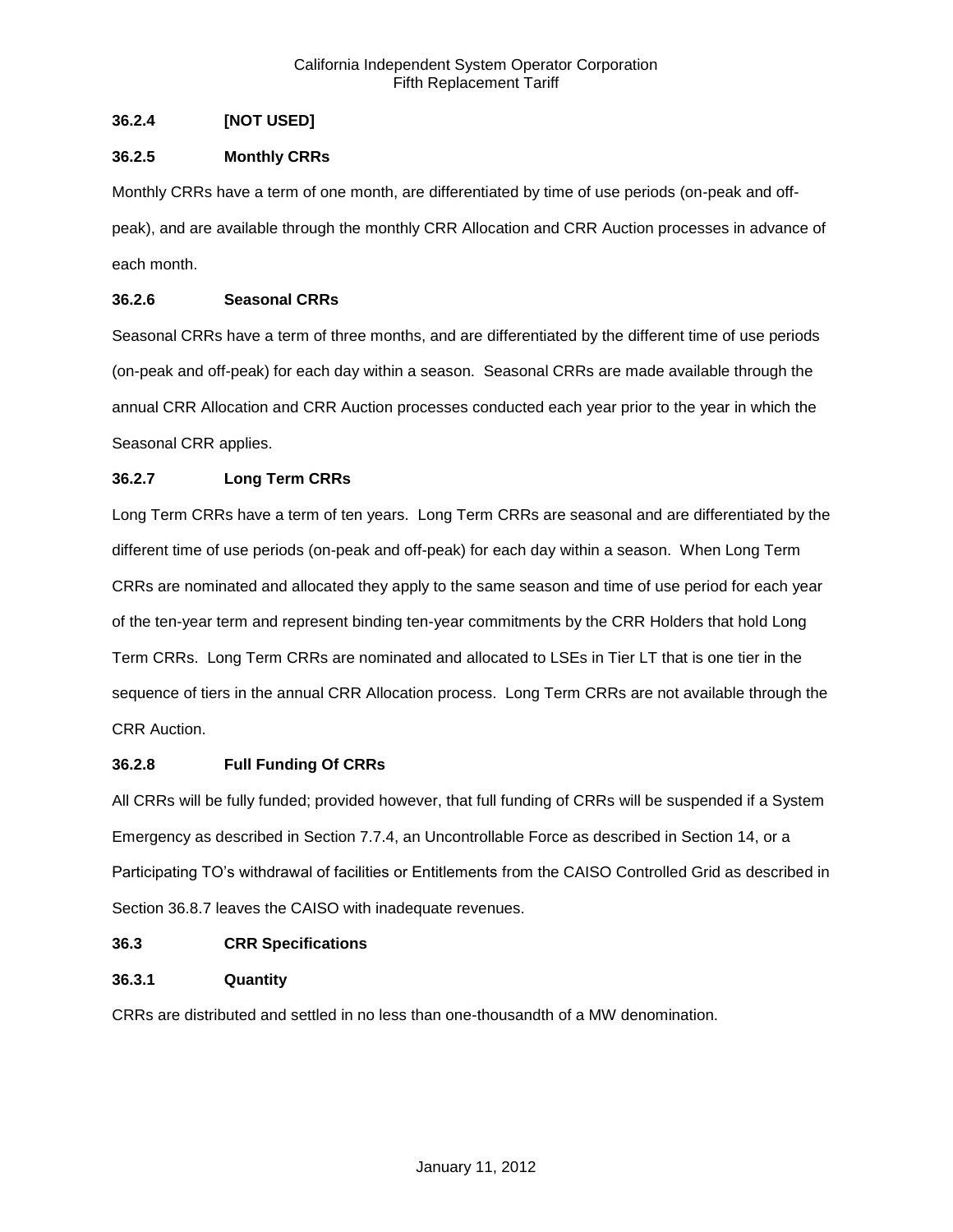### 36.2.4 [NOT USED]

### 36.2.5 Monthly CRRs

Monthly CRRs have a term of one month, are differentiated by time of use periods (on-peak and off-peak), and are available through the monthly CRR Allocation and CRR Auction processes in advance of each month.

### 36.2.6 Seasonal CRRs

Seasonal CRRs have a term of three months, and are differentiated by the different time of use periods (on-peak and off-peak) for each day within a season. Seasonal CRRs are made available through the annual CRR Allocation and CRR Auction processes conducted each year prior to the year in which the Seasonal CRR applies.

### 36.2.7 Long Term CRRs

Long Term CRRs have a term of ten years. Long Term CRRs are seasonal and are differentiated by the different time of use periods (on-peak and off-peak) for each day within a season. When Long Term CRRs are nominated and allocated they apply to the same season and time of use period for each year of the ten-year term and represent binding ten-year commitments by the CRR Holders that hold Long Term CRRs. Long Term CRRs are nominated and allocated to LSEs in Tier LT that is one tier in the sequence of tiers in the annual CRR Allocation process. Long Term CRRs are not available through the CRR Auction.

### 36.2.8 Full Funding Of CRRs

All CRRs will be fully funded; provided however, that full funding of CRRs will be suspended if a System Emergency as described in Section 7.7.4, an Uncontrollable Force as described in Section 14, or a Participating TO's withdrawal of facilities or Entitlements from the CAISO Controlled Grid as described in Section 36.8.7 leaves the CAISO with inadequate revenues.

## 36.3 CRR Specifications

### 36.3.1 Quantity

CRRs are distributed and settled in no less than one-thousandth of a MW denomination.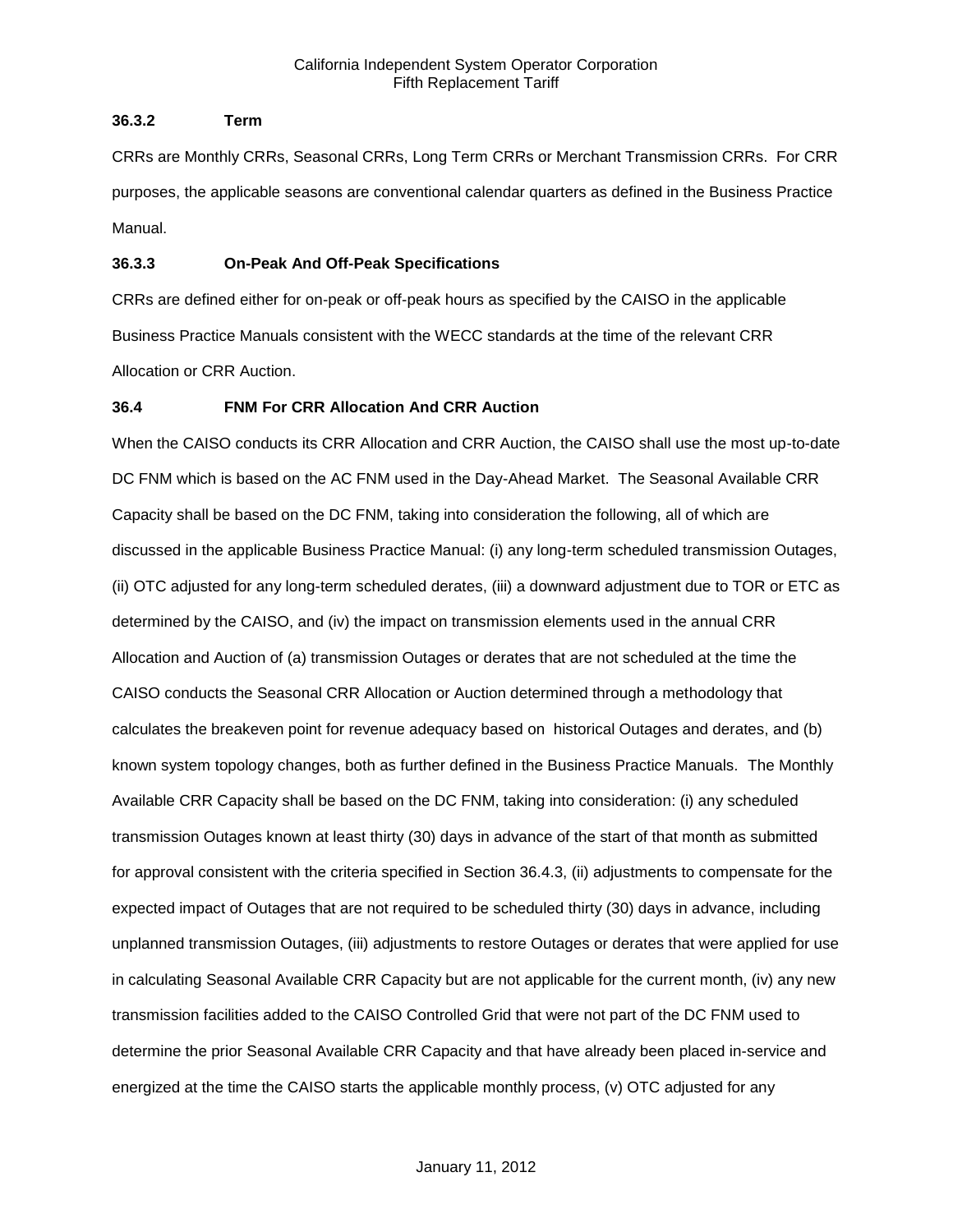### 36.3.2 Term

CRRs are Monthly CRRs, Seasonal CRRs, Long Term CRRs or Merchant Transmission CRRs. For CRR purposes, the applicable seasons are conventional calendar quarters as defined in the Business Practice Manual.

### 36.3.3 On-Peak And Off-Peak Specifications

CRRs are defined either for on-peak or off-peak hours as specified by the CAISO in the applicable Business Practice Manuals consistent with the WECC standards at the time of the relevant CRR Allocation or CRR Auction.

## 36.4 FNM For CRR Allocation And CRR Auction

When the CAISO conducts its CRR Allocation and CRR Auction, the CAISO shall use the most up-to-date DC FNM which is based on the AC FNM used in the Day-Ahead Market. The Seasonal Available CRR Capacity shall be based on the DC FNM, taking into consideration the following, all of which are discussed in the applicable Business Practice Manual: (i) any long-term scheduled transmission Outages, (ii) OTC adjusted for any long-term scheduled derates, (iii) a downward adjustment due to TOR or ETC as determined by the CAISO, and (iv) the impact on transmission elements used in the annual CRR Allocation and Auction of (a) transmission Outages or derates that are not scheduled at the time the CAISO conducts the Seasonal CRR Allocation or Auction determined through a methodology that calculates the breakeven point for revenue adequacy based on historical Outages and derates, and (b) known system topology changes, both as further defined in the Business Practice Manuals. The Monthly Available CRR Capacity shall be based on the DC FNM, taking into consideration: (i) any scheduled transmission Outages known at least thirty (30) days in advance of the start of that month as submitted for approval consistent with the criteria specified in Section 36.4.3, (ii) adjustments to compensate for the expected impact of Outages that are not required to be scheduled thirty (30) days in advance, including unplanned transmission Outages, (iii) adjustments to restore Outages or derates that were applied for use in calculating Seasonal Available CRR Capacity but are not applicable for the current month, (iv) any new transmission facilities added to the CAISO Controlled Grid that were not part of the DC FNM used to determine the prior Seasonal Available CRR Capacity and that have already been placed in-service and energized at the time the CAISO starts the applicable monthly process, (v) OTC adjusted for any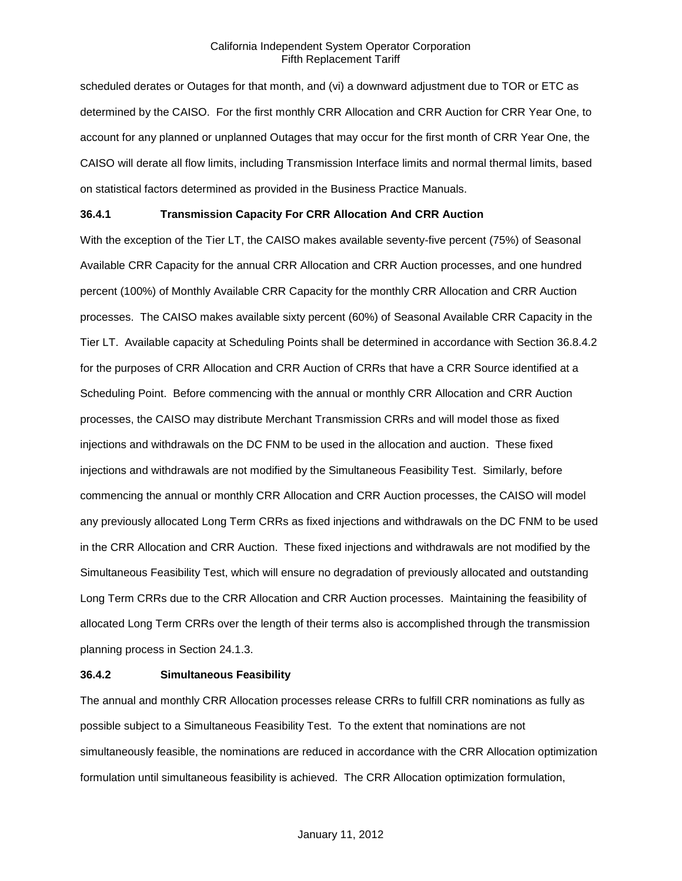scheduled derates or Outages for that month, and (vi) a downward adjustment due to TOR or ETC as determined by the CAISO. For the first monthly CRR Allocation and CRR Auction for CRR Year One, to account for any planned or unplanned Outages that may occur for the first month of CRR Year One, the CAISO will derate all flow limits, including Transmission Interface limits and normal thermal limits, based on statistical factors determined as provided in the Business Practice Manuals.

### 36.4.1 Transmission Capacity For CRR Allocation And CRR Auction

With the exception of the Tier LT, the CAISO makes available seventy-five percent (75%) of Seasonal Available CRR Capacity for the annual CRR Allocation and CRR Auction processes, and one hundred percent (100%) of Monthly Available CRR Capacity for the monthly CRR Allocation and CRR Auction processes. The CAISO makes available sixty percent (60%) of Seasonal Available CRR Capacity in the Tier LT. Available capacity at Scheduling Points shall be determined in accordance with Section 36.8.4.2 for the purposes of CRR Allocation and CRR Auction of CRRs that have a CRR Source identified at a Scheduling Point. Before commencing with the annual or monthly CRR Allocation and CRR Auction processes, the CAISO may distribute Merchant Transmission CRRs and will model those as fixed injections and withdrawals on the DC FNM to be used in the allocation and auction. These fixed injections and withdrawals are not modified by the Simultaneous Feasibility Test. Similarly, before commencing the annual or monthly CRR Allocation and CRR Auction processes, the CAISO will model any previously allocated Long Term CRRs as fixed injections and withdrawals on the DC FNM to be used in the CRR Allocation and CRR Auction. These fixed injections and withdrawals are not modified by the Simultaneous Feasibility Test, which will ensure no degradation of previously allocated and outstanding Long Term CRRs due to the CRR Allocation and CRR Auction processes. Maintaining the feasibility of allocated Long Term CRRs over the length of their terms also is accomplished through the transmission planning process in Section 24.1.3.

### 36.4.2 Simultaneous Feasibility

The annual and monthly CRR Allocation processes release CRRs to fulfill CRR nominations as fully as possible subject to a Simultaneous Feasibility Test. To the extent that nominations are not simultaneously feasible, the nominations are reduced in accordance with the CRR Allocation optimization formulation until simultaneous feasibility is achieved. The CRR Allocation optimization formulation,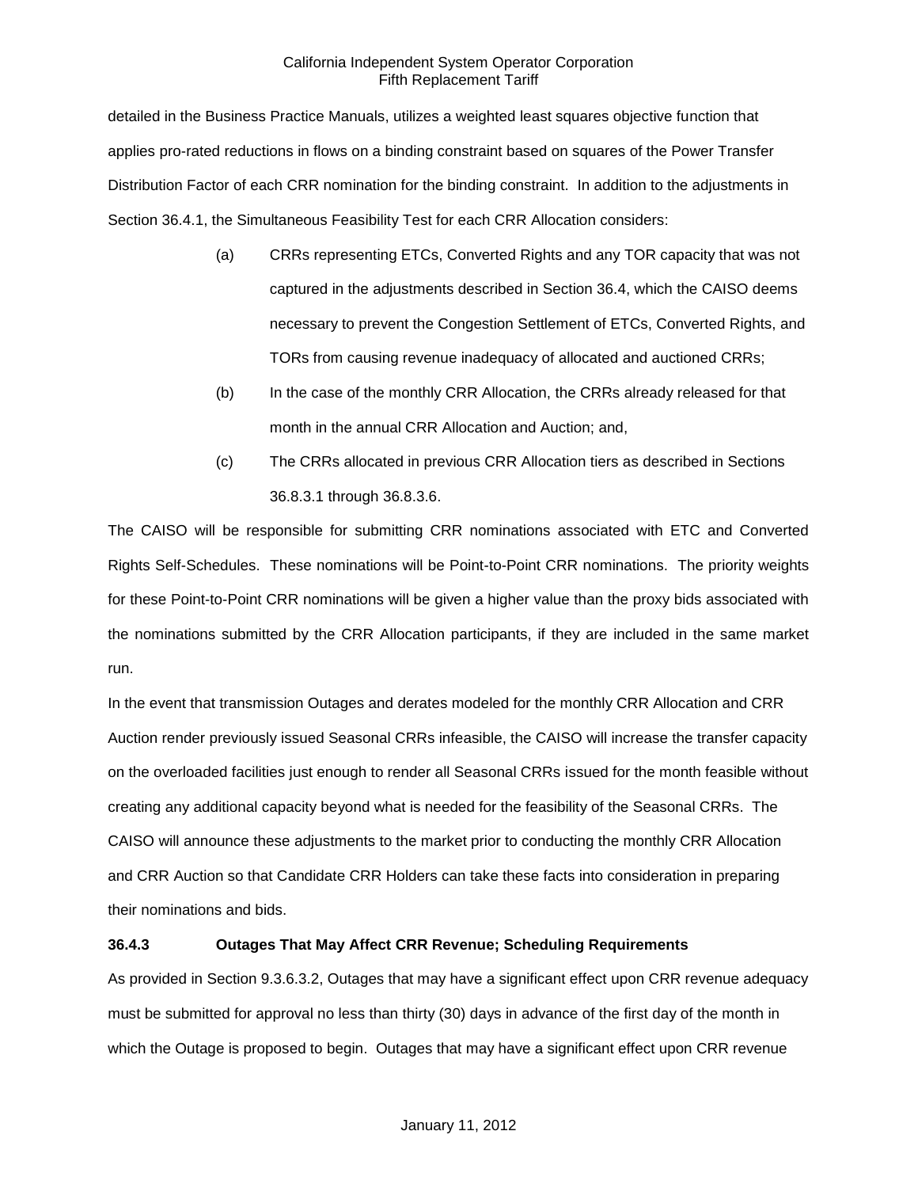detailed in the Business Practice Manuals, utilizes a weighted least squares objective function that applies pro-rated reductions in flows on a binding constraint based on squares of the Power Transfer Distribution Factor of each CRR nomination for the binding constraint. In addition to the adjustments in Section 36.4.1, the Simultaneous Feasibility Test for each CRR Allocation considers:

(a) CRRs representing ETCs, Converted Rights and any TOR capacity that was not captured in the adjustments described in Section 36.4, which the CAISO deems necessary to prevent the Congestion Settlement of ETCs, Converted Rights, and TORs from causing revenue inadequacy of allocated and auctioned CRRs;

(b) In the case of the monthly CRR Allocation, the CRRs already released for that month in the annual CRR Allocation and Auction; and,

(c) The CRRs allocated in previous CRR Allocation tiers as described in Sections 36.8.3.1 through 36.8.3.6.

The CAISO will be responsible for submitting CRR nominations associated with ETC and Converted Rights Self-Schedules. These nominations will be Point-to-Point CRR nominations. The priority weights for these Point-to-Point CRR nominations will be given a higher value than the proxy bids associated with the nominations submitted by the CRR Allocation participants, if they are included in the same market run.

In the event that transmission Outages and derates modeled for the monthly CRR Allocation and CRR Auction render previously issued Seasonal CRRs infeasible, the CAISO will increase the transfer capacity on the overloaded facilities just enough to render all Seasonal CRRs issued for the month feasible without creating any additional capacity beyond what is needed for the feasibility of the Seasonal CRRs. The CAISO will announce these adjustments to the market prior to conducting the monthly CRR Allocation and CRR Auction so that Candidate CRR Holders can take these facts into consideration in preparing their nominations and bids.

### 36.4.3 Outages That May Affect CRR Revenue; Scheduling Requirements

As provided in Section 9.3.6.3.2, Outages that may have a significant effect upon CRR revenue adequacy must be submitted for approval no less than thirty (30) days in advance of the first day of the month in which the Outage is proposed to begin. Outages that may have a significant effect upon CRR revenue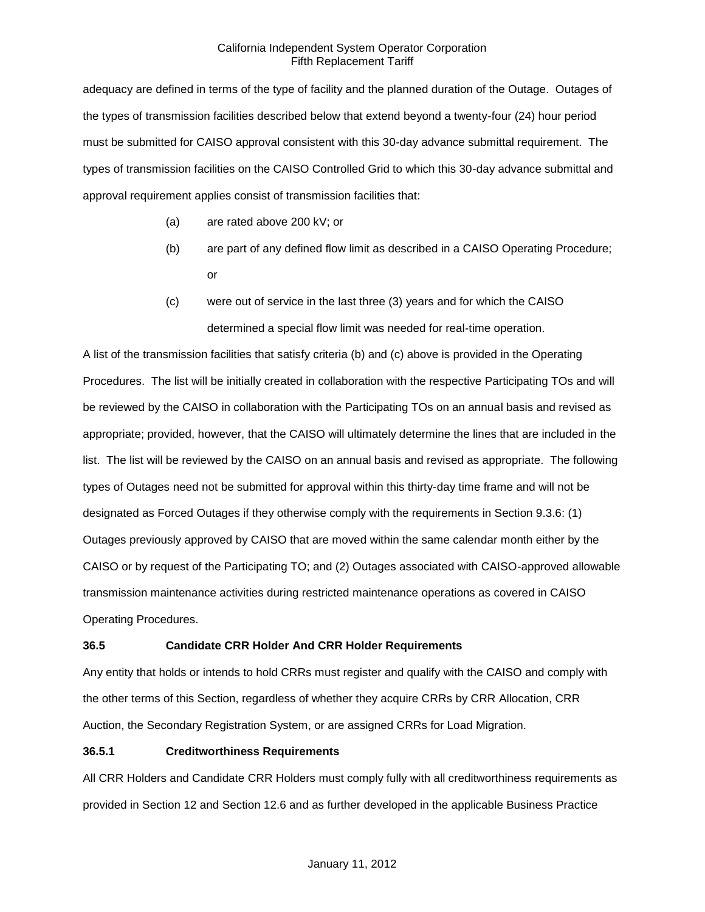adequacy are defined in terms of the type of facility and the planned duration of the Outage. Outages of the types of transmission facilities described below that extend beyond a twenty-four (24) hour period must be submitted for CAISO approval consistent with this 30-day advance submittal requirement. The types of transmission facilities on the CAISO Controlled Grid to which this 30-day advance submittal and approval requirement applies consist of transmission facilities that:

(a) are rated above 200 kV; or

(b) are part of any defined flow limit as described in a CAISO Operating Procedure; or

(c) were out of service in the last three (3) years and for which the CAISO determined a special flow limit was needed for real-time operation.

A list of the transmission facilities that satisfy criteria (b) and (c) above is provided in the Operating Procedures. The list will be initially created in collaboration with the respective Participating TOs and will be reviewed by the CAISO in collaboration with the Participating TOs on an annual basis and revised as appropriate; provided, however, that the CAISO will ultimately determine the lines that are included in the list. The list will be reviewed by the CAISO on an annual basis and revised as appropriate. The following types of Outages need not be submitted for approval within this thirty-day time frame and will not be designated as Forced Outages if they otherwise comply with the requirements in Section 9.3.6: (1) Outages previously approved by CAISO that are moved within the same calendar month either by the CAISO or by request of the Participating TO; and (2) Outages associated with CAISO-approved allowable transmission maintenance activities during restricted maintenance operations as covered in CAISO Operating Procedures.

### 36.5 Candidate CRR Holder And CRR Holder Requirements

Any entity that holds or intends to hold CRRs must register and qualify with the CAISO and comply with the other terms of this Section, regardless of whether they acquire CRRs by CRR Allocation, CRR Auction, the Secondary Registration System, or are assigned CRRs for Load Migration.

#### 36.5.1 Creditworthiness Requirements

All CRR Holders and Candidate CRR Holders must comply fully with all creditworthiness requirements as provided in Section 12 and Section 12.6 and as further developed in the applicable Business Practice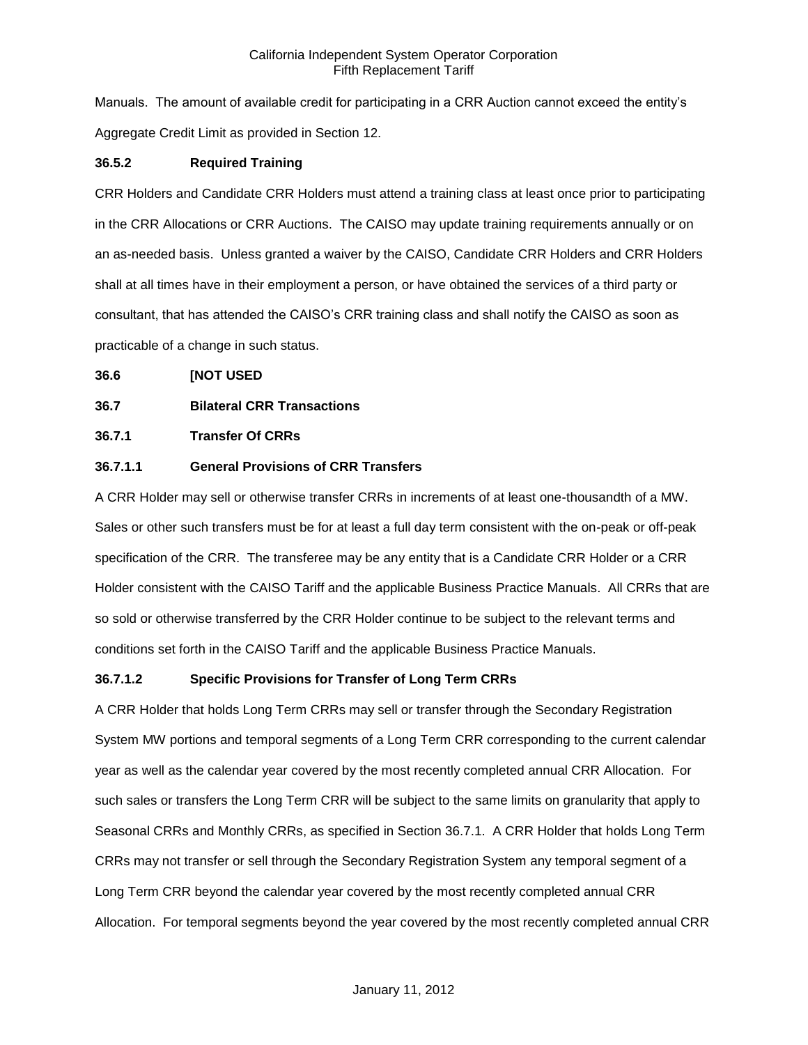Manuals. The amount of available credit for participating in a CRR Auction cannot exceed the entity's Aggregate Credit Limit as provided in Section 12.

**36.5.2 Required Training**

CRR Holders and Candidate CRR Holders must attend a training class at least once prior to participating in the CRR Allocations or CRR Auctions. The CAISO may update training requirements annually or on an as-needed basis. Unless granted a waiver by the CAISO, Candidate CRR Holders and CRR Holders shall at all times have in their employment a person, or have obtained the services of a third party or consultant, that has attended the CAISO's CRR training class and shall notify the CAISO as soon as practicable of a change in such status.

**36.6 [NOT USED**

**36.7 Bilateral CRR Transactions**

**36.7.1 Transfer Of CRRs**

**36.7.1.1 General Provisions of CRR Transfers**

A CRR Holder may sell or otherwise transfer CRRs in increments of at least one-thousandth of a MW. Sales or other such transfers must be for at least a full day term consistent with the on-peak or off-peak specification of the CRR. The transferee may be any entity that is a Candidate CRR Holder or a CRR Holder consistent with the CAISO Tariff and the applicable Business Practice Manuals. All CRRs that are so sold or otherwise transferred by the CRR Holder continue to be subject to the relevant terms and conditions set forth in the CAISO Tariff and the applicable Business Practice Manuals.

**36.7.1.2 Specific Provisions for Transfer of Long Term CRRs**

A CRR Holder that holds Long Term CRRs may sell or transfer through the Secondary Registration System MW portions and temporal segments of a Long Term CRR corresponding to the current calendar year as well as the calendar year covered by the most recently completed annual CRR Allocation. For such sales or transfers the Long Term CRR will be subject to the same limits on granularity that apply to Seasonal CRRs and Monthly CRRs, as specified in Section 36.7.1. A CRR Holder that holds Long Term CRRs may not transfer or sell through the Secondary Registration System any temporal segment of a Long Term CRR beyond the calendar year covered by the most recently completed annual CRR Allocation. For temporal segments beyond the year covered by the most recently completed annual CRR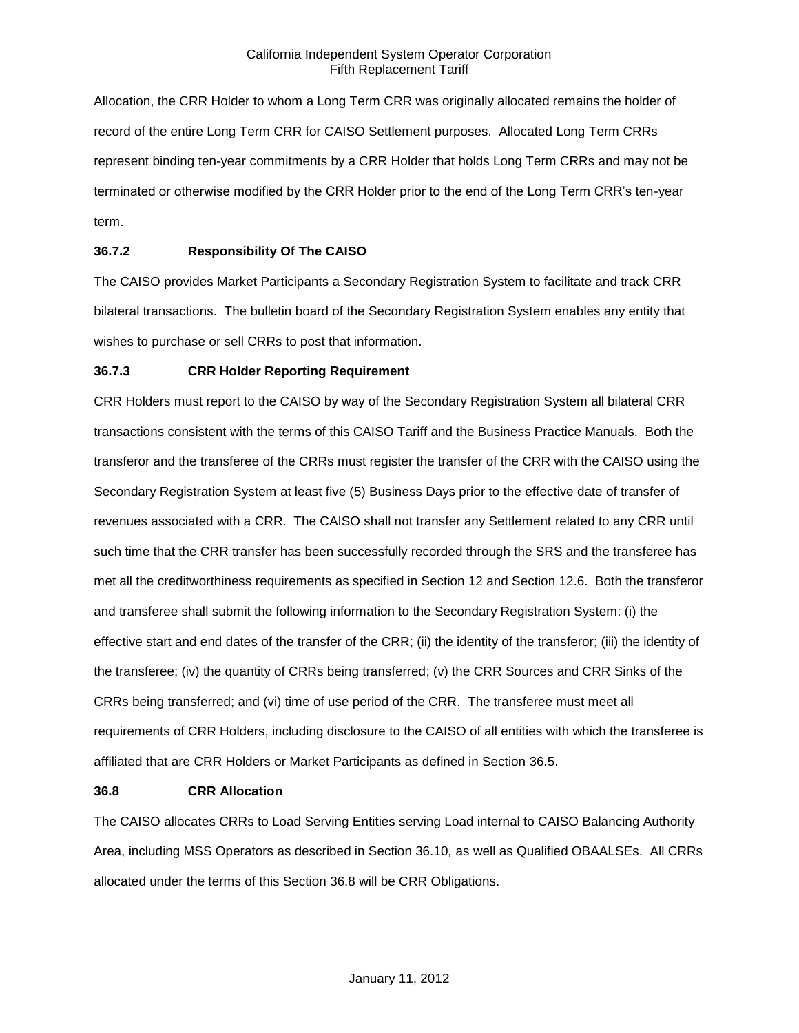Allocation, the CRR Holder to whom a Long Term CRR was originally allocated remains the holder of record of the entire Long Term CRR for CAISO Settlement purposes. Allocated Long Term CRRs represent binding ten-year commitments by a CRR Holder that holds Long Term CRRs and may not be terminated or otherwise modified by the CRR Holder prior to the end of the Long Term CRR's ten-year term.

### 36.7.2 Responsibility Of The CAISO

The CAISO provides Market Participants a Secondary Registration System to facilitate and track CRR bilateral transactions. The bulletin board of the Secondary Registration System enables any entity that wishes to purchase or sell CRRs to post that information.

### 36.7.3 CRR Holder Reporting Requirement

CRR Holders must report to the CAISO by way of the Secondary Registration System all bilateral CRR transactions consistent with the terms of this CAISO Tariff and the Business Practice Manuals. Both the transferor and the transferee of the CRRs must register the transfer of the CRR with the CAISO using the Secondary Registration System at least five (5) Business Days prior to the effective date of transfer of revenues associated with a CRR. The CAISO shall not transfer any Settlement related to any CRR until such time that the CRR transfer has been successfully recorded through the SRS and the transferee has met all the creditworthiness requirements as specified in Section 12 and Section 12.6. Both the transferor and transferee shall submit the following information to the Secondary Registration System: (i) the effective start and end dates of the transfer of the CRR; (ii) the identity of the transferor; (iii) the identity of the transferee; (iv) the quantity of CRRs being transferred; (v) the CRR Sources and CRR Sinks of the CRRs being transferred; and (vi) time of use period of the CRR. The transferee must meet all requirements of CRR Holders, including disclosure to the CAISO of all entities with which the transferee is affiliated that are CRR Holders or Market Participants as defined in Section 36.5.

## 36.8 CRR Allocation

The CAISO allocates CRRs to Load Serving Entities serving Load internal to CAISO Balancing Authority Area, including MSS Operators as described in Section 36.10, as well as Qualified OBAALSEs. All CRRs allocated under the terms of this Section 36.8 will be CRR Obligations.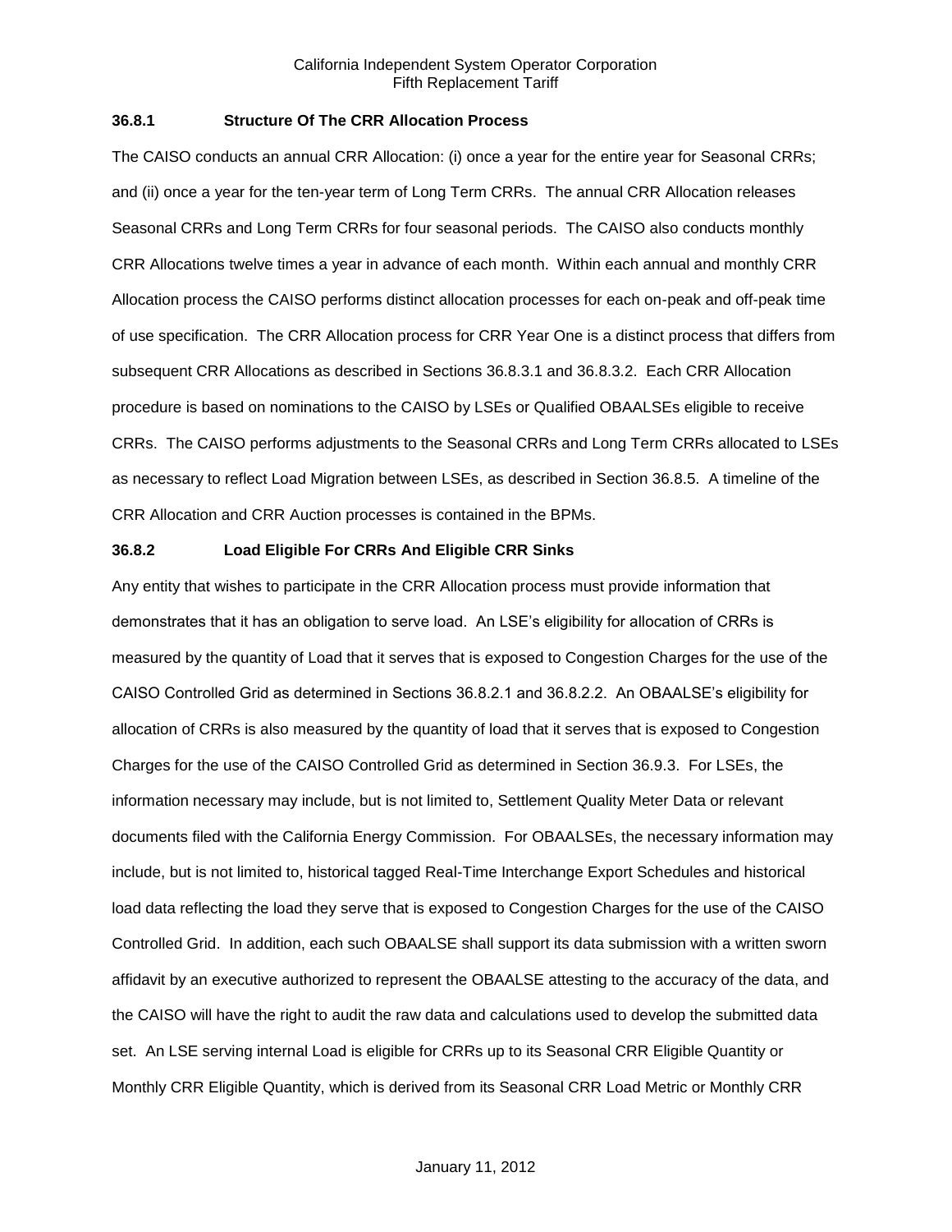### 36.8.1 Structure Of The CRR Allocation Process

The CAISO conducts an annual CRR Allocation: (i) once a year for the entire year for Seasonal CRRs; and (ii) once a year for the ten-year term of Long Term CRRs. The annual CRR Allocation releases Seasonal CRRs and Long Term CRRs for four seasonal periods. The CAISO also conducts monthly CRR Allocations twelve times a year in advance of each month. Within each annual and monthly CRR Allocation process the CAISO performs distinct allocation processes for each on-peak and off-peak time of use specification. The CRR Allocation process for CRR Year One is a distinct process that differs from subsequent CRR Allocations as described in Sections 36.8.3.1 and 36.8.3.2. Each CRR Allocation procedure is based on nominations to the CAISO by LSEs or Qualified OBAALSEs eligible to receive CRRs. The CAISO performs adjustments to the Seasonal CRRs and Long Term CRRs allocated to LSEs as necessary to reflect Load Migration between LSEs, as described in Section 36.8.5. A timeline of the CRR Allocation and CRR Auction processes is contained in the BPMs.

### 36.8.2 Load Eligible For CRRs And Eligible CRR Sinks

Any entity that wishes to participate in the CRR Allocation process must provide information that demonstrates that it has an obligation to serve load. An LSE's eligibility for allocation of CRRs is measured by the quantity of Load that it serves that is exposed to Congestion Charges for the use of the CAISO Controlled Grid as determined in Sections 36.8.2.1 and 36.8.2.2. An OBAALSE's eligibility for allocation of CRRs is also measured by the quantity of load that it serves that is exposed to Congestion Charges for the use of the CAISO Controlled Grid as determined in Section 36.9.3. For LSEs, the information necessary may include, but is not limited to, Settlement Quality Meter Data or relevant documents filed with the California Energy Commission. For OBAALSEs, the necessary information may include, but is not limited to, historical tagged Real-Time Interchange Export Schedules and historical load data reflecting the load they serve that is exposed to Congestion Charges for the use of the CAISO Controlled Grid. In addition, each such OBAALSE shall support its data submission with a written sworn affidavit by an executive authorized to represent the OBAALSE attesting to the accuracy of the data, and the CAISO will have the right to audit the raw data and calculations used to develop the submitted data set. An LSE serving internal Load is eligible for CRRs up to its Seasonal CRR Eligible Quantity or Monthly CRR Eligible Quantity, which is derived from its Seasonal CRR Load Metric or Monthly CRR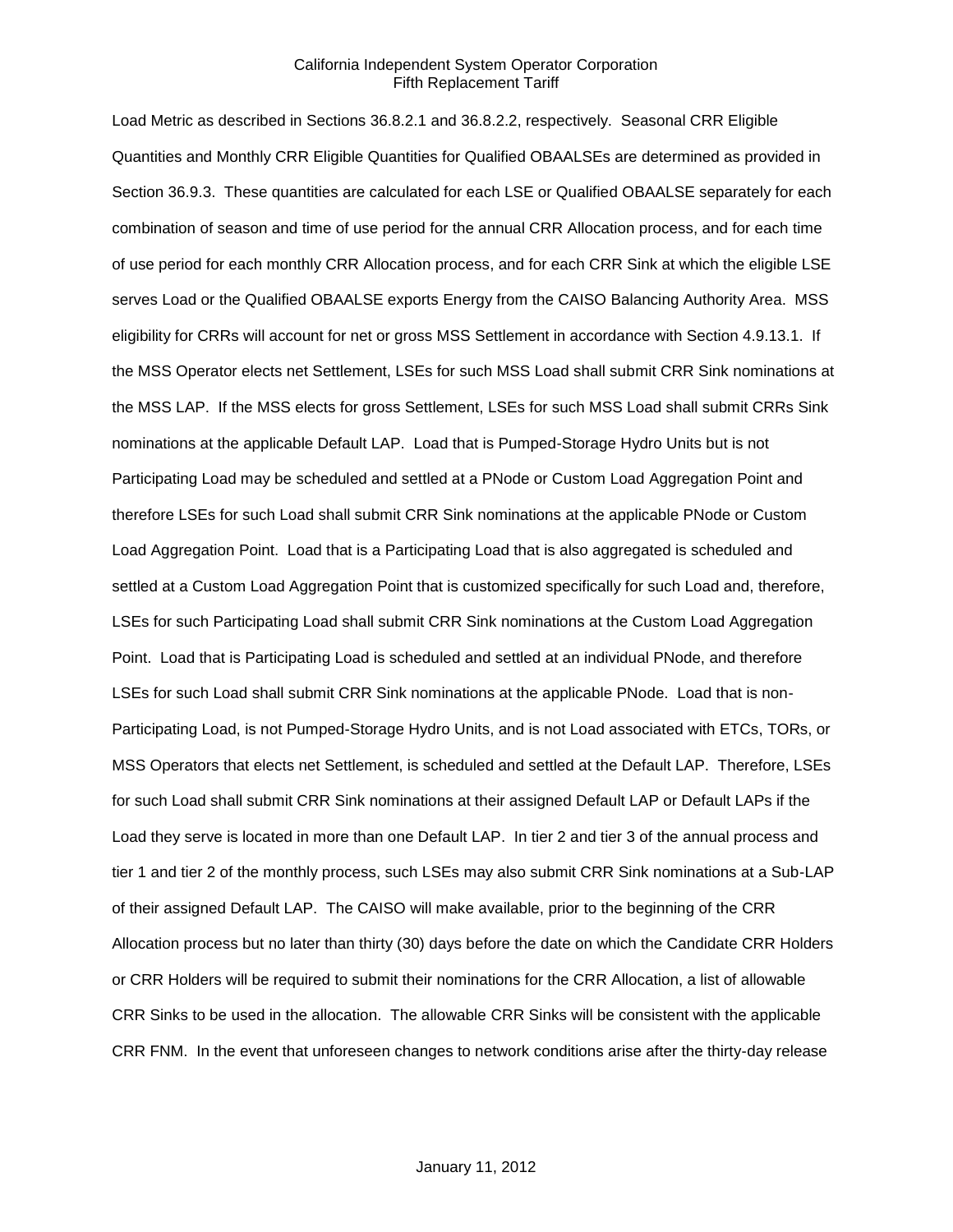Load Metric as described in Sections 36.8.2.1 and 36.8.2.2, respectively. Seasonal CRR Eligible Quantities and Monthly CRR Eligible Quantities for Qualified OBAALSEs are determined as provided in Section 36.9.3. These quantities are calculated for each LSE or Qualified OBAALSE separately for each combination of season and time of use period for the annual CRR Allocation process, and for each time of use period for each monthly CRR Allocation process, and for each CRR Sink at which the eligible LSE serves Load or the Qualified OBAALSE exports Energy from the CAISO Balancing Authority Area. MSS eligibility for CRRs will account for net or gross MSS Settlement in accordance with Section 4.9.13.1. If the MSS Operator elects net Settlement, LSEs for such MSS Load shall submit CRR Sink nominations at the MSS LAP. If the MSS elects for gross Settlement, LSEs for such MSS Load shall submit CRRs Sink nominations at the applicable Default LAP. Load that is Pumped-Storage Hydro Units but is not Participating Load may be scheduled and settled at a PNode or Custom Load Aggregation Point and therefore LSEs for such Load shall submit CRR Sink nominations at the applicable PNode or Custom Load Aggregation Point. Load that is a Participating Load that is also aggregated is scheduled and settled at a Custom Load Aggregation Point that is customized specifically for such Load and, therefore, LSEs for such Participating Load shall submit CRR Sink nominations at the Custom Load Aggregation Point. Load that is Participating Load is scheduled and settled at an individual PNode, and therefore LSEs for such Load shall submit CRR Sink nominations at the applicable PNode. Load that is non-Participating Load, is not Pumped-Storage Hydro Units, and is not Load associated with ETCs, TORs, or MSS Operators that elects net Settlement, is scheduled and settled at the Default LAP. Therefore, LSEs for such Load shall submit CRR Sink nominations at their assigned Default LAP or Default LAPs if the Load they serve is located in more than one Default LAP. In tier 2 and tier 3 of the annual process and tier 1 and tier 2 of the monthly process, such LSEs may also submit CRR Sink nominations at a Sub-LAP of their assigned Default LAP. The CAISO will make available, prior to the beginning of the CRR Allocation process but no later than thirty (30) days before the date on which the Candidate CRR Holders or CRR Holders will be required to submit their nominations for the CRR Allocation, a list of allowable CRR Sinks to be used in the allocation. The allowable CRR Sinks will be consistent with the applicable CRR FNM. In the event that unforeseen changes to network conditions arise after the thirty-day release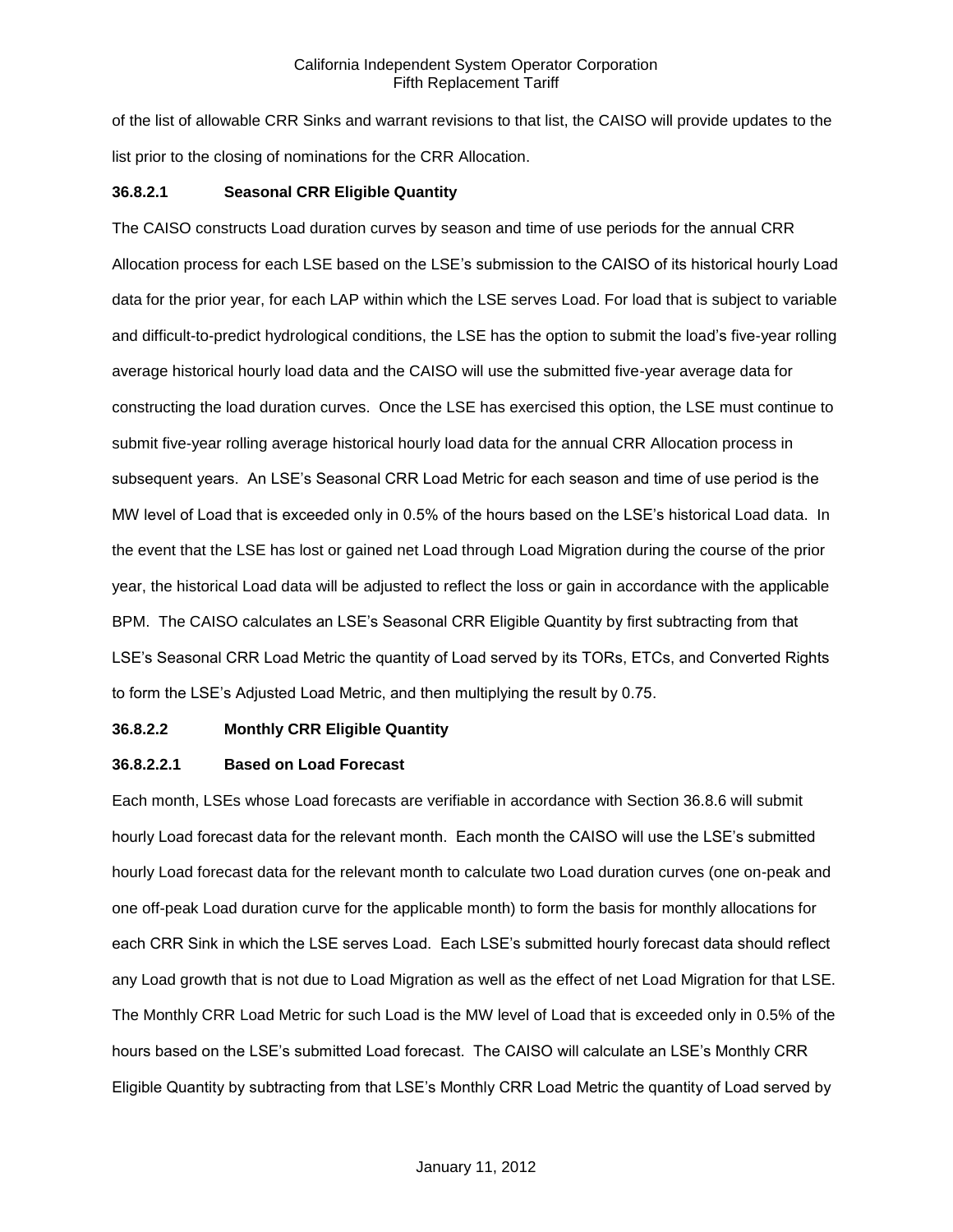of the list of allowable CRR Sinks and warrant revisions to that list, the CAISO will provide updates to the list prior to the closing of nominations for the CRR Allocation.

**36.8.2.1 Seasonal CRR Eligible Quantity**

The CAISO constructs Load duration curves by season and time of use periods for the annual CRR Allocation process for each LSE based on the LSE's submission to the CAISO of its historical hourly Load data for the prior year, for each LAP within which the LSE serves Load. For load that is subject to variable and difficult-to-predict hydrological conditions, the LSE has the option to submit the load's five-year rolling average historical hourly load data and the CAISO will use the submitted five-year average data for constructing the load duration curves. Once the LSE has exercised this option, the LSE must continue to submit five-year rolling average historical hourly load data for the annual CRR Allocation process in subsequent years. An LSE's Seasonal CRR Load Metric for each season and time of use period is the MW level of Load that is exceeded only in 0.5% of the hours based on the LSE's historical Load data. In the event that the LSE has lost or gained net Load through Load Migration during the course of the prior year, the historical Load data will be adjusted to reflect the loss or gain in accordance with the applicable BPM. The CAISO calculates an LSE's Seasonal CRR Eligible Quantity by first subtracting from that LSE's Seasonal CRR Load Metric the quantity of Load served by its TORs, ETCs, and Converted Rights to form the LSE's Adjusted Load Metric, and then multiplying the result by 0.75.

**36.8.2.2 Monthly CRR Eligible Quantity**

**36.8.2.2.1 Based on Load Forecast**

Each month, LSEs whose Load forecasts are verifiable in accordance with Section 36.8.6 will submit hourly Load forecast data for the relevant month. Each month the CAISO will use the LSE's submitted hourly Load forecast data for the relevant month to calculate two Load duration curves (one on-peak and one off-peak Load duration curve for the applicable month) to form the basis for monthly allocations for each CRR Sink in which the LSE serves Load. Each LSE's submitted hourly forecast data should reflect any Load growth that is not due to Load Migration as well as the effect of net Load Migration for that LSE. The Monthly CRR Load Metric for such Load is the MW level of Load that is exceeded only in 0.5% of the hours based on the LSE's submitted Load forecast. The CAISO will calculate an LSE's Monthly CRR Eligible Quantity by subtracting from that LSE's Monthly CRR Load Metric the quantity of Load served by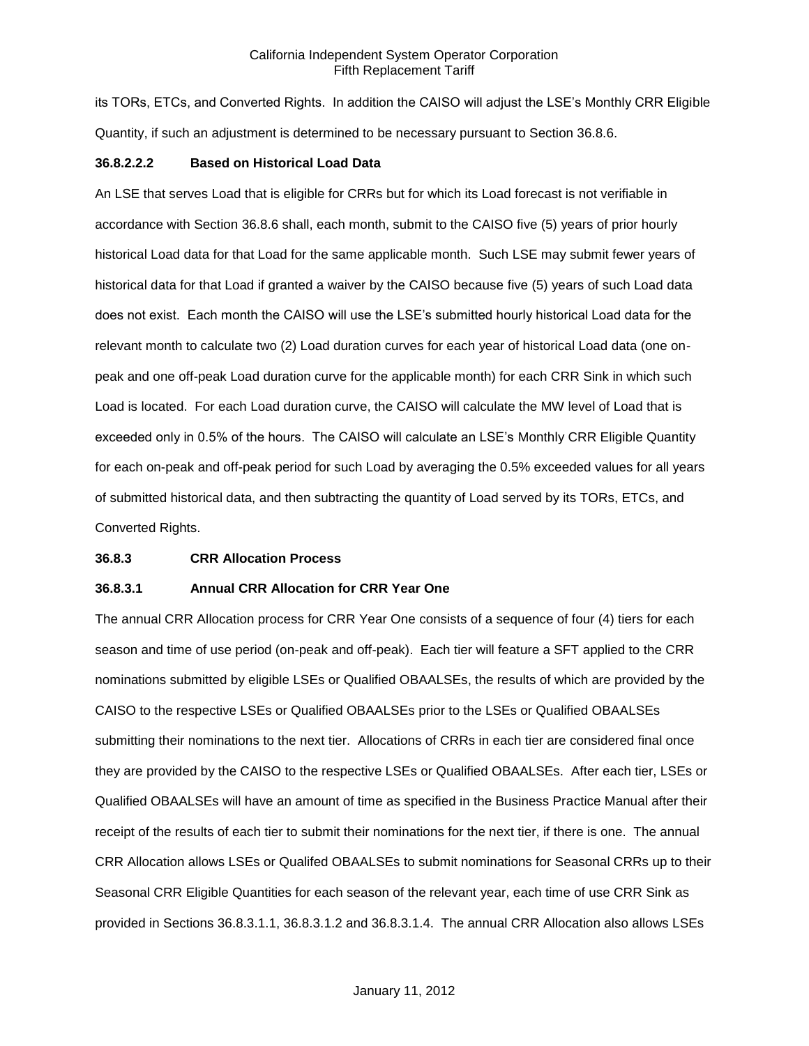its TORs, ETCs, and Converted Rights. In addition the CAISO will adjust the LSE's Monthly CRR Eligible Quantity, if such an adjustment is determined to be necessary pursuant to Section 36.8.6.

**36.8.2.2.2 Based on Historical Load Data**

An LSE that serves Load that is eligible for CRRs but for which its Load forecast is not verifiable in accordance with Section 36.8.6 shall, each month, submit to the CAISO five (5) years of prior hourly historical Load data for that Load for the same applicable month. Such LSE may submit fewer years of historical data for that Load if granted a waiver by the CAISO because five (5) years of such Load data does not exist. Each month the CAISO will use the LSE's submitted hourly historical Load data for the relevant month to calculate two (2) Load duration curves for each year of historical Load data (one on-peak and one off-peak Load duration curve for the applicable month) for each CRR Sink in which such Load is located. For each Load duration curve, the CAISO will calculate the MW level of Load that is exceeded only in 0.5% of the hours. The CAISO will calculate an LSE's Monthly CRR Eligible Quantity for each on-peak and off-peak period for such Load by averaging the 0.5% exceeded values for all years of submitted historical data, and then subtracting the quantity of Load served by its TORs, ETCs, and Converted Rights.

**36.8.3 CRR Allocation Process**

**36.8.3.1 Annual CRR Allocation for CRR Year One**

The annual CRR Allocation process for CRR Year One consists of a sequence of four (4) tiers for each season and time of use period (on-peak and off-peak). Each tier will feature a SFT applied to the CRR nominations submitted by eligible LSEs or Qualified OBAALSEs, the results of which are provided by the CAISO to the respective LSEs or Qualified OBAALSEs prior to the LSEs or Qualified OBAALSEs submitting their nominations to the next tier. Allocations of CRRs in each tier are considered final once they are provided by the CAISO to the respective LSEs or Qualified OBAALSEs. After each tier, LSEs or Qualified OBAALSEs will have an amount of time as specified in the Business Practice Manual after their receipt of the results of each tier to submit their nominations for the next tier, if there is one. The annual CRR Allocation allows LSEs or Qualifed OBAALSEs to submit nominations for Seasonal CRRs up to their Seasonal CRR Eligible Quantities for each season of the relevant year, each time of use CRR Sink as provided in Sections 36.8.3.1.1, 36.8.3.1.2 and 36.8.3.1.4. The annual CRR Allocation also allows LSEs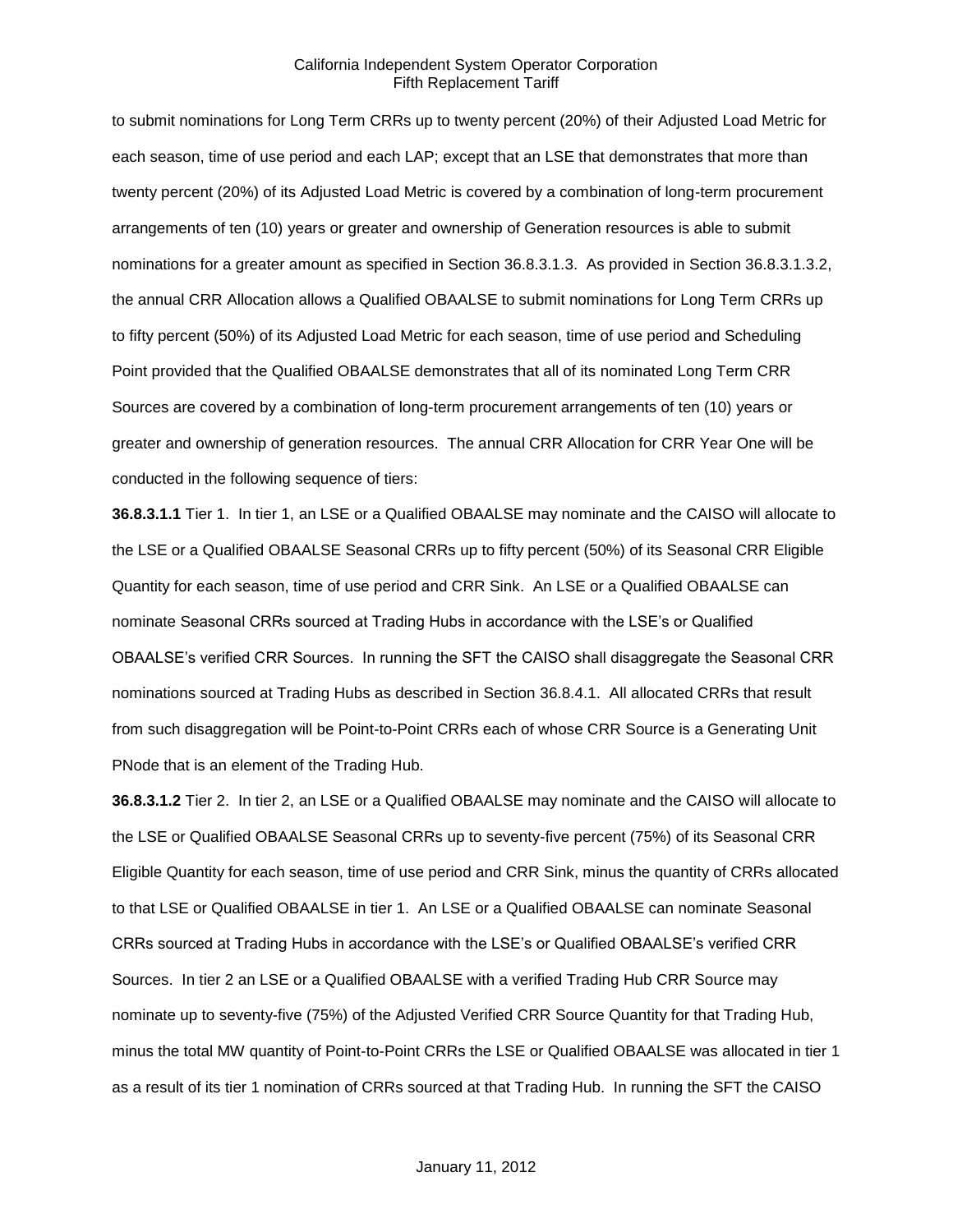to submit nominations for Long Term CRRs up to twenty percent (20%) of their Adjusted Load Metric for each season, time of use period and each LAP; except that an LSE that demonstrates that more than twenty percent (20%) of its Adjusted Load Metric is covered by a combination of long-term procurement arrangements of ten (10) years or greater and ownership of Generation resources is able to submit nominations for a greater amount as specified in Section 36.8.3.1.3. As provided in Section 36.8.3.1.3.2, the annual CRR Allocation allows a Qualified OBAALSE to submit nominations for Long Term CRRs up to fifty percent (50%) of its Adjusted Load Metric for each season, time of use period and Scheduling Point provided that the Qualified OBAALSE demonstrates that all of its nominated Long Term CRR Sources are covered by a combination of long-term procurement arrangements of ten (10) years or greater and ownership of generation resources. The annual CRR Allocation for CRR Year One will be conducted in the following sequence of tiers:

**36.8.3.1.1** Tier 1. In tier 1, an LSE or a Qualified OBAALSE may nominate and the CAISO will allocate to the LSE or a Qualified OBAALSE Seasonal CRRs up to fifty percent (50%) of its Seasonal CRR Eligible Quantity for each season, time of use period and CRR Sink. An LSE or a Qualified OBAALSE can nominate Seasonal CRRs sourced at Trading Hubs in accordance with the LSE's or Qualified OBAALSE's verified CRR Sources. In running the SFT the CAISO shall disaggregate the Seasonal CRR nominations sourced at Trading Hubs as described in Section 36.8.4.1. All allocated CRRs that result from such disaggregation will be Point-to-Point CRRs each of whose CRR Source is a Generating Unit PNode that is an element of the Trading Hub.

**36.8.3.1.2** Tier 2. In tier 2, an LSE or a Qualified OBAALSE may nominate and the CAISO will allocate to the LSE or Qualified OBAALSE Seasonal CRRs up to seventy-five percent (75%) of its Seasonal CRR Eligible Quantity for each season, time of use period and CRR Sink, minus the quantity of CRRs allocated to that LSE or Qualified OBAALSE in tier 1. An LSE or a Qualified OBAALSE can nominate Seasonal CRRs sourced at Trading Hubs in accordance with the LSE's or Qualified OBAALSE's verified CRR Sources. In tier 2 an LSE or a Qualified OBAALSE with a verified Trading Hub CRR Source may nominate up to seventy-five (75%) of the Adjusted Verified CRR Source Quantity for that Trading Hub, minus the total MW quantity of Point-to-Point CRRs the LSE or Qualified OBAALSE was allocated in tier 1 as a result of its tier 1 nomination of CRRs sourced at that Trading Hub. In running the SFT the CAISO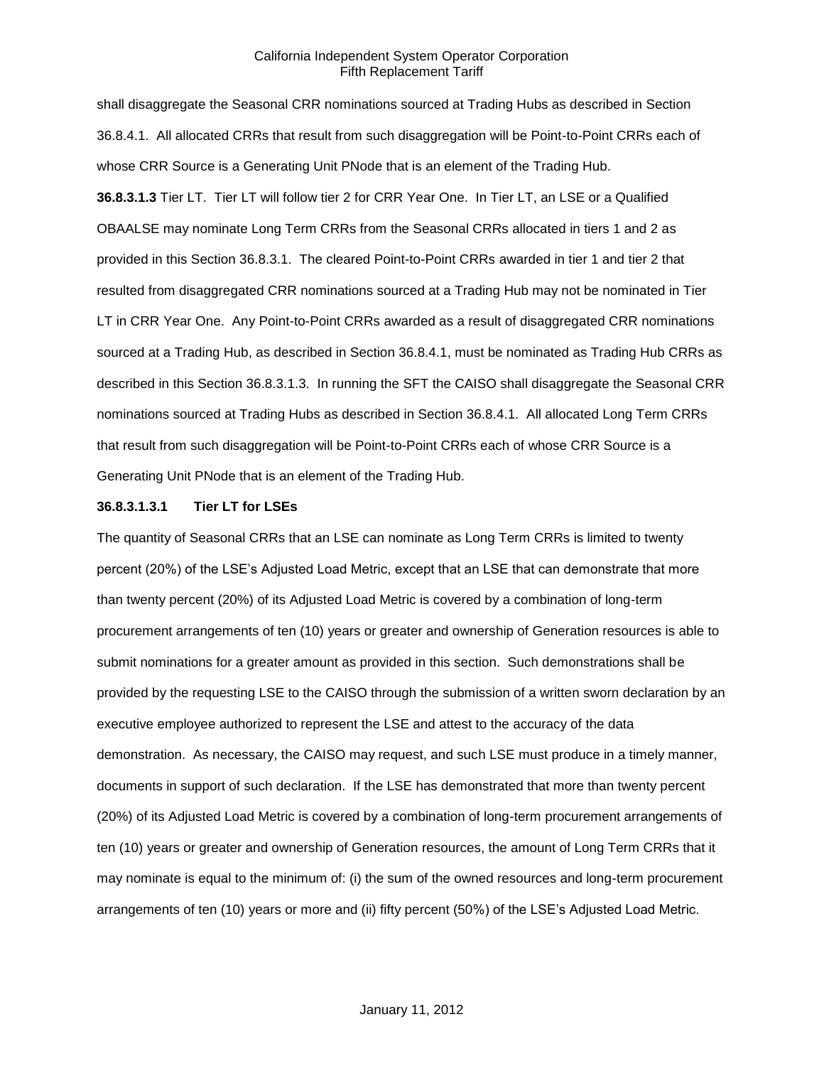shall disaggregate the Seasonal CRR nominations sourced at Trading Hubs as described in Section 36.8.4.1. All allocated CRRs that result from such disaggregation will be Point-to-Point CRRs each of whose CRR Source is a Generating Unit PNode that is an element of the Trading Hub.

**36.8.3.1.3** Tier LT. Tier LT will follow tier 2 for CRR Year One. In Tier LT, an LSE or a Qualified OBAALSE may nominate Long Term CRRs from the Seasonal CRRs allocated in tiers 1 and 2 as provided in this Section 36.8.3.1. The cleared Point-to-Point CRRs awarded in tier 1 and tier 2 that resulted from disaggregated CRR nominations sourced at a Trading Hub may not be nominated in Tier LT in CRR Year One. Any Point-to-Point CRRs awarded as a result of disaggregated CRR nominations sourced at a Trading Hub, as described in Section 36.8.4.1, must be nominated as Trading Hub CRRs as described in this Section 36.8.3.1.3. In running the SFT the CAISO shall disaggregate the Seasonal CRR nominations sourced at Trading Hubs as described in Section 36.8.4.1. All allocated Long Term CRRs that result from such disaggregation will be Point-to-Point CRRs each of whose CRR Source is a Generating Unit PNode that is an element of the Trading Hub.

**36.8.3.1.3.1 Tier LT for LSEs**

The quantity of Seasonal CRRs that an LSE can nominate as Long Term CRRs is limited to twenty percent (20%) of the LSE's Adjusted Load Metric, except that an LSE that can demonstrate that more than twenty percent (20%) of its Adjusted Load Metric is covered by a combination of long-term procurement arrangements of ten (10) years or greater and ownership of Generation resources is able to submit nominations for a greater amount as provided in this section. Such demonstrations shall be provided by the requesting LSE to the CAISO through the submission of a written sworn declaration by an executive employee authorized to represent the LSE and attest to the accuracy of the data demonstration. As necessary, the CAISO may request, and such LSE must produce in a timely manner, documents in support of such declaration. If the LSE has demonstrated that more than twenty percent (20%) of its Adjusted Load Metric is covered by a combination of long-term procurement arrangements of ten (10) years or greater and ownership of Generation resources, the amount of Long Term CRRs that it may nominate is equal to the minimum of: (i) the sum of the owned resources and long-term procurement arrangements of ten (10) years or more and (ii) fifty percent (50%) of the LSE's Adjusted Load Metric.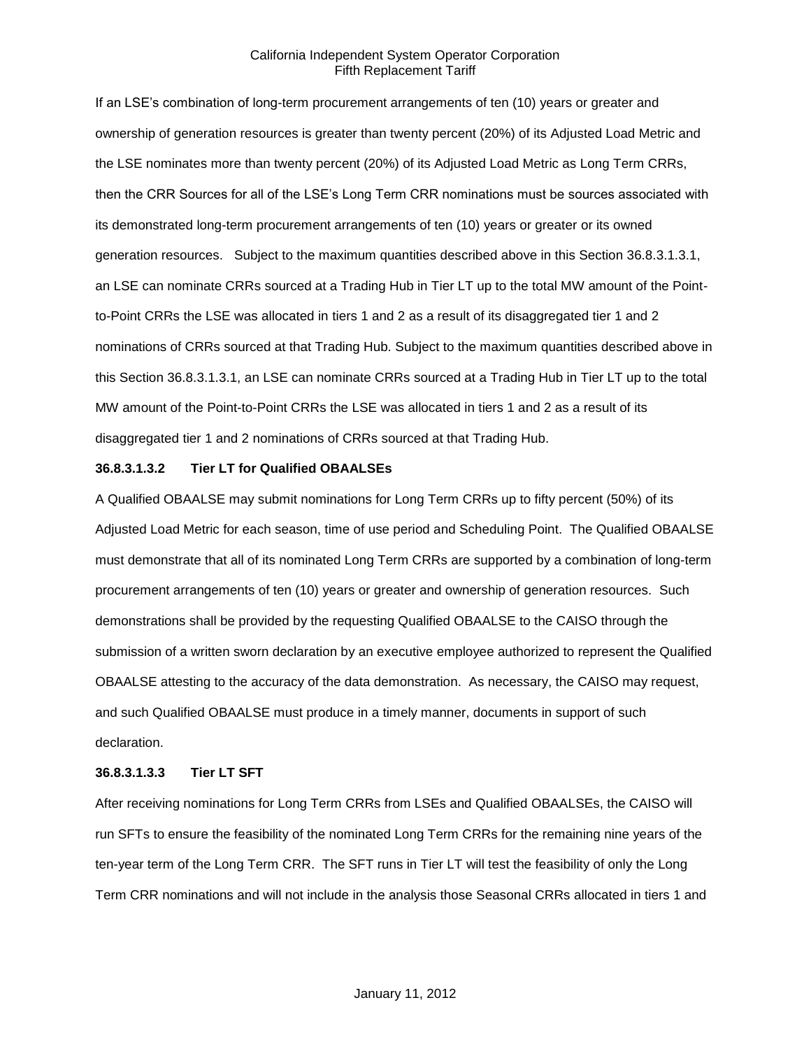If an LSE's combination of long-term procurement arrangements of ten (10) years or greater and ownership of generation resources is greater than twenty percent (20%) of its Adjusted Load Metric and the LSE nominates more than twenty percent (20%) of its Adjusted Load Metric as Long Term CRRs, then the CRR Sources for all of the LSE's Long Term CRR nominations must be sources associated with its demonstrated long-term procurement arrangements of ten (10) years or greater or its owned generation resources. Subject to the maximum quantities described above in this Section 36.8.3.1.3.1, an LSE can nominate CRRs sourced at a Trading Hub in Tier LT up to the total MW amount of the Point-to-Point CRRs the LSE was allocated in tiers 1 and 2 as a result of its disaggregated tier 1 and 2 nominations of CRRs sourced at that Trading Hub. Subject to the maximum quantities described above in this Section 36.8.3.1.3.1, an LSE can nominate CRRs sourced at a Trading Hub in Tier LT up to the total MW amount of the Point-to-Point CRRs the LSE was allocated in tiers 1 and 2 as a result of its disaggregated tier 1 and 2 nominations of CRRs sourced at that Trading Hub.

**36.8.3.1.3.2 Tier LT for Qualified OBAALSEs**

A Qualified OBAALSE may submit nominations for Long Term CRRs up to fifty percent (50%) of its Adjusted Load Metric for each season, time of use period and Scheduling Point. The Qualified OBAALSE must demonstrate that all of its nominated Long Term CRRs are supported by a combination of long-term procurement arrangements of ten (10) years or greater and ownership of generation resources. Such demonstrations shall be provided by the requesting Qualified OBAALSE to the CAISO through the submission of a written sworn declaration by an executive employee authorized to represent the Qualified OBAALSE attesting to the accuracy of the data demonstration. As necessary, the CAISO may request, and such Qualified OBAALSE must produce in a timely manner, documents in support of such declaration.

**36.8.3.1.3.3 Tier LT SFT**

After receiving nominations for Long Term CRRs from LSEs and Qualified OBAALSEs, the CAISO will run SFTs to ensure the feasibility of the nominated Long Term CRRs for the remaining nine years of the ten-year term of the Long Term CRR. The SFT runs in Tier LT will test the feasibility of only the Long Term CRR nominations and will not include in the analysis those Seasonal CRRs allocated in tiers 1 and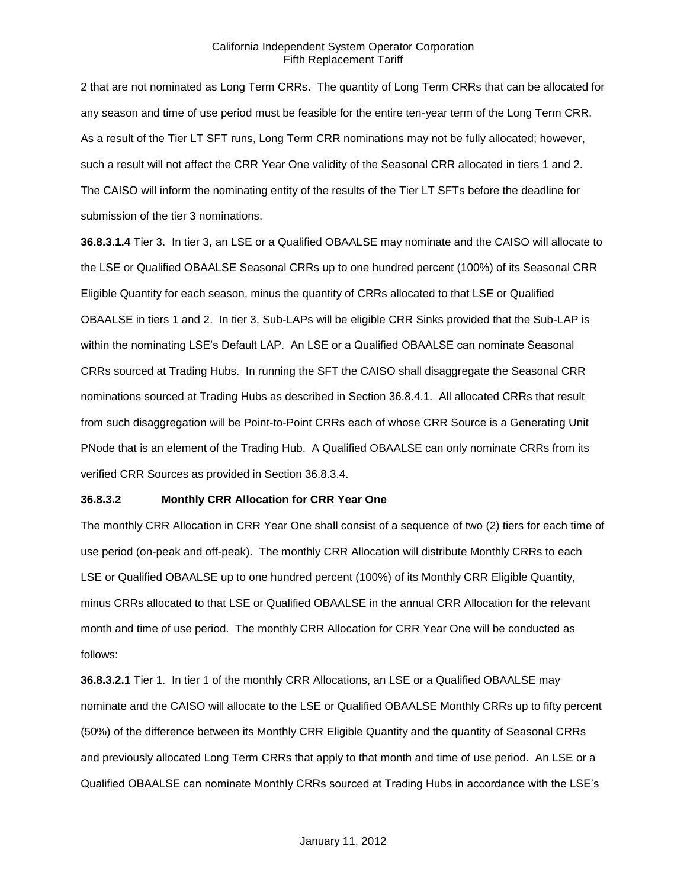2 that are not nominated as Long Term CRRs. The quantity of Long Term CRRs that can be allocated for any season and time of use period must be feasible for the entire ten-year term of the Long Term CRR. As a result of the Tier LT SFT runs, Long Term CRR nominations may not be fully allocated; however, such a result will not affect the CRR Year One validity of the Seasonal CRR allocated in tiers 1 and 2. The CAISO will inform the nominating entity of the results of the Tier LT SFTs before the deadline for submission of the tier 3 nominations.

**36.8.3.1.4** Tier 3. In tier 3, an LSE or a Qualified OBAALSE may nominate and the CAISO will allocate to the LSE or Qualified OBAALSE Seasonal CRRs up to one hundred percent (100%) of its Seasonal CRR Eligible Quantity for each season, minus the quantity of CRRs allocated to that LSE or Qualified OBAALSE in tiers 1 and 2. In tier 3, Sub-LAPs will be eligible CRR Sinks provided that the Sub-LAP is within the nominating LSE's Default LAP. An LSE or a Qualified OBAALSE can nominate Seasonal CRRs sourced at Trading Hubs. In running the SFT the CAISO shall disaggregate the Seasonal CRR nominations sourced at Trading Hubs as described in Section 36.8.4.1. All allocated CRRs that result from such disaggregation will be Point-to-Point CRRs each of whose CRR Source is a Generating Unit PNode that is an element of the Trading Hub. A Qualified OBAALSE can only nominate CRRs from its verified CRR Sources as provided in Section 36.8.3.4.

**36.8.3.2 Monthly CRR Allocation for CRR Year One**

The monthly CRR Allocation in CRR Year One shall consist of a sequence of two (2) tiers for each time of use period (on-peak and off-peak). The monthly CRR Allocation will distribute Monthly CRRs to each LSE or Qualified OBAALSE up to one hundred percent (100%) of its Monthly CRR Eligible Quantity, minus CRRs allocated to that LSE or Qualified OBAALSE in the annual CRR Allocation for the relevant month and time of use period. The monthly CRR Allocation for CRR Year One will be conducted as follows:

**36.8.3.2.1** Tier 1. In tier 1 of the monthly CRR Allocations, an LSE or a Qualified OBAALSE may nominate and the CAISO will allocate to the LSE or Qualified OBAALSE Monthly CRRs up to fifty percent (50%) of the difference between its Monthly CRR Eligible Quantity and the quantity of Seasonal CRRs and previously allocated Long Term CRRs that apply to that month and time of use period. An LSE or a Qualified OBAALSE can nominate Monthly CRRs sourced at Trading Hubs in accordance with the LSE's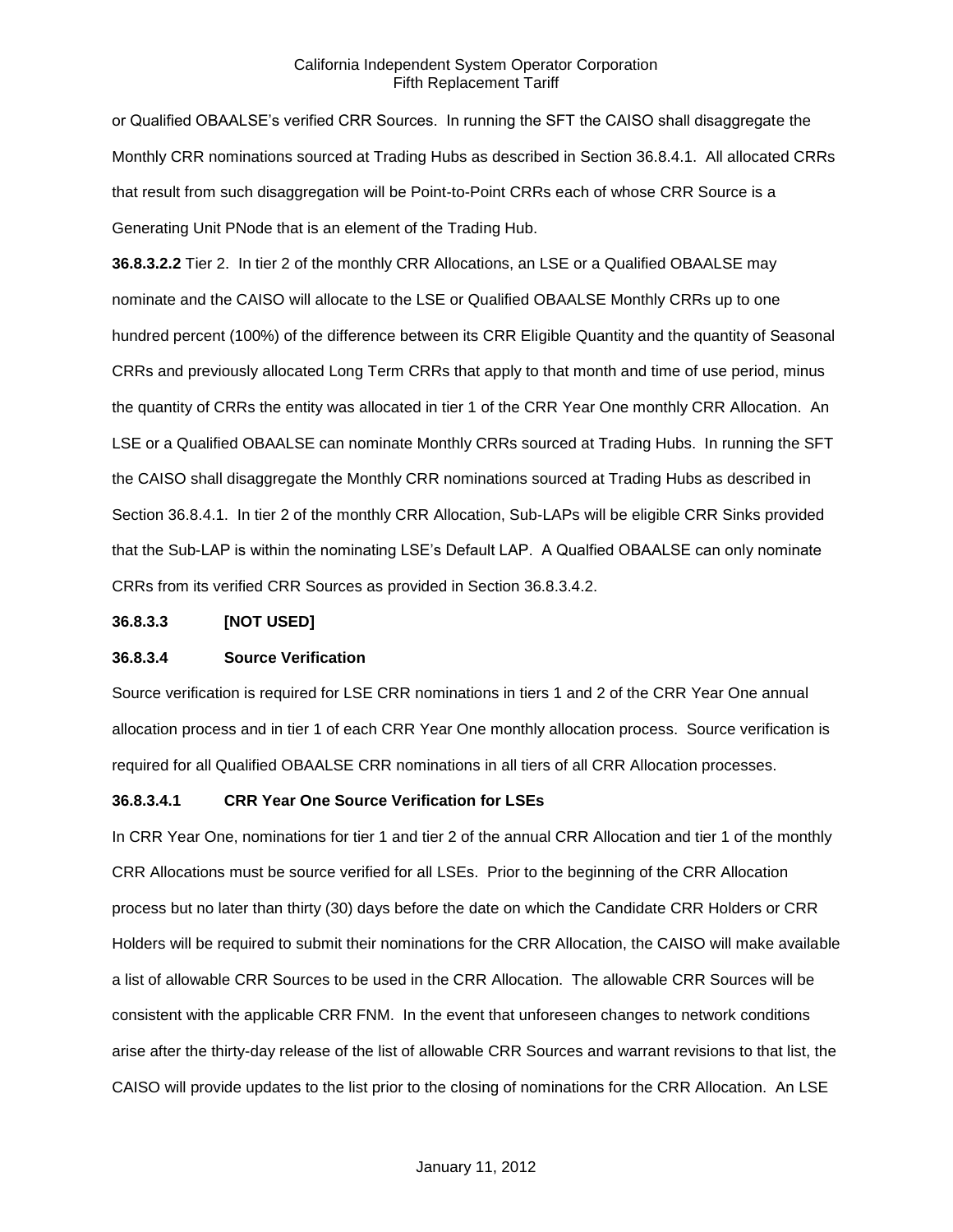or Qualified OBAALSE's verified CRR Sources. In running the SFT the CAISO shall disaggregate the Monthly CRR nominations sourced at Trading Hubs as described in Section 36.8.4.1. All allocated CRRs that result from such disaggregation will be Point-to-Point CRRs each of whose CRR Source is a Generating Unit PNode that is an element of the Trading Hub.

**36.8.3.2.2** Tier 2. In tier 2 of the monthly CRR Allocations, an LSE or a Qualified OBAALSE may nominate and the CAISO will allocate to the LSE or Qualified OBAALSE Monthly CRRs up to one hundred percent (100%) of the difference between its CRR Eligible Quantity and the quantity of Seasonal CRRs and previously allocated Long Term CRRs that apply to that month and time of use period, minus the quantity of CRRs the entity was allocated in tier 1 of the CRR Year One monthly CRR Allocation. An LSE or a Qualified OBAALSE can nominate Monthly CRRs sourced at Trading Hubs. In running the SFT the CAISO shall disaggregate the Monthly CRR nominations sourced at Trading Hubs as described in Section 36.8.4.1. In tier 2 of the monthly CRR Allocation, Sub-LAPs will be eligible CRR Sinks provided that the Sub-LAP is within the nominating LSE's Default LAP. A Qualfied OBAALSE can only nominate CRRs from its verified CRR Sources as provided in Section 36.8.3.4.2.

**36.8.3.3 [NOT USED]**

**36.8.3.4 Source Verification**

Source verification is required for LSE CRR nominations in tiers 1 and 2 of the CRR Year One annual allocation process and in tier 1 of each CRR Year One monthly allocation process. Source verification is required for all Qualified OBAALSE CRR nominations in all tiers of all CRR Allocation processes.

**36.8.3.4.1 CRR Year One Source Verification for LSEs**

In CRR Year One, nominations for tier 1 and tier 2 of the annual CRR Allocation and tier 1 of the monthly CRR Allocations must be source verified for all LSEs. Prior to the beginning of the CRR Allocation process but no later than thirty (30) days before the date on which the Candidate CRR Holders or CRR Holders will be required to submit their nominations for the CRR Allocation, the CAISO will make available a list of allowable CRR Sources to be used in the CRR Allocation. The allowable CRR Sources will be consistent with the applicable CRR FNM. In the event that unforeseen changes to network conditions arise after the thirty-day release of the list of allowable CRR Sources and warrant revisions to that list, the CAISO will provide updates to the list prior to the closing of nominations for the CRR Allocation. An LSE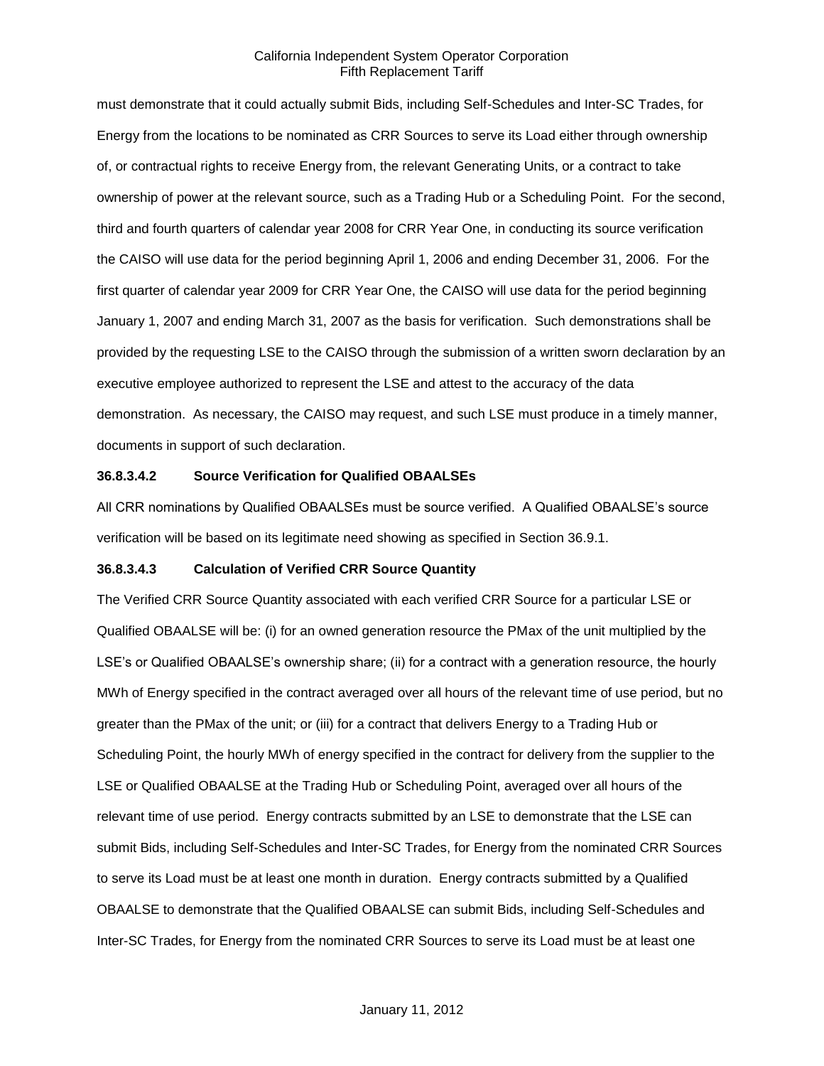must demonstrate that it could actually submit Bids, including Self-Schedules and Inter-SC Trades, for Energy from the locations to be nominated as CRR Sources to serve its Load either through ownership of, or contractual rights to receive Energy from, the relevant Generating Units, or a contract to take ownership of power at the relevant source, such as a Trading Hub or a Scheduling Point. For the second, third and fourth quarters of calendar year 2008 for CRR Year One, in conducting its source verification the CAISO will use data for the period beginning April 1, 2006 and ending December 31, 2006. For the first quarter of calendar year 2009 for CRR Year One, the CAISO will use data for the period beginning January 1, 2007 and ending March 31, 2007 as the basis for verification. Such demonstrations shall be provided by the requesting LSE to the CAISO through the submission of a written sworn declaration by an executive employee authorized to represent the LSE and attest to the accuracy of the data demonstration. As necessary, the CAISO may request, and such LSE must produce in a timely manner, documents in support of such declaration.

**36.8.3.4.2 Source Verification for Qualified OBAALSEs**

All CRR nominations by Qualified OBAALSEs must be source verified. A Qualified OBAALSE's source verification will be based on its legitimate need showing as specified in Section 36.9.1.

**36.8.3.4.3 Calculation of Verified CRR Source Quantity**

The Verified CRR Source Quantity associated with each verified CRR Source for a particular LSE or Qualified OBAALSE will be: (i) for an owned generation resource the PMax of the unit multiplied by the LSE's or Qualified OBAALSE's ownership share; (ii) for a contract with a generation resource, the hourly MWh of Energy specified in the contract averaged over all hours of the relevant time of use period, but no greater than the PMax of the unit; or (iii) for a contract that delivers Energy to a Trading Hub or Scheduling Point, the hourly MWh of energy specified in the contract for delivery from the supplier to the LSE or Qualified OBAALSE at the Trading Hub or Scheduling Point, averaged over all hours of the relevant time of use period. Energy contracts submitted by an LSE to demonstrate that the LSE can submit Bids, including Self-Schedules and Inter-SC Trades, for Energy from the nominated CRR Sources to serve its Load must be at least one month in duration. Energy contracts submitted by a Qualified OBAALSE to demonstrate that the Qualified OBAALSE can submit Bids, including Self-Schedules and Inter-SC Trades, for Energy from the nominated CRR Sources to serve its Load must be at least one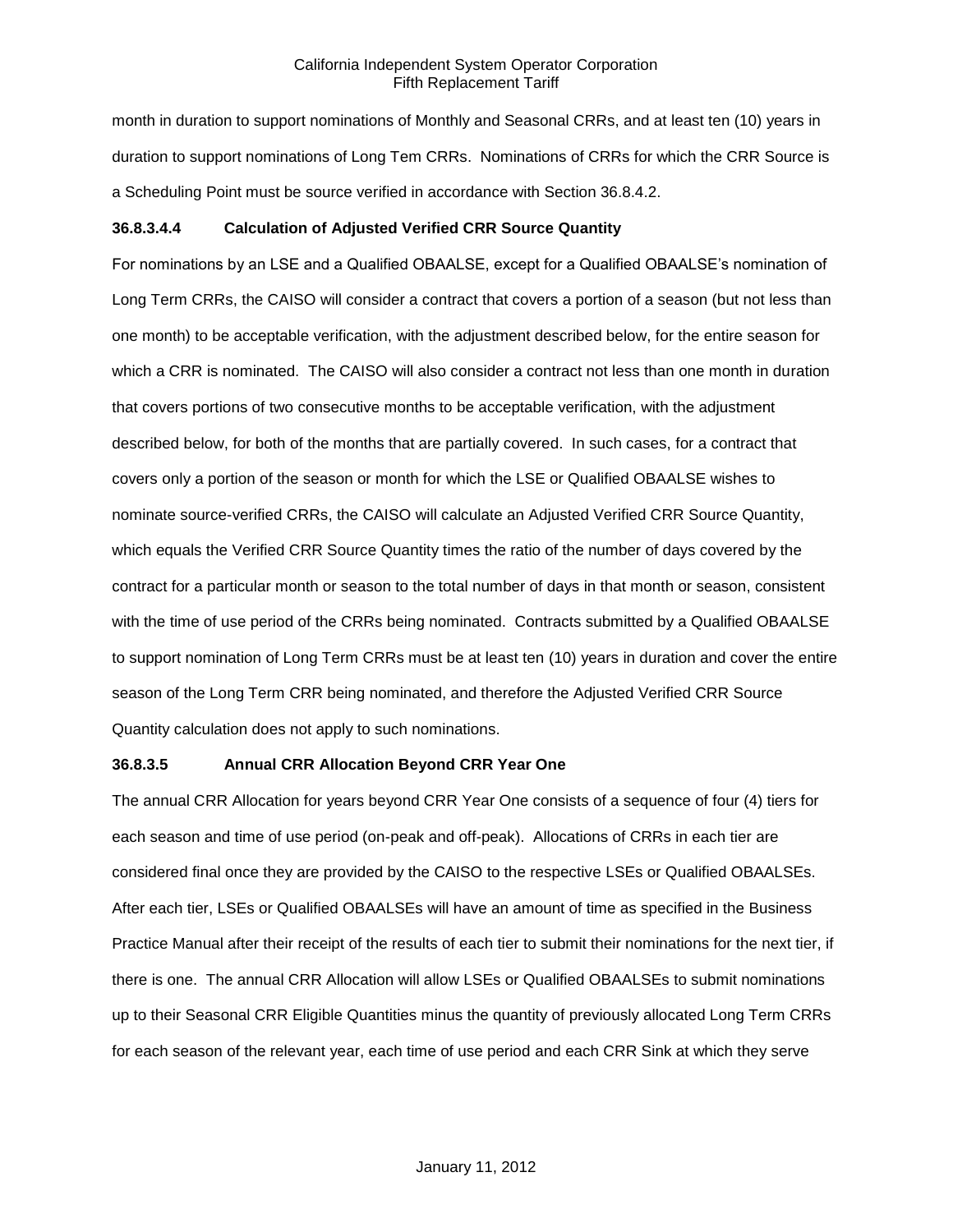month in duration to support nominations of Monthly and Seasonal CRRs, and at least ten (10) years in duration to support nominations of Long Tem CRRs. Nominations of CRRs for which the CRR Source is a Scheduling Point must be source verified in accordance with Section 36.8.4.2.

**36.8.3.4.4 Calculation of Adjusted Verified CRR Source Quantity**

For nominations by an LSE and a Qualified OBAALSE, except for a Qualified OBAALSE's nomination of Long Term CRRs, the CAISO will consider a contract that covers a portion of a season (but not less than one month) to be acceptable verification, with the adjustment described below, for the entire season for which a CRR is nominated. The CAISO will also consider a contract not less than one month in duration that covers portions of two consecutive months to be acceptable verification, with the adjustment described below, for both of the months that are partially covered. In such cases, for a contract that covers only a portion of the season or month for which the LSE or Qualified OBAALSE wishes to nominate source-verified CRRs, the CAISO will calculate an Adjusted Verified CRR Source Quantity, which equals the Verified CRR Source Quantity times the ratio of the number of days covered by the contract for a particular month or season to the total number of days in that month or season, consistent with the time of use period of the CRRs being nominated. Contracts submitted by a Qualified OBAALSE to support nomination of Long Term CRRs must be at least ten (10) years in duration and cover the entire season of the Long Term CRR being nominated, and therefore the Adjusted Verified CRR Source Quantity calculation does not apply to such nominations.

**36.8.3.5 Annual CRR Allocation Beyond CRR Year One**

The annual CRR Allocation for years beyond CRR Year One consists of a sequence of four (4) tiers for each season and time of use period (on-peak and off-peak). Allocations of CRRs in each tier are considered final once they are provided by the CAISO to the respective LSEs or Qualified OBAALSEs. After each tier, LSEs or Qualified OBAALSEs will have an amount of time as specified in the Business Practice Manual after their receipt of the results of each tier to submit their nominations for the next tier, if there is one. The annual CRR Allocation will allow LSEs or Qualified OBAALSEs to submit nominations up to their Seasonal CRR Eligible Quantities minus the quantity of previously allocated Long Term CRRs for each season of the relevant year, each time of use period and each CRR Sink at which they serve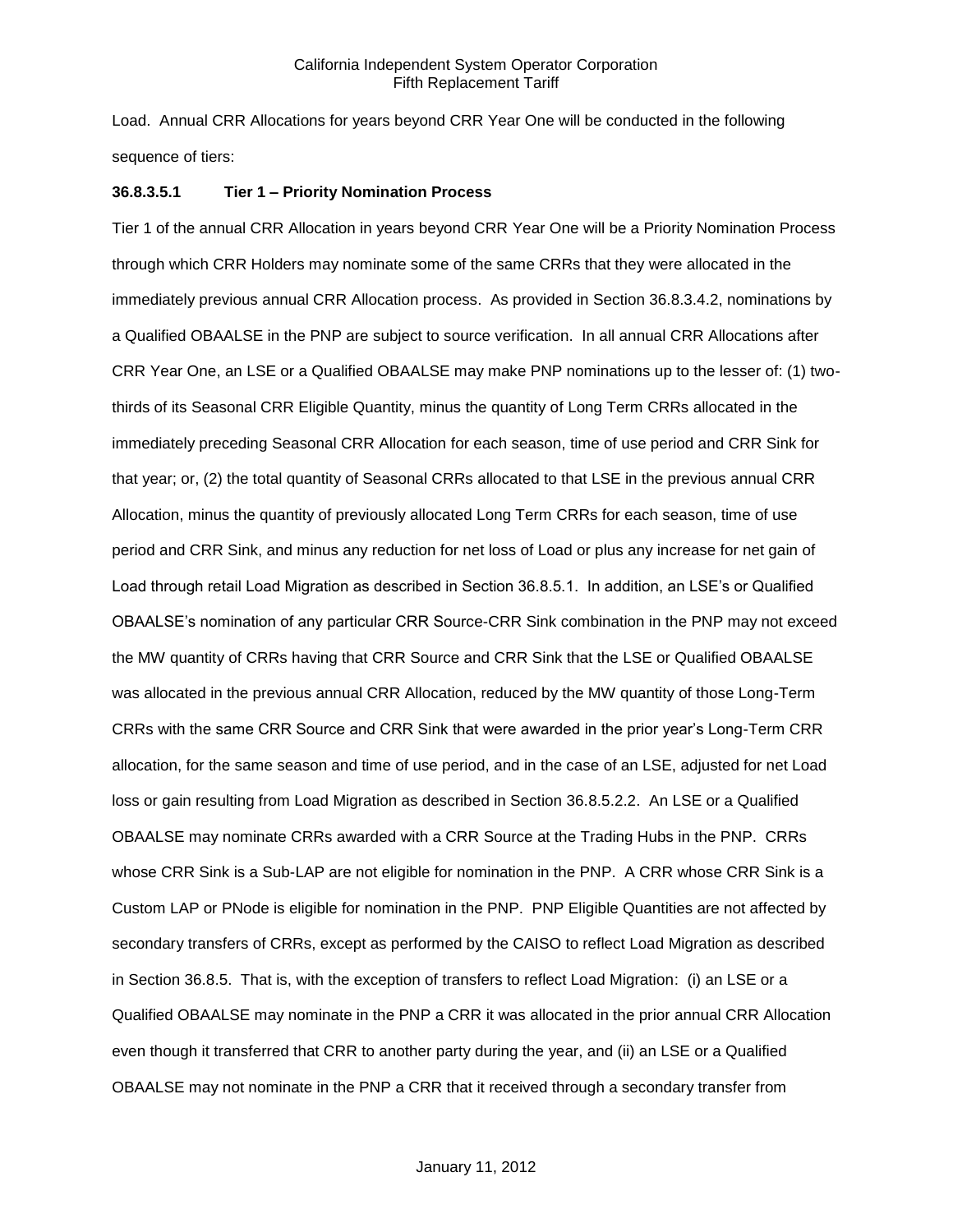Load. Annual CRR Allocations for years beyond CRR Year One will be conducted in the following sequence of tiers:

**36.8.3.5.1 Tier 1 – Priority Nomination Process**

Tier 1 of the annual CRR Allocation in years beyond CRR Year One will be a Priority Nomination Process through which CRR Holders may nominate some of the same CRRs that they were allocated in the immediately previous annual CRR Allocation process. As provided in Section 36.8.3.4.2, nominations by a Qualified OBAALSE in the PNP are subject to source verification. In all annual CRR Allocations after CRR Year One, an LSE or a Qualified OBAALSE may make PNP nominations up to the lesser of: (1) two-thirds of its Seasonal CRR Eligible Quantity, minus the quantity of Long Term CRRs allocated in the immediately preceding Seasonal CRR Allocation for each season, time of use period and CRR Sink for that year; or, (2) the total quantity of Seasonal CRRs allocated to that LSE in the previous annual CRR Allocation, minus the quantity of previously allocated Long Term CRRs for each season, time of use period and CRR Sink, and minus any reduction for net loss of Load or plus any increase for net gain of Load through retail Load Migration as described in Section 36.8.5.1. In addition, an LSE's or Qualified OBAALSE's nomination of any particular CRR Source-CRR Sink combination in the PNP may not exceed the MW quantity of CRRs having that CRR Source and CRR Sink that the LSE or Qualified OBAALSE was allocated in the previous annual CRR Allocation, reduced by the MW quantity of those Long-Term CRRs with the same CRR Source and CRR Sink that were awarded in the prior year's Long-Term CRR allocation, for the same season and time of use period, and in the case of an LSE, adjusted for net Load loss or gain resulting from Load Migration as described in Section 36.8.5.2.2. An LSE or a Qualified OBAALSE may nominate CRRs awarded with a CRR Source at the Trading Hubs in the PNP. CRRs whose CRR Sink is a Sub-LAP are not eligible for nomination in the PNP. A CRR whose CRR Sink is a Custom LAP or PNode is eligible for nomination in the PNP. PNP Eligible Quantities are not affected by secondary transfers of CRRs, except as performed by the CAISO to reflect Load Migration as described in Section 36.8.5. That is, with the exception of transfers to reflect Load Migration: (i) an LSE or a Qualified OBAALSE may nominate in the PNP a CRR it was allocated in the prior annual CRR Allocation even though it transferred that CRR to another party during the year, and (ii) an LSE or a Qualified OBAALSE may not nominate in the PNP a CRR that it received through a secondary transfer from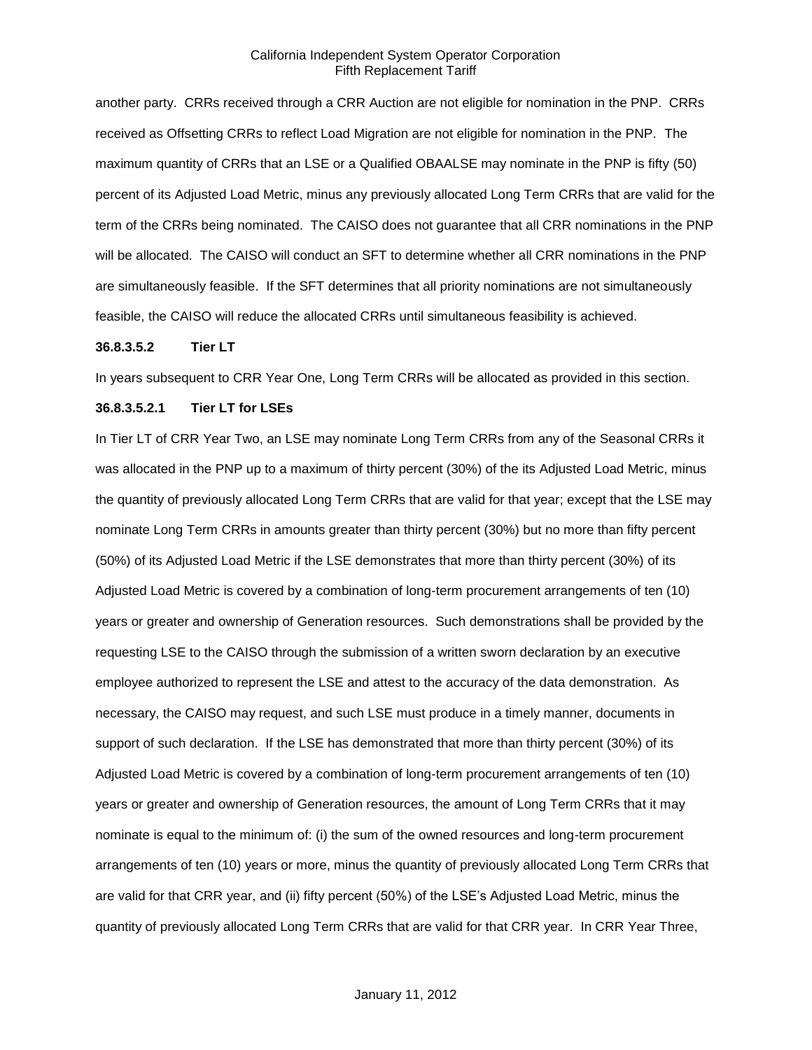another party. CRRs received through a CRR Auction are not eligible for nomination in the PNP. CRRs received as Offsetting CRRs to reflect Load Migration are not eligible for nomination in the PNP. The maximum quantity of CRRs that an LSE or a Qualified OBAALSE may nominate in the PNP is fifty (50) percent of its Adjusted Load Metric, minus any previously allocated Long Term CRRs that are valid for the term of the CRRs being nominated. The CAISO does not guarantee that all CRR nominations in the PNP will be allocated. The CAISO will conduct an SFT to determine whether all CRR nominations in the PNP are simultaneously feasible. If the SFT determines that all priority nominations are not simultaneously feasible, the CAISO will reduce the allocated CRRs until simultaneous feasibility is achieved.

**36.8.3.5.2 Tier LT**

In years subsequent to CRR Year One, Long Term CRRs will be allocated as provided in this section.

**36.8.3.5.2.1 Tier LT for LSEs**

In Tier LT of CRR Year Two, an LSE may nominate Long Term CRRs from any of the Seasonal CRRs it was allocated in the PNP up to a maximum of thirty percent (30%) of the its Adjusted Load Metric, minus the quantity of previously allocated Long Term CRRs that are valid for that year; except that the LSE may nominate Long Term CRRs in amounts greater than thirty percent (30%) but no more than fifty percent (50%) of its Adjusted Load Metric if the LSE demonstrates that more than thirty percent (30%) of its Adjusted Load Metric is covered by a combination of long-term procurement arrangements of ten (10) years or greater and ownership of Generation resources. Such demonstrations shall be provided by the requesting LSE to the CAISO through the submission of a written sworn declaration by an executive employee authorized to represent the LSE and attest to the accuracy of the data demonstration. As necessary, the CAISO may request, and such LSE must produce in a timely manner, documents in support of such declaration. If the LSE has demonstrated that more than thirty percent (30%) of its Adjusted Load Metric is covered by a combination of long-term procurement arrangements of ten (10) years or greater and ownership of Generation resources, the amount of Long Term CRRs that it may nominate is equal to the minimum of: (i) the sum of the owned resources and long-term procurement arrangements of ten (10) years or more, minus the quantity of previously allocated Long Term CRRs that are valid for that CRR year, and (ii) fifty percent (50%) of the LSE's Adjusted Load Metric, minus the quantity of previously allocated Long Term CRRs that are valid for that CRR year. In CRR Year Three,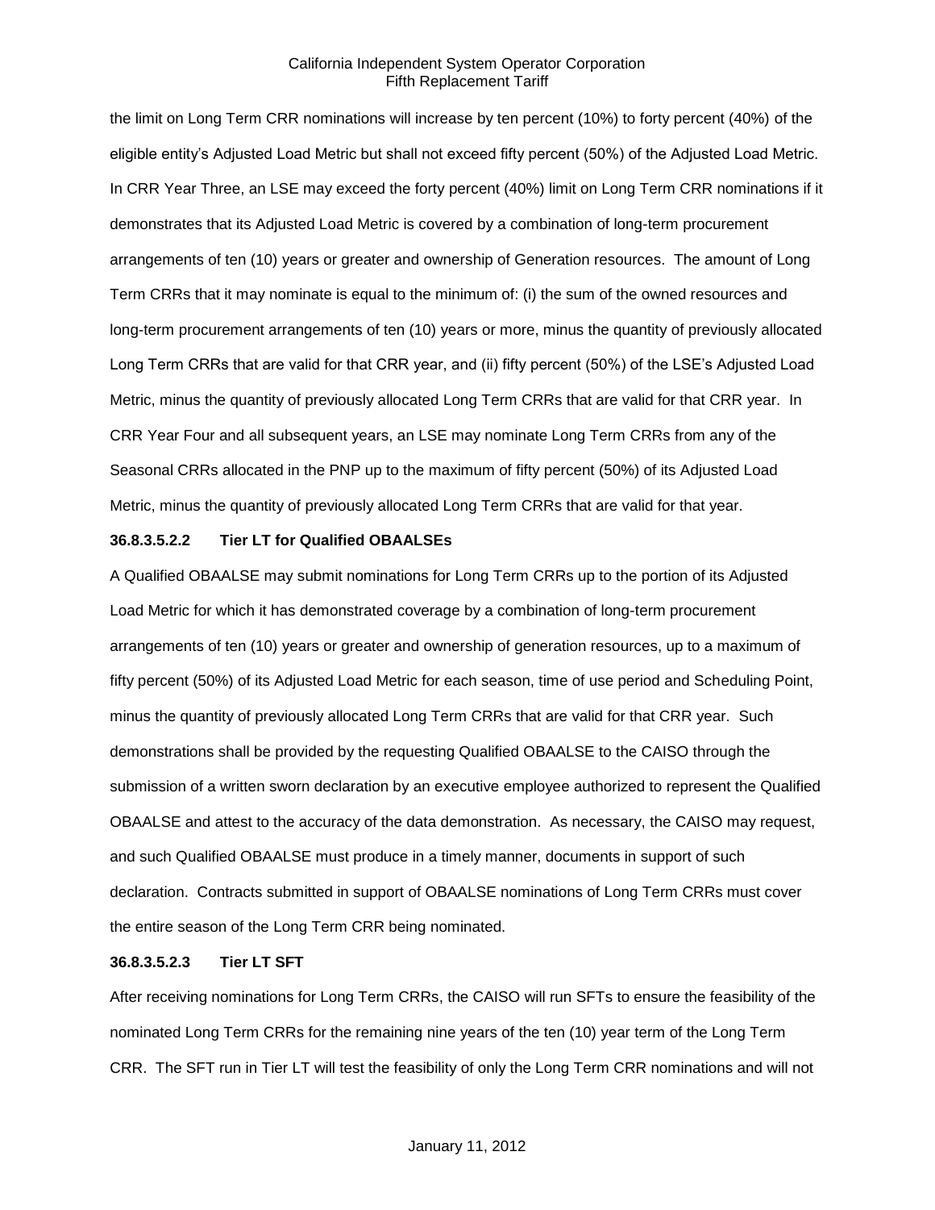the limit on Long Term CRR nominations will increase by ten percent (10%) to forty percent (40%) of the eligible entity's Adjusted Load Metric but shall not exceed fifty percent (50%) of the Adjusted Load Metric. In CRR Year Three, an LSE may exceed the forty percent (40%) limit on Long Term CRR nominations if it demonstrates that its Adjusted Load Metric is covered by a combination of long-term procurement arrangements of ten (10) years or greater and ownership of Generation resources. The amount of Long Term CRRs that it may nominate is equal to the minimum of: (i) the sum of the owned resources and long-term procurement arrangements of ten (10) years or more, minus the quantity of previously allocated Long Term CRRs that are valid for that CRR year, and (ii) fifty percent (50%) of the LSE's Adjusted Load Metric, minus the quantity of previously allocated Long Term CRRs that are valid for that CRR year. In CRR Year Four and all subsequent years, an LSE may nominate Long Term CRRs from any of the Seasonal CRRs allocated in the PNP up to the maximum of fifty percent (50%) of its Adjusted Load Metric, minus the quantity of previously allocated Long Term CRRs that are valid for that year.

**36.8.3.5.2.2 Tier LT for Qualified OBAALSEs**

A Qualified OBAALSE may submit nominations for Long Term CRRs up to the portion of its Adjusted Load Metric for which it has demonstrated coverage by a combination of long-term procurement arrangements of ten (10) years or greater and ownership of generation resources, up to a maximum of fifty percent (50%) of its Adjusted Load Metric for each season, time of use period and Scheduling Point, minus the quantity of previously allocated Long Term CRRs that are valid for that CRR year. Such demonstrations shall be provided by the requesting Qualified OBAALSE to the CAISO through the submission of a written sworn declaration by an executive employee authorized to represent the Qualified OBAALSE and attest to the accuracy of the data demonstration. As necessary, the CAISO may request, and such Qualified OBAALSE must produce in a timely manner, documents in support of such declaration. Contracts submitted in support of OBAALSE nominations of Long Term CRRs must cover the entire season of the Long Term CRR being nominated.

**36.8.3.5.2.3 Tier LT SFT**

After receiving nominations for Long Term CRRs, the CAISO will run SFTs to ensure the feasibility of the nominated Long Term CRRs for the remaining nine years of the ten (10) year term of the Long Term CRR. The SFT run in Tier LT will test the feasibility of only the Long Term CRR nominations and will not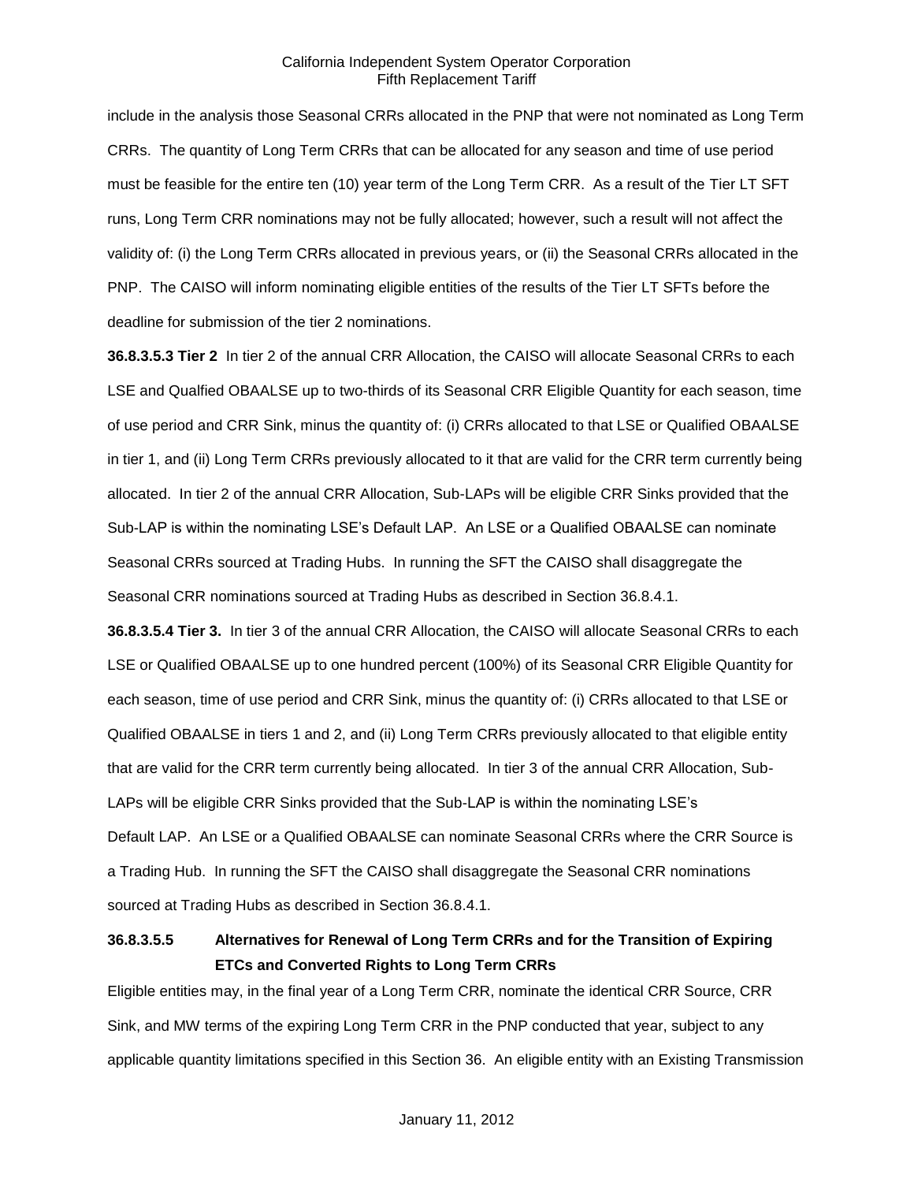include in the analysis those Seasonal CRRs allocated in the PNP that were not nominated as Long Term CRRs. The quantity of Long Term CRRs that can be allocated for any season and time of use period must be feasible for the entire ten (10) year term of the Long Term CRR. As a result of the Tier LT SFT runs, Long Term CRR nominations may not be fully allocated; however, such a result will not affect the validity of: (i) the Long Term CRRs allocated in previous years, or (ii) the Seasonal CRRs allocated in the PNP. The CAISO will inform nominating eligible entities of the results of the Tier LT SFTs before the deadline for submission of the tier 2 nominations.

**36.8.3.5.3 Tier 2** In tier 2 of the annual CRR Allocation, the CAISO will allocate Seasonal CRRs to each LSE and Qualfied OBAALSE up to two-thirds of its Seasonal CRR Eligible Quantity for each season, time of use period and CRR Sink, minus the quantity of: (i) CRRs allocated to that LSE or Qualified OBAALSE in tier 1, and (ii) Long Term CRRs previously allocated to it that are valid for the CRR term currently being allocated. In tier 2 of the annual CRR Allocation, Sub-LAPs will be eligible CRR Sinks provided that the Sub-LAP is within the nominating LSE's Default LAP. An LSE or a Qualified OBAALSE can nominate Seasonal CRRs sourced at Trading Hubs. In running the SFT the CAISO shall disaggregate the Seasonal CRR nominations sourced at Trading Hubs as described in Section 36.8.4.1.

**36.8.3.5.4 Tier 3.** In tier 3 of the annual CRR Allocation, the CAISO will allocate Seasonal CRRs to each LSE or Qualified OBAALSE up to one hundred percent (100%) of its Seasonal CRR Eligible Quantity for each season, time of use period and CRR Sink, minus the quantity of: (i) CRRs allocated to that LSE or Qualified OBAALSE in tiers 1 and 2, and (ii) Long Term CRRs previously allocated to that eligible entity that are valid for the CRR term currently being allocated. In tier 3 of the annual CRR Allocation, Sub-LAPs will be eligible CRR Sinks provided that the Sub-LAP is within the nominating LSE's Default LAP. An LSE or a Qualified OBAALSE can nominate Seasonal CRRs where the CRR Source is a Trading Hub. In running the SFT the CAISO shall disaggregate the Seasonal CRR nominations sourced at Trading Hubs as described in Section 36.8.4.1.

**36.8.3.5.5 Alternatives for Renewal of Long Term CRRs and for the Transition of Expiring ETCs and Converted Rights to Long Term CRRs**

Eligible entities may, in the final year of a Long Term CRR, nominate the identical CRR Source, CRR Sink, and MW terms of the expiring Long Term CRR in the PNP conducted that year, subject to any applicable quantity limitations specified in this Section 36. An eligible entity with an Existing Transmission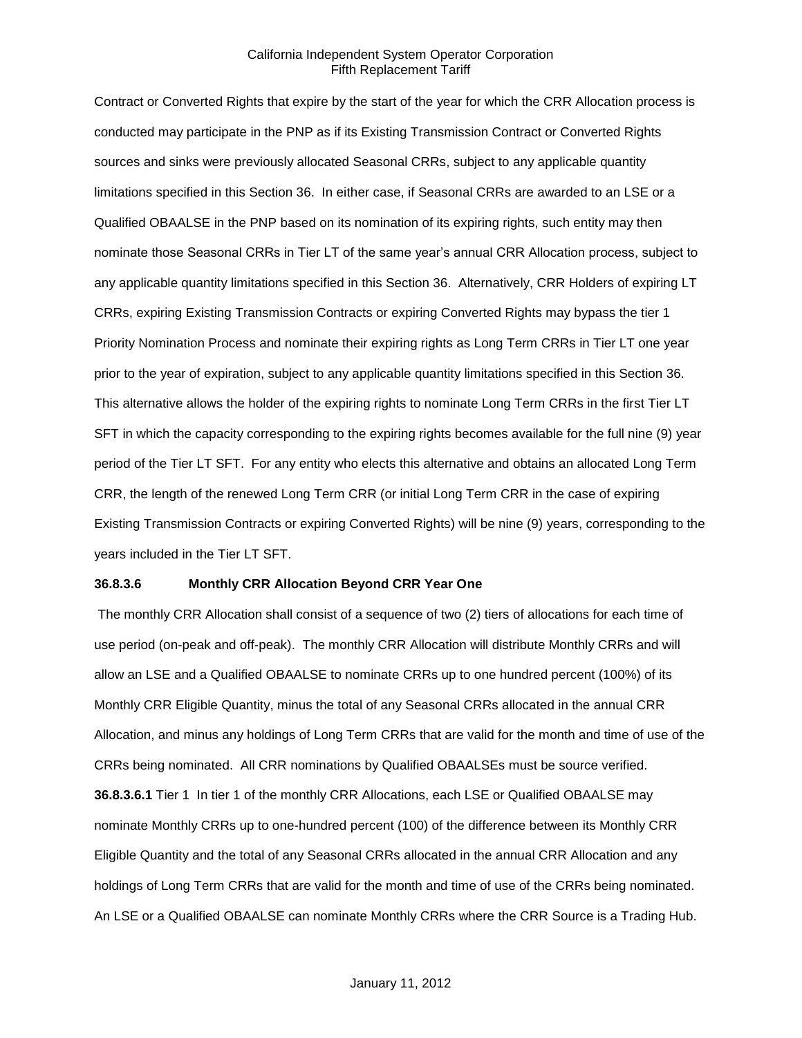Contract or Converted Rights that expire by the start of the year for which the CRR Allocation process is conducted may participate in the PNP as if its Existing Transmission Contract or Converted Rights sources and sinks were previously allocated Seasonal CRRs, subject to any applicable quantity limitations specified in this Section 36. In either case, if Seasonal CRRs are awarded to an LSE or a Qualified OBAALSE in the PNP based on its nomination of its expiring rights, such entity may then nominate those Seasonal CRRs in Tier LT of the same year's annual CRR Allocation process, subject to any applicable quantity limitations specified in this Section 36. Alternatively, CRR Holders of expiring LT CRRs, expiring Existing Transmission Contracts or expiring Converted Rights may bypass the tier 1 Priority Nomination Process and nominate their expiring rights as Long Term CRRs in Tier LT one year prior to the year of expiration, subject to any applicable quantity limitations specified in this Section 36. This alternative allows the holder of the expiring rights to nominate Long Term CRRs in the first Tier LT SFT in which the capacity corresponding to the expiring rights becomes available for the full nine (9) year period of the Tier LT SFT. For any entity who elects this alternative and obtains an allocated Long Term CRR, the length of the renewed Long Term CRR (or initial Long Term CRR in the case of expiring Existing Transmission Contracts or expiring Converted Rights) will be nine (9) years, corresponding to the years included in the Tier LT SFT.

**36.8.3.6 Monthly CRR Allocation Beyond CRR Year One**

The monthly CRR Allocation shall consist of a sequence of two (2) tiers of allocations for each time of use period (on-peak and off-peak). The monthly CRR Allocation will distribute Monthly CRRs and will allow an LSE and a Qualified OBAALSE to nominate CRRs up to one hundred percent (100%) of its Monthly CRR Eligible Quantity, minus the total of any Seasonal CRRs allocated in the annual CRR Allocation, and minus any holdings of Long Term CRRs that are valid for the month and time of use of the CRRs being nominated. All CRR nominations by Qualified OBAALSEs must be source verified.

**36.8.3.6.1** Tier 1 In tier 1 of the monthly CRR Allocations, each LSE or Qualified OBAALSE may nominate Monthly CRRs up to one-hundred percent (100) of the difference between its Monthly CRR Eligible Quantity and the total of any Seasonal CRRs allocated in the annual CRR Allocation and any holdings of Long Term CRRs that are valid for the month and time of use of the CRRs being nominated. An LSE or a Qualified OBAALSE can nominate Monthly CRRs where the CRR Source is a Trading Hub.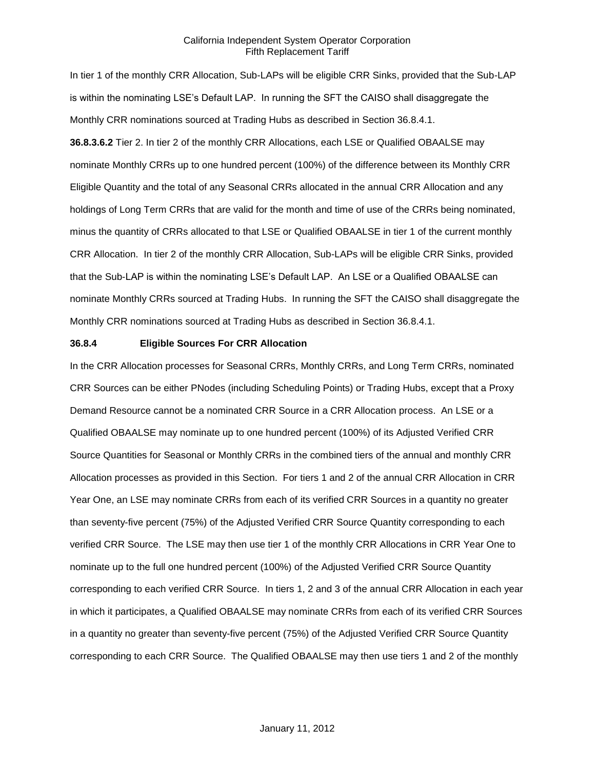In tier 1 of the monthly CRR Allocation, Sub-LAPs will be eligible CRR Sinks, provided that the Sub-LAP is within the nominating LSE's Default LAP. In running the SFT the CAISO shall disaggregate the Monthly CRR nominations sourced at Trading Hubs as described in Section 36.8.4.1.

**36.8.3.6.2** Tier 2. In tier 2 of the monthly CRR Allocations, each LSE or Qualified OBAALSE may nominate Monthly CRRs up to one hundred percent (100%) of the difference between its Monthly CRR Eligible Quantity and the total of any Seasonal CRRs allocated in the annual CRR Allocation and any holdings of Long Term CRRs that are valid for the month and time of use of the CRRs being nominated, minus the quantity of CRRs allocated to that LSE or Qualified OBAALSE in tier 1 of the current monthly CRR Allocation. In tier 2 of the monthly CRR Allocation, Sub-LAPs will be eligible CRR Sinks, provided that the Sub-LAP is within the nominating LSE's Default LAP. An LSE or a Qualified OBAALSE can nominate Monthly CRRs sourced at Trading Hubs. In running the SFT the CAISO shall disaggregate the Monthly CRR nominations sourced at Trading Hubs as described in Section 36.8.4.1.

### 36.8.4 Eligible Sources For CRR Allocation

In the CRR Allocation processes for Seasonal CRRs, Monthly CRRs, and Long Term CRRs, nominated CRR Sources can be either PNodes (including Scheduling Points) or Trading Hubs, except that a Proxy Demand Resource cannot be a nominated CRR Source in a CRR Allocation process. An LSE or a Qualified OBAALSE may nominate up to one hundred percent (100%) of its Adjusted Verified CRR Source Quantities for Seasonal or Monthly CRRs in the combined tiers of the annual and monthly CRR Allocation processes as provided in this Section. For tiers 1 and 2 of the annual CRR Allocation in CRR Year One, an LSE may nominate CRRs from each of its verified CRR Sources in a quantity no greater than seventy-five percent (75%) of the Adjusted Verified CRR Source Quantity corresponding to each verified CRR Source. The LSE may then use tier 1 of the monthly CRR Allocations in CRR Year One to nominate up to the full one hundred percent (100%) of the Adjusted Verified CRR Source Quantity corresponding to each verified CRR Source. In tiers 1, 2 and 3 of the annual CRR Allocation in each year in which it participates, a Qualified OBAALSE may nominate CRRs from each of its verified CRR Sources in a quantity no greater than seventy-five percent (75%) of the Adjusted Verified CRR Source Quantity corresponding to each CRR Source. The Qualified OBAALSE may then use tiers 1 and 2 of the monthly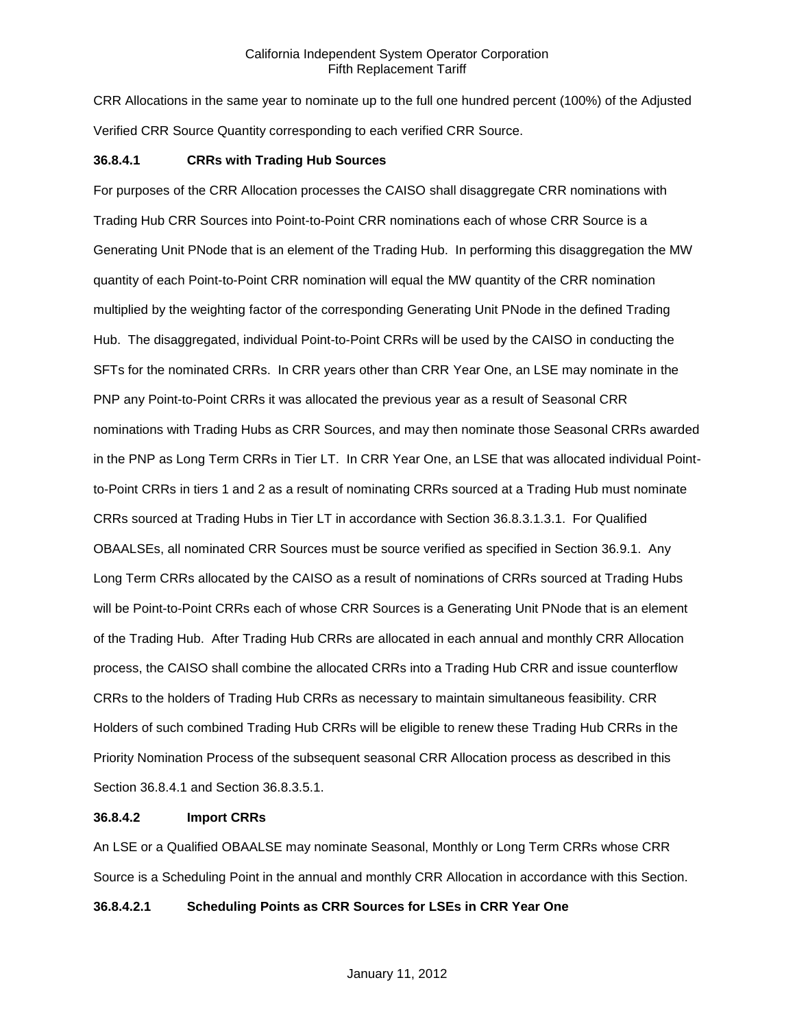CRR Allocations in the same year to nominate up to the full one hundred percent (100%) of the Adjusted Verified CRR Source Quantity corresponding to each verified CRR Source.

**36.8.4.1 CRRs with Trading Hub Sources**

For purposes of the CRR Allocation processes the CAISO shall disaggregate CRR nominations with Trading Hub CRR Sources into Point-to-Point CRR nominations each of whose CRR Source is a Generating Unit PNode that is an element of the Trading Hub. In performing this disaggregation the MW quantity of each Point-to-Point CRR nomination will equal the MW quantity of the CRR nomination multiplied by the weighting factor of the corresponding Generating Unit PNode in the defined Trading Hub. The disaggregated, individual Point-to-Point CRRs will be used by the CAISO in conducting the SFTs for the nominated CRRs. In CRR years other than CRR Year One, an LSE may nominate in the PNP any Point-to-Point CRRs it was allocated the previous year as a result of Seasonal CRR nominations with Trading Hubs as CRR Sources, and may then nominate those Seasonal CRRs awarded in the PNP as Long Term CRRs in Tier LT. In CRR Year One, an LSE that was allocated individual Point-to-Point CRRs in tiers 1 and 2 as a result of nominating CRRs sourced at a Trading Hub must nominate CRRs sourced at Trading Hubs in Tier LT in accordance with Section 36.8.3.1.3.1. For Qualified OBAALSEs, all nominated CRR Sources must be source verified as specified in Section 36.9.1. Any Long Term CRRs allocated by the CAISO as a result of nominations of CRRs sourced at Trading Hubs will be Point-to-Point CRRs each of whose CRR Sources is a Generating Unit PNode that is an element of the Trading Hub. After Trading Hub CRRs are allocated in each annual and monthly CRR Allocation process, the CAISO shall combine the allocated CRRs into a Trading Hub CRR and issue counterflow CRRs to the holders of Trading Hub CRRs as necessary to maintain simultaneous feasibility. CRR Holders of such combined Trading Hub CRRs will be eligible to renew these Trading Hub CRRs in the Priority Nomination Process of the subsequent seasonal CRR Allocation process as described in this Section 36.8.4.1 and Section 36.8.3.5.1.

**36.8.4.2 Import CRRs**

An LSE or a Qualified OBAALSE may nominate Seasonal, Monthly or Long Term CRRs whose CRR Source is a Scheduling Point in the annual and monthly CRR Allocation in accordance with this Section.

**36.8.4.2.1 Scheduling Points as CRR Sources for LSEs in CRR Year One**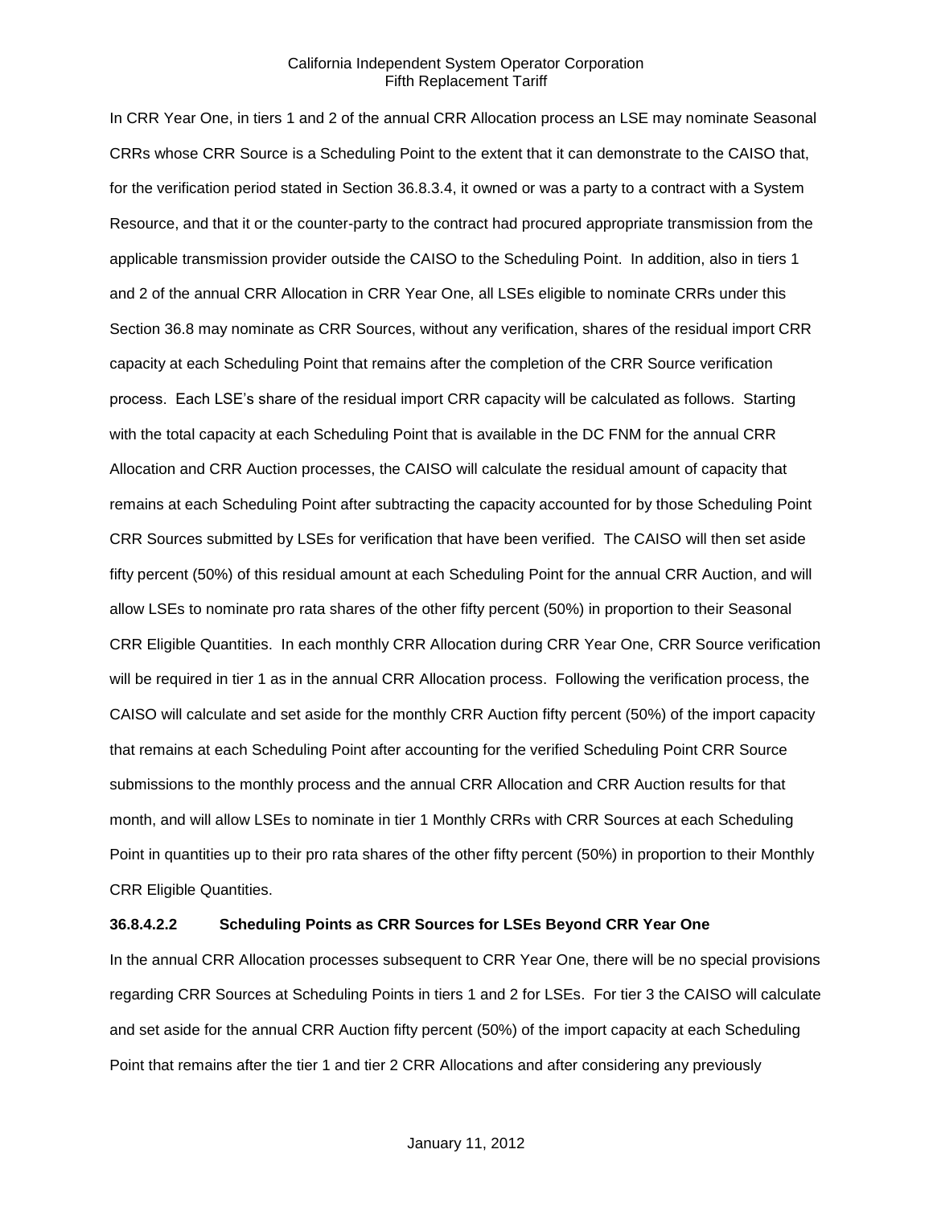In CRR Year One, in tiers 1 and 2 of the annual CRR Allocation process an LSE may nominate Seasonal CRRs whose CRR Source is a Scheduling Point to the extent that it can demonstrate to the CAISO that, for the verification period stated in Section 36.8.3.4, it owned or was a party to a contract with a System Resource, and that it or the counter-party to the contract had procured appropriate transmission from the applicable transmission provider outside the CAISO to the Scheduling Point. In addition, also in tiers 1 and 2 of the annual CRR Allocation in CRR Year One, all LSEs eligible to nominate CRRs under this Section 36.8 may nominate as CRR Sources, without any verification, shares of the residual import CRR capacity at each Scheduling Point that remains after the completion of the CRR Source verification process. Each LSE's share of the residual import CRR capacity will be calculated as follows. Starting with the total capacity at each Scheduling Point that is available in the DC FNM for the annual CRR Allocation and CRR Auction processes, the CAISO will calculate the residual amount of capacity that remains at each Scheduling Point after subtracting the capacity accounted for by those Scheduling Point CRR Sources submitted by LSEs for verification that have been verified. The CAISO will then set aside fifty percent (50%) of this residual amount at each Scheduling Point for the annual CRR Auction, and will allow LSEs to nominate pro rata shares of the other fifty percent (50%) in proportion to their Seasonal CRR Eligible Quantities. In each monthly CRR Allocation during CRR Year One, CRR Source verification will be required in tier 1 as in the annual CRR Allocation process. Following the verification process, the CAISO will calculate and set aside for the monthly CRR Auction fifty percent (50%) of the import capacity that remains at each Scheduling Point after accounting for the verified Scheduling Point CRR Source submissions to the monthly process and the annual CRR Allocation and CRR Auction results for that month, and will allow LSEs to nominate in tier 1 Monthly CRRs with CRR Sources at each Scheduling Point in quantities up to their pro rata shares of the other fifty percent (50%) in proportion to their Monthly CRR Eligible Quantities.

**36.8.4.2.2 Scheduling Points as CRR Sources for LSEs Beyond CRR Year One**

In the annual CRR Allocation processes subsequent to CRR Year One, there will be no special provisions regarding CRR Sources at Scheduling Points in tiers 1 and 2 for LSEs. For tier 3 the CAISO will calculate and set aside for the annual CRR Auction fifty percent (50%) of the import capacity at each Scheduling Point that remains after the tier 1 and tier 2 CRR Allocations and after considering any previously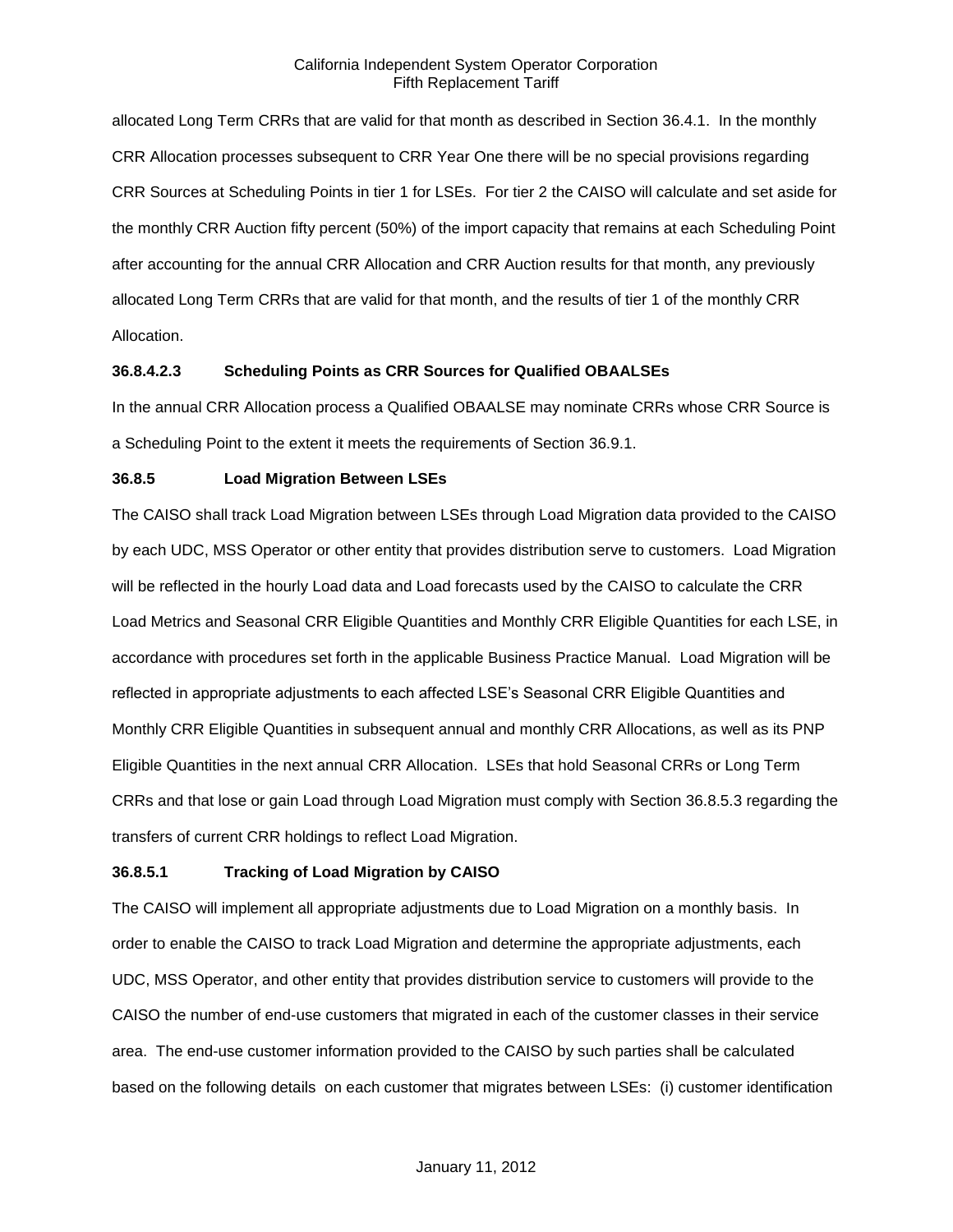allocated Long Term CRRs that are valid for that month as described in Section 36.4.1. In the monthly CRR Allocation processes subsequent to CRR Year One there will be no special provisions regarding CRR Sources at Scheduling Points in tier 1 for LSEs. For tier 2 the CAISO will calculate and set aside for the monthly CRR Auction fifty percent (50%) of the import capacity that remains at each Scheduling Point after accounting for the annual CRR Allocation and CRR Auction results for that month, any previously allocated Long Term CRRs that are valid for that month, and the results of tier 1 of the monthly CRR Allocation.

**36.8.4.2.3 Scheduling Points as CRR Sources for Qualified OBAALSEs**

In the annual CRR Allocation process a Qualified OBAALSE may nominate CRRs whose CRR Source is a Scheduling Point to the extent it meets the requirements of Section 36.9.1.

**36.8.5 Load Migration Between LSEs**

The CAISO shall track Load Migration between LSEs through Load Migration data provided to the CAISO by each UDC, MSS Operator or other entity that provides distribution serve to customers. Load Migration will be reflected in the hourly Load data and Load forecasts used by the CAISO to calculate the CRR Load Metrics and Seasonal CRR Eligible Quantities and Monthly CRR Eligible Quantities for each LSE, in accordance with procedures set forth in the applicable Business Practice Manual. Load Migration will be reflected in appropriate adjustments to each affected LSE's Seasonal CRR Eligible Quantities and Monthly CRR Eligible Quantities in subsequent annual and monthly CRR Allocations, as well as its PNP Eligible Quantities in the next annual CRR Allocation. LSEs that hold Seasonal CRRs or Long Term CRRs and that lose or gain Load through Load Migration must comply with Section 36.8.5.3 regarding the transfers of current CRR holdings to reflect Load Migration.

**36.8.5.1 Tracking of Load Migration by CAISO**

The CAISO will implement all appropriate adjustments due to Load Migration on a monthly basis. In order to enable the CAISO to track Load Migration and determine the appropriate adjustments, each UDC, MSS Operator, and other entity that provides distribution service to customers will provide to the CAISO the number of end-use customers that migrated in each of the customer classes in their service area. The end-use customer information provided to the CAISO by such parties shall be calculated based on the following details on each customer that migrates between LSEs: (i) customer identification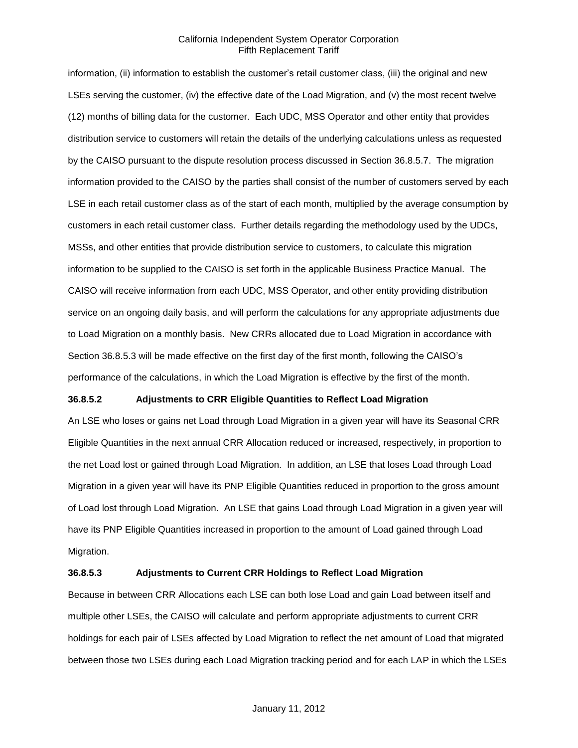information, (ii) information to establish the customer's retail customer class, (iii) the original and new LSEs serving the customer, (iv) the effective date of the Load Migration, and (v) the most recent twelve (12) months of billing data for the customer. Each UDC, MSS Operator and other entity that provides distribution service to customers will retain the details of the underlying calculations unless as requested by the CAISO pursuant to the dispute resolution process discussed in Section 36.8.5.7. The migration information provided to the CAISO by the parties shall consist of the number of customers served by each LSE in each retail customer class as of the start of each month, multiplied by the average consumption by customers in each retail customer class. Further details regarding the methodology used by the UDCs, MSSs, and other entities that provide distribution service to customers, to calculate this migration information to be supplied to the CAISO is set forth in the applicable Business Practice Manual. The CAISO will receive information from each UDC, MSS Operator, and other entity providing distribution service on an ongoing daily basis, and will perform the calculations for any appropriate adjustments due to Load Migration on a monthly basis. New CRRs allocated due to Load Migration in accordance with Section 36.8.5.3 will be made effective on the first day of the first month, following the CAISO's performance of the calculations, in which the Load Migration is effective by the first of the month.

**36.8.5.2 Adjustments to CRR Eligible Quantities to Reflect Load Migration**

An LSE who loses or gains net Load through Load Migration in a given year will have its Seasonal CRR Eligible Quantities in the next annual CRR Allocation reduced or increased, respectively, in proportion to the net Load lost or gained through Load Migration. In addition, an LSE that loses Load through Load Migration in a given year will have its PNP Eligible Quantities reduced in proportion to the gross amount of Load lost through Load Migration. An LSE that gains Load through Load Migration in a given year will have its PNP Eligible Quantities increased in proportion to the amount of Load gained through Load Migration.

**36.8.5.3 Adjustments to Current CRR Holdings to Reflect Load Migration**

Because in between CRR Allocations each LSE can both lose Load and gain Load between itself and multiple other LSEs, the CAISO will calculate and perform appropriate adjustments to current CRR holdings for each pair of LSEs affected by Load Migration to reflect the net amount of Load that migrated between those two LSEs during each Load Migration tracking period and for each LAP in which the LSEs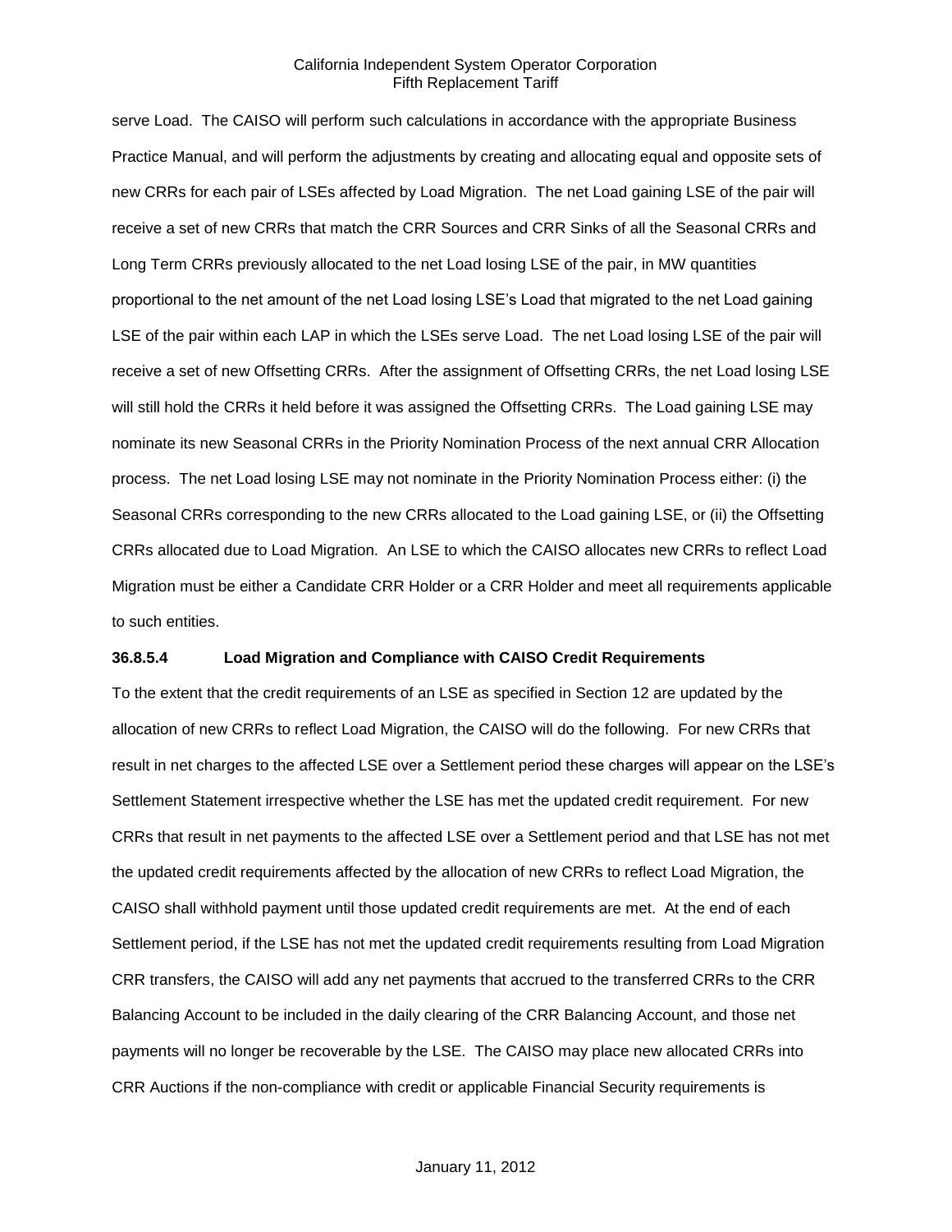serve Load. The CAISO will perform such calculations in accordance with the appropriate Business Practice Manual, and will perform the adjustments by creating and allocating equal and opposite sets of new CRRs for each pair of LSEs affected by Load Migration. The net Load gaining LSE of the pair will receive a set of new CRRs that match the CRR Sources and CRR Sinks of all the Seasonal CRRs and Long Term CRRs previously allocated to the net Load losing LSE of the pair, in MW quantities proportional to the net amount of the net Load losing LSE's Load that migrated to the net Load gaining LSE of the pair within each LAP in which the LSEs serve Load. The net Load losing LSE of the pair will receive a set of new Offsetting CRRs. After the assignment of Offsetting CRRs, the net Load losing LSE will still hold the CRRs it held before it was assigned the Offsetting CRRs. The Load gaining LSE may nominate its new Seasonal CRRs in the Priority Nomination Process of the next annual CRR Allocation process. The net Load losing LSE may not nominate in the Priority Nomination Process either: (i) the Seasonal CRRs corresponding to the new CRRs allocated to the Load gaining LSE, or (ii) the Offsetting CRRs allocated due to Load Migration. An LSE to which the CAISO allocates new CRRs to reflect Load Migration must be either a Candidate CRR Holder or a CRR Holder and meet all requirements applicable to such entities.

**36.8.5.4 Load Migration and Compliance with CAISO Credit Requirements**

To the extent that the credit requirements of an LSE as specified in Section 12 are updated by the allocation of new CRRs to reflect Load Migration, the CAISO will do the following. For new CRRs that result in net charges to the affected LSE over a Settlement period these charges will appear on the LSE's Settlement Statement irrespective whether the LSE has met the updated credit requirement. For new CRRs that result in net payments to the affected LSE over a Settlement period and that LSE has not met the updated credit requirements affected by the allocation of new CRRs to reflect Load Migration, the CAISO shall withhold payment until those updated credit requirements are met. At the end of each Settlement period, if the LSE has not met the updated credit requirements resulting from Load Migration CRR transfers, the CAISO will add any net payments that accrued to the transferred CRRs to the CRR Balancing Account to be included in the daily clearing of the CRR Balancing Account, and those net payments will no longer be recoverable by the LSE. The CAISO may place new allocated CRRs into CRR Auctions if the non-compliance with credit or applicable Financial Security requirements is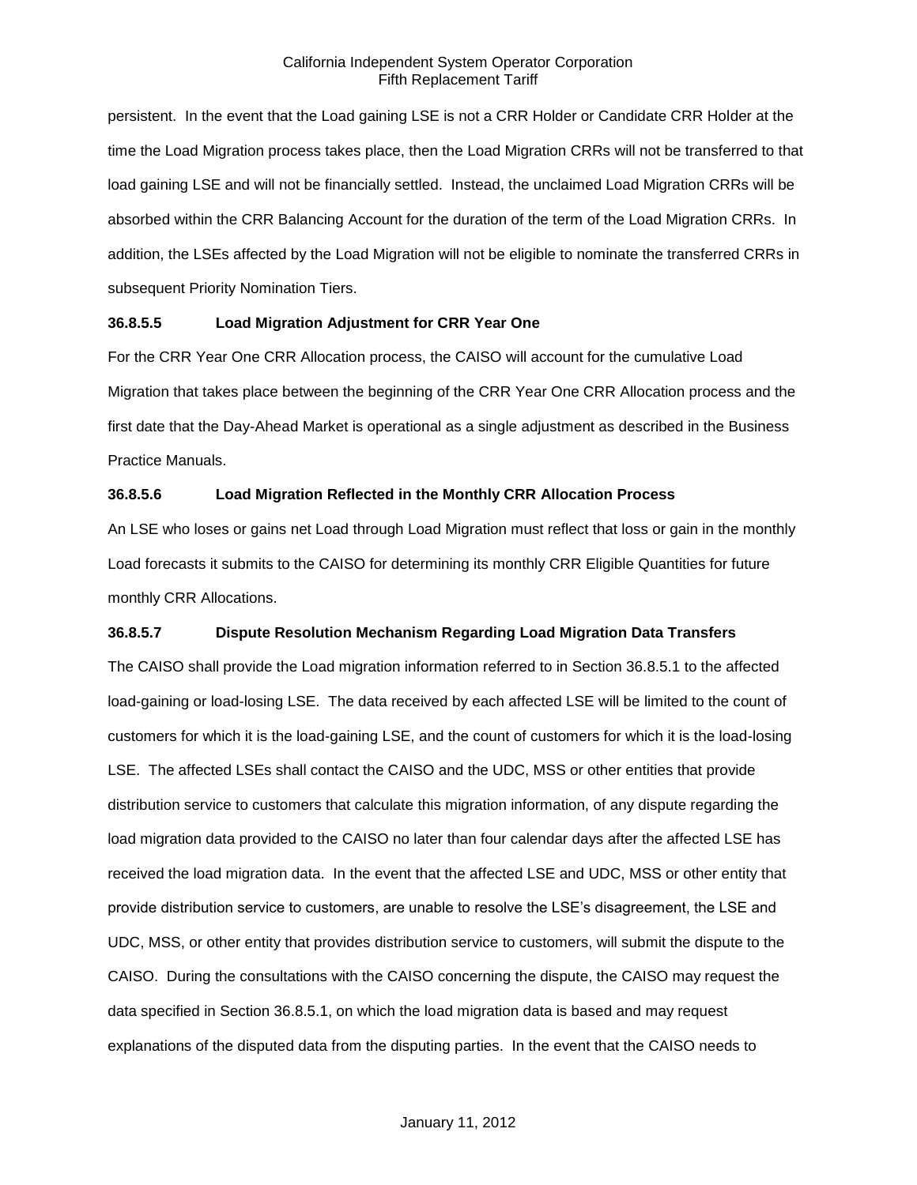persistent. In the event that the Load gaining LSE is not a CRR Holder or Candidate CRR Holder at the time the Load Migration process takes place, then the Load Migration CRRs will not be transferred to that load gaining LSE and will not be financially settled. Instead, the unclaimed Load Migration CRRs will be absorbed within the CRR Balancing Account for the duration of the term of the Load Migration CRRs. In addition, the LSEs affected by the Load Migration will not be eligible to nominate the transferred CRRs in subsequent Priority Nomination Tiers.

**36.8.5.5 Load Migration Adjustment for CRR Year One**

For the CRR Year One CRR Allocation process, the CAISO will account for the cumulative Load Migration that takes place between the beginning of the CRR Year One CRR Allocation process and the first date that the Day-Ahead Market is operational as a single adjustment as described in the Business Practice Manuals.

**36.8.5.6 Load Migration Reflected in the Monthly CRR Allocation Process**

An LSE who loses or gains net Load through Load Migration must reflect that loss or gain in the monthly Load forecasts it submits to the CAISO for determining its monthly CRR Eligible Quantities for future monthly CRR Allocations.

**36.8.5.7 Dispute Resolution Mechanism Regarding Load Migration Data Transfers**

The CAISO shall provide the Load migration information referred to in Section 36.8.5.1 to the affected load-gaining or load-losing LSE. The data received by each affected LSE will be limited to the count of customers for which it is the load-gaining LSE, and the count of customers for which it is the load-losing LSE. The affected LSEs shall contact the CAISO and the UDC, MSS or other entities that provide distribution service to customers that calculate this migration information, of any dispute regarding the load migration data provided to the CAISO no later than four calendar days after the affected LSE has received the load migration data. In the event that the affected LSE and UDC, MSS or other entity that provide distribution service to customers, are unable to resolve the LSE's disagreement, the LSE and UDC, MSS, or other entity that provides distribution service to customers, will submit the dispute to the CAISO. During the consultations with the CAISO concerning the dispute, the CAISO may request the data specified in Section 36.8.5.1, on which the load migration data is based and may request explanations of the disputed data from the disputing parties. In the event that the CAISO needs to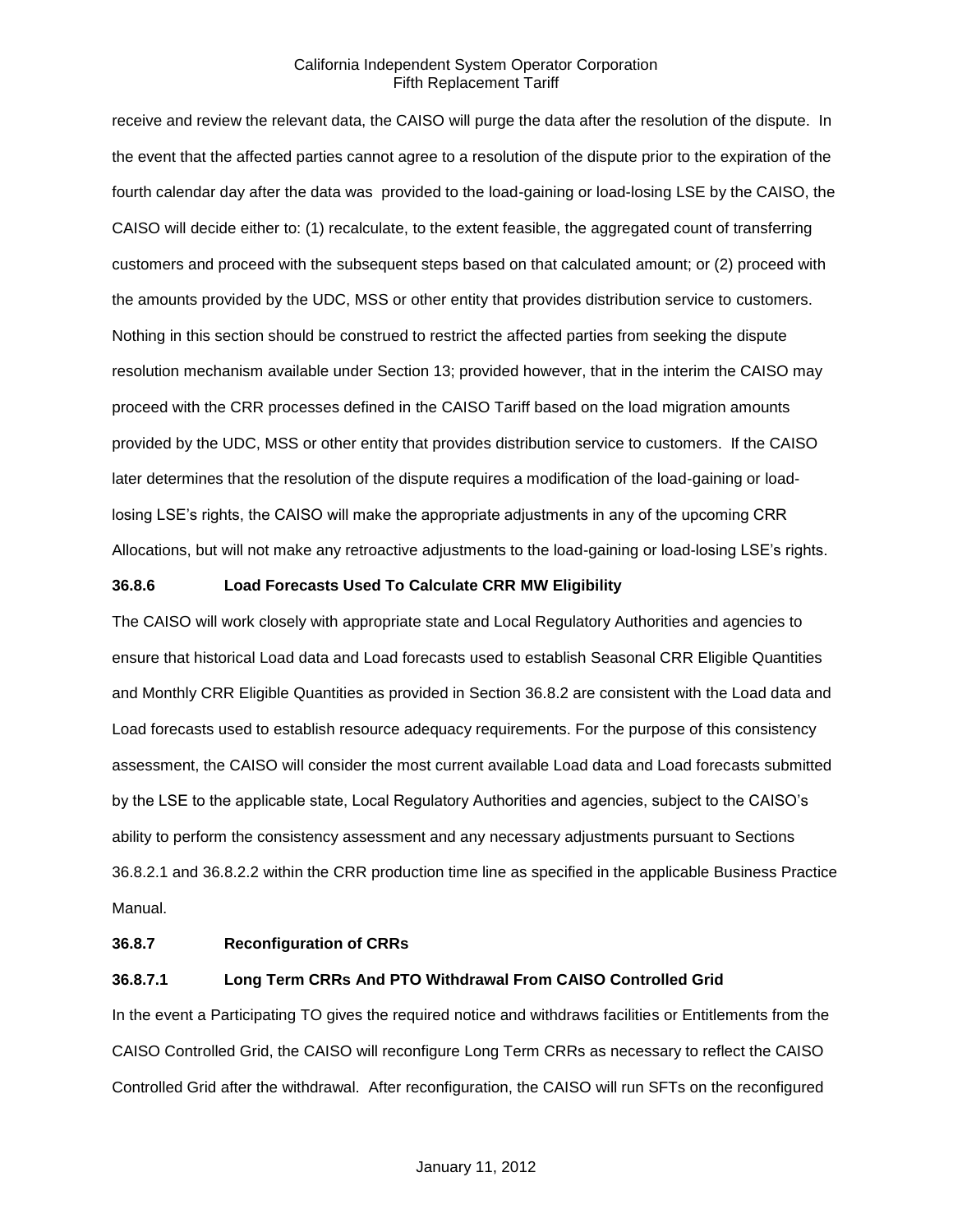receive and review the relevant data, the CAISO will purge the data after the resolution of the dispute. In the event that the affected parties cannot agree to a resolution of the dispute prior to the expiration of the fourth calendar day after the data was provided to the load-gaining or load-losing LSE by the CAISO, the CAISO will decide either to: (1) recalculate, to the extent feasible, the aggregated count of transferring customers and proceed with the subsequent steps based on that calculated amount; or (2) proceed with the amounts provided by the UDC, MSS or other entity that provides distribution service to customers. Nothing in this section should be construed to restrict the affected parties from seeking the dispute resolution mechanism available under Section 13; provided however, that in the interim the CAISO may proceed with the CRR processes defined in the CAISO Tariff based on the load migration amounts provided by the UDC, MSS or other entity that provides distribution service to customers. If the CAISO later determines that the resolution of the dispute requires a modification of the load-gaining or load-losing LSE's rights, the CAISO will make the appropriate adjustments in any of the upcoming CRR Allocations, but will not make any retroactive adjustments to the load-gaining or load-losing LSE's rights.

### 36.8.6 Load Forecasts Used To Calculate CRR MW Eligibility

The CAISO will work closely with appropriate state and Local Regulatory Authorities and agencies to ensure that historical Load data and Load forecasts used to establish Seasonal CRR Eligible Quantities and Monthly CRR Eligible Quantities as provided in Section 36.8.2 are consistent with the Load data and Load forecasts used to establish resource adequacy requirements. For the purpose of this consistency assessment, the CAISO will consider the most current available Load data and Load forecasts submitted by the LSE to the applicable state, Local Regulatory Authorities and agencies, subject to the CAISO's ability to perform the consistency assessment and any necessary adjustments pursuant to Sections 36.8.2.1 and 36.8.2.2 within the CRR production time line as specified in the applicable Business Practice Manual.

### 36.8.7 Reconfiguration of CRRs

#### 36.8.7.1 Long Term CRRs And PTO Withdrawal From CAISO Controlled Grid

In the event a Participating TO gives the required notice and withdraws facilities or Entitlements from the CAISO Controlled Grid, the CAISO will reconfigure Long Term CRRs as necessary to reflect the CAISO Controlled Grid after the withdrawal. After reconfiguration, the CAISO will run SFTs on the reconfigured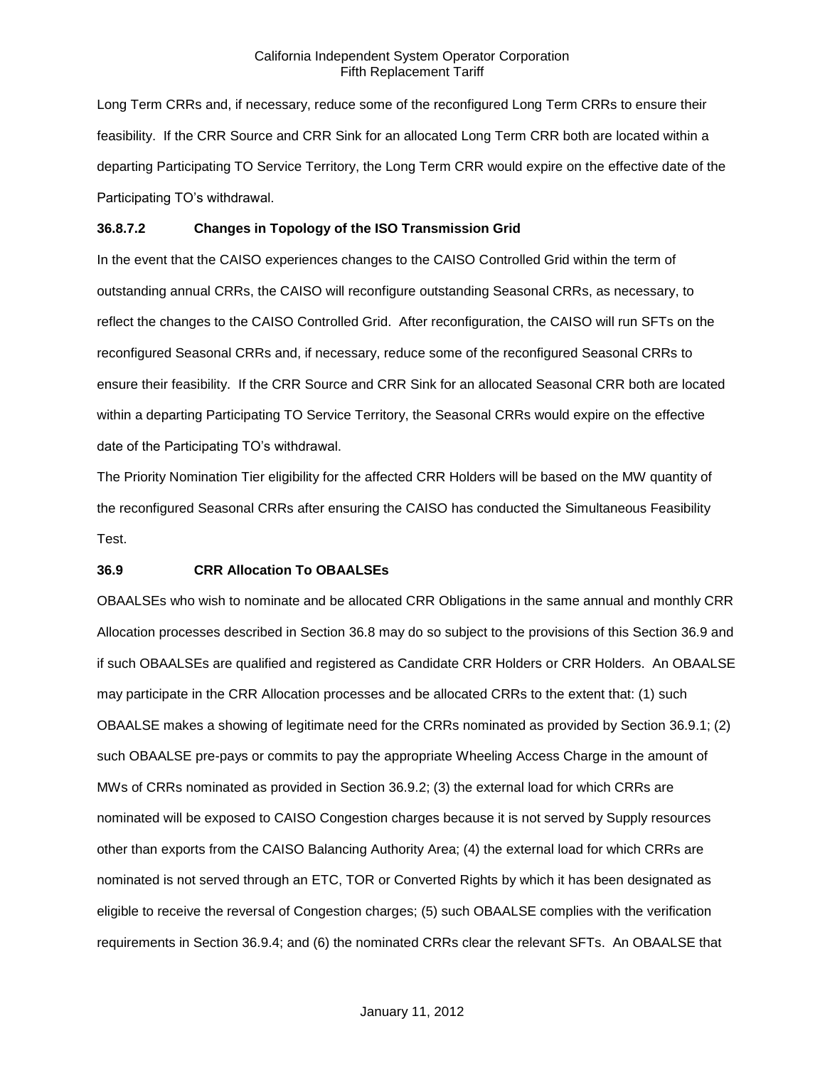Long Term CRRs and, if necessary, reduce some of the reconfigured Long Term CRRs to ensure their feasibility. If the CRR Source and CRR Sink for an allocated Long Term CRR both are located within a departing Participating TO Service Territory, the Long Term CRR would expire on the effective date of the Participating TO's withdrawal.

**36.8.7.2 Changes in Topology of the ISO Transmission Grid**

In the event that the CAISO experiences changes to the CAISO Controlled Grid within the term of outstanding annual CRRs, the CAISO will reconfigure outstanding Seasonal CRRs, as necessary, to reflect the changes to the CAISO Controlled Grid. After reconfiguration, the CAISO will run SFTs on the reconfigured Seasonal CRRs and, if necessary, reduce some of the reconfigured Seasonal CRRs to ensure their feasibility. If the CRR Source and CRR Sink for an allocated Seasonal CRR both are located within a departing Participating TO Service Territory, the Seasonal CRRs would expire on the effective date of the Participating TO's withdrawal.

The Priority Nomination Tier eligibility for the affected CRR Holders will be based on the MW quantity of the reconfigured Seasonal CRRs after ensuring the CAISO has conducted the Simultaneous Feasibility Test.

**36.9 CRR Allocation To OBAALSEs**

OBAALSEs who wish to nominate and be allocated CRR Obligations in the same annual and monthly CRR Allocation processes described in Section 36.8 may do so subject to the provisions of this Section 36.9 and if such OBAALSEs are qualified and registered as Candidate CRR Holders or CRR Holders. An OBAALSE may participate in the CRR Allocation processes and be allocated CRRs to the extent that: (1) such OBAALSE makes a showing of legitimate need for the CRRs nominated as provided by Section 36.9.1; (2) such OBAALSE pre-pays or commits to pay the appropriate Wheeling Access Charge in the amount of MWs of CRRs nominated as provided in Section 36.9.2; (3) the external load for which CRRs are nominated will be exposed to CAISO Congestion charges because it is not served by Supply resources other than exports from the CAISO Balancing Authority Area; (4) the external load for which CRRs are nominated is not served through an ETC, TOR or Converted Rights by which it has been designated as eligible to receive the reversal of Congestion charges; (5) such OBAALSE complies with the verification requirements in Section 36.9.4; and (6) the nominated CRRs clear the relevant SFTs. An OBAALSE that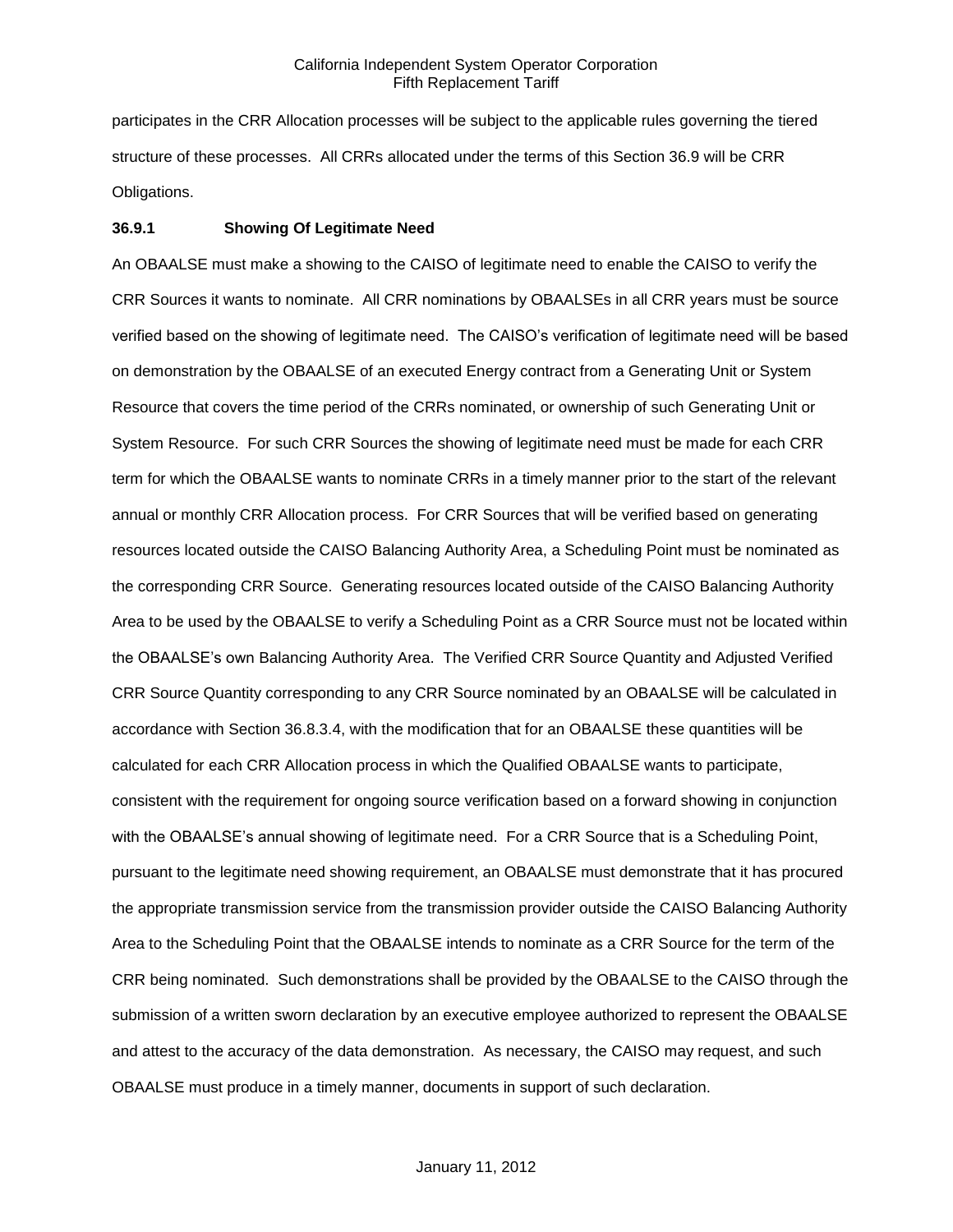participates in the CRR Allocation processes will be subject to the applicable rules governing the tiered structure of these processes. All CRRs allocated under the terms of this Section 36.9 will be CRR Obligations.

### 36.9.1 Showing Of Legitimate Need

An OBAALSE must make a showing to the CAISO of legitimate need to enable the CAISO to verify the CRR Sources it wants to nominate. All CRR nominations by OBAALSEs in all CRR years must be source verified based on the showing of legitimate need. The CAISO's verification of legitimate need will be based on demonstration by the OBAALSE of an executed Energy contract from a Generating Unit or System Resource that covers the time period of the CRRs nominated, or ownership of such Generating Unit or System Resource. For such CRR Sources the showing of legitimate need must be made for each CRR term for which the OBAALSE wants to nominate CRRs in a timely manner prior to the start of the relevant annual or monthly CRR Allocation process. For CRR Sources that will be verified based on generating resources located outside the CAISO Balancing Authority Area, a Scheduling Point must be nominated as the corresponding CRR Source. Generating resources located outside of the CAISO Balancing Authority Area to be used by the OBAALSE to verify a Scheduling Point as a CRR Source must not be located within the OBAALSE's own Balancing Authority Area. The Verified CRR Source Quantity and Adjusted Verified CRR Source Quantity corresponding to any CRR Source nominated by an OBAALSE will be calculated in accordance with Section 36.8.3.4, with the modification that for an OBAALSE these quantities will be calculated for each CRR Allocation process in which the Qualified OBAALSE wants to participate, consistent with the requirement for ongoing source verification based on a forward showing in conjunction with the OBAALSE's annual showing of legitimate need. For a CRR Source that is a Scheduling Point, pursuant to the legitimate need showing requirement, an OBAALSE must demonstrate that it has procured the appropriate transmission service from the transmission provider outside the CAISO Balancing Authority Area to the Scheduling Point that the OBAALSE intends to nominate as a CRR Source for the term of the CRR being nominated. Such demonstrations shall be provided by the OBAALSE to the CAISO through the submission of a written sworn declaration by an executive employee authorized to represent the OBAALSE and attest to the accuracy of the data demonstration. As necessary, the CAISO may request, and such OBAALSE must produce in a timely manner, documents in support of such declaration.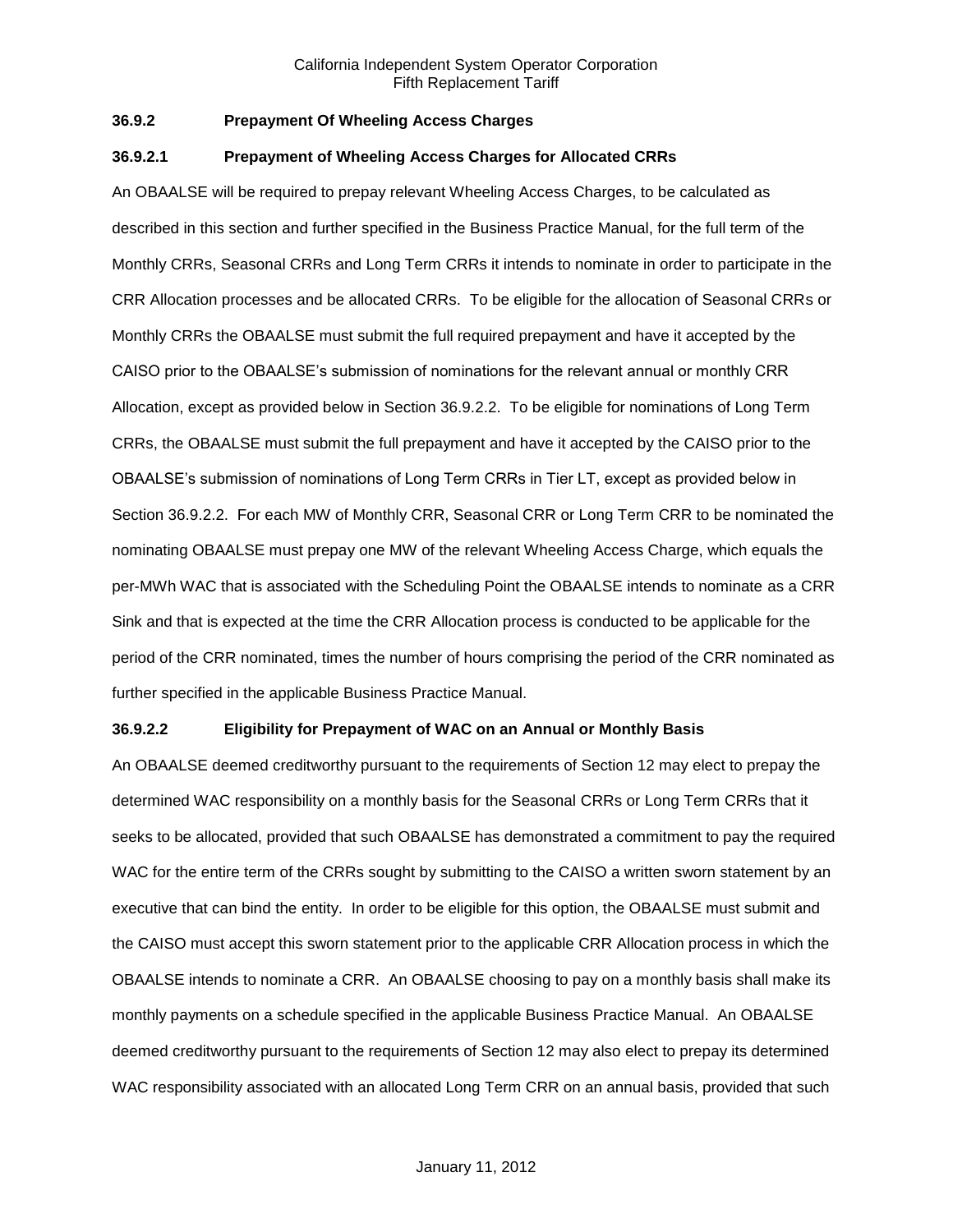### 36.9.2 Prepayment Of Wheeling Access Charges

#### 36.9.2.1 Prepayment of Wheeling Access Charges for Allocated CRRs

An OBAALSE will be required to prepay relevant Wheeling Access Charges, to be calculated as described in this section and further specified in the Business Practice Manual, for the full term of the Monthly CRRs, Seasonal CRRs and Long Term CRRs it intends to nominate in order to participate in the CRR Allocation processes and be allocated CRRs. To be eligible for the allocation of Seasonal CRRs or Monthly CRRs the OBAALSE must submit the full required prepayment and have it accepted by the CAISO prior to the OBAALSE's submission of nominations for the relevant annual or monthly CRR Allocation, except as provided below in Section 36.9.2.2. To be eligible for nominations of Long Term CRRs, the OBAALSE must submit the full prepayment and have it accepted by the CAISO prior to the OBAALSE's submission of nominations of Long Term CRRs in Tier LT, except as provided below in Section 36.9.2.2. For each MW of Monthly CRR, Seasonal CRR or Long Term CRR to be nominated the nominating OBAALSE must prepay one MW of the relevant Wheeling Access Charge, which equals the per-MWh WAC that is associated with the Scheduling Point the OBAALSE intends to nominate as a CRR Sink and that is expected at the time the CRR Allocation process is conducted to be applicable for the period of the CRR nominated, times the number of hours comprising the period of the CRR nominated as further specified in the applicable Business Practice Manual.

#### 36.9.2.2 Eligibility for Prepayment of WAC on an Annual or Monthly Basis

An OBAALSE deemed creditworthy pursuant to the requirements of Section 12 may elect to prepay the determined WAC responsibility on a monthly basis for the Seasonal CRRs or Long Term CRRs that it seeks to be allocated, provided that such OBAALSE has demonstrated a commitment to pay the required WAC for the entire term of the CRRs sought by submitting to the CAISO a written sworn statement by an executive that can bind the entity. In order to be eligible for this option, the OBAALSE must submit and the CAISO must accept this sworn statement prior to the applicable CRR Allocation process in which the OBAALSE intends to nominate a CRR. An OBAALSE choosing to pay on a monthly basis shall make its monthly payments on a schedule specified in the applicable Business Practice Manual. An OBAALSE deemed creditworthy pursuant to the requirements of Section 12 may also elect to prepay its determined WAC responsibility associated with an allocated Long Term CRR on an annual basis, provided that such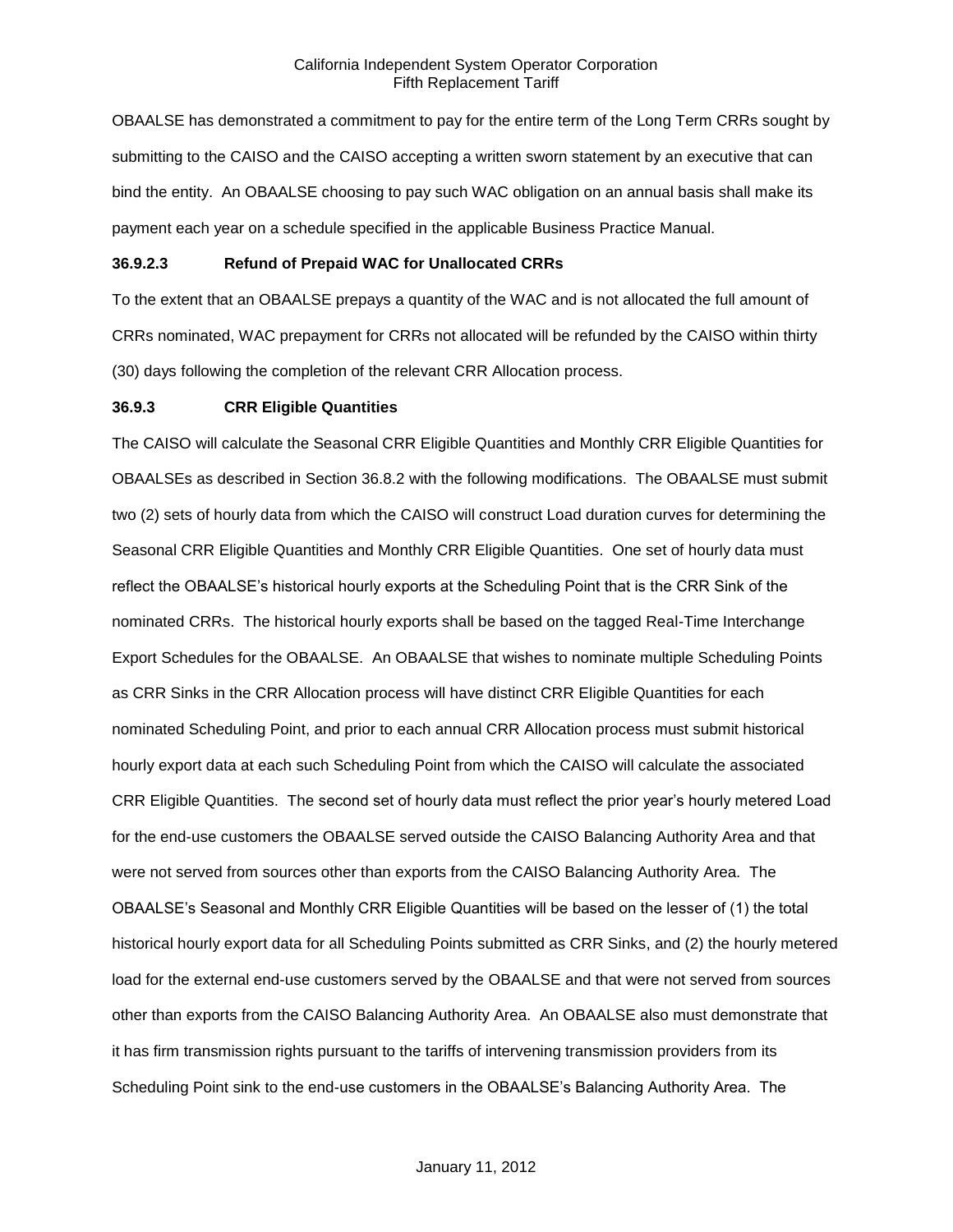OBAALSE has demonstrated a commitment to pay for the entire term of the Long Term CRRs sought by submitting to the CAISO and the CAISO accepting a written sworn statement by an executive that can bind the entity. An OBAALSE choosing to pay such WAC obligation on an annual basis shall make its payment each year on a schedule specified in the applicable Business Practice Manual.

### 36.9.2.3 Refund of Prepaid WAC for Unallocated CRRs

To the extent that an OBAALSE prepays a quantity of the WAC and is not allocated the full amount of CRRs nominated, WAC prepayment for CRRs not allocated will be refunded by the CAISO within thirty (30) days following the completion of the relevant CRR Allocation process.

### 36.9.3 CRR Eligible Quantities

The CAISO will calculate the Seasonal CRR Eligible Quantities and Monthly CRR Eligible Quantities for OBAALSEs as described in Section 36.8.2 with the following modifications. The OBAALSE must submit two (2) sets of hourly data from which the CAISO will construct Load duration curves for determining the Seasonal CRR Eligible Quantities and Monthly CRR Eligible Quantities. One set of hourly data must reflect the OBAALSE's historical hourly exports at the Scheduling Point that is the CRR Sink of the nominated CRRs. The historical hourly exports shall be based on the tagged Real-Time Interchange Export Schedules for the OBAALSE. An OBAALSE that wishes to nominate multiple Scheduling Points as CRR Sinks in the CRR Allocation process will have distinct CRR Eligible Quantities for each nominated Scheduling Point, and prior to each annual CRR Allocation process must submit historical hourly export data at each such Scheduling Point from which the CAISO will calculate the associated CRR Eligible Quantities. The second set of hourly data must reflect the prior year's hourly metered Load for the end-use customers the OBAALSE served outside the CAISO Balancing Authority Area and that were not served from sources other than exports from the CAISO Balancing Authority Area. The OBAALSE's Seasonal and Monthly CRR Eligible Quantities will be based on the lesser of (1) the total historical hourly export data for all Scheduling Points submitted as CRR Sinks, and (2) the hourly metered load for the external end-use customers served by the OBAALSE and that were not served from sources other than exports from the CAISO Balancing Authority Area. An OBAALSE also must demonstrate that it has firm transmission rights pursuant to the tariffs of intervening transmission providers from its Scheduling Point sink to the end-use customers in the OBAALSE's Balancing Authority Area. The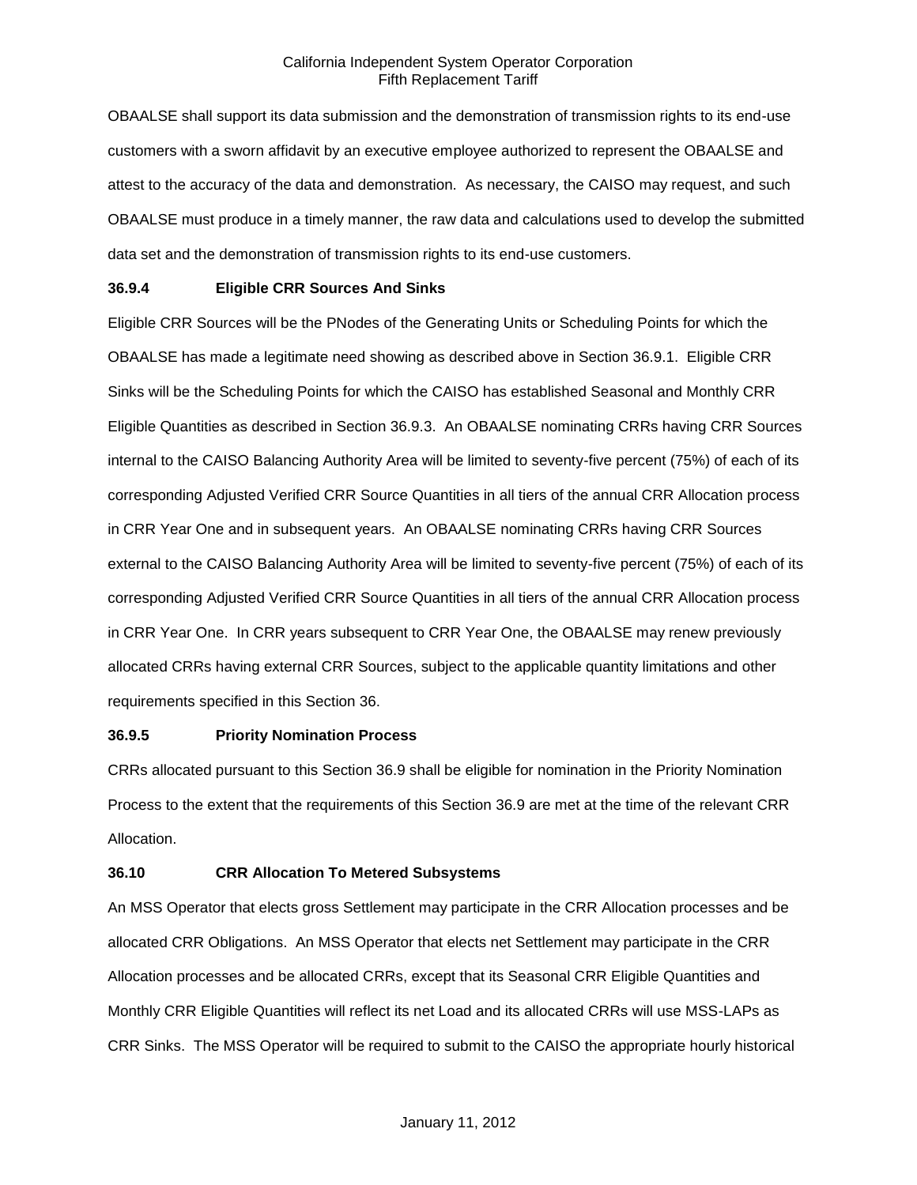OBAALSE shall support its data submission and the demonstration of transmission rights to its end-use customers with a sworn affidavit by an executive employee authorized to represent the OBAALSE and attest to the accuracy of the data and demonstration. As necessary, the CAISO may request, and such OBAALSE must produce in a timely manner, the raw data and calculations used to develop the submitted data set and the demonstration of transmission rights to its end-use customers.

### 36.9.4 Eligible CRR Sources And Sinks

Eligible CRR Sources will be the PNodes of the Generating Units or Scheduling Points for which the OBAALSE has made a legitimate need showing as described above in Section 36.9.1. Eligible CRR Sinks will be the Scheduling Points for which the CAISO has established Seasonal and Monthly CRR Eligible Quantities as described in Section 36.9.3. An OBAALSE nominating CRRs having CRR Sources internal to the CAISO Balancing Authority Area will be limited to seventy-five percent (75%) of each of its corresponding Adjusted Verified CRR Source Quantities in all tiers of the annual CRR Allocation process in CRR Year One and in subsequent years. An OBAALSE nominating CRRs having CRR Sources external to the CAISO Balancing Authority Area will be limited to seventy-five percent (75%) of each of its corresponding Adjusted Verified CRR Source Quantities in all tiers of the annual CRR Allocation process in CRR Year One. In CRR years subsequent to CRR Year One, the OBAALSE may renew previously allocated CRRs having external CRR Sources, subject to the applicable quantity limitations and other requirements specified in this Section 36.

### 36.9.5 Priority Nomination Process

CRRs allocated pursuant to this Section 36.9 shall be eligible for nomination in the Priority Nomination Process to the extent that the requirements of this Section 36.9 are met at the time of the relevant CRR Allocation.

## 36.10 CRR Allocation To Metered Subsystems

An MSS Operator that elects gross Settlement may participate in the CRR Allocation processes and be allocated CRR Obligations. An MSS Operator that elects net Settlement may participate in the CRR Allocation processes and be allocated CRRs, except that its Seasonal CRR Eligible Quantities and Monthly CRR Eligible Quantities will reflect its net Load and its allocated CRRs will use MSS-LAPs as CRR Sinks. The MSS Operator will be required to submit to the CAISO the appropriate hourly historical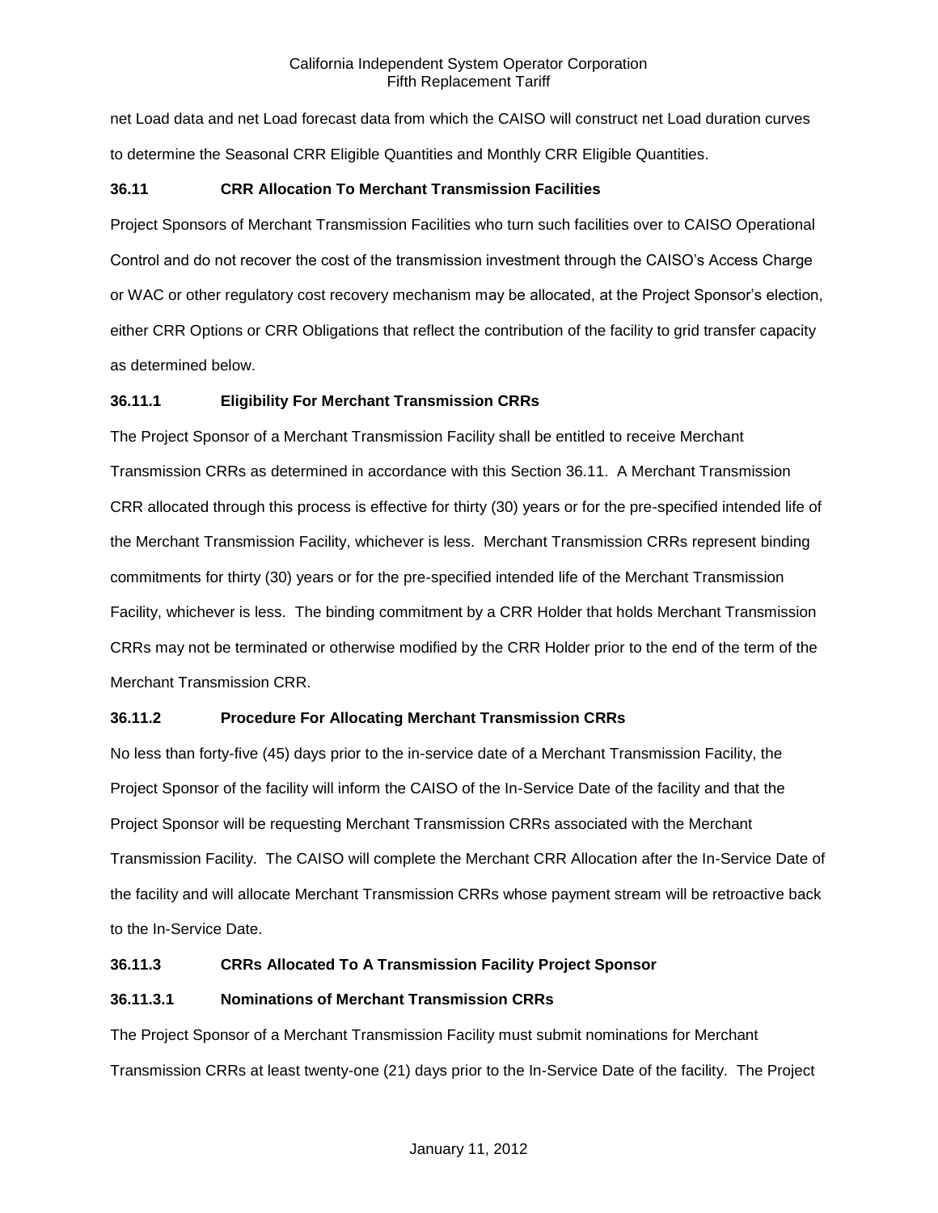net Load data and net Load forecast data from which the CAISO will construct net Load duration curves to determine the Seasonal CRR Eligible Quantities and Monthly CRR Eligible Quantities.

### 36.11 CRR Allocation To Merchant Transmission Facilities

Project Sponsors of Merchant Transmission Facilities who turn such facilities over to CAISO Operational Control and do not recover the cost of the transmission investment through the CAISO's Access Charge or WAC or other regulatory cost recovery mechanism may be allocated, at the Project Sponsor's election, either CRR Options or CRR Obligations that reflect the contribution of the facility to grid transfer capacity as determined below.

#### 36.11.1 Eligibility For Merchant Transmission CRRs

The Project Sponsor of a Merchant Transmission Facility shall be entitled to receive Merchant Transmission CRRs as determined in accordance with this Section 36.11. A Merchant Transmission CRR allocated through this process is effective for thirty (30) years or for the pre-specified intended life of the Merchant Transmission Facility, whichever is less. Merchant Transmission CRRs represent binding commitments for thirty (30) years or for the pre-specified intended life of the Merchant Transmission Facility, whichever is less. The binding commitment by a CRR Holder that holds Merchant Transmission CRRs may not be terminated or otherwise modified by the CRR Holder prior to the end of the term of the Merchant Transmission CRR.

#### 36.11.2 Procedure For Allocating Merchant Transmission CRRs

No less than forty-five (45) days prior to the in-service date of a Merchant Transmission Facility, the Project Sponsor of the facility will inform the CAISO of the In-Service Date of the facility and that the Project Sponsor will be requesting Merchant Transmission CRRs associated with the Merchant Transmission Facility. The CAISO will complete the Merchant CRR Allocation after the In-Service Date of the facility and will allocate Merchant Transmission CRRs whose payment stream will be retroactive back to the In-Service Date.

#### 36.11.3 CRRs Allocated To A Transmission Facility Project Sponsor

##### 36.11.3.1 Nominations of Merchant Transmission CRRs

The Project Sponsor of a Merchant Transmission Facility must submit nominations for Merchant Transmission CRRs at least twenty-one (21) days prior to the In-Service Date of the facility. The Project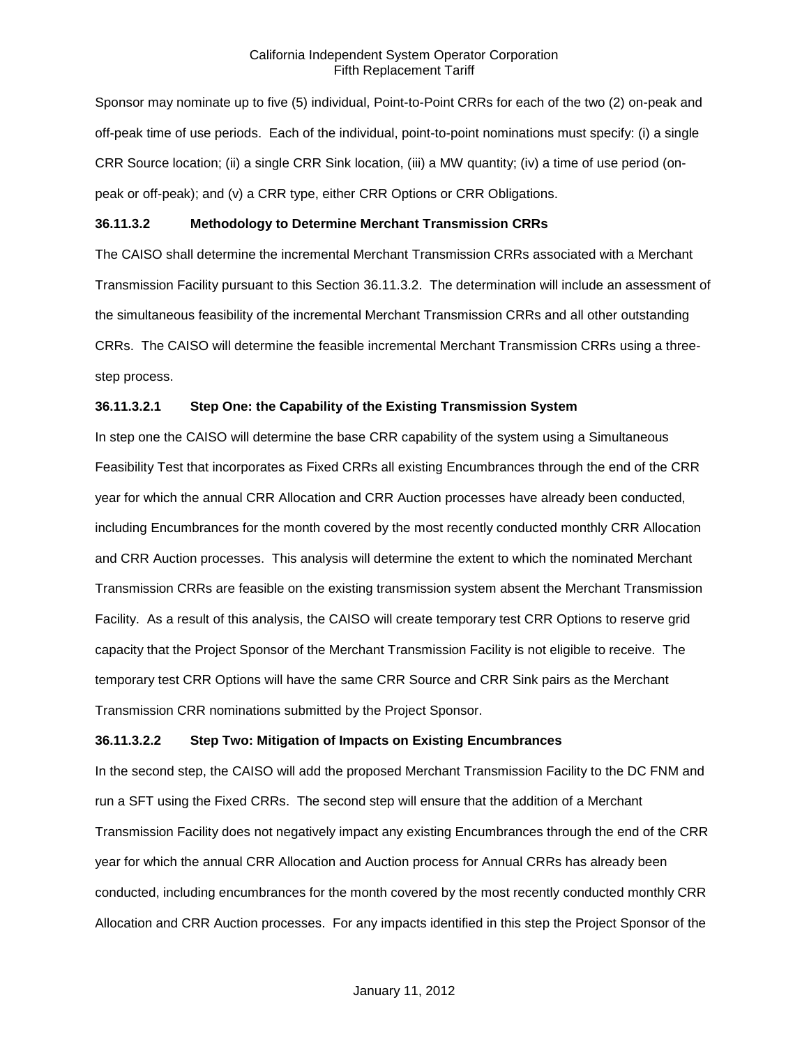Sponsor may nominate up to five (5) individual, Point-to-Point CRRs for each of the two (2) on-peak and off-peak time of use periods. Each of the individual, point-to-point nominations must specify: (i) a single CRR Source location; (ii) a single CRR Sink location, (iii) a MW quantity; (iv) a time of use period (on-peak or off-peak); and (v) a CRR type, either CRR Options or CRR Obligations.

### 36.11.3.2 Methodology to Determine Merchant Transmission CRRs

The CAISO shall determine the incremental Merchant Transmission CRRs associated with a Merchant Transmission Facility pursuant to this Section 36.11.3.2. The determination will include an assessment of the simultaneous feasibility of the incremental Merchant Transmission CRRs and all other outstanding CRRs. The CAISO will determine the feasible incremental Merchant Transmission CRRs using a three-step process.

#### 36.11.3.2.1 Step One: the Capability of the Existing Transmission System

In step one the CAISO will determine the base CRR capability of the system using a Simultaneous Feasibility Test that incorporates as Fixed CRRs all existing Encumbrances through the end of the CRR year for which the annual CRR Allocation and CRR Auction processes have already been conducted, including Encumbrances for the month covered by the most recently conducted monthly CRR Allocation and CRR Auction processes. This analysis will determine the extent to which the nominated Merchant Transmission CRRs are feasible on the existing transmission system absent the Merchant Transmission Facility. As a result of this analysis, the CAISO will create temporary test CRR Options to reserve grid capacity that the Project Sponsor of the Merchant Transmission Facility is not eligible to receive. The temporary test CRR Options will have the same CRR Source and CRR Sink pairs as the Merchant Transmission CRR nominations submitted by the Project Sponsor.

#### 36.11.3.2.2 Step Two: Mitigation of Impacts on Existing Encumbrances

In the second step, the CAISO will add the proposed Merchant Transmission Facility to the DC FNM and run a SFT using the Fixed CRRs. The second step will ensure that the addition of a Merchant Transmission Facility does not negatively impact any existing Encumbrances through the end of the CRR year for which the annual CRR Allocation and Auction process for Annual CRRs has already been conducted, including encumbrances for the month covered by the most recently conducted monthly CRR Allocation and CRR Auction processes. For any impacts identified in this step the Project Sponsor of the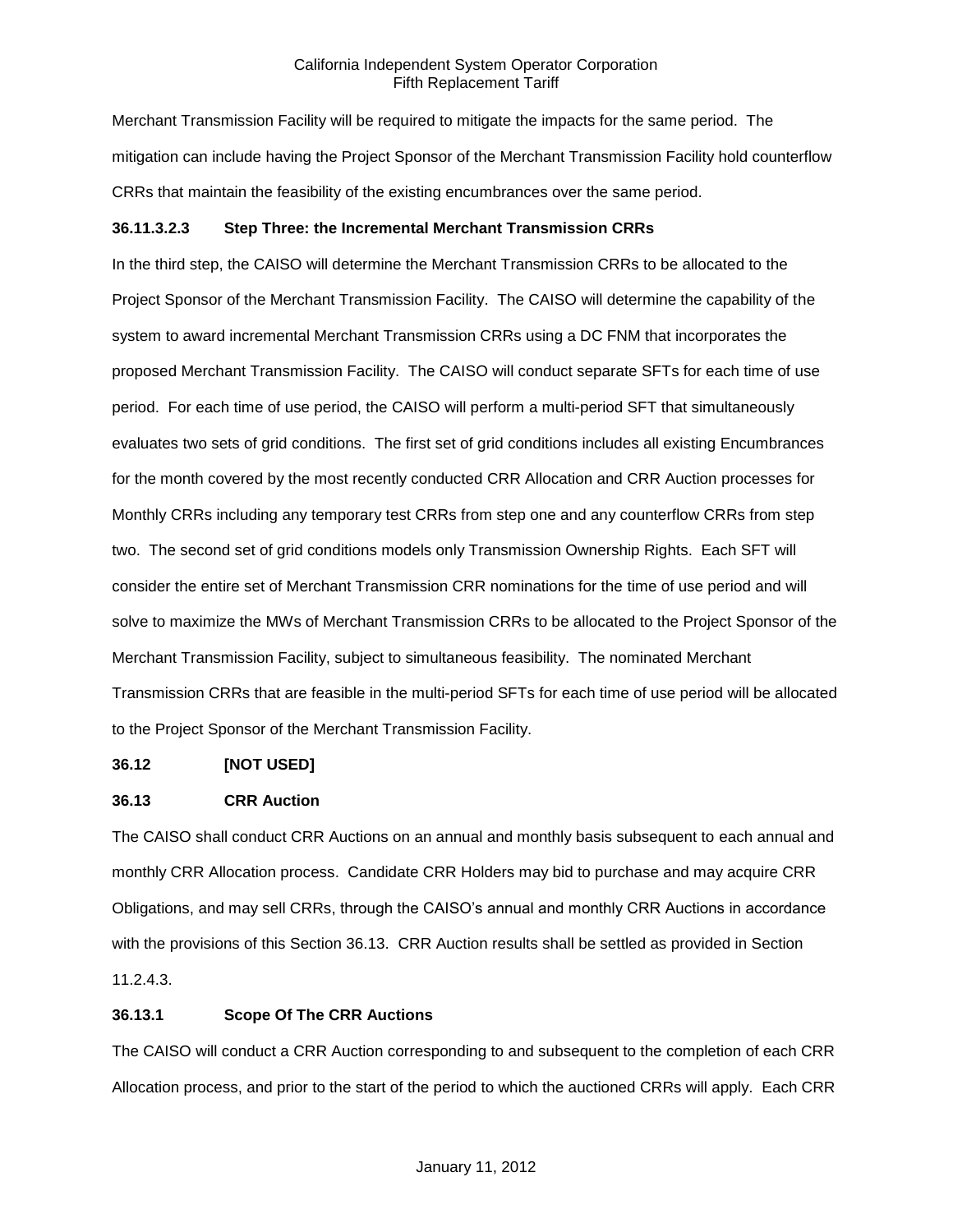Merchant Transmission Facility will be required to mitigate the impacts for the same period. The mitigation can include having the Project Sponsor of the Merchant Transmission Facility hold counterflow CRRs that maintain the feasibility of the existing encumbrances over the same period.

**36.11.3.2.3 Step Three: the Incremental Merchant Transmission CRRs**

In the third step, the CAISO will determine the Merchant Transmission CRRs to be allocated to the Project Sponsor of the Merchant Transmission Facility. The CAISO will determine the capability of the system to award incremental Merchant Transmission CRRs using a DC FNM that incorporates the proposed Merchant Transmission Facility. The CAISO will conduct separate SFTs for each time of use period. For each time of use period, the CAISO will perform a multi-period SFT that simultaneously evaluates two sets of grid conditions. The first set of grid conditions includes all existing Encumbrances for the month covered by the most recently conducted CRR Allocation and CRR Auction processes for Monthly CRRs including any temporary test CRRs from step one and any counterflow CRRs from step two. The second set of grid conditions models only Transmission Ownership Rights. Each SFT will consider the entire set of Merchant Transmission CRR nominations for the time of use period and will solve to maximize the MWs of Merchant Transmission CRRs to be allocated to the Project Sponsor of the Merchant Transmission Facility, subject to simultaneous feasibility. The nominated Merchant Transmission CRRs that are feasible in the multi-period SFTs for each time of use period will be allocated to the Project Sponsor of the Merchant Transmission Facility.

**36.12 [NOT USED]**

**36.13 CRR Auction**

The CAISO shall conduct CRR Auctions on an annual and monthly basis subsequent to each annual and monthly CRR Allocation process. Candidate CRR Holders may bid to purchase and may acquire CRR Obligations, and may sell CRRs, through the CAISO's annual and monthly CRR Auctions in accordance with the provisions of this Section 36.13. CRR Auction results shall be settled as provided in Section 11.2.4.3.

**36.13.1 Scope Of The CRR Auctions**

The CAISO will conduct a CRR Auction corresponding to and subsequent to the completion of each CRR Allocation process, and prior to the start of the period to which the auctioned CRRs will apply. Each CRR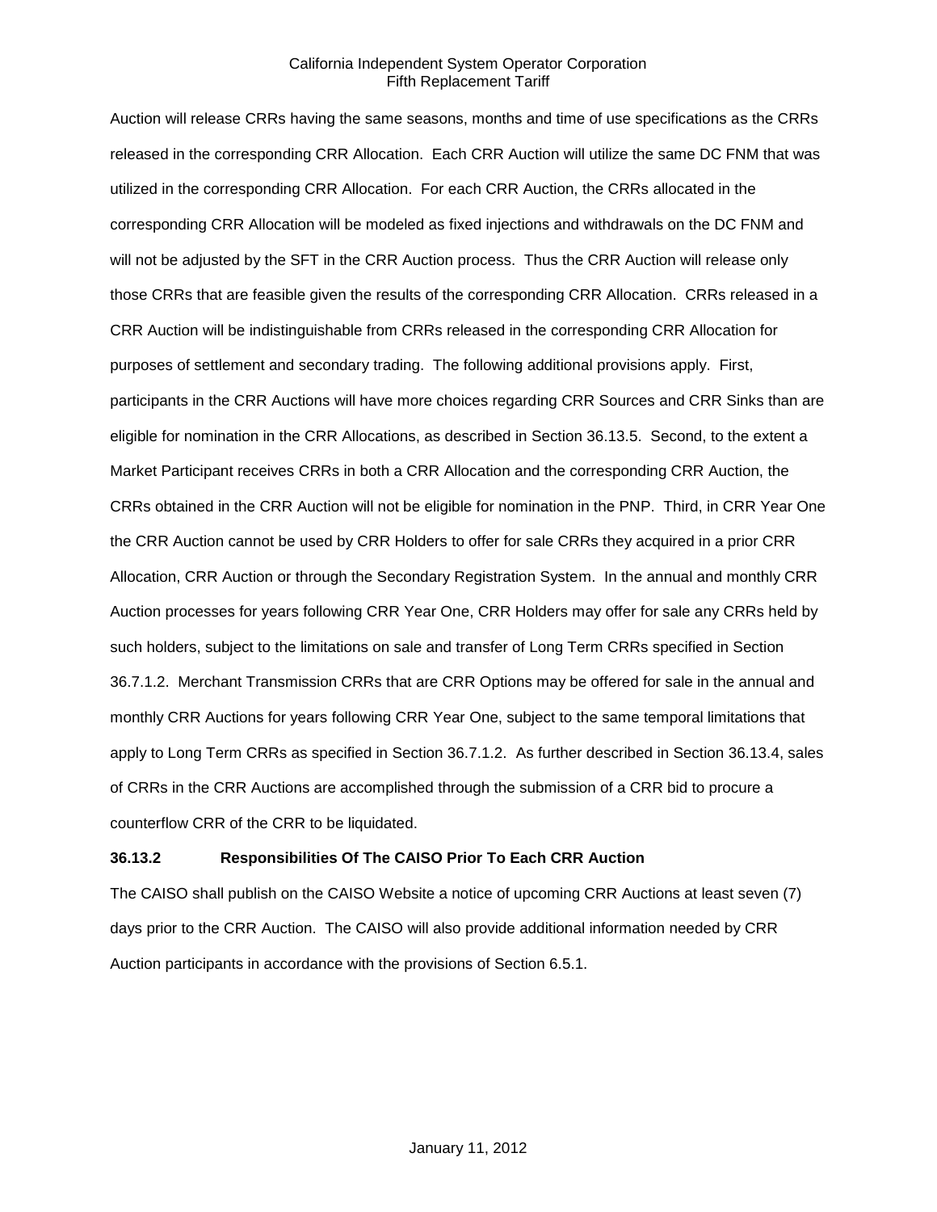Auction will release CRRs having the same seasons, months and time of use specifications as the CRRs released in the corresponding CRR Allocation. Each CRR Auction will utilize the same DC FNM that was utilized in the corresponding CRR Allocation. For each CRR Auction, the CRRs allocated in the corresponding CRR Allocation will be modeled as fixed injections and withdrawals on the DC FNM and will not be adjusted by the SFT in the CRR Auction process. Thus the CRR Auction will release only those CRRs that are feasible given the results of the corresponding CRR Allocation. CRRs released in a CRR Auction will be indistinguishable from CRRs released in the corresponding CRR Allocation for purposes of settlement and secondary trading. The following additional provisions apply. First, participants in the CRR Auctions will have more choices regarding CRR Sources and CRR Sinks than are eligible for nomination in the CRR Allocations, as described in Section 36.13.5. Second, to the extent a Market Participant receives CRRs in both a CRR Allocation and the corresponding CRR Auction, the CRRs obtained in the CRR Auction will not be eligible for nomination in the PNP. Third, in CRR Year One the CRR Auction cannot be used by CRR Holders to offer for sale CRRs they acquired in a prior CRR Allocation, CRR Auction or through the Secondary Registration System. In the annual and monthly CRR Auction processes for years following CRR Year One, CRR Holders may offer for sale any CRRs held by such holders, subject to the limitations on sale and transfer of Long Term CRRs specified in Section 36.7.1.2. Merchant Transmission CRRs that are CRR Options may be offered for sale in the annual and monthly CRR Auctions for years following CRR Year One, subject to the same temporal limitations that apply to Long Term CRRs as specified in Section 36.7.1.2. As further described in Section 36.13.4, sales of CRRs in the CRR Auctions are accomplished through the submission of a CRR bid to procure a counterflow CRR of the CRR to be liquidated.

**36.13.2 Responsibilities Of The CAISO Prior To Each CRR Auction**

The CAISO shall publish on the CAISO Website a notice of upcoming CRR Auctions at least seven (7) days prior to the CRR Auction. The CAISO will also provide additional information needed by CRR Auction participants in accordance with the provisions of Section 6.5.1.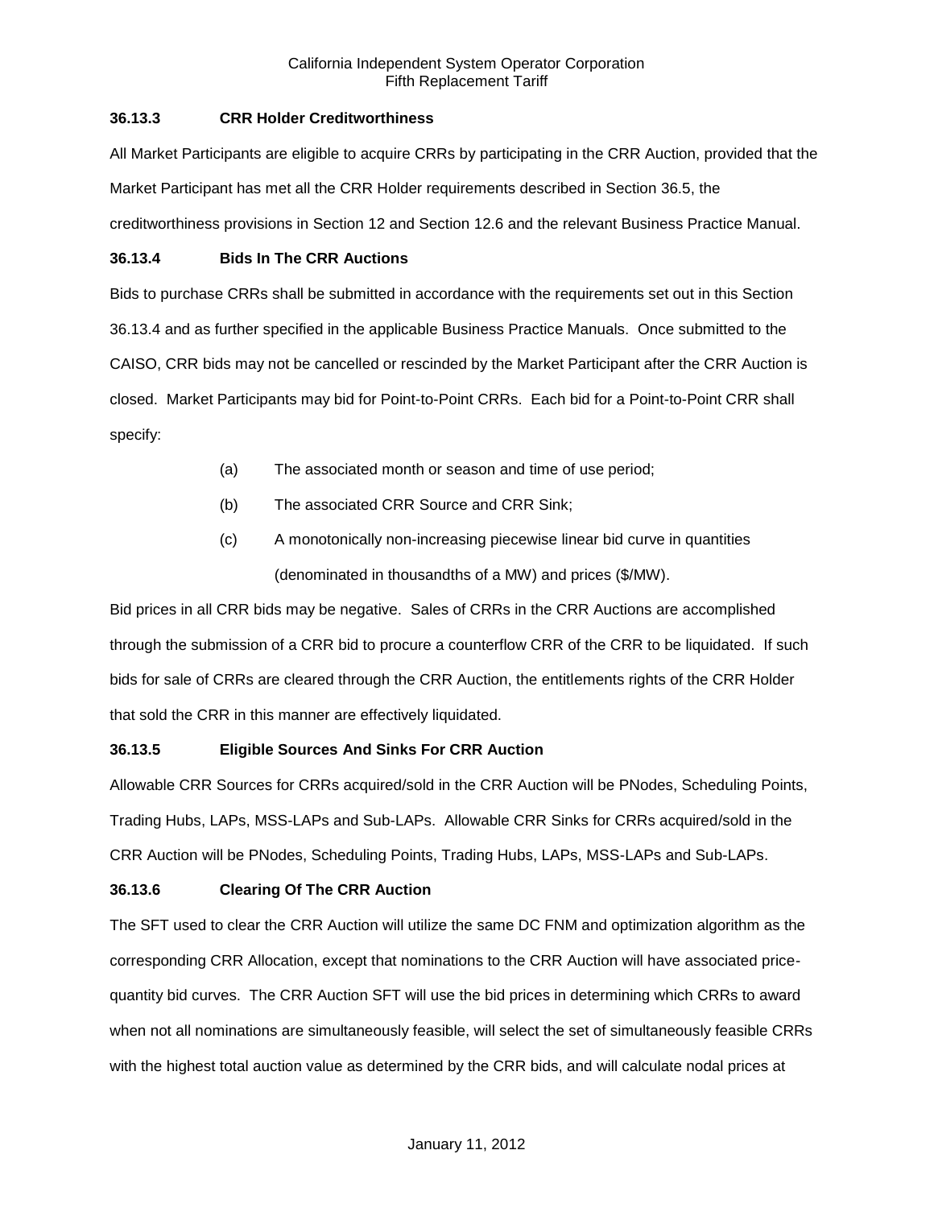### 36.13.3 CRR Holder Creditworthiness

All Market Participants are eligible to acquire CRRs by participating in the CRR Auction, provided that the Market Participant has met all the CRR Holder requirements described in Section 36.5, the creditworthiness provisions in Section 12 and Section 12.6 and the relevant Business Practice Manual.

### 36.13.4 Bids In The CRR Auctions

Bids to purchase CRRs shall be submitted in accordance with the requirements set out in this Section 36.13.4 and as further specified in the applicable Business Practice Manuals. Once submitted to the CAISO, CRR bids may not be cancelled or rescinded by the Market Participant after the CRR Auction is closed. Market Participants may bid for Point-to-Point CRRs. Each bid for a Point-to-Point CRR shall specify:

(a) The associated month or season and time of use period;

(b) The associated CRR Source and CRR Sink;

(c) A monotonically non-increasing piecewise linear bid curve in quantities (denominated in thousandths of a MW) and prices ($/MW).

Bid prices in all CRR bids may be negative. Sales of CRRs in the CRR Auctions are accomplished through the submission of a CRR bid to procure a counterflow CRR of the CRR to be liquidated. If such bids for sale of CRRs are cleared through the CRR Auction, the entitlements rights of the CRR Holder that sold the CRR in this manner are effectively liquidated.

### 36.13.5 Eligible Sources And Sinks For CRR Auction

Allowable CRR Sources for CRRs acquired/sold in the CRR Auction will be PNodes, Scheduling Points, Trading Hubs, LAPs, MSS-LAPs and Sub-LAPs. Allowable CRR Sinks for CRRs acquired/sold in the CRR Auction will be PNodes, Scheduling Points, Trading Hubs, LAPs, MSS-LAPs and Sub-LAPs.

### 36.13.6 Clearing Of The CRR Auction

The SFT used to clear the CRR Auction will utilize the same DC FNM and optimization algorithm as the corresponding CRR Allocation, except that nominations to the CRR Auction will have associated price-quantity bid curves. The CRR Auction SFT will use the bid prices in determining which CRRs to award when not all nominations are simultaneously feasible, will select the set of simultaneously feasible CRRs with the highest total auction value as determined by the CRR bids, and will calculate nodal prices at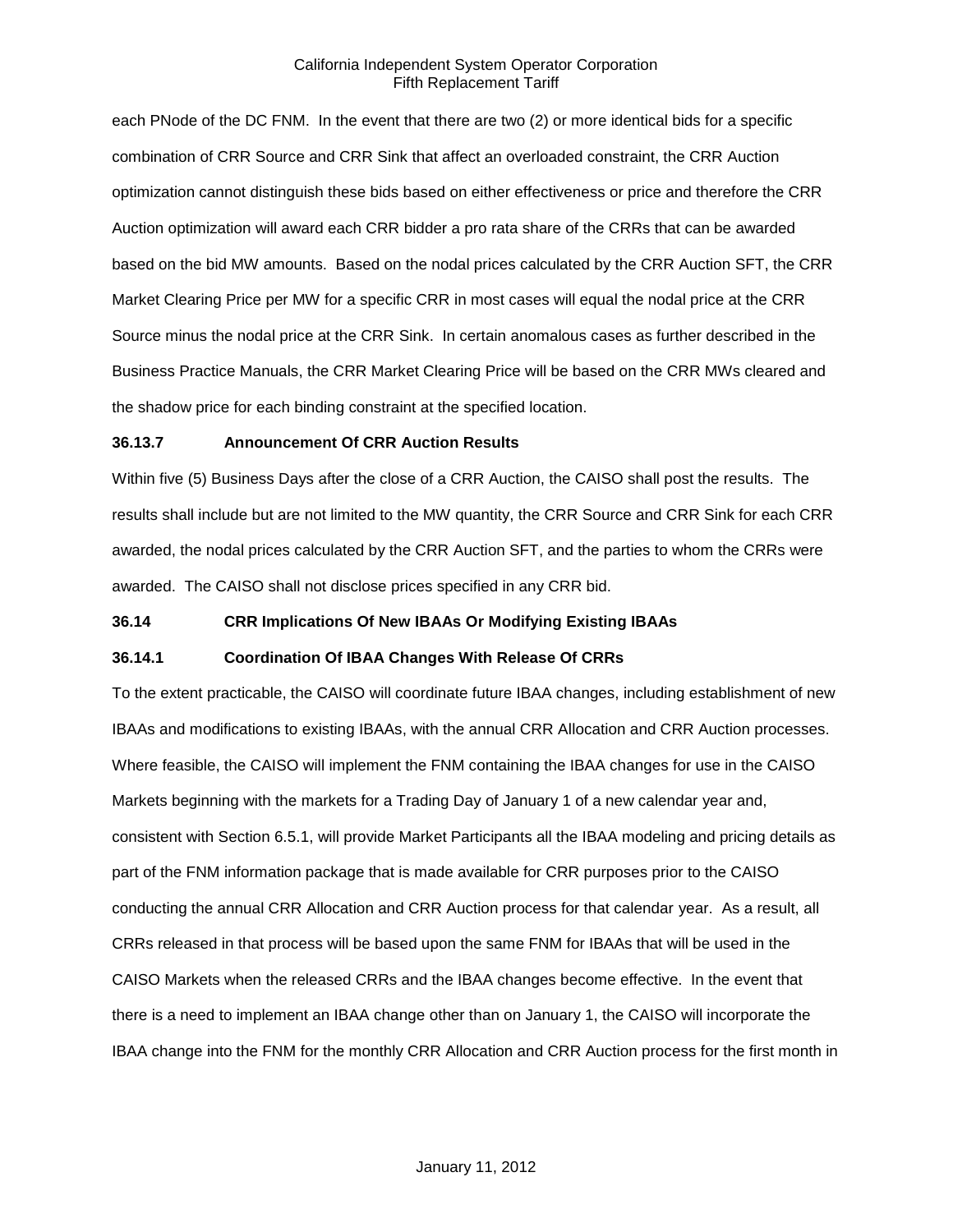each PNode of the DC FNM. In the event that there are two (2) or more identical bids for a specific combination of CRR Source and CRR Sink that affect an overloaded constraint, the CRR Auction optimization cannot distinguish these bids based on either effectiveness or price and therefore the CRR Auction optimization will award each CRR bidder a pro rata share of the CRRs that can be awarded based on the bid MW amounts. Based on the nodal prices calculated by the CRR Auction SFT, the CRR Market Clearing Price per MW for a specific CRR in most cases will equal the nodal price at the CRR Source minus the nodal price at the CRR Sink. In certain anomalous cases as further described in the Business Practice Manuals, the CRR Market Clearing Price will be based on the CRR MWs cleared and the shadow price for each binding constraint at the specified location.

**36.13.7 Announcement Of CRR Auction Results**

Within five (5) Business Days after the close of a CRR Auction, the CAISO shall post the results. The results shall include but are not limited to the MW quantity, the CRR Source and CRR Sink for each CRR awarded, the nodal prices calculated by the CRR Auction SFT, and the parties to whom the CRRs were awarded. The CAISO shall not disclose prices specified in any CRR bid.

**36.14 CRR Implications Of New IBAAs Or Modifying Existing IBAAs**

**36.14.1 Coordination Of IBAA Changes With Release Of CRRs**

To the extent practicable, the CAISO will coordinate future IBAA changes, including establishment of new IBAAs and modifications to existing IBAAs, with the annual CRR Allocation and CRR Auction processes. Where feasible, the CAISO will implement the FNM containing the IBAA changes for use in the CAISO Markets beginning with the markets for a Trading Day of January 1 of a new calendar year and, consistent with Section 6.5.1, will provide Market Participants all the IBAA modeling and pricing details as part of the FNM information package that is made available for CRR purposes prior to the CAISO conducting the annual CRR Allocation and CRR Auction process for that calendar year. As a result, all CRRs released in that process will be based upon the same FNM for IBAAs that will be used in the CAISO Markets when the released CRRs and the IBAA changes become effective. In the event that there is a need to implement an IBAA change other than on January 1, the CAISO will incorporate the IBAA change into the FNM for the monthly CRR Allocation and CRR Auction process for the first month in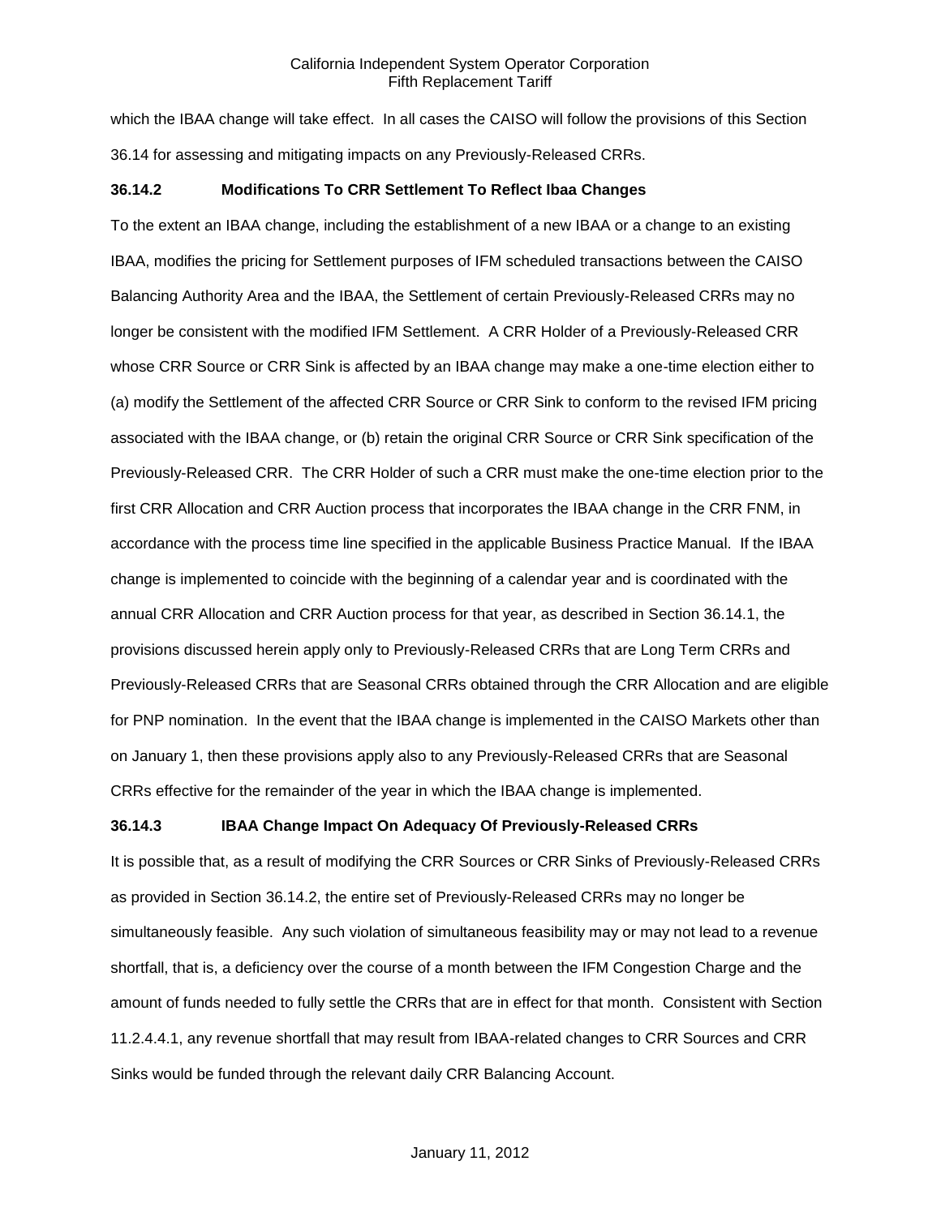which the IBAA change will take effect. In all cases the CAISO will follow the provisions of this Section 36.14 for assessing and mitigating impacts on any Previously-Released CRRs.

### 36.14.2 Modifications To CRR Settlement To Reflect Ibaa Changes

To the extent an IBAA change, including the establishment of a new IBAA or a change to an existing IBAA, modifies the pricing for Settlement purposes of IFM scheduled transactions between the CAISO Balancing Authority Area and the IBAA, the Settlement of certain Previously-Released CRRs may no longer be consistent with the modified IFM Settlement. A CRR Holder of a Previously-Released CRR whose CRR Source or CRR Sink is affected by an IBAA change may make a one-time election either to (a) modify the Settlement of the affected CRR Source or CRR Sink to conform to the revised IFM pricing associated with the IBAA change, or (b) retain the original CRR Source or CRR Sink specification of the Previously-Released CRR. The CRR Holder of such a CRR must make the one-time election prior to the first CRR Allocation and CRR Auction process that incorporates the IBAA change in the CRR FNM, in accordance with the process time line specified in the applicable Business Practice Manual. If the IBAA change is implemented to coincide with the beginning of a calendar year and is coordinated with the annual CRR Allocation and CRR Auction process for that year, as described in Section 36.14.1, the provisions discussed herein apply only to Previously-Released CRRs that are Long Term CRRs and Previously-Released CRRs that are Seasonal CRRs obtained through the CRR Allocation and are eligible for PNP nomination. In the event that the IBAA change is implemented in the CAISO Markets other than on January 1, then these provisions apply also to any Previously-Released CRRs that are Seasonal CRRs effective for the remainder of the year in which the IBAA change is implemented.

### 36.14.3 IBAA Change Impact On Adequacy Of Previously-Released CRRs

It is possible that, as a result of modifying the CRR Sources or CRR Sinks of Previously-Released CRRs as provided in Section 36.14.2, the entire set of Previously-Released CRRs may no longer be simultaneously feasible. Any such violation of simultaneous feasibility may or may not lead to a revenue shortfall, that is, a deficiency over the course of a month between the IFM Congestion Charge and the amount of funds needed to fully settle the CRRs that are in effect for that month. Consistent with Section 11.2.4.4.1, any revenue shortfall that may result from IBAA-related changes to CRR Sources and CRR Sinks would be funded through the relevant daily CRR Balancing Account.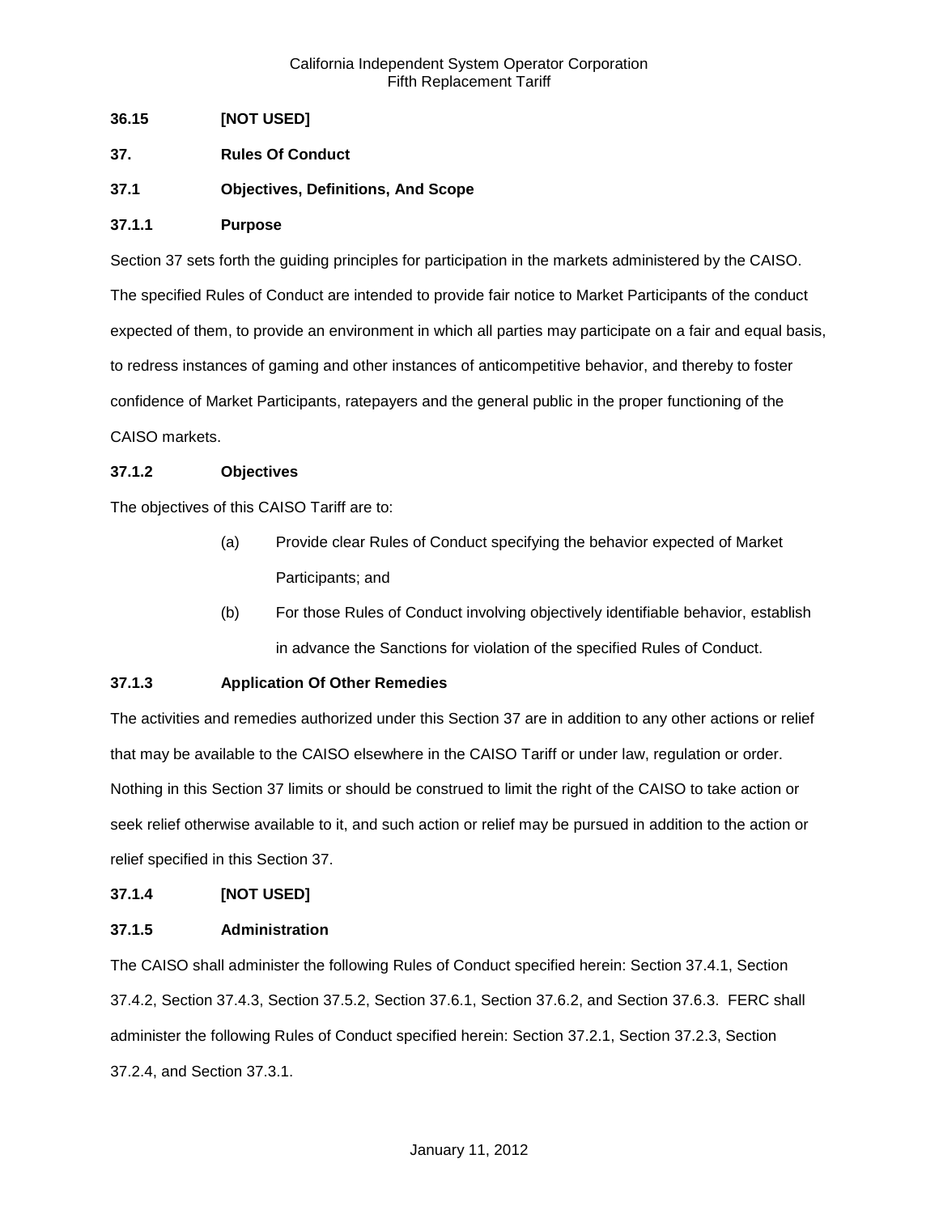**36.15 [NOT USED]**

# 37. Rules Of Conduct

## 37.1 Objectives, Definitions, And Scope

### 37.1.1 Purpose

Section 37 sets forth the guiding principles for participation in the markets administered by the CAISO. The specified Rules of Conduct are intended to provide fair notice to Market Participants of the conduct expected of them, to provide an environment in which all parties may participate on a fair and equal basis, to redress instances of gaming and other instances of anticompetitive behavior, and thereby to foster confidence of Market Participants, ratepayers and the general public in the proper functioning of the CAISO markets.

### 37.1.2 Objectives

The objectives of this CAISO Tariff are to:

(a) Provide clear Rules of Conduct specifying the behavior expected of Market Participants; and

(b) For those Rules of Conduct involving objectively identifiable behavior, establish in advance the Sanctions for violation of the specified Rules of Conduct.

### 37.1.3 Application Of Other Remedies

The activities and remedies authorized under this Section 37 are in addition to any other actions or relief that may be available to the CAISO elsewhere in the CAISO Tariff or under law, regulation or order. Nothing in this Section 37 limits or should be construed to limit the right of the CAISO to take action or seek relief otherwise available to it, and such action or relief may be pursued in addition to the action or relief specified in this Section 37.

### 37.1.4 [NOT USED]

### 37.1.5 Administration

The CAISO shall administer the following Rules of Conduct specified herein: Section 37.4.1, Section 37.4.2, Section 37.4.3, Section 37.5.2, Section 37.6.1, Section 37.6.2, and Section 37.6.3. FERC shall administer the following Rules of Conduct specified herein: Section 37.2.1, Section 37.2.3, Section 37.2.4, and Section 37.3.1.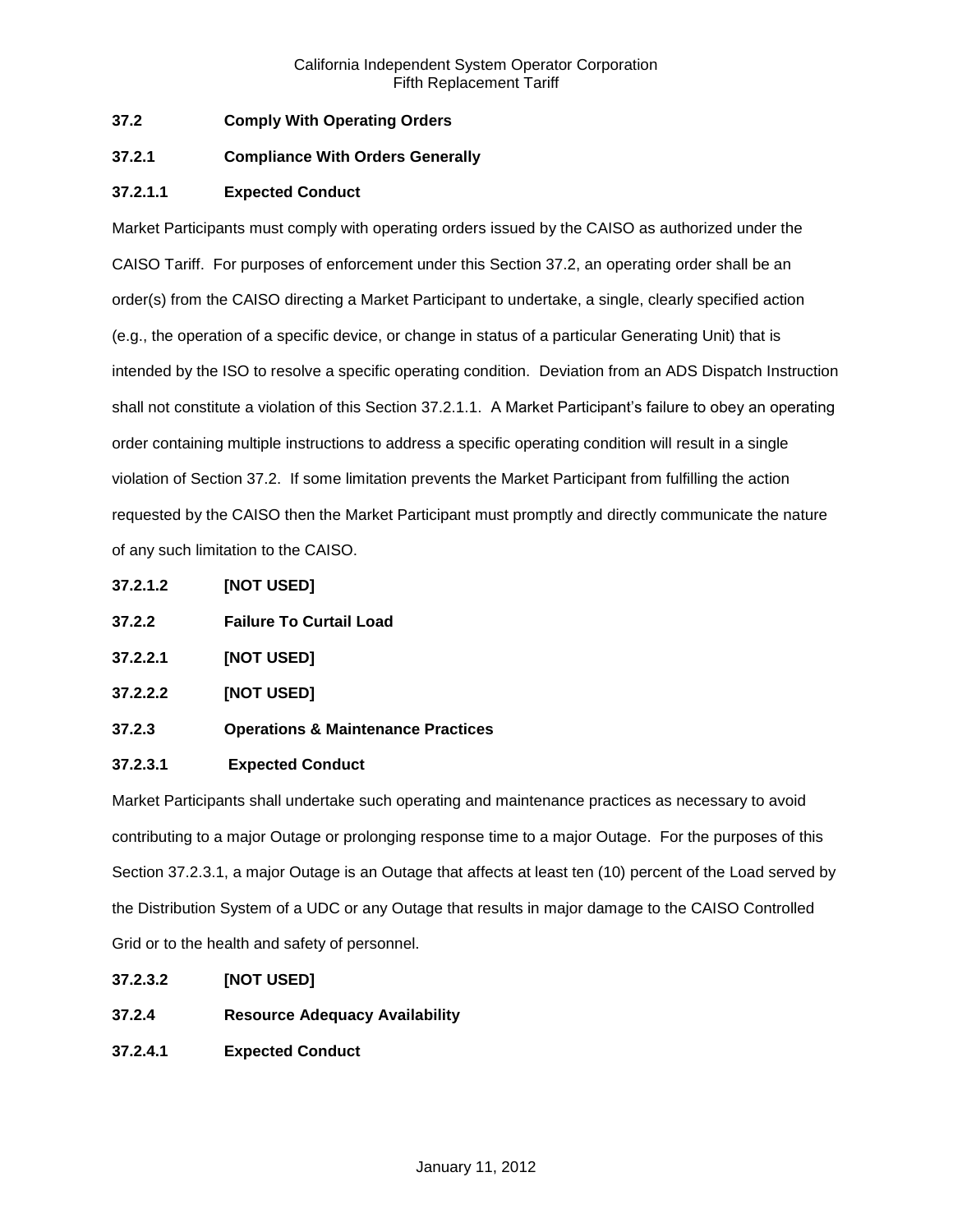### 37.2 Comply With Operating Orders

#### 37.2.1 Compliance With Orders Generally

##### 37.2.1.1 Expected Conduct

Market Participants must comply with operating orders issued by the CAISO as authorized under the CAISO Tariff. For purposes of enforcement under this Section 37.2, an operating order shall be an order(s) from the CAISO directing a Market Participant to undertake, a single, clearly specified action (e.g., the operation of a specific device, or change in status of a particular Generating Unit) that is intended by the ISO to resolve a specific operating condition. Deviation from an ADS Dispatch Instruction shall not constitute a violation of this Section 37.2.1.1. A Market Participant's failure to obey an operating order containing multiple instructions to address a specific operating condition will result in a single violation of Section 37.2. If some limitation prevents the Market Participant from fulfilling the action requested by the CAISO then the Market Participant must promptly and directly communicate the nature of any such limitation to the CAISO.

##### 37.2.1.2 [NOT USED]

#### 37.2.2 Failure To Curtail Load

##### 37.2.2.1 [NOT USED]

##### 37.2.2.2 [NOT USED]

#### 37.2.3 Operations & Maintenance Practices

##### 37.2.3.1 Expected Conduct

Market Participants shall undertake such operating and maintenance practices as necessary to avoid contributing to a major Outage or prolonging response time to a major Outage. For the purposes of this Section 37.2.3.1, a major Outage is an Outage that affects at least ten (10) percent of the Load served by the Distribution System of a UDC or any Outage that results in major damage to the CAISO Controlled Grid or to the health and safety of personnel.

##### 37.2.3.2 [NOT USED]

#### 37.2.4 Resource Adequacy Availability

##### 37.2.4.1 Expected Conduct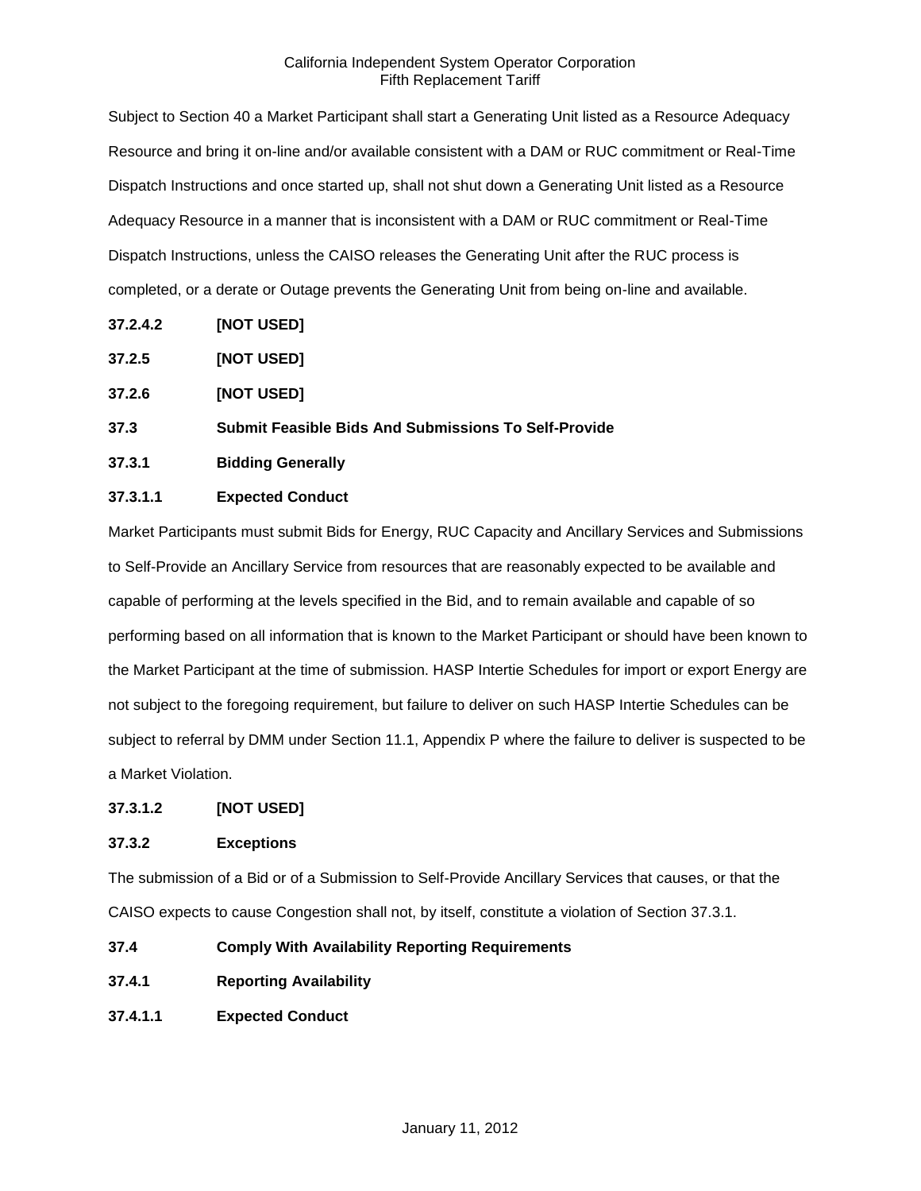Subject to Section 40 a Market Participant shall start a Generating Unit listed as a Resource Adequacy Resource and bring it on-line and/or available consistent with a DAM or RUC commitment or Real-Time Dispatch Instructions and once started up, shall not shut down a Generating Unit listed as a Resource Adequacy Resource in a manner that is inconsistent with a DAM or RUC commitment or Real-Time Dispatch Instructions, unless the CAISO releases the Generating Unit after the RUC process is completed, or a derate or Outage prevents the Generating Unit from being on-line and available.

**37.2.4.2 [NOT USED]**

**37.2.5 [NOT USED]**

**37.2.6 [NOT USED]**

**37.3 Submit Feasible Bids And Submissions To Self-Provide**

**37.3.1 Bidding Generally**

**37.3.1.1 Expected Conduct**

Market Participants must submit Bids for Energy, RUC Capacity and Ancillary Services and Submissions to Self-Provide an Ancillary Service from resources that are reasonably expected to be available and capable of performing at the levels specified in the Bid, and to remain available and capable of so performing based on all information that is known to the Market Participant or should have been known to the Market Participant at the time of submission. HASP Intertie Schedules for import or export Energy are not subject to the foregoing requirement, but failure to deliver on such HASP Intertie Schedules can be subject to referral by DMM under Section 11.1, Appendix P where the failure to deliver is suspected to be a Market Violation.

**37.3.1.2 [NOT USED]**

**37.3.2 Exceptions**

The submission of a Bid or of a Submission to Self-Provide Ancillary Services that causes, or that the CAISO expects to cause Congestion shall not, by itself, constitute a violation of Section 37.3.1.

**37.4 Comply With Availability Reporting Requirements**

**37.4.1 Reporting Availability**

**37.4.1.1 Expected Conduct**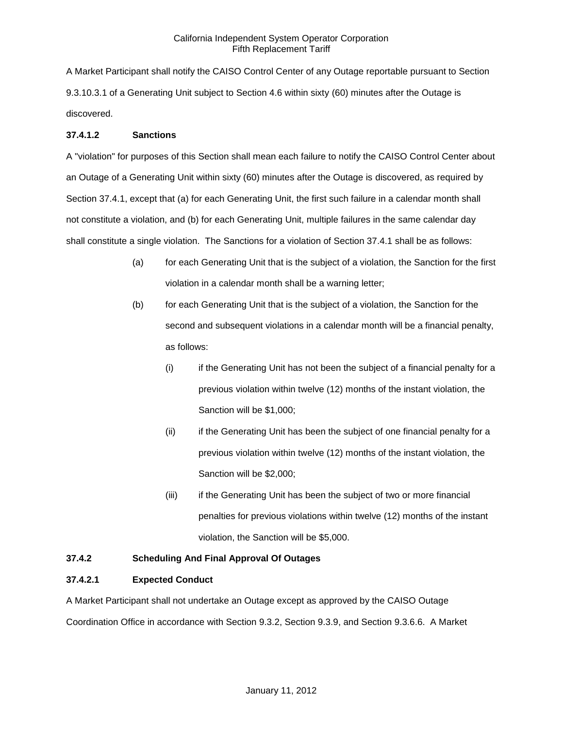A Market Participant shall notify the CAISO Control Center of any Outage reportable pursuant to Section 9.3.10.3.1 of a Generating Unit subject to Section 4.6 within sixty (60) minutes after the Outage is discovered.

**37.4.1.2 Sanctions**

A "violation" for purposes of this Section shall mean each failure to notify the CAISO Control Center about an Outage of a Generating Unit within sixty (60) minutes after the Outage is discovered, as required by Section 37.4.1, except that (a) for each Generating Unit, the first such failure in a calendar month shall not constitute a violation, and (b) for each Generating Unit, multiple failures in the same calendar day shall constitute a single violation. The Sanctions for a violation of Section 37.4.1 shall be as follows:

(a) for each Generating Unit that is the subject of a violation, the Sanction for the first violation in a calendar month shall be a warning letter;

(b) for each Generating Unit that is the subject of a violation, the Sanction for the second and subsequent violations in a calendar month will be a financial penalty, as follows:

   (i) if the Generating Unit has not been the subject of a financial penalty for a previous violation within twelve (12) months of the instant violation, the Sanction will be $1,000;

   (ii) if the Generating Unit has been the subject of one financial penalty for a previous violation within twelve (12) months of the instant violation, the Sanction will be $2,000;

   (iii) if the Generating Unit has been the subject of two or more financial penalties for previous violations within twelve (12) months of the instant violation, the Sanction will be $5,000.

**37.4.2 Scheduling And Final Approval Of Outages**

**37.4.2.1 Expected Conduct**

A Market Participant shall not undertake an Outage except as approved by the CAISO Outage Coordination Office in accordance with Section 9.3.2, Section 9.3.9, and Section 9.3.6.6. A Market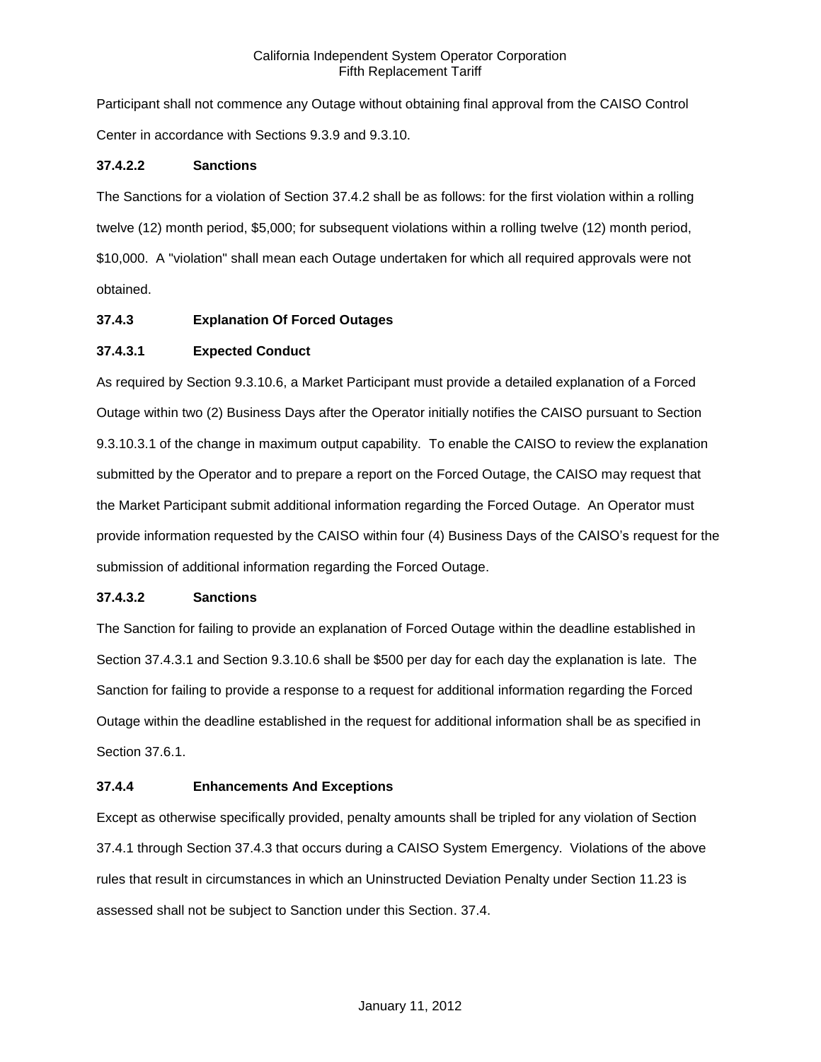Participant shall not commence any Outage without obtaining final approval from the CAISO Control Center in accordance with Sections 9.3.9 and 9.3.10.

#### 37.4.2.2 Sanctions

The Sanctions for a violation of Section 37.4.2 shall be as follows: for the first violation within a rolling twelve (12) month period, $5,000; for subsequent violations within a rolling twelve (12) month period, $10,000. A "violation" shall mean each Outage undertaken for which all required approvals were not obtained.

### 37.4.3 Explanation Of Forced Outages

#### 37.4.3.1 Expected Conduct

As required by Section 9.3.10.6, a Market Participant must provide a detailed explanation of a Forced Outage within two (2) Business Days after the Operator initially notifies the CAISO pursuant to Section 9.3.10.3.1 of the change in maximum output capability. To enable the CAISO to review the explanation submitted by the Operator and to prepare a report on the Forced Outage, the CAISO may request that the Market Participant submit additional information regarding the Forced Outage. An Operator must provide information requested by the CAISO within four (4) Business Days of the CAISO's request for the submission of additional information regarding the Forced Outage.

#### 37.4.3.2 Sanctions

The Sanction for failing to provide an explanation of Forced Outage within the deadline established in Section 37.4.3.1 and Section 9.3.10.6 shall be $500 per day for each day the explanation is late. The Sanction for failing to provide a response to a request for additional information regarding the Forced Outage within the deadline established in the request for additional information shall be as specified in Section 37.6.1.

### 37.4.4 Enhancements And Exceptions

Except as otherwise specifically provided, penalty amounts shall be tripled for any violation of Section 37.4.1 through Section 37.4.3 that occurs during a CAISO System Emergency. Violations of the above rules that result in circumstances in which an Uninstructed Deviation Penalty under Section 11.23 is assessed shall not be subject to Sanction under this Section. 37.4.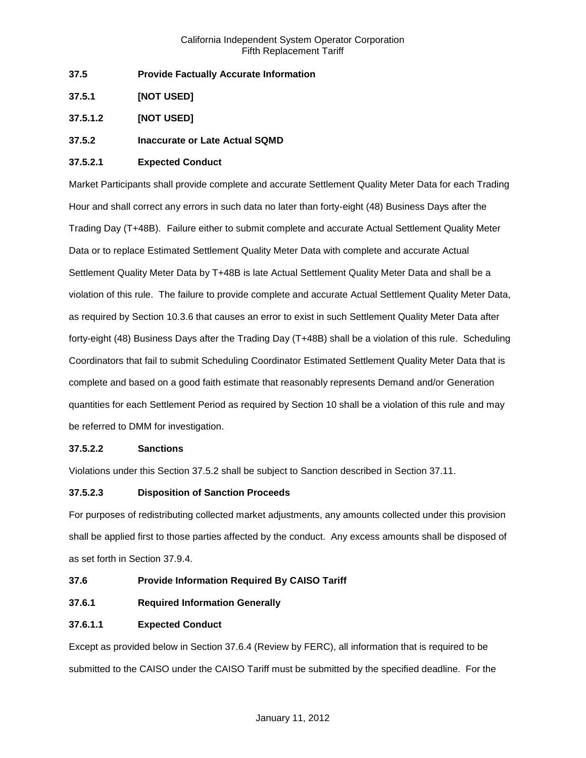**37.5 Provide Factually Accurate Information**

**37.5.1 [NOT USED]**

**37.5.1.2 [NOT USED]**

**37.5.2 Inaccurate or Late Actual SQMD**

**37.5.2.1 Expected Conduct**

Market Participants shall provide complete and accurate Settlement Quality Meter Data for each Trading Hour and shall correct any errors in such data no later than forty-eight (48) Business Days after the Trading Day (T+48B). Failure either to submit complete and accurate Actual Settlement Quality Meter Data or to replace Estimated Settlement Quality Meter Data with complete and accurate Actual Settlement Quality Meter Data by T+48B is late Actual Settlement Quality Meter Data and shall be a violation of this rule. The failure to provide complete and accurate Actual Settlement Quality Meter Data, as required by Section 10.3.6 that causes an error to exist in such Settlement Quality Meter Data after forty-eight (48) Business Days after the Trading Day (T+48B) shall be a violation of this rule. Scheduling Coordinators that fail to submit Scheduling Coordinator Estimated Settlement Quality Meter Data that is complete and based on a good faith estimate that reasonably represents Demand and/or Generation quantities for each Settlement Period as required by Section 10 shall be a violation of this rule and may be referred to DMM for investigation.

**37.5.2.2 Sanctions**

Violations under this Section 37.5.2 shall be subject to Sanction described in Section 37.11.

**37.5.2.3 Disposition of Sanction Proceeds**

For purposes of redistributing collected market adjustments, any amounts collected under this provision shall be applied first to those parties affected by the conduct. Any excess amounts shall be disposed of as set forth in Section 37.9.4.

**37.6 Provide Information Required By CAISO Tariff**

**37.6.1 Required Information Generally**

**37.6.1.1 Expected Conduct**

Except as provided below in Section 37.6.4 (Review by FERC), all information that is required to be submitted to the CAISO under the CAISO Tariff must be submitted by the specified deadline. For the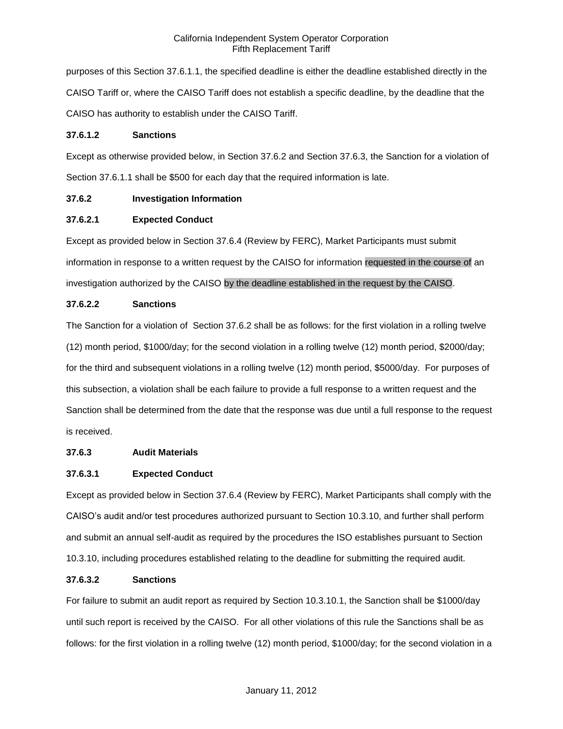purposes of this Section 37.6.1.1, the specified deadline is either the deadline established directly in the CAISO Tariff or, where the CAISO Tariff does not establish a specific deadline, by the deadline that the CAISO has authority to establish under the CAISO Tariff.

**37.6.1.2 Sanctions**

Except as otherwise provided below, in Section 37.6.2 and Section 37.6.3, the Sanction for a violation of Section 37.6.1.1 shall be $500 for each day that the required information is late.

**37.6.2 Investigation Information**

**37.6.2.1 Expected Conduct**

Except as provided below in Section 37.6.4 (Review by FERC), Market Participants must submit information in response to a written request by the CAISO for information requested in the course of an investigation authorized by the CAISO by the deadline established in the request by the CAISO.

**37.6.2.2 Sanctions**

The Sanction for a violation of Section 37.6.2 shall be as follows: for the first violation in a rolling twelve (12) month period, $1000/day; for the second violation in a rolling twelve (12) month period, $2000/day; for the third and subsequent violations in a rolling twelve (12) month period, $5000/day. For purposes of this subsection, a violation shall be each failure to provide a full response to a written request and the Sanction shall be determined from the date that the response was due until a full response to the request is received.

**37.6.3 Audit Materials**

**37.6.3.1 Expected Conduct**

Except as provided below in Section 37.6.4 (Review by FERC), Market Participants shall comply with the CAISO's audit and/or test procedures authorized pursuant to Section 10.3.10, and further shall perform and submit an annual self-audit as required by the procedures the ISO establishes pursuant to Section 10.3.10, including procedures established relating to the deadline for submitting the required audit.

**37.6.3.2 Sanctions**

For failure to submit an audit report as required by Section 10.3.10.1, the Sanction shall be $1000/day until such report is received by the CAISO. For all other violations of this rule the Sanctions shall be as follows: for the first violation in a rolling twelve (12) month period, $1000/day; for the second violation in a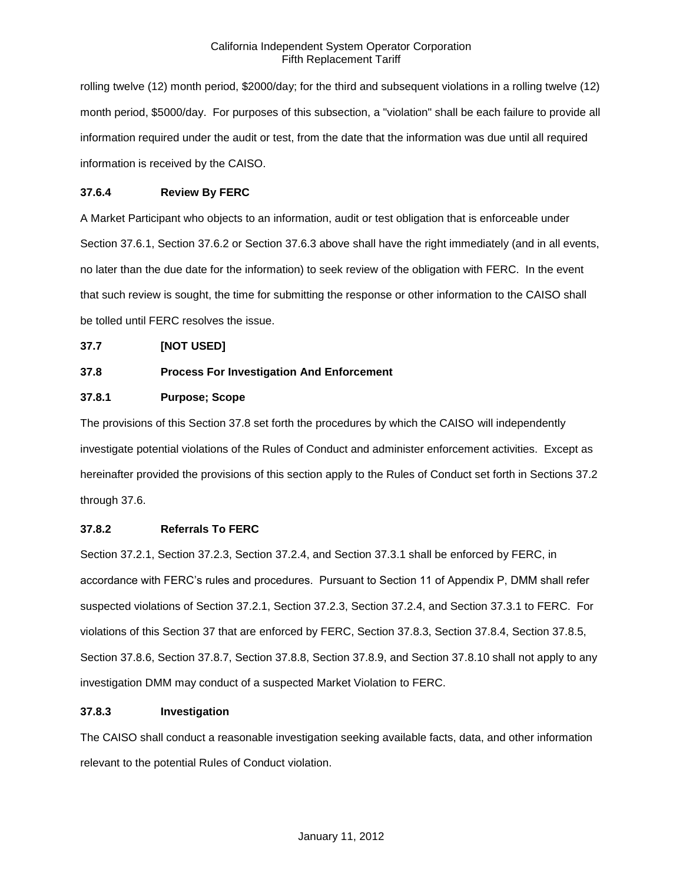rolling twelve (12) month period, $2000/day; for the third and subsequent violations in a rolling twelve (12) month period, $5000/day. For purposes of this subsection, a "violation" shall be each failure to provide all information required under the audit or test, from the date that the information was due until all required information is received by the CAISO.

### 37.6.4 Review By FERC

A Market Participant who objects to an information, audit or test obligation that is enforceable under Section 37.6.1, Section 37.6.2 or Section 37.6.3 above shall have the right immediately (and in all events, no later than the due date for the information) to seek review of the obligation with FERC. In the event that such review is sought, the time for submitting the response or other information to the CAISO shall be tolled until FERC resolves the issue.

## 37.7 [NOT USED]

## 37.8 Process For Investigation And Enforcement

### 37.8.1 Purpose; Scope

The provisions of this Section 37.8 set forth the procedures by which the CAISO will independently investigate potential violations of the Rules of Conduct and administer enforcement activities. Except as hereinafter provided the provisions of this section apply to the Rules of Conduct set forth in Sections 37.2 through 37.6.

### 37.8.2 Referrals To FERC

Section 37.2.1, Section 37.2.3, Section 37.2.4, and Section 37.3.1 shall be enforced by FERC, in accordance with FERC's rules and procedures. Pursuant to Section 11 of Appendix P, DMM shall refer suspected violations of Section 37.2.1, Section 37.2.3, Section 37.2.4, and Section 37.3.1 to FERC. For violations of this Section 37 that are enforced by FERC, Section 37.8.3, Section 37.8.4, Section 37.8.5, Section 37.8.6, Section 37.8.7, Section 37.8.8, Section 37.8.9, and Section 37.8.10 shall not apply to any investigation DMM may conduct of a suspected Market Violation to FERC.

### 37.8.3 Investigation

The CAISO shall conduct a reasonable investigation seeking available facts, data, and other information relevant to the potential Rules of Conduct violation.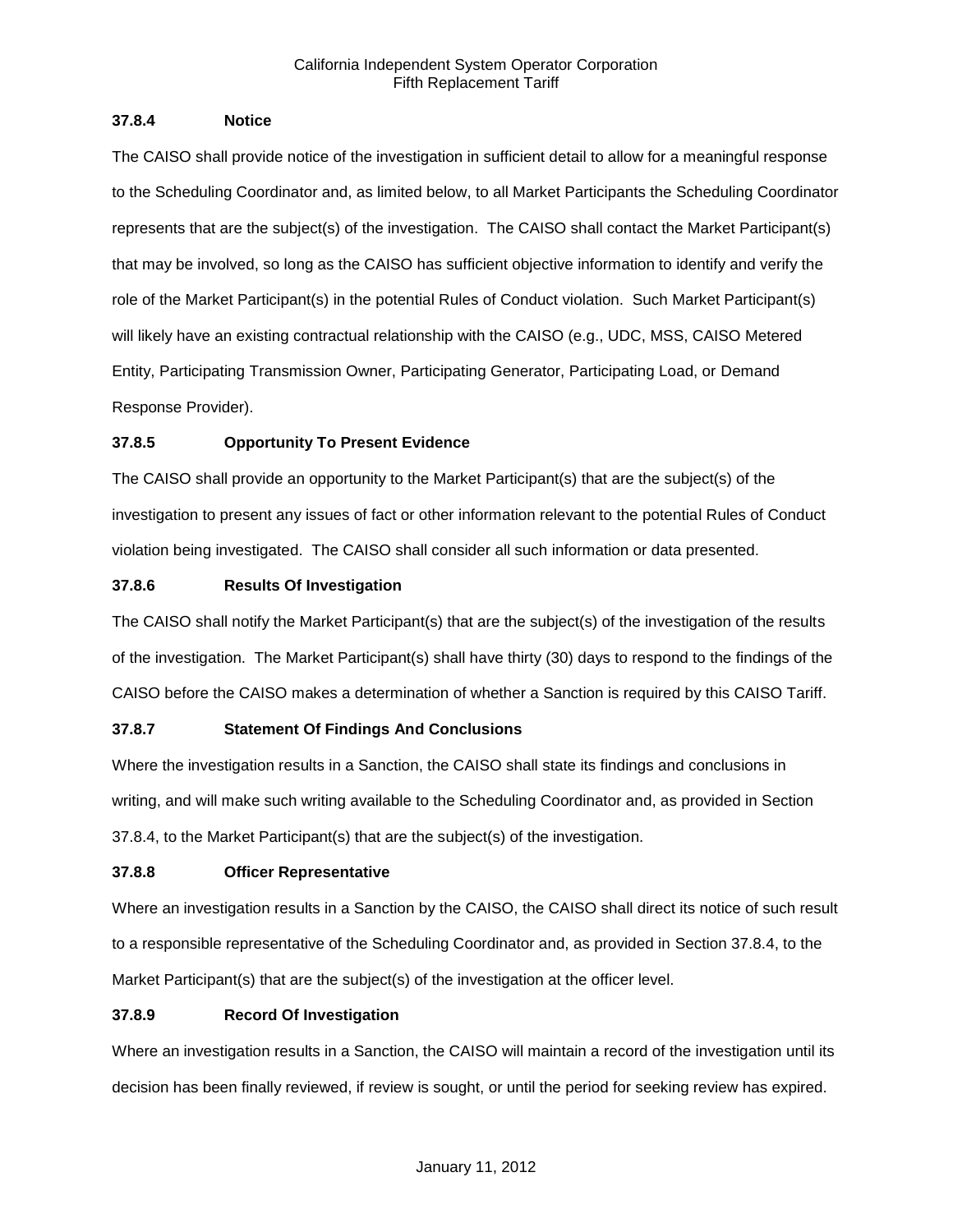### 37.8.4 Notice

The CAISO shall provide notice of the investigation in sufficient detail to allow for a meaningful response to the Scheduling Coordinator and, as limited below, to all Market Participants the Scheduling Coordinator represents that are the subject(s) of the investigation. The CAISO shall contact the Market Participant(s) that may be involved, so long as the CAISO has sufficient objective information to identify and verify the role of the Market Participant(s) in the potential Rules of Conduct violation. Such Market Participant(s) will likely have an existing contractual relationship with the CAISO (e.g., UDC, MSS, CAISO Metered Entity, Participating Transmission Owner, Participating Generator, Participating Load, or Demand Response Provider).

### 37.8.5 Opportunity To Present Evidence

The CAISO shall provide an opportunity to the Market Participant(s) that are the subject(s) of the investigation to present any issues of fact or other information relevant to the potential Rules of Conduct violation being investigated. The CAISO shall consider all such information or data presented.

### 37.8.6 Results Of Investigation

The CAISO shall notify the Market Participant(s) that are the subject(s) of the investigation of the results of the investigation. The Market Participant(s) shall have thirty (30) days to respond to the findings of the CAISO before the CAISO makes a determination of whether a Sanction is required by this CAISO Tariff.

### 37.8.7 Statement Of Findings And Conclusions

Where the investigation results in a Sanction, the CAISO shall state its findings and conclusions in writing, and will make such writing available to the Scheduling Coordinator and, as provided in Section 37.8.4, to the Market Participant(s) that are the subject(s) of the investigation.

### 37.8.8 Officer Representative

Where an investigation results in a Sanction by the CAISO, the CAISO shall direct its notice of such result to a responsible representative of the Scheduling Coordinator and, as provided in Section 37.8.4, to the Market Participant(s) that are the subject(s) of the investigation at the officer level.

### 37.8.9 Record Of Investigation

Where an investigation results in a Sanction, the CAISO will maintain a record of the investigation until its decision has been finally reviewed, if review is sought, or until the period for seeking review has expired.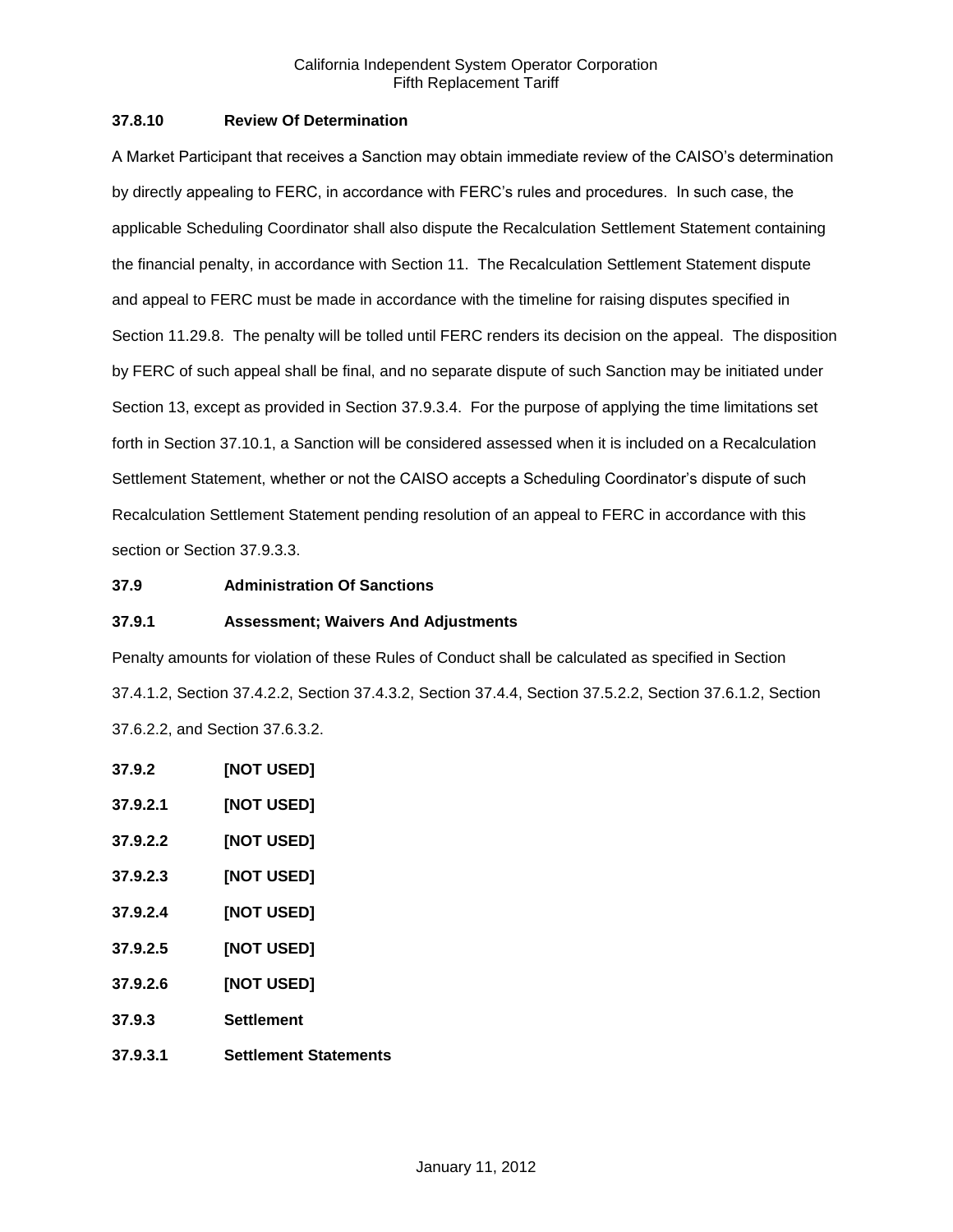### 37.8.10 Review Of Determination

A Market Participant that receives a Sanction may obtain immediate review of the CAISO's determination by directly appealing to FERC, in accordance with FERC's rules and procedures. In such case, the applicable Scheduling Coordinator shall also dispute the Recalculation Settlement Statement containing the financial penalty, in accordance with Section 11. The Recalculation Settlement Statement dispute and appeal to FERC must be made in accordance with the timeline for raising disputes specified in Section 11.29.8. The penalty will be tolled until FERC renders its decision on the appeal. The disposition by FERC of such appeal shall be final, and no separate dispute of such Sanction may be initiated under Section 13, except as provided in Section 37.9.3.4. For the purpose of applying the time limitations set forth in Section 37.10.1, a Sanction will be considered assessed when it is included on a Recalculation Settlement Statement, whether or not the CAISO accepts a Scheduling Coordinator's dispute of such Recalculation Settlement Statement pending resolution of an appeal to FERC in accordance with this section or Section 37.9.3.3.

## 37.9 Administration Of Sanctions

### 37.9.1 Assessment; Waivers And Adjustments

Penalty amounts for violation of these Rules of Conduct shall be calculated as specified in Section 37.4.1.2, Section 37.4.2.2, Section 37.4.3.2, Section 37.4.4, Section 37.5.2.2, Section 37.6.1.2, Section 37.6.2.2, and Section 37.6.3.2.

### 37.9.2 [NOT USED]

#### 37.9.2.1 [NOT USED]

#### 37.9.2.2 [NOT USED]

#### 37.9.2.3 [NOT USED]

#### 37.9.2.4 [NOT USED]

#### 37.9.2.5 [NOT USED]

#### 37.9.2.6 [NOT USED]

### 37.9.3 Settlement

#### 37.9.3.1 Settlement Statements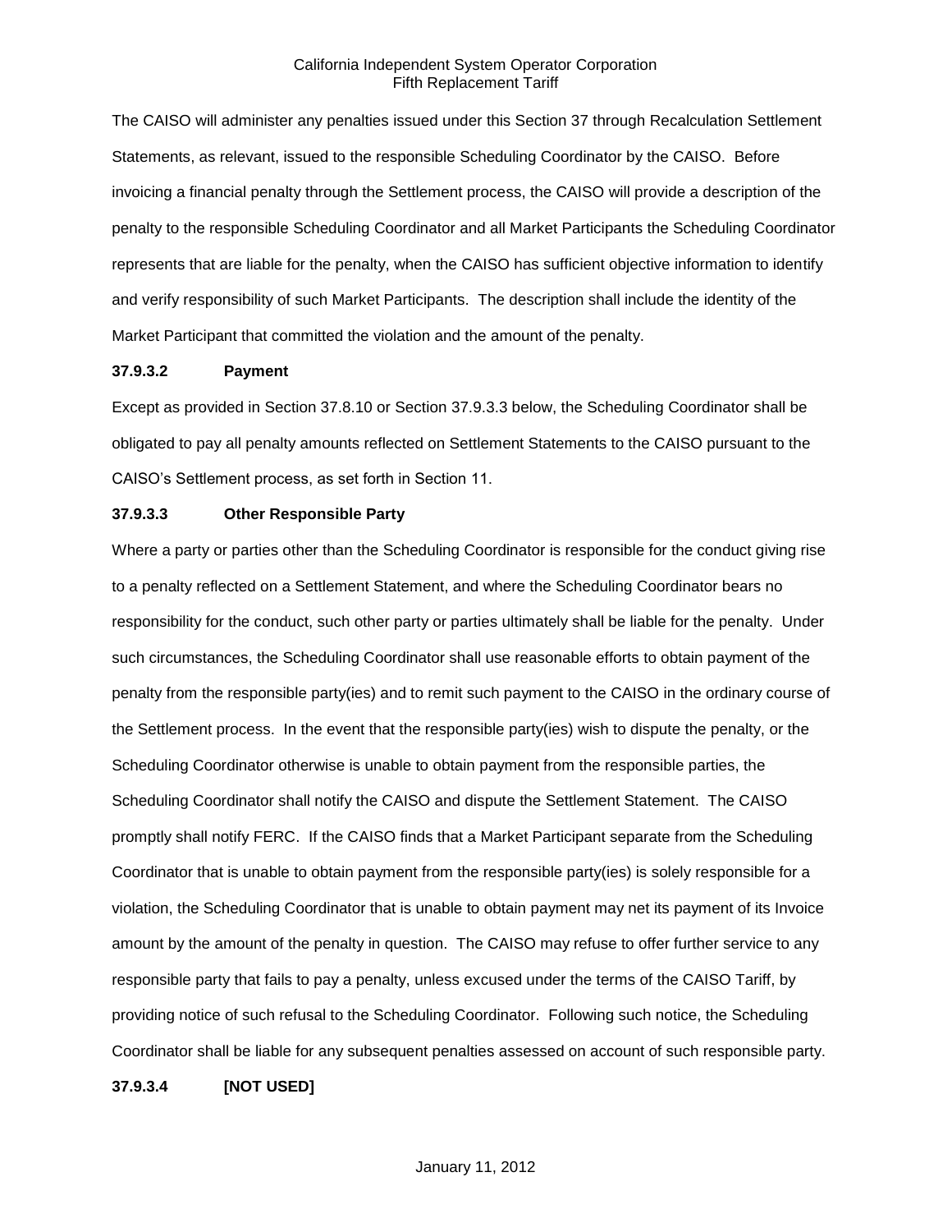The CAISO will administer any penalties issued under this Section 37 through Recalculation Settlement Statements, as relevant, issued to the responsible Scheduling Coordinator by the CAISO. Before invoicing a financial penalty through the Settlement process, the CAISO will provide a description of the penalty to the responsible Scheduling Coordinator and all Market Participants the Scheduling Coordinator represents that are liable for the penalty, when the CAISO has sufficient objective information to identify and verify responsibility of such Market Participants. The description shall include the identity of the Market Participant that committed the violation and the amount of the penalty.

**37.9.3.2 Payment**

Except as provided in Section 37.8.10 or Section 37.9.3.3 below, the Scheduling Coordinator shall be obligated to pay all penalty amounts reflected on Settlement Statements to the CAISO pursuant to the CAISO's Settlement process, as set forth in Section 11.

**37.9.3.3 Other Responsible Party**

Where a party or parties other than the Scheduling Coordinator is responsible for the conduct giving rise to a penalty reflected on a Settlement Statement, and where the Scheduling Coordinator bears no responsibility for the conduct, such other party or parties ultimately shall be liable for the penalty. Under such circumstances, the Scheduling Coordinator shall use reasonable efforts to obtain payment of the penalty from the responsible party(ies) and to remit such payment to the CAISO in the ordinary course of the Settlement process. In the event that the responsible party(ies) wish to dispute the penalty, or the Scheduling Coordinator otherwise is unable to obtain payment from the responsible parties, the Scheduling Coordinator shall notify the CAISO and dispute the Settlement Statement. The CAISO promptly shall notify FERC. If the CAISO finds that a Market Participant separate from the Scheduling Coordinator that is unable to obtain payment from the responsible party(ies) is solely responsible for a violation, the Scheduling Coordinator that is unable to obtain payment may net its payment of its Invoice amount by the amount of the penalty in question. The CAISO may refuse to offer further service to any responsible party that fails to pay a penalty, unless excused under the terms of the CAISO Tariff, by providing notice of such refusal to the Scheduling Coordinator. Following such notice, the Scheduling Coordinator shall be liable for any subsequent penalties assessed on account of such responsible party.

**37.9.3.4 [NOT USED]**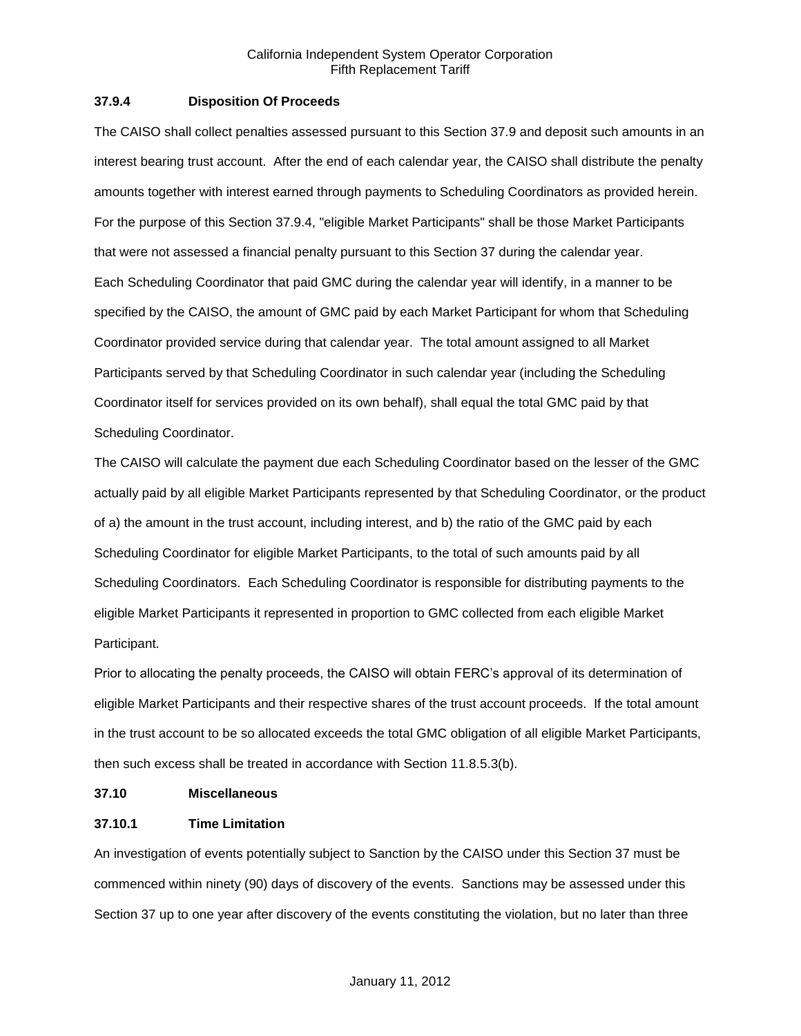### 37.9.4 Disposition Of Proceeds

The CAISO shall collect penalties assessed pursuant to this Section 37.9 and deposit such amounts in an interest bearing trust account. After the end of each calendar year, the CAISO shall distribute the penalty amounts together with interest earned through payments to Scheduling Coordinators as provided herein. For the purpose of this Section 37.9.4, "eligible Market Participants" shall be those Market Participants that were not assessed a financial penalty pursuant to this Section 37 during the calendar year.

Each Scheduling Coordinator that paid GMC during the calendar year will identify, in a manner to be specified by the CAISO, the amount of GMC paid by each Market Participant for whom that Scheduling Coordinator provided service during that calendar year. The total amount assigned to all Market Participants served by that Scheduling Coordinator in such calendar year (including the Scheduling Coordinator itself for services provided on its own behalf), shall equal the total GMC paid by that Scheduling Coordinator.

The CAISO will calculate the payment due each Scheduling Coordinator based on the lesser of the GMC actually paid by all eligible Market Participants represented by that Scheduling Coordinator, or the product of a) the amount in the trust account, including interest, and b) the ratio of the GMC paid by each Scheduling Coordinator for eligible Market Participants, to the total of such amounts paid by all Scheduling Coordinators. Each Scheduling Coordinator is responsible for distributing payments to the eligible Market Participants it represented in proportion to GMC collected from each eligible Market Participant.

Prior to allocating the penalty proceeds, the CAISO will obtain FERC's approval of its determination of eligible Market Participants and their respective shares of the trust account proceeds. If the total amount in the trust account to be so allocated exceeds the total GMC obligation of all eligible Market Participants, then such excess shall be treated in accordance with Section 11.8.5.3(b).

## 37.10 Miscellaneous

### 37.10.1 Time Limitation

An investigation of events potentially subject to Sanction by the CAISO under this Section 37 must be commenced within ninety (90) days of discovery of the events. Sanctions may be assessed under this Section 37 up to one year after discovery of the events constituting the violation, but no later than three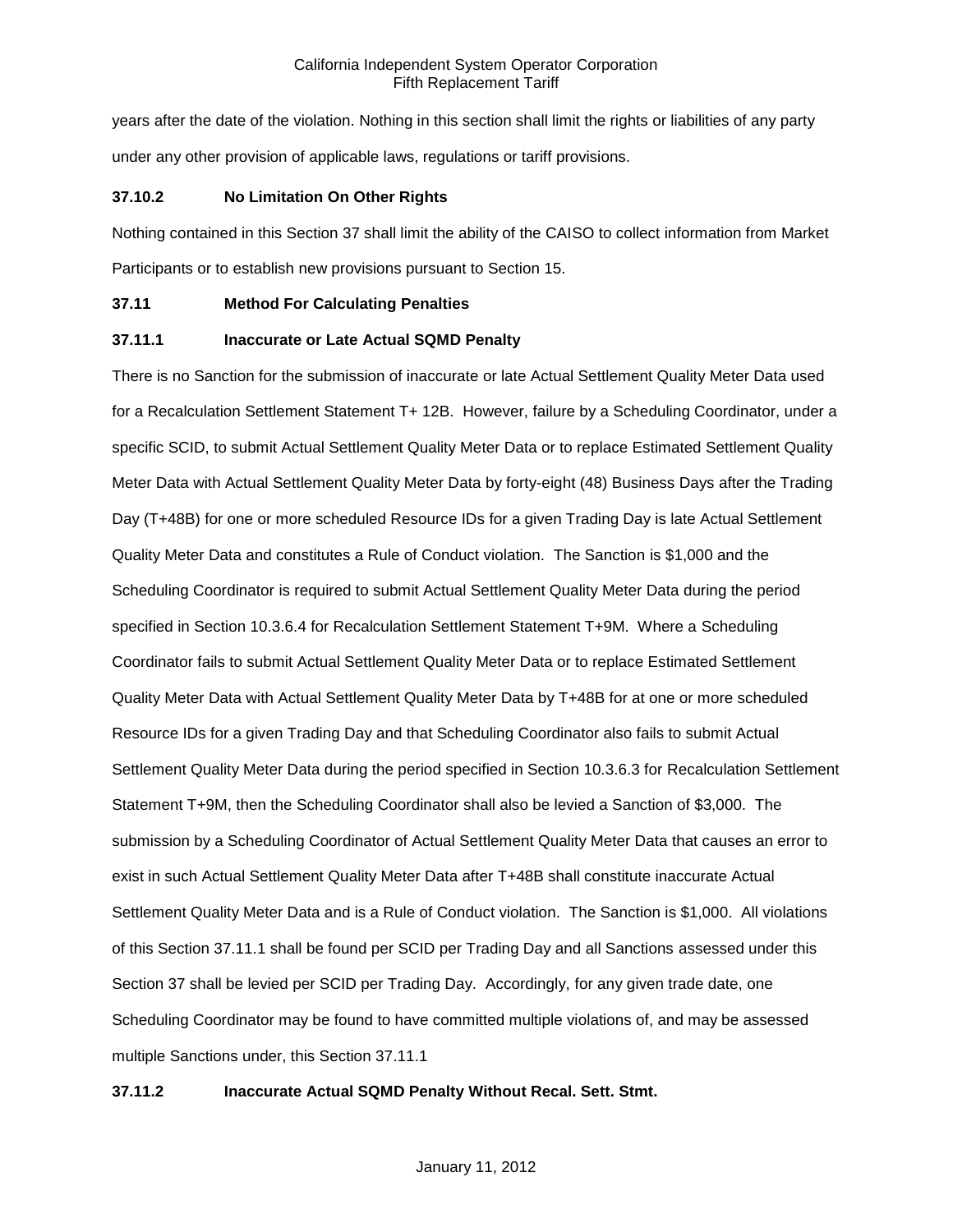years after the date of the violation. Nothing in this section shall limit the rights or liabilities of any party under any other provision of applicable laws, regulations or tariff provisions.

### 37.10.2 No Limitation On Other Rights

Nothing contained in this Section 37 shall limit the ability of the CAISO to collect information from Market Participants or to establish new provisions pursuant to Section 15.

## 37.11 Method For Calculating Penalties

### 37.11.1 Inaccurate or Late Actual SQMD Penalty

There is no Sanction for the submission of inaccurate or late Actual Settlement Quality Meter Data used for a Recalculation Settlement Statement T+ 12B. However, failure by a Scheduling Coordinator, under a specific SCID, to submit Actual Settlement Quality Meter Data or to replace Estimated Settlement Quality Meter Data with Actual Settlement Quality Meter Data by forty-eight (48) Business Days after the Trading Day (T+48B) for one or more scheduled Resource IDs for a given Trading Day is late Actual Settlement Quality Meter Data and constitutes a Rule of Conduct violation. The Sanction is $1,000 and the Scheduling Coordinator is required to submit Actual Settlement Quality Meter Data during the period specified in Section 10.3.6.4 for Recalculation Settlement Statement T+9M. Where a Scheduling Coordinator fails to submit Actual Settlement Quality Meter Data or to replace Estimated Settlement Quality Meter Data with Actual Settlement Quality Meter Data by T+48B for at one or more scheduled Resource IDs for a given Trading Day and that Scheduling Coordinator also fails to submit Actual Settlement Quality Meter Data during the period specified in Section 10.3.6.3 for Recalculation Settlement Statement T+9M, then the Scheduling Coordinator shall also be levied a Sanction of $3,000. The submission by a Scheduling Coordinator of Actual Settlement Quality Meter Data that causes an error to exist in such Actual Settlement Quality Meter Data after T+48B shall constitute inaccurate Actual Settlement Quality Meter Data and is a Rule of Conduct violation. The Sanction is $1,000. All violations of this Section 37.11.1 shall be found per SCID per Trading Day and all Sanctions assessed under this Section 37 shall be levied per SCID per Trading Day. Accordingly, for any given trade date, one Scheduling Coordinator may be found to have committed multiple violations of, and may be assessed multiple Sanctions under, this Section 37.11.1

### 37.11.2 Inaccurate Actual SQMD Penalty Without Recal. Sett. Stmt.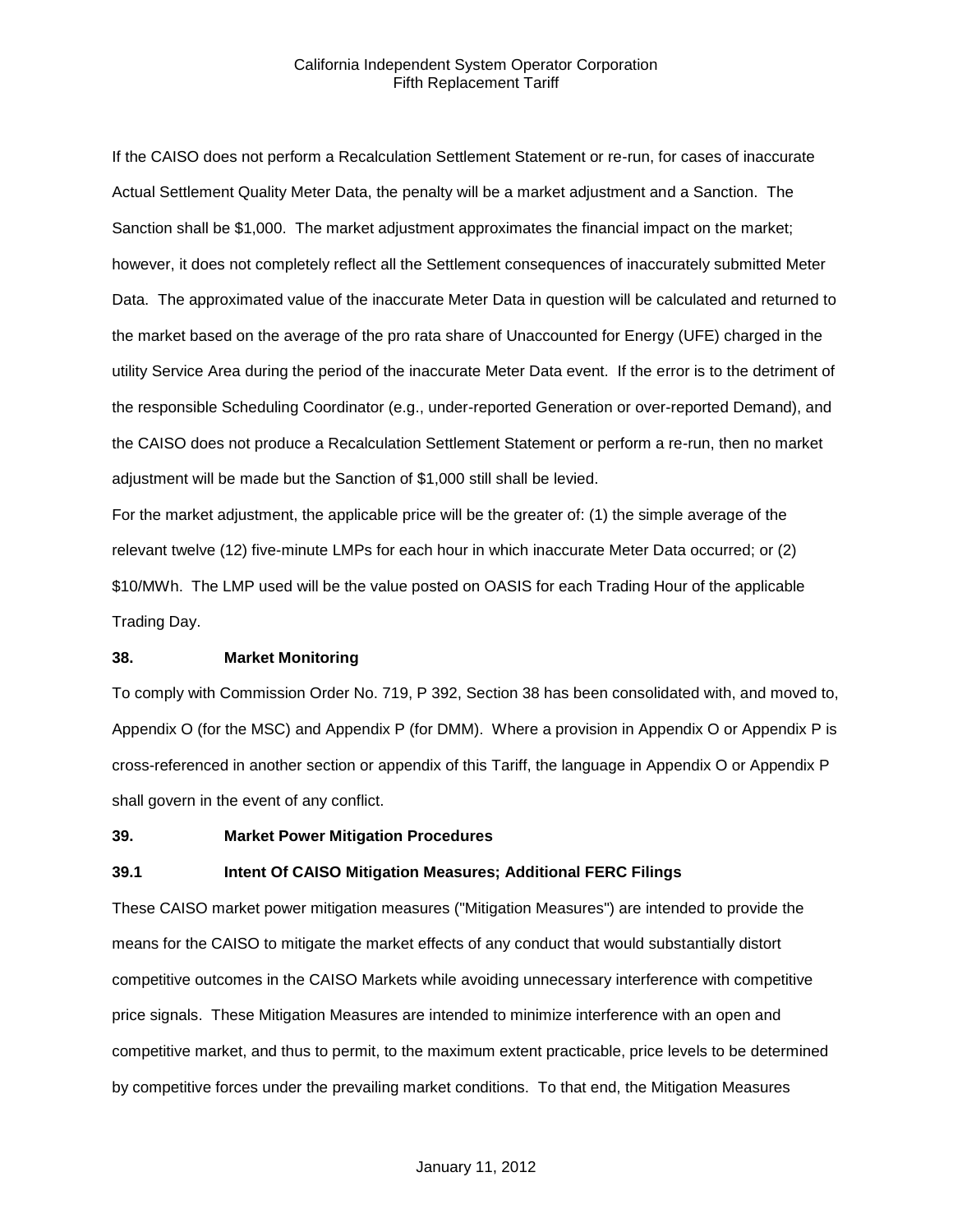If the CAISO does not perform a Recalculation Settlement Statement or re-run, for cases of inaccurate Actual Settlement Quality Meter Data, the penalty will be a market adjustment and a Sanction. The Sanction shall be $1,000. The market adjustment approximates the financial impact on the market; however, it does not completely reflect all the Settlement consequences of inaccurately submitted Meter Data. The approximated value of the inaccurate Meter Data in question will be calculated and returned to the market based on the average of the pro rata share of Unaccounted for Energy (UFE) charged in the utility Service Area during the period of the inaccurate Meter Data event. If the error is to the detriment of the responsible Scheduling Coordinator (e.g., under-reported Generation or over-reported Demand), and the CAISO does not produce a Recalculation Settlement Statement or perform a re-run, then no market adjustment will be made but the Sanction of $1,000 still shall be levied.

For the market adjustment, the applicable price will be the greater of: (1) the simple average of the relevant twelve (12) five-minute LMPs for each hour in which inaccurate Meter Data occurred; or (2) $10/MWh. The LMP used will be the value posted on OASIS for each Trading Hour of the applicable Trading Day.

## 38. Market Monitoring

To comply with Commission Order No. 719, P 392, Section 38 has been consolidated with, and moved to, Appendix O (for the MSC) and Appendix P (for DMM). Where a provision in Appendix O or Appendix P is cross-referenced in another section or appendix of this Tariff, the language in Appendix O or Appendix P shall govern in the event of any conflict.

## 39. Market Power Mitigation Procedures

### 39.1 Intent Of CAISO Mitigation Measures; Additional FERC Filings

These CAISO market power mitigation measures ("Mitigation Measures") are intended to provide the means for the CAISO to mitigate the market effects of any conduct that would substantially distort competitive outcomes in the CAISO Markets while avoiding unnecessary interference with competitive price signals. These Mitigation Measures are intended to minimize interference with an open and competitive market, and thus to permit, to the maximum extent practicable, price levels to be determined by competitive forces under the prevailing market conditions. To that end, the Mitigation Measures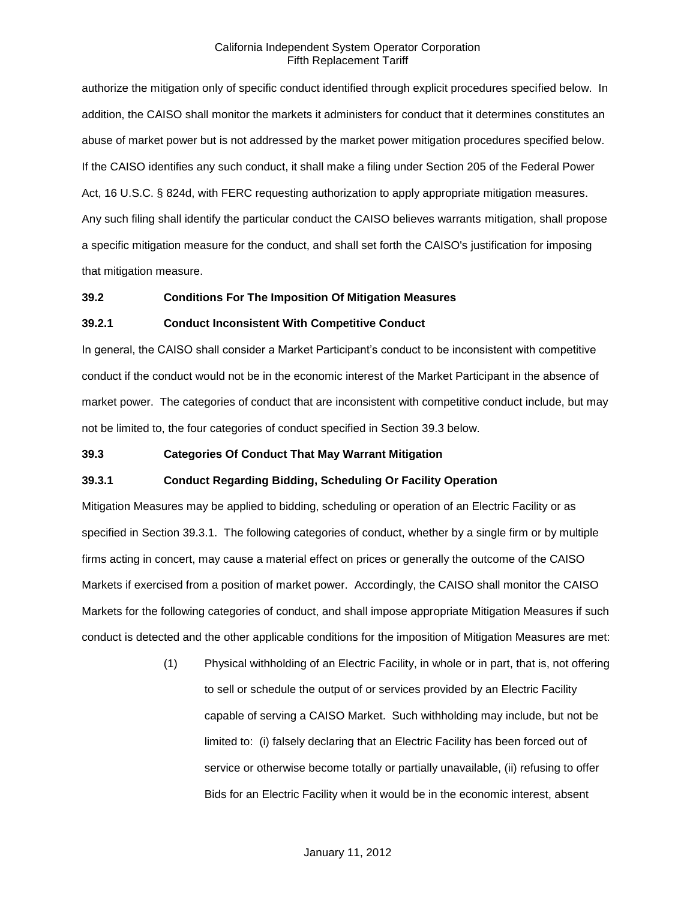authorize the mitigation only of specific conduct identified through explicit procedures specified below. In addition, the CAISO shall monitor the markets it administers for conduct that it determines constitutes an abuse of market power but is not addressed by the market power mitigation procedures specified below. If the CAISO identifies any such conduct, it shall make a filing under Section 205 of the Federal Power Act, 16 U.S.C. § 824d, with FERC requesting authorization to apply appropriate mitigation measures. Any such filing shall identify the particular conduct the CAISO believes warrants mitigation, shall propose a specific mitigation measure for the conduct, and shall set forth the CAISO's justification for imposing that mitigation measure.

**39.2 Conditions For The Imposition Of Mitigation Measures**

**39.2.1 Conduct Inconsistent With Competitive Conduct**

In general, the CAISO shall consider a Market Participant's conduct to be inconsistent with competitive conduct if the conduct would not be in the economic interest of the Market Participant in the absence of market power. The categories of conduct that are inconsistent with competitive conduct include, but may not be limited to, the four categories of conduct specified in Section 39.3 below.

**39.3 Categories Of Conduct That May Warrant Mitigation**

**39.3.1 Conduct Regarding Bidding, Scheduling Or Facility Operation**

Mitigation Measures may be applied to bidding, scheduling or operation of an Electric Facility or as specified in Section 39.3.1. The following categories of conduct, whether by a single firm or by multiple firms acting in concert, may cause a material effect on prices or generally the outcome of the CAISO Markets if exercised from a position of market power. Accordingly, the CAISO shall monitor the CAISO Markets for the following categories of conduct, and shall impose appropriate Mitigation Measures if such conduct is detected and the other applicable conditions for the imposition of Mitigation Measures are met:

(1) Physical withholding of an Electric Facility, in whole or in part, that is, not offering to sell or schedule the output of or services provided by an Electric Facility capable of serving a CAISO Market. Such withholding may include, but not be limited to: (i) falsely declaring that an Electric Facility has been forced out of service or otherwise become totally or partially unavailable, (ii) refusing to offer Bids for an Electric Facility when it would be in the economic interest, absent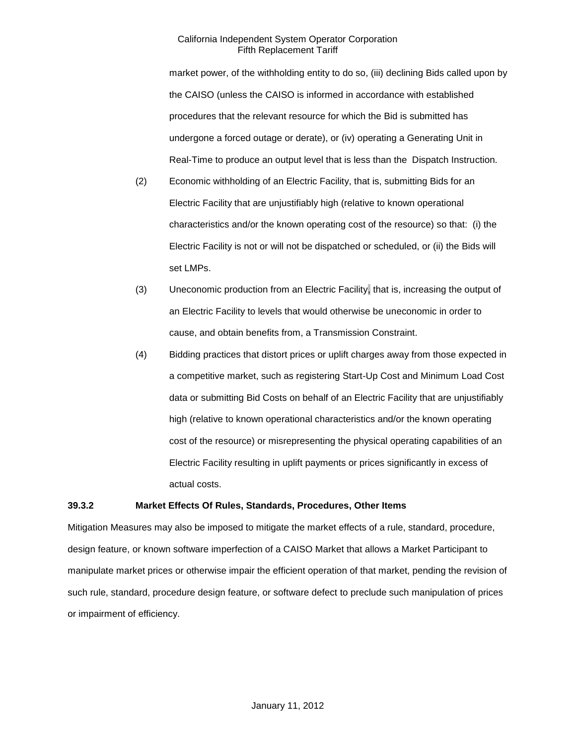market power, of the withholding entity to do so, (iii) declining Bids called upon by the CAISO (unless the CAISO is informed in accordance with established procedures that the relevant resource for which the Bid is submitted has undergone a forced outage or derate), or (iv) operating a Generating Unit in Real-Time to produce an output level that is less than the Dispatch Instruction.

(2) Economic withholding of an Electric Facility, that is, submitting Bids for an Electric Facility that are unjustifiably high (relative to known operational characteristics and/or the known operating cost of the resource) so that: (i) the Electric Facility is not or will not be dispatched or scheduled, or (ii) the Bids will set LMPs.

(3) Uneconomic production from an Electric Facility, that is, increasing the output of an Electric Facility to levels that would otherwise be uneconomic in order to cause, and obtain benefits from, a Transmission Constraint.

(4) Bidding practices that distort prices or uplift charges away from those expected in a competitive market, such as registering Start-Up Cost and Minimum Load Cost data or submitting Bid Costs on behalf of an Electric Facility that are unjustifiably high (relative to known operational characteristics and/or the known operating cost of the resource) or misrepresenting the physical operating capabilities of an Electric Facility resulting in uplift payments or prices significantly in excess of actual costs.

**39.3.2 Market Effects Of Rules, Standards, Procedures, Other Items**

Mitigation Measures may also be imposed to mitigate the market effects of a rule, standard, procedure, design feature, or known software imperfection of a CAISO Market that allows a Market Participant to manipulate market prices or otherwise impair the efficient operation of that market, pending the revision of such rule, standard, procedure design feature, or software defect to preclude such manipulation of prices or impairment of efficiency.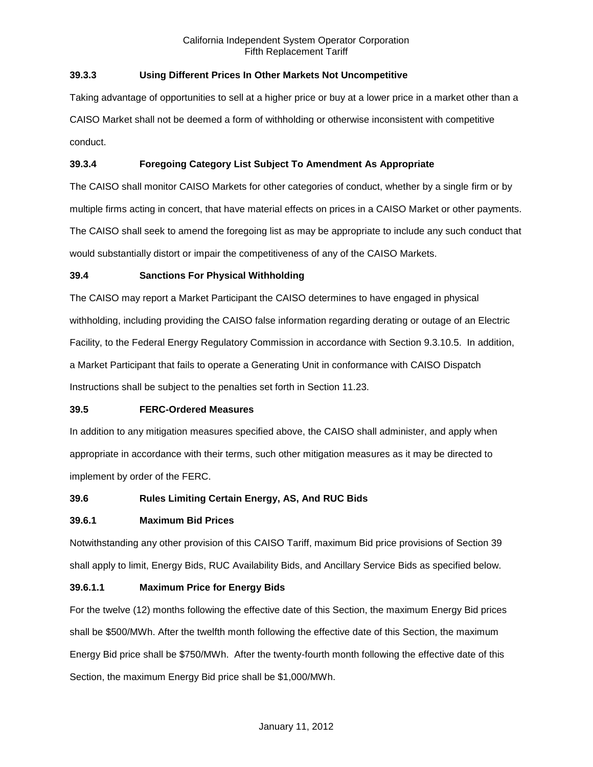### 39.3.3 Using Different Prices In Other Markets Not Uncompetitive

Taking advantage of opportunities to sell at a higher price or buy at a lower price in a market other than a CAISO Market shall not be deemed a form of withholding or otherwise inconsistent with competitive conduct.

### 39.3.4 Foregoing Category List Subject To Amendment As Appropriate

The CAISO shall monitor CAISO Markets for other categories of conduct, whether by a single firm or by multiple firms acting in concert, that have material effects on prices in a CAISO Market or other payments. The CAISO shall seek to amend the foregoing list as may be appropriate to include any such conduct that would substantially distort or impair the competitiveness of any of the CAISO Markets.

## 39.4 Sanctions For Physical Withholding

The CAISO may report a Market Participant the CAISO determines to have engaged in physical withholding, including providing the CAISO false information regarding derating or outage of an Electric Facility, to the Federal Energy Regulatory Commission in accordance with Section 9.3.10.5. In addition, a Market Participant that fails to operate a Generating Unit in conformance with CAISO Dispatch Instructions shall be subject to the penalties set forth in Section 11.23.

## 39.5 FERC-Ordered Measures

In addition to any mitigation measures specified above, the CAISO shall administer, and apply when appropriate in accordance with their terms, such other mitigation measures as it may be directed to implement by order of the FERC.

## 39.6 Rules Limiting Certain Energy, AS, And RUC Bids

### 39.6.1 Maximum Bid Prices

Notwithstanding any other provision of this CAISO Tariff, maximum Bid price provisions of Section 39 shall apply to limit, Energy Bids, RUC Availability Bids, and Ancillary Service Bids as specified below.

#### 39.6.1.1 Maximum Price for Energy Bids

For the twelve (12) months following the effective date of this Section, the maximum Energy Bid prices shall be $500/MWh. After the twelfth month following the effective date of this Section, the maximum Energy Bid price shall be $750/MWh. After the twenty-fourth month following the effective date of this Section, the maximum Energy Bid price shall be $1,000/MWh.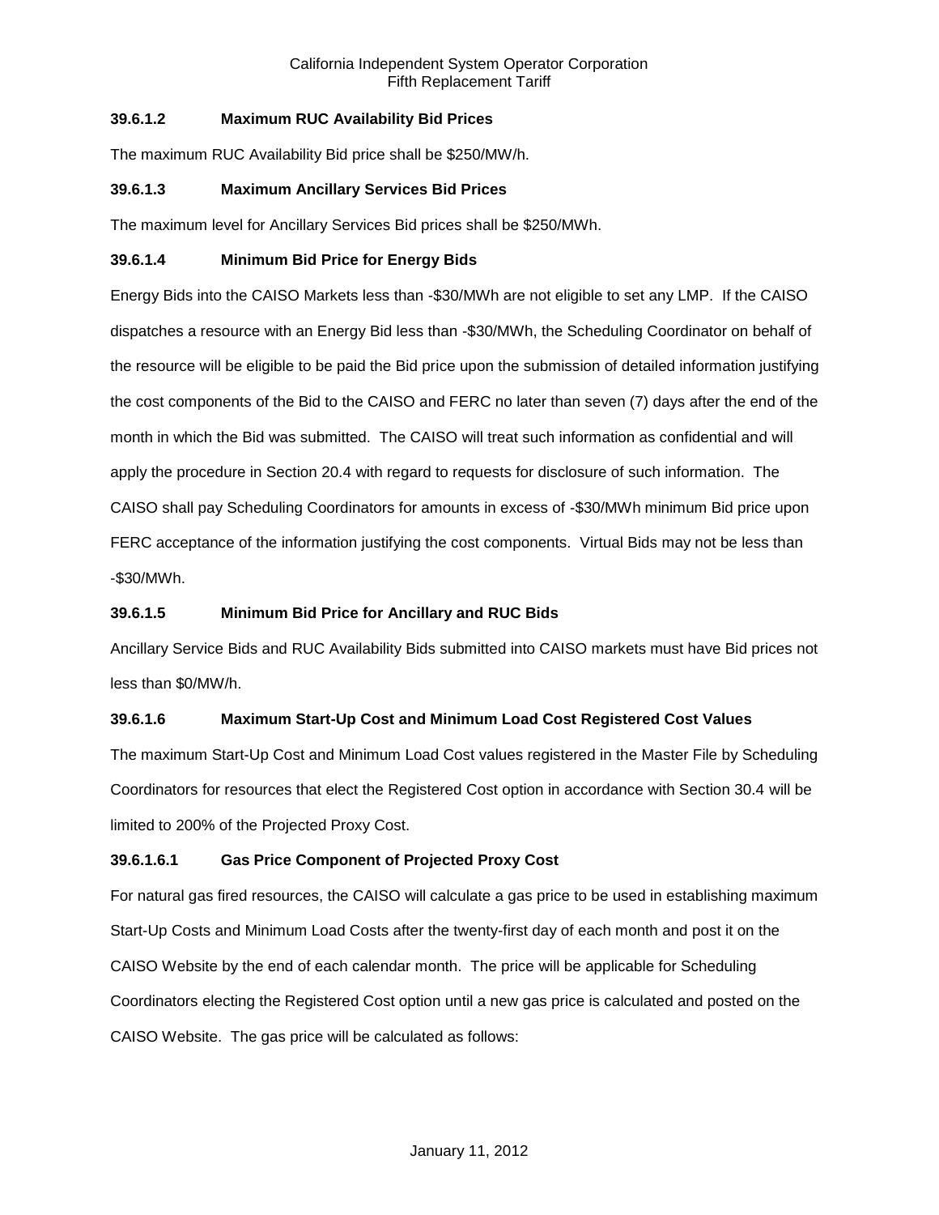### 39.6.1.2 Maximum RUC Availability Bid Prices

The maximum RUC Availability Bid price shall be $250/MW/h.

### 39.6.1.3 Maximum Ancillary Services Bid Prices

The maximum level for Ancillary Services Bid prices shall be $250/MWh.

### 39.6.1.4 Minimum Bid Price for Energy Bids

Energy Bids into the CAISO Markets less than -$30/MWh are not eligible to set any LMP. If the CAISO dispatches a resource with an Energy Bid less than -$30/MWh, the Scheduling Coordinator on behalf of the resource will be eligible to be paid the Bid price upon the submission of detailed information justifying the cost components of the Bid to the CAISO and FERC no later than seven (7) days after the end of the month in which the Bid was submitted. The CAISO will treat such information as confidential and will apply the procedure in Section 20.4 with regard to requests for disclosure of such information. The CAISO shall pay Scheduling Coordinators for amounts in excess of -$30/MWh minimum Bid price upon FERC acceptance of the information justifying the cost components. Virtual Bids may not be less than -$30/MWh.

### 39.6.1.5 Minimum Bid Price for Ancillary and RUC Bids

Ancillary Service Bids and RUC Availability Bids submitted into CAISO markets must have Bid prices not less than $0/MW/h.

### 39.6.1.6 Maximum Start-Up Cost and Minimum Load Cost Registered Cost Values

The maximum Start-Up Cost and Minimum Load Cost values registered in the Master File by Scheduling Coordinators for resources that elect the Registered Cost option in accordance with Section 30.4 will be limited to 200% of the Projected Proxy Cost.

#### 39.6.1.6.1 Gas Price Component of Projected Proxy Cost

For natural gas fired resources, the CAISO will calculate a gas price to be used in establishing maximum Start-Up Costs and Minimum Load Costs after the twenty-first day of each month and post it on the CAISO Website by the end of each calendar month. The price will be applicable for Scheduling Coordinators electing the Registered Cost option until a new gas price is calculated and posted on the CAISO Website. The gas price will be calculated as follows: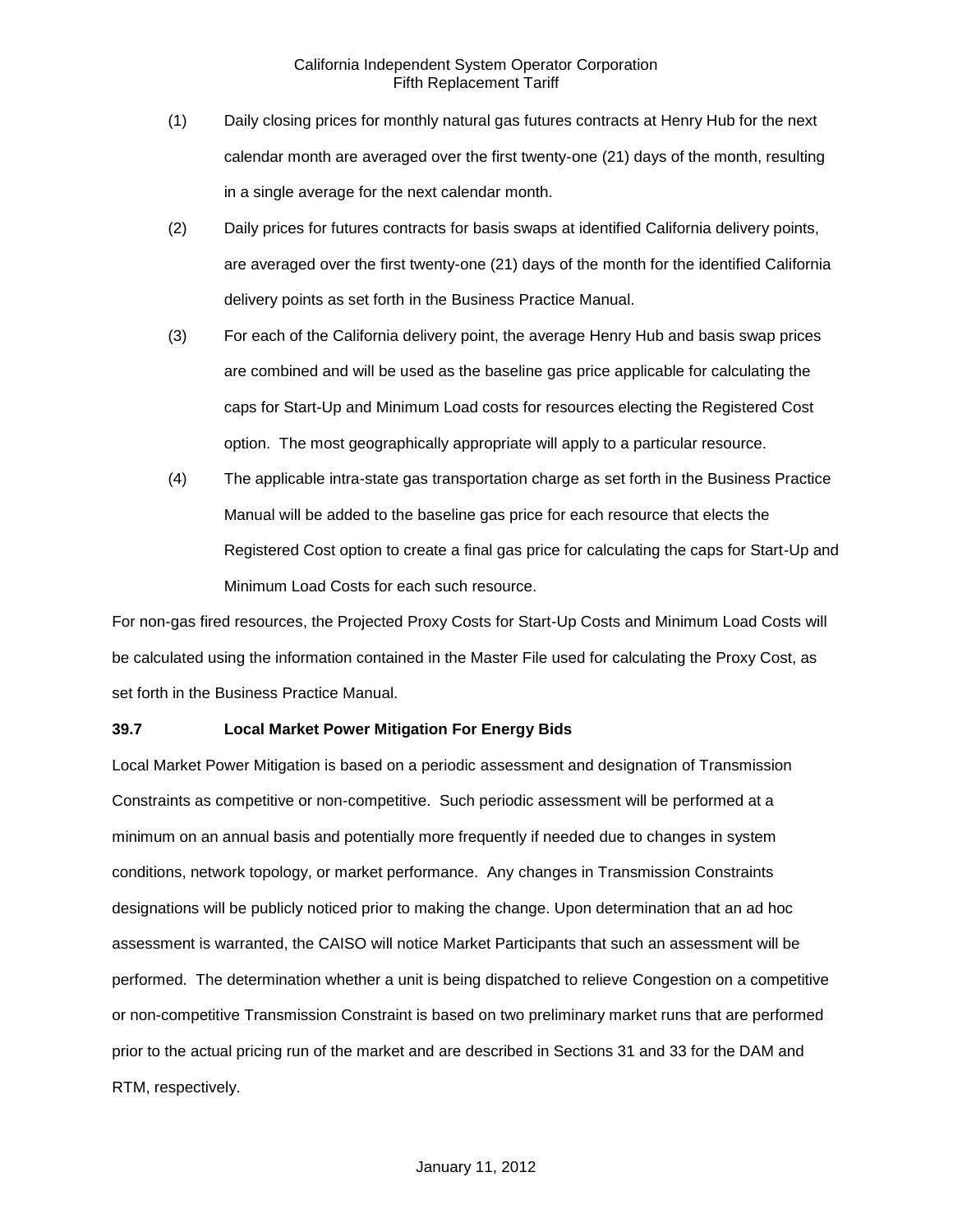(1) Daily closing prices for monthly natural gas futures contracts at Henry Hub for the next calendar month are averaged over the first twenty-one (21) days of the month, resulting in a single average for the next calendar month.

(2) Daily prices for futures contracts for basis swaps at identified California delivery points, are averaged over the first twenty-one (21) days of the month for the identified California delivery points as set forth in the Business Practice Manual.

(3) For each of the California delivery point, the average Henry Hub and basis swap prices are combined and will be used as the baseline gas price applicable for calculating the caps for Start-Up and Minimum Load costs for resources electing the Registered Cost option. The most geographically appropriate will apply to a particular resource.

(4) The applicable intra-state gas transportation charge as set forth in the Business Practice Manual will be added to the baseline gas price for each resource that elects the Registered Cost option to create a final gas price for calculating the caps for Start-Up and Minimum Load Costs for each such resource.

For non-gas fired resources, the Projected Proxy Costs for Start-Up Costs and Minimum Load Costs will be calculated using the information contained in the Master File used for calculating the Proxy Cost, as set forth in the Business Practice Manual.

**39.7 Local Market Power Mitigation For Energy Bids**

Local Market Power Mitigation is based on a periodic assessment and designation of Transmission Constraints as competitive or non-competitive. Such periodic assessment will be performed at a minimum on an annual basis and potentially more frequently if needed due to changes in system conditions, network topology, or market performance. Any changes in Transmission Constraints designations will be publicly noticed prior to making the change. Upon determination that an ad hoc assessment is warranted, the CAISO will notice Market Participants that such an assessment will be performed. The determination whether a unit is being dispatched to relieve Congestion on a competitive or non-competitive Transmission Constraint is based on two preliminary market runs that are performed prior to the actual pricing run of the market and are described in Sections 31 and 33 for the DAM and RTM, respectively.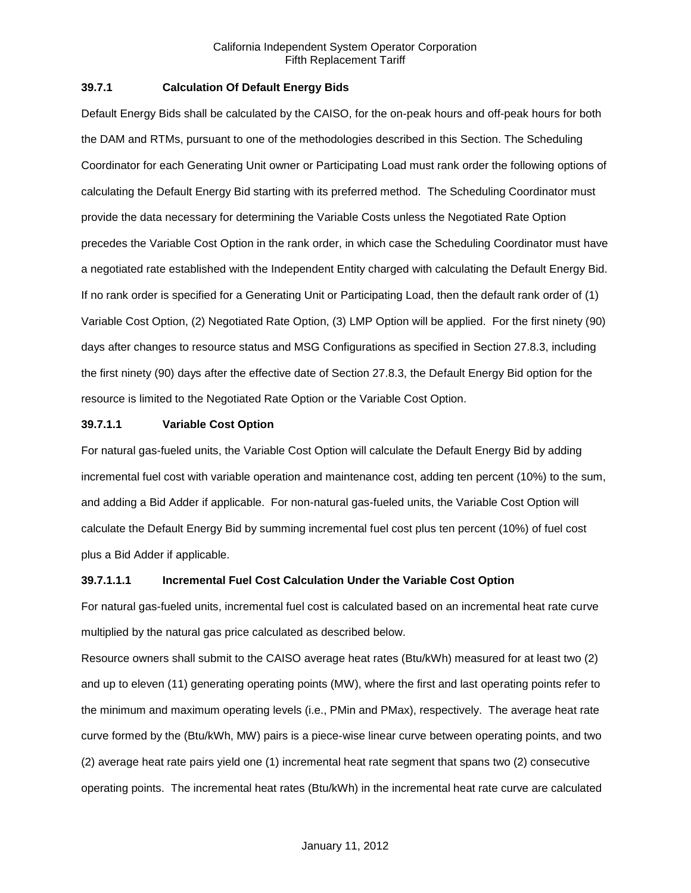### 39.7.1 Calculation Of Default Energy Bids

Default Energy Bids shall be calculated by the CAISO, for the on-peak hours and off-peak hours for both the DAM and RTMs, pursuant to one of the methodologies described in this Section. The Scheduling Coordinator for each Generating Unit owner or Participating Load must rank order the following options of calculating the Default Energy Bid starting with its preferred method. The Scheduling Coordinator must provide the data necessary for determining the Variable Costs unless the Negotiated Rate Option precedes the Variable Cost Option in the rank order, in which case the Scheduling Coordinator must have a negotiated rate established with the Independent Entity charged with calculating the Default Energy Bid. If no rank order is specified for a Generating Unit or Participating Load, then the default rank order of (1) Variable Cost Option, (2) Negotiated Rate Option, (3) LMP Option will be applied. For the first ninety (90) days after changes to resource status and MSG Configurations as specified in Section 27.8.3, including the first ninety (90) days after the effective date of Section 27.8.3, the Default Energy Bid option for the resource is limited to the Negotiated Rate Option or the Variable Cost Option.

#### 39.7.1.1 Variable Cost Option

For natural gas-fueled units, the Variable Cost Option will calculate the Default Energy Bid by adding incremental fuel cost with variable operation and maintenance cost, adding ten percent (10%) to the sum, and adding a Bid Adder if applicable. For non-natural gas-fueled units, the Variable Cost Option will calculate the Default Energy Bid by summing incremental fuel cost plus ten percent (10%) of fuel cost plus a Bid Adder if applicable.

##### 39.7.1.1.1 Incremental Fuel Cost Calculation Under the Variable Cost Option

For natural gas-fueled units, incremental fuel cost is calculated based on an incremental heat rate curve multiplied by the natural gas price calculated as described below.

Resource owners shall submit to the CAISO average heat rates (Btu/kWh) measured for at least two (2) and up to eleven (11) generating operating points (MW), where the first and last operating points refer to the minimum and maximum operating levels (i.e., PMin and PMax), respectively. The average heat rate curve formed by the (Btu/kWh, MW) pairs is a piece-wise linear curve between operating points, and two (2) average heat rate pairs yield one (1) incremental heat rate segment that spans two (2) consecutive operating points. The incremental heat rates (Btu/kWh) in the incremental heat rate curve are calculated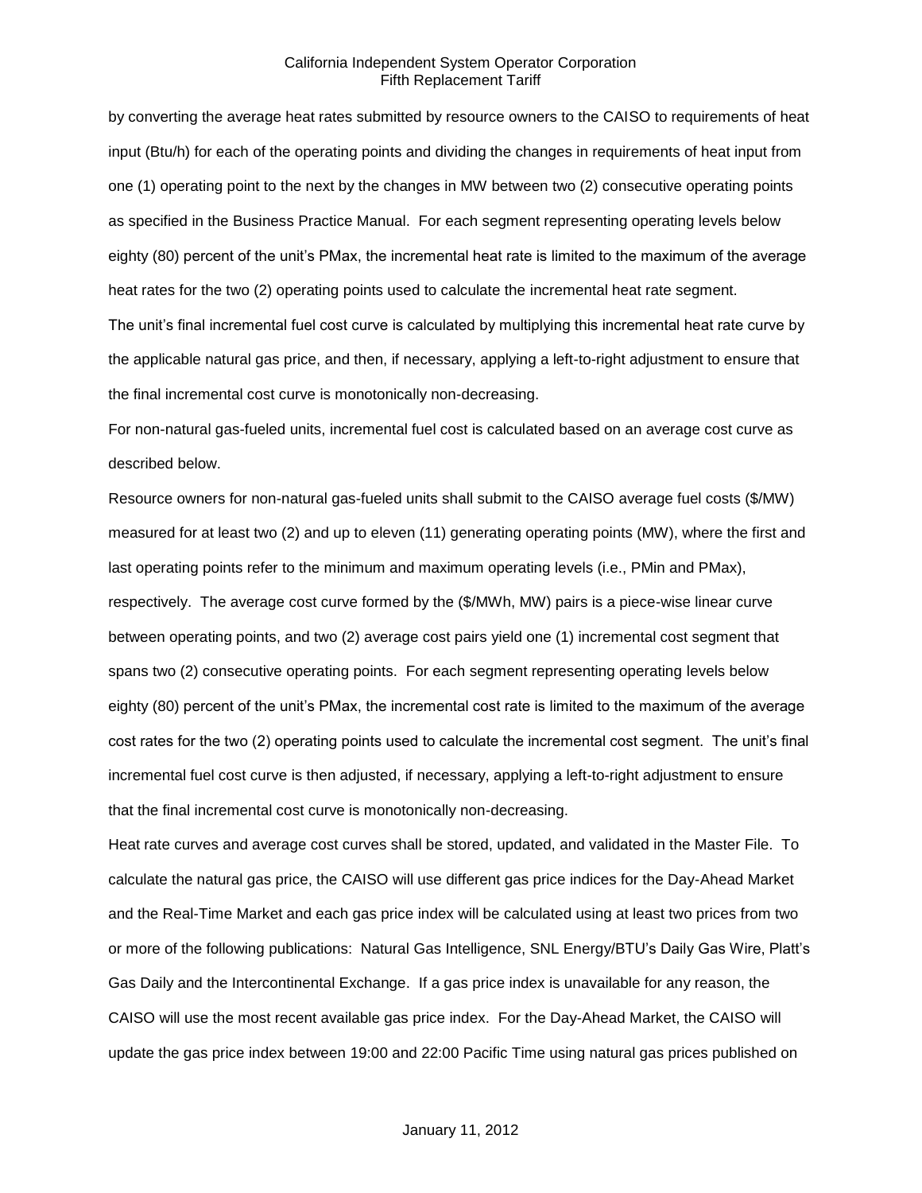by converting the average heat rates submitted by resource owners to the CAISO to requirements of heat input (Btu/h) for each of the operating points and dividing the changes in requirements of heat input from one (1) operating point to the next by the changes in MW between two (2) consecutive operating points as specified in the Business Practice Manual. For each segment representing operating levels below eighty (80) percent of the unit's PMax, the incremental heat rate is limited to the maximum of the average heat rates for the two (2) operating points used to calculate the incremental heat rate segment.

The unit's final incremental fuel cost curve is calculated by multiplying this incremental heat rate curve by the applicable natural gas price, and then, if necessary, applying a left-to-right adjustment to ensure that the final incremental cost curve is monotonically non-decreasing.

For non-natural gas-fueled units, incremental fuel cost is calculated based on an average cost curve as described below.

Resource owners for non-natural gas-fueled units shall submit to the CAISO average fuel costs ($/MW) measured for at least two (2) and up to eleven (11) generating operating points (MW), where the first and last operating points refer to the minimum and maximum operating levels (i.e., PMin and PMax), respectively. The average cost curve formed by the ($/MWh, MW) pairs is a piece-wise linear curve between operating points, and two (2) average cost pairs yield one (1) incremental cost segment that spans two (2) consecutive operating points. For each segment representing operating levels below eighty (80) percent of the unit's PMax, the incremental cost rate is limited to the maximum of the average cost rates for the two (2) operating points used to calculate the incremental cost segment. The unit's final incremental fuel cost curve is then adjusted, if necessary, applying a left-to-right adjustment to ensure that the final incremental cost curve is monotonically non-decreasing.

Heat rate curves and average cost curves shall be stored, updated, and validated in the Master File. To calculate the natural gas price, the CAISO will use different gas price indices for the Day-Ahead Market and the Real-Time Market and each gas price index will be calculated using at least two prices from two or more of the following publications: Natural Gas Intelligence, SNL Energy/BTU's Daily Gas Wire, Platt's Gas Daily and the Intercontinental Exchange. If a gas price index is unavailable for any reason, the CAISO will use the most recent available gas price index. For the Day-Ahead Market, the CAISO will update the gas price index between 19:00 and 22:00 Pacific Time using natural gas prices published on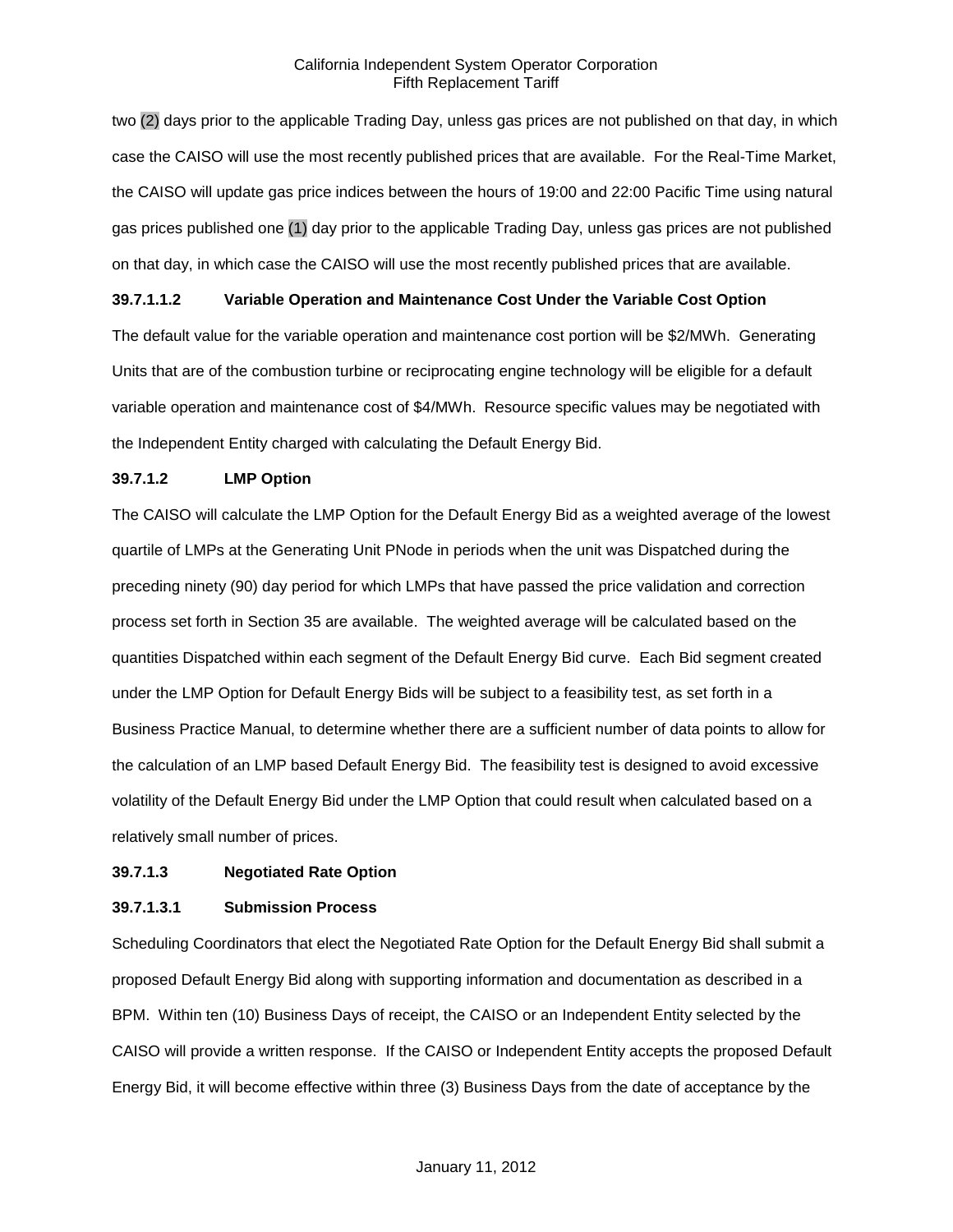two (2) days prior to the applicable Trading Day, unless gas prices are not published on that day, in which case the CAISO will use the most recently published prices that are available. For the Real-Time Market, the CAISO will update gas price indices between the hours of 19:00 and 22:00 Pacific Time using natural gas prices published one (1) day prior to the applicable Trading Day, unless gas prices are not published on that day, in which case the CAISO will use the most recently published prices that are available.

**39.7.1.1.2 Variable Operation and Maintenance Cost Under the Variable Cost Option**

The default value for the variable operation and maintenance cost portion will be $2/MWh. Generating Units that are of the combustion turbine or reciprocating engine technology will be eligible for a default variable operation and maintenance cost of $4/MWh. Resource specific values may be negotiated with the Independent Entity charged with calculating the Default Energy Bid.

**39.7.1.2 LMP Option**

The CAISO will calculate the LMP Option for the Default Energy Bid as a weighted average of the lowest quartile of LMPs at the Generating Unit PNode in periods when the unit was Dispatched during the preceding ninety (90) day period for which LMPs that have passed the price validation and correction process set forth in Section 35 are available. The weighted average will be calculated based on the quantities Dispatched within each segment of the Default Energy Bid curve. Each Bid segment created under the LMP Option for Default Energy Bids will be subject to a feasibility test, as set forth in a Business Practice Manual, to determine whether there are a sufficient number of data points to allow for the calculation of an LMP based Default Energy Bid. The feasibility test is designed to avoid excessive volatility of the Default Energy Bid under the LMP Option that could result when calculated based on a relatively small number of prices.

**39.7.1.3 Negotiated Rate Option**

**39.7.1.3.1 Submission Process**

Scheduling Coordinators that elect the Negotiated Rate Option for the Default Energy Bid shall submit a proposed Default Energy Bid along with supporting information and documentation as described in a BPM. Within ten (10) Business Days of receipt, the CAISO or an Independent Entity selected by the CAISO will provide a written response. If the CAISO or Independent Entity accepts the proposed Default Energy Bid, it will become effective within three (3) Business Days from the date of acceptance by the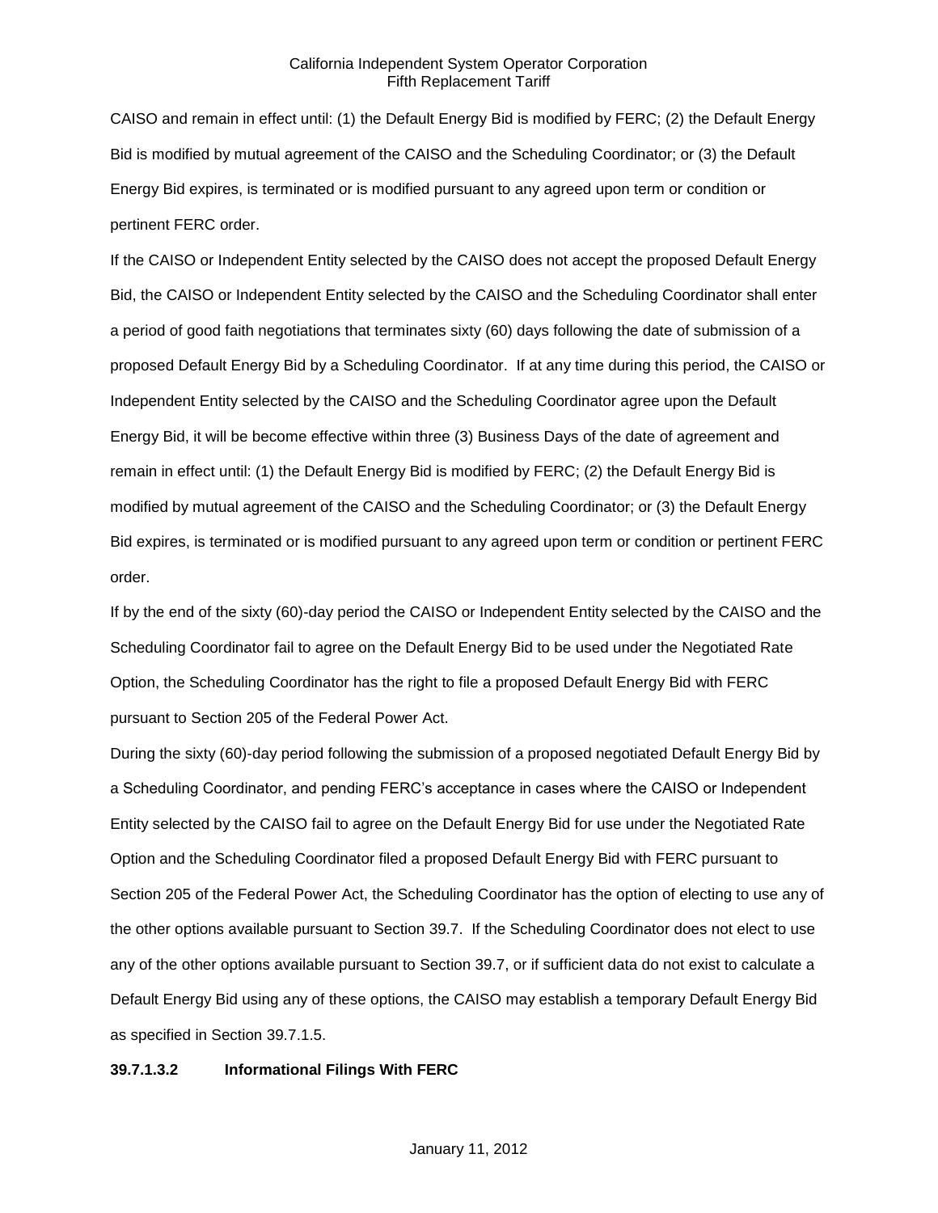CAISO and remain in effect until: (1) the Default Energy Bid is modified by FERC; (2) the Default Energy Bid is modified by mutual agreement of the CAISO and the Scheduling Coordinator; or (3) the Default Energy Bid expires, is terminated or is modified pursuant to any agreed upon term or condition or pertinent FERC order.

If the CAISO or Independent Entity selected by the CAISO does not accept the proposed Default Energy Bid, the CAISO or Independent Entity selected by the CAISO and the Scheduling Coordinator shall enter a period of good faith negotiations that terminates sixty (60) days following the date of submission of a proposed Default Energy Bid by a Scheduling Coordinator. If at any time during this period, the CAISO or Independent Entity selected by the CAISO and the Scheduling Coordinator agree upon the Default Energy Bid, it will be become effective within three (3) Business Days of the date of agreement and remain in effect until: (1) the Default Energy Bid is modified by FERC; (2) the Default Energy Bid is modified by mutual agreement of the CAISO and the Scheduling Coordinator; or (3) the Default Energy Bid expires, is terminated or is modified pursuant to any agreed upon term or condition or pertinent FERC order.

If by the end of the sixty (60)-day period the CAISO or Independent Entity selected by the CAISO and the Scheduling Coordinator fail to agree on the Default Energy Bid to be used under the Negotiated Rate Option, the Scheduling Coordinator has the right to file a proposed Default Energy Bid with FERC pursuant to Section 205 of the Federal Power Act.

During the sixty (60)-day period following the submission of a proposed negotiated Default Energy Bid by a Scheduling Coordinator, and pending FERC's acceptance in cases where the CAISO or Independent Entity selected by the CAISO fail to agree on the Default Energy Bid for use under the Negotiated Rate Option and the Scheduling Coordinator filed a proposed Default Energy Bid with FERC pursuant to Section 205 of the Federal Power Act, the Scheduling Coordinator has the option of electing to use any of the other options available pursuant to Section 39.7. If the Scheduling Coordinator does not elect to use any of the other options available pursuant to Section 39.7, or if sufficient data do not exist to calculate a Default Energy Bid using any of these options, the CAISO may establish a temporary Default Energy Bid as specified in Section 39.7.1.5.

**39.7.1.3.2 Informational Filings With FERC**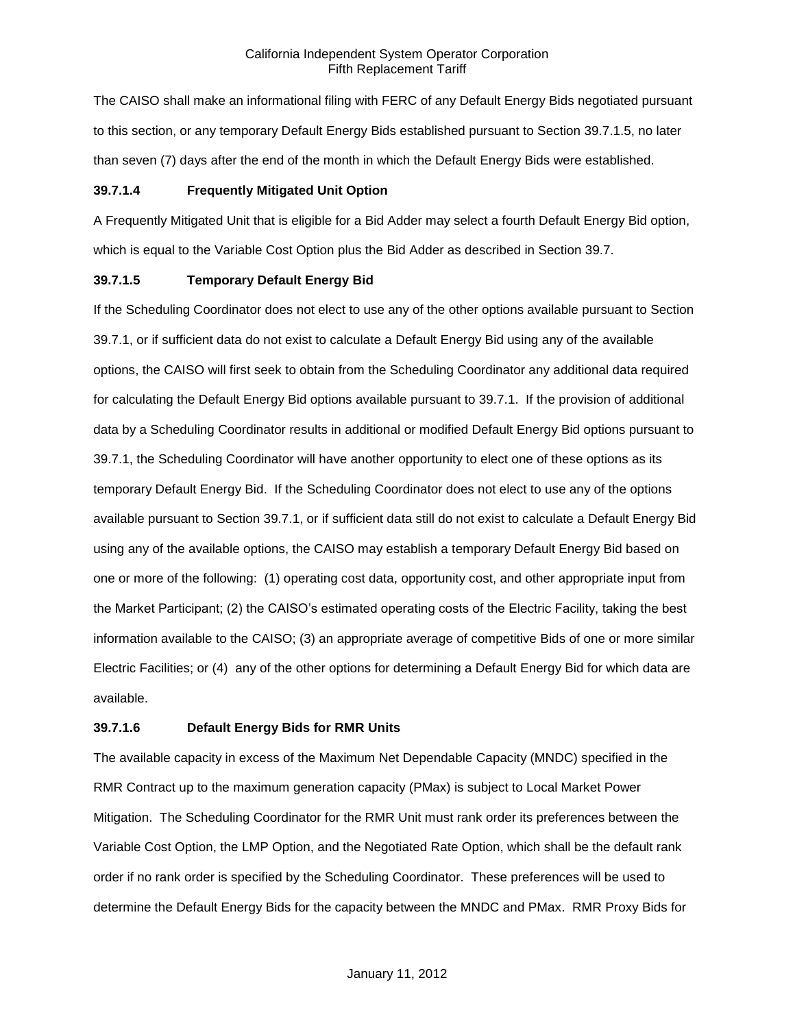The CAISO shall make an informational filing with FERC of any Default Energy Bids negotiated pursuant to this section, or any temporary Default Energy Bids established pursuant to Section 39.7.1.5, no later than seven (7) days after the end of the month in which the Default Energy Bids were established.

**39.7.1.4 Frequently Mitigated Unit Option**

A Frequently Mitigated Unit that is eligible for a Bid Adder may select a fourth Default Energy Bid option, which is equal to the Variable Cost Option plus the Bid Adder as described in Section 39.7.

**39.7.1.5 Temporary Default Energy Bid**

If the Scheduling Coordinator does not elect to use any of the other options available pursuant to Section 39.7.1, or if sufficient data do not exist to calculate a Default Energy Bid using any of the available options, the CAISO will first seek to obtain from the Scheduling Coordinator any additional data required for calculating the Default Energy Bid options available pursuant to 39.7.1. If the provision of additional data by a Scheduling Coordinator results in additional or modified Default Energy Bid options pursuant to 39.7.1, the Scheduling Coordinator will have another opportunity to elect one of these options as its temporary Default Energy Bid. If the Scheduling Coordinator does not elect to use any of the options available pursuant to Section 39.7.1, or if sufficient data still do not exist to calculate a Default Energy Bid using any of the available options, the CAISO may establish a temporary Default Energy Bid based on one or more of the following: (1) operating cost data, opportunity cost, and other appropriate input from the Market Participant; (2) the CAISO's estimated operating costs of the Electric Facility, taking the best information available to the CAISO; (3) an appropriate average of competitive Bids of one or more similar Electric Facilities; or (4) any of the other options for determining a Default Energy Bid for which data are available.

**39.7.1.6 Default Energy Bids for RMR Units**

The available capacity in excess of the Maximum Net Dependable Capacity (MNDC) specified in the RMR Contract up to the maximum generation capacity (PMax) is subject to Local Market Power Mitigation. The Scheduling Coordinator for the RMR Unit must rank order its preferences between the Variable Cost Option, the LMP Option, and the Negotiated Rate Option, which shall be the default rank order if no rank order is specified by the Scheduling Coordinator. These preferences will be used to determine the Default Energy Bids for the capacity between the MNDC and PMax. RMR Proxy Bids for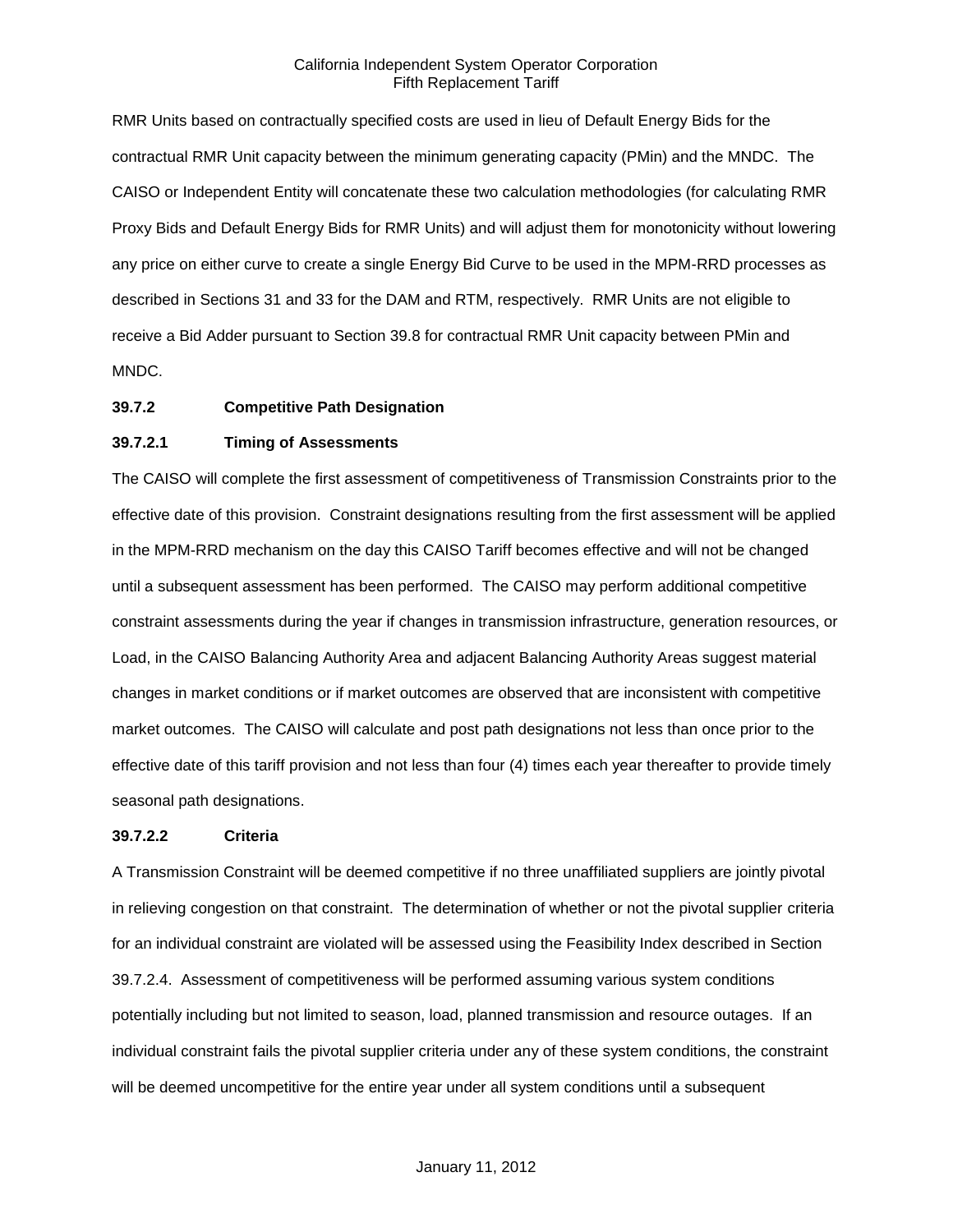RMR Units based on contractually specified costs are used in lieu of Default Energy Bids for the contractual RMR Unit capacity between the minimum generating capacity (PMin) and the MNDC. The CAISO or Independent Entity will concatenate these two calculation methodologies (for calculating RMR Proxy Bids and Default Energy Bids for RMR Units) and will adjust them for monotonicity without lowering any price on either curve to create a single Energy Bid Curve to be used in the MPM-RRD processes as described in Sections 31 and 33 for the DAM and RTM, respectively. RMR Units are not eligible to receive a Bid Adder pursuant to Section 39.8 for contractual RMR Unit capacity between PMin and MNDC.

**39.7.2 Competitive Path Designation**

**39.7.2.1 Timing of Assessments**

The CAISO will complete the first assessment of competitiveness of Transmission Constraints prior to the effective date of this provision. Constraint designations resulting from the first assessment will be applied in the MPM-RRD mechanism on the day this CAISO Tariff becomes effective and will not be changed until a subsequent assessment has been performed. The CAISO may perform additional competitive constraint assessments during the year if changes in transmission infrastructure, generation resources, or Load, in the CAISO Balancing Authority Area and adjacent Balancing Authority Areas suggest material changes in market conditions or if market outcomes are observed that are inconsistent with competitive market outcomes. The CAISO will calculate and post path designations not less than once prior to the effective date of this tariff provision and not less than four (4) times each year thereafter to provide timely seasonal path designations.

**39.7.2.2 Criteria**

A Transmission Constraint will be deemed competitive if no three unaffiliated suppliers are jointly pivotal in relieving congestion on that constraint. The determination of whether or not the pivotal supplier criteria for an individual constraint are violated will be assessed using the Feasibility Index described in Section 39.7.2.4. Assessment of competitiveness will be performed assuming various system conditions potentially including but not limited to season, load, planned transmission and resource outages. If an individual constraint fails the pivotal supplier criteria under any of these system conditions, the constraint will be deemed uncompetitive for the entire year under all system conditions until a subsequent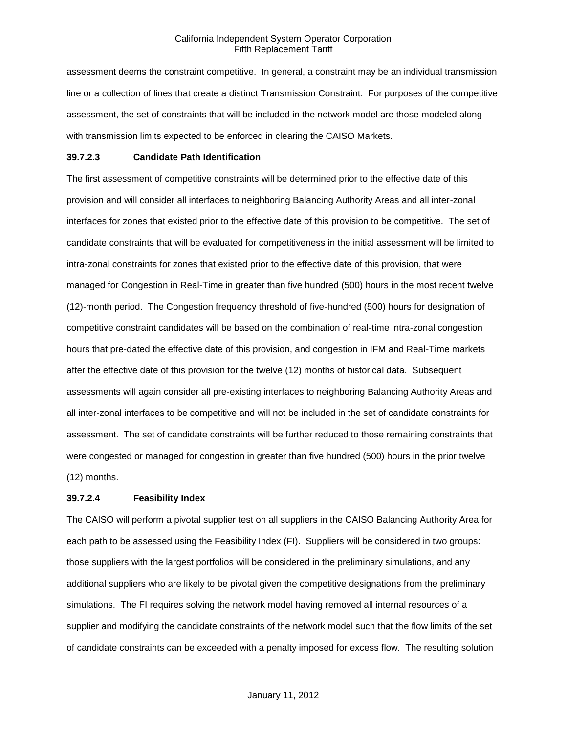assessment deems the constraint competitive. In general, a constraint may be an individual transmission line or a collection of lines that create a distinct Transmission Constraint. For purposes of the competitive assessment, the set of constraints that will be included in the network model are those modeled along with transmission limits expected to be enforced in clearing the CAISO Markets.

### 39.7.2.3 Candidate Path Identification

The first assessment of competitive constraints will be determined prior to the effective date of this provision and will consider all interfaces to neighboring Balancing Authority Areas and all inter-zonal interfaces for zones that existed prior to the effective date of this provision to be competitive. The set of candidate constraints that will be evaluated for competitiveness in the initial assessment will be limited to intra-zonal constraints for zones that existed prior to the effective date of this provision, that were managed for Congestion in Real-Time in greater than five hundred (500) hours in the most recent twelve (12)-month period. The Congestion frequency threshold of five-hundred (500) hours for designation of competitive constraint candidates will be based on the combination of real-time intra-zonal congestion hours that pre-dated the effective date of this provision, and congestion in IFM and Real-Time markets after the effective date of this provision for the twelve (12) months of historical data. Subsequent assessments will again consider all pre-existing interfaces to neighboring Balancing Authority Areas and all inter-zonal interfaces to be competitive and will not be included in the set of candidate constraints for assessment. The set of candidate constraints will be further reduced to those remaining constraints that were congested or managed for congestion in greater than five hundred (500) hours in the prior twelve (12) months.

### 39.7.2.4 Feasibility Index

The CAISO will perform a pivotal supplier test on all suppliers in the CAISO Balancing Authority Area for each path to be assessed using the Feasibility Index (FI). Suppliers will be considered in two groups: those suppliers with the largest portfolios will be considered in the preliminary simulations, and any additional suppliers who are likely to be pivotal given the competitive designations from the preliminary simulations. The FI requires solving the network model having removed all internal resources of a supplier and modifying the candidate constraints of the network model such that the flow limits of the set of candidate constraints can be exceeded with a penalty imposed for excess flow. The resulting solution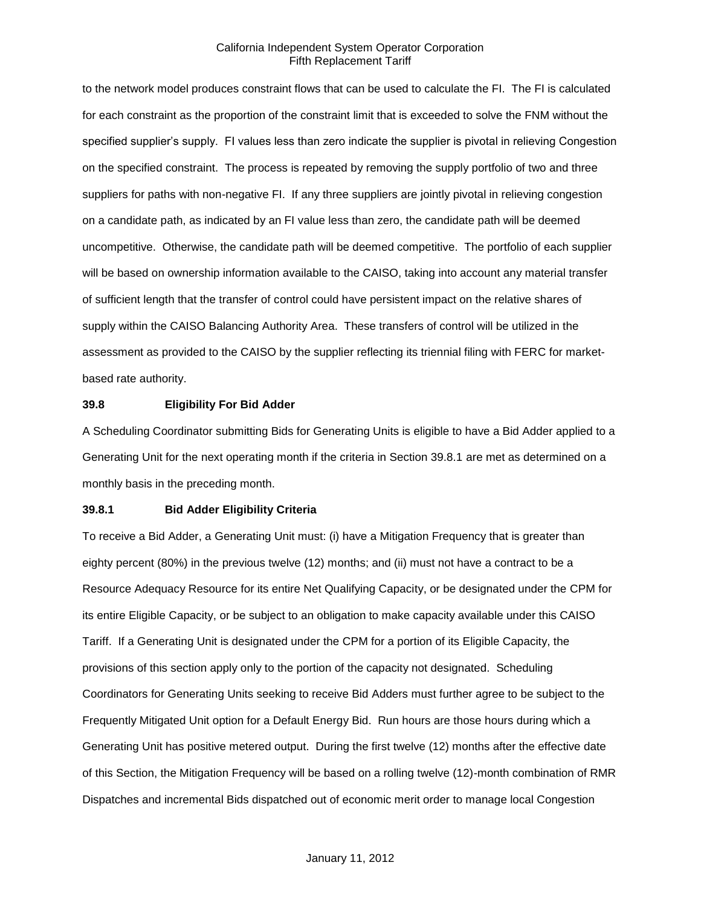to the network model produces constraint flows that can be used to calculate the FI. The FI is calculated for each constraint as the proportion of the constraint limit that is exceeded to solve the FNM without the specified supplier's supply. FI values less than zero indicate the supplier is pivotal in relieving Congestion on the specified constraint. The process is repeated by removing the supply portfolio of two and three suppliers for paths with non-negative FI. If any three suppliers are jointly pivotal in relieving congestion on a candidate path, as indicated by an FI value less than zero, the candidate path will be deemed uncompetitive. Otherwise, the candidate path will be deemed competitive. The portfolio of each supplier will be based on ownership information available to the CAISO, taking into account any material transfer of sufficient length that the transfer of control could have persistent impact on the relative shares of supply within the CAISO Balancing Authority Area. These transfers of control will be utilized in the assessment as provided to the CAISO by the supplier reflecting its triennial filing with FERC for market-based rate authority.

## 39.8 Eligibility For Bid Adder

A Scheduling Coordinator submitting Bids for Generating Units is eligible to have a Bid Adder applied to a Generating Unit for the next operating month if the criteria in Section 39.8.1 are met as determined on a monthly basis in the preceding month.

### 39.8.1 Bid Adder Eligibility Criteria

To receive a Bid Adder, a Generating Unit must: (i) have a Mitigation Frequency that is greater than eighty percent (80%) in the previous twelve (12) months; and (ii) must not have a contract to be a Resource Adequacy Resource for its entire Net Qualifying Capacity, or be designated under the CPM for its entire Eligible Capacity, or be subject to an obligation to make capacity available under this CAISO Tariff. If a Generating Unit is designated under the CPM for a portion of its Eligible Capacity, the provisions of this section apply only to the portion of the capacity not designated. Scheduling Coordinators for Generating Units seeking to receive Bid Adders must further agree to be subject to the Frequently Mitigated Unit option for a Default Energy Bid. Run hours are those hours during which a Generating Unit has positive metered output. During the first twelve (12) months after the effective date of this Section, the Mitigation Frequency will be based on a rolling twelve (12)-month combination of RMR Dispatches and incremental Bids dispatched out of economic merit order to manage local Congestion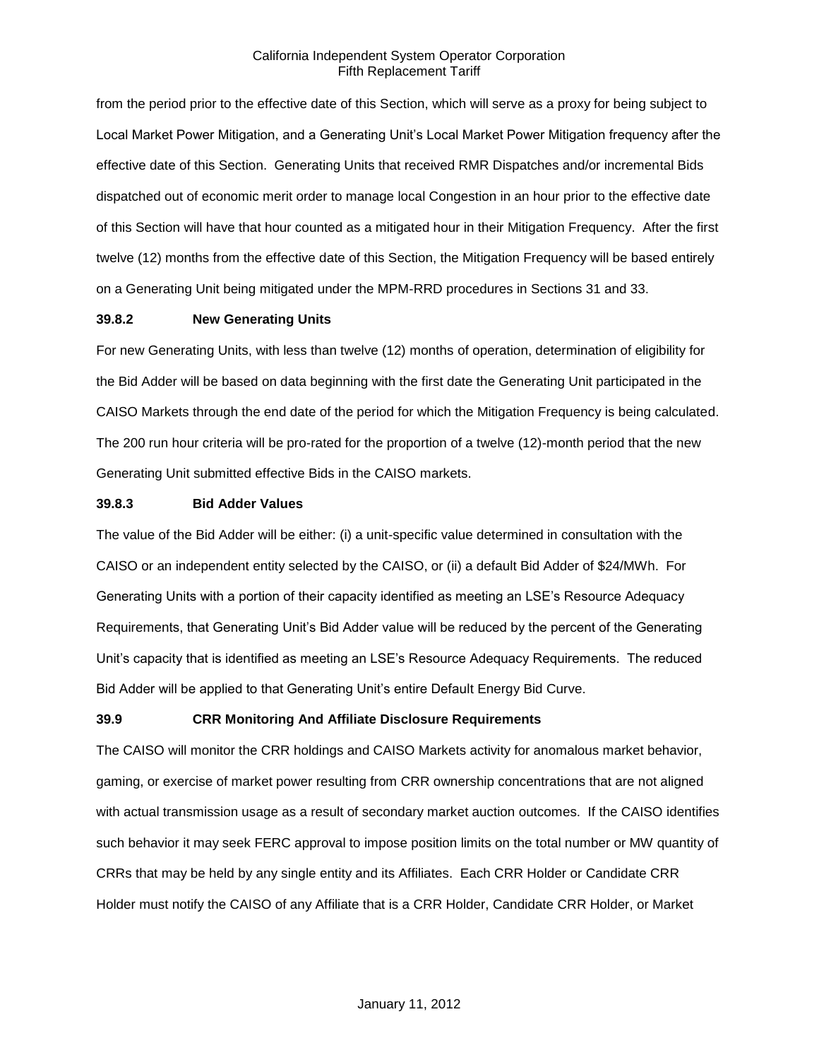from the period prior to the effective date of this Section, which will serve as a proxy for being subject to Local Market Power Mitigation, and a Generating Unit's Local Market Power Mitigation frequency after the effective date of this Section. Generating Units that received RMR Dispatches and/or incremental Bids dispatched out of economic merit order to manage local Congestion in an hour prior to the effective date of this Section will have that hour counted as a mitigated hour in their Mitigation Frequency. After the first twelve (12) months from the effective date of this Section, the Mitigation Frequency will be based entirely on a Generating Unit being mitigated under the MPM-RRD procedures in Sections 31 and 33.

### 39.8.2 New Generating Units

For new Generating Units, with less than twelve (12) months of operation, determination of eligibility for the Bid Adder will be based on data beginning with the first date the Generating Unit participated in the CAISO Markets through the end date of the period for which the Mitigation Frequency is being calculated. The 200 run hour criteria will be pro-rated for the proportion of a twelve (12)-month period that the new Generating Unit submitted effective Bids in the CAISO markets.

### 39.8.3 Bid Adder Values

The value of the Bid Adder will be either: (i) a unit-specific value determined in consultation with the CAISO or an independent entity selected by the CAISO, or (ii) a default Bid Adder of $24/MWh. For Generating Units with a portion of their capacity identified as meeting an LSE's Resource Adequacy Requirements, that Generating Unit's Bid Adder value will be reduced by the percent of the Generating Unit's capacity that is identified as meeting an LSE's Resource Adequacy Requirements. The reduced Bid Adder will be applied to that Generating Unit's entire Default Energy Bid Curve.

## 39.9 CRR Monitoring And Affiliate Disclosure Requirements

The CAISO will monitor the CRR holdings and CAISO Markets activity for anomalous market behavior, gaming, or exercise of market power resulting from CRR ownership concentrations that are not aligned with actual transmission usage as a result of secondary market auction outcomes. If the CAISO identifies such behavior it may seek FERC approval to impose position limits on the total number or MW quantity of CRRs that may be held by any single entity and its Affiliates. Each CRR Holder or Candidate CRR Holder must notify the CAISO of any Affiliate that is a CRR Holder, Candidate CRR Holder, or Market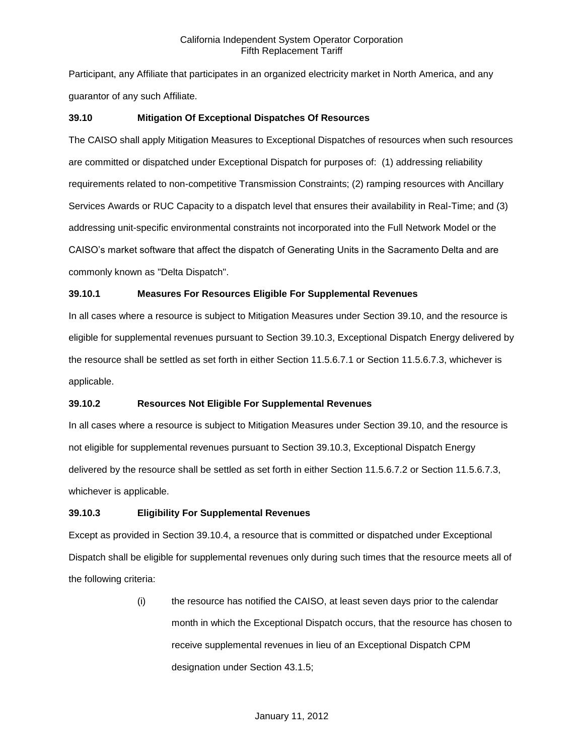Participant, any Affiliate that participates in an organized electricity market in North America, and any guarantor of any such Affiliate.

### 39.10 Mitigation Of Exceptional Dispatches Of Resources

The CAISO shall apply Mitigation Measures to Exceptional Dispatches of resources when such resources are committed or dispatched under Exceptional Dispatch for purposes of: (1) addressing reliability requirements related to non-competitive Transmission Constraints; (2) ramping resources with Ancillary Services Awards or RUC Capacity to a dispatch level that ensures their availability in Real-Time; and (3) addressing unit-specific environmental constraints not incorporated into the Full Network Model or the CAISO's market software that affect the dispatch of Generating Units in the Sacramento Delta and are commonly known as "Delta Dispatch".

### 39.10.1 Measures For Resources Eligible For Supplemental Revenues

In all cases where a resource is subject to Mitigation Measures under Section 39.10, and the resource is eligible for supplemental revenues pursuant to Section 39.10.3, Exceptional Dispatch Energy delivered by the resource shall be settled as set forth in either Section 11.5.6.7.1 or Section 11.5.6.7.3, whichever is applicable.

### 39.10.2 Resources Not Eligible For Supplemental Revenues

In all cases where a resource is subject to Mitigation Measures under Section 39.10, and the resource is not eligible for supplemental revenues pursuant to Section 39.10.3, Exceptional Dispatch Energy delivered by the resource shall be settled as set forth in either Section 11.5.6.7.2 or Section 11.5.6.7.3, whichever is applicable.

### 39.10.3 Eligibility For Supplemental Revenues

Except as provided in Section 39.10.4, a resource that is committed or dispatched under Exceptional Dispatch shall be eligible for supplemental revenues only during such times that the resource meets all of the following criteria:

(i) the resource has notified the CAISO, at least seven days prior to the calendar month in which the Exceptional Dispatch occurs, that the resource has chosen to receive supplemental revenues in lieu of an Exceptional Dispatch CPM designation under Section 43.1.5;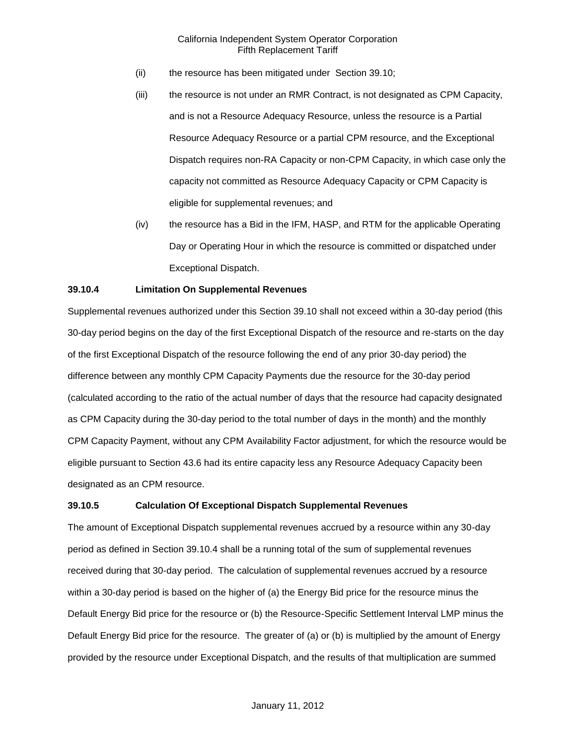(ii) the resource has been mitigated under Section 39.10;

(iii) the resource is not under an RMR Contract, is not designated as CPM Capacity, and is not a Resource Adequacy Resource, unless the resource is a Partial Resource Adequacy Resource or a partial CPM resource, and the Exceptional Dispatch requires non-RA Capacity or non-CPM Capacity, in which case only the capacity not committed as Resource Adequacy Capacity or CPM Capacity is eligible for supplemental revenues; and

(iv) the resource has a Bid in the IFM, HASP, and RTM for the applicable Operating Day or Operating Hour in which the resource is committed or dispatched under Exceptional Dispatch.

**39.10.4 Limitation On Supplemental Revenues**

Supplemental revenues authorized under this Section 39.10 shall not exceed within a 30-day period (this 30-day period begins on the day of the first Exceptional Dispatch of the resource and re-starts on the day of the first Exceptional Dispatch of the resource following the end of any prior 30-day period) the difference between any monthly CPM Capacity Payments due the resource for the 30-day period (calculated according to the ratio of the actual number of days that the resource had capacity designated as CPM Capacity during the 30-day period to the total number of days in the month) and the monthly CPM Capacity Payment, without any CPM Availability Factor adjustment, for which the resource would be eligible pursuant to Section 43.6 had its entire capacity less any Resource Adequacy Capacity been designated as an CPM resource.

**39.10.5 Calculation Of Exceptional Dispatch Supplemental Revenues**

The amount of Exceptional Dispatch supplemental revenues accrued by a resource within any 30-day period as defined in Section 39.10.4 shall be a running total of the sum of supplemental revenues received during that 30-day period. The calculation of supplemental revenues accrued by a resource within a 30-day period is based on the higher of (a) the Energy Bid price for the resource minus the Default Energy Bid price for the resource or (b) the Resource-Specific Settlement Interval LMP minus the Default Energy Bid price for the resource. The greater of (a) or (b) is multiplied by the amount of Energy provided by the resource under Exceptional Dispatch, and the results of that multiplication are summed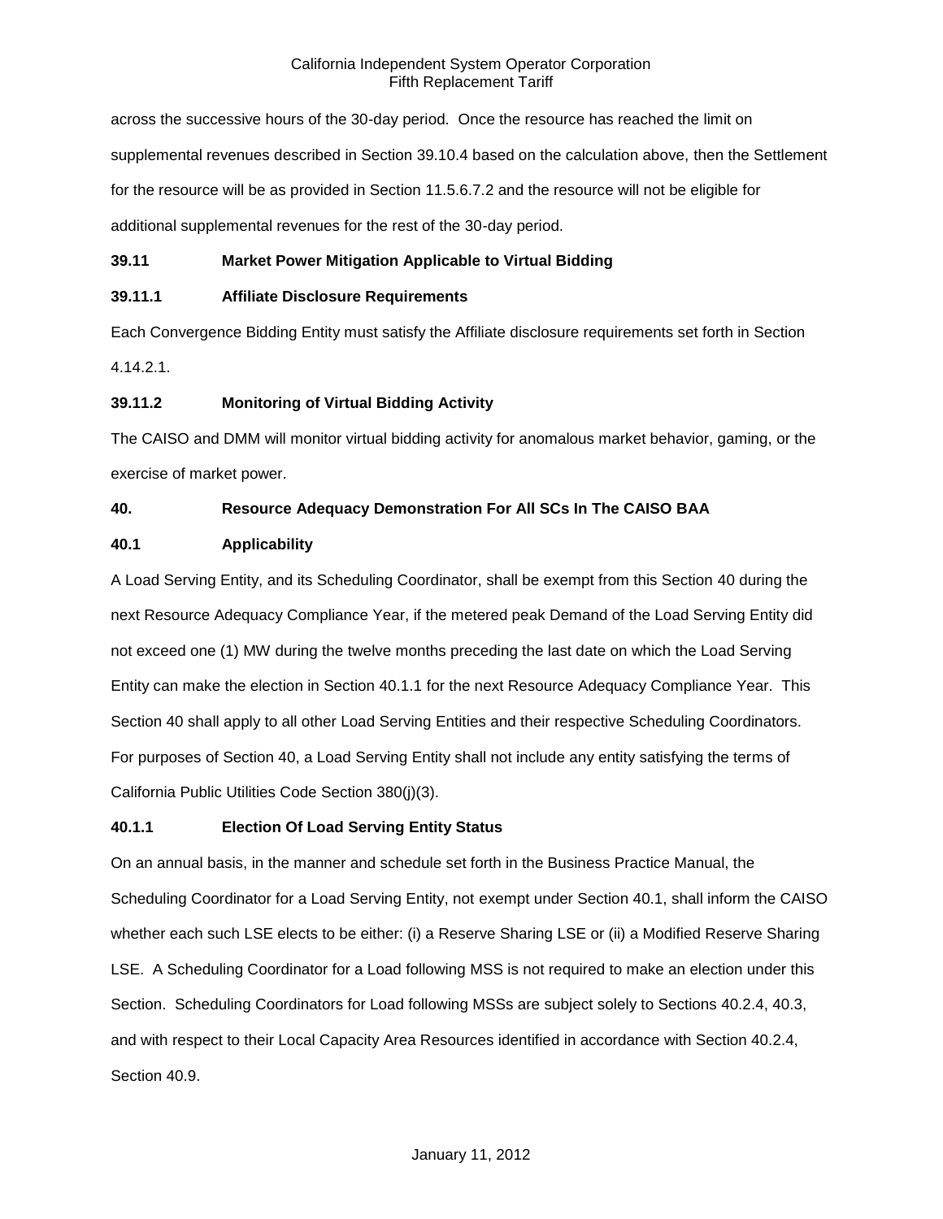across the successive hours of the 30-day period. Once the resource has reached the limit on supplemental revenues described in Section 39.10.4 based on the calculation above, then the Settlement for the resource will be as provided in Section 11.5.6.7.2 and the resource will not be eligible for additional supplemental revenues for the rest of the 30-day period.

**39.11 Market Power Mitigation Applicable to Virtual Bidding**

**39.11.1 Affiliate Disclosure Requirements**

Each Convergence Bidding Entity must satisfy the Affiliate disclosure requirements set forth in Section 4.14.2.1.

**39.11.2 Monitoring of Virtual Bidding Activity**

The CAISO and DMM will monitor virtual bidding activity for anomalous market behavior, gaming, or the exercise of market power.

**40. Resource Adequacy Demonstration For All SCs In The CAISO BAA**

**40.1 Applicability**

A Load Serving Entity, and its Scheduling Coordinator, shall be exempt from this Section 40 during the next Resource Adequacy Compliance Year, if the metered peak Demand of the Load Serving Entity did not exceed one (1) MW during the twelve months preceding the last date on which the Load Serving Entity can make the election in Section 40.1.1 for the next Resource Adequacy Compliance Year. This Section 40 shall apply to all other Load Serving Entities and their respective Scheduling Coordinators. For purposes of Section 40, a Load Serving Entity shall not include any entity satisfying the terms of California Public Utilities Code Section 380(j)(3).

**40.1.1 Election Of Load Serving Entity Status**

On an annual basis, in the manner and schedule set forth in the Business Practice Manual, the Scheduling Coordinator for a Load Serving Entity, not exempt under Section 40.1, shall inform the CAISO whether each such LSE elects to be either: (i) a Reserve Sharing LSE or (ii) a Modified Reserve Sharing LSE. A Scheduling Coordinator for a Load following MSS is not required to make an election under this Section. Scheduling Coordinators for Load following MSSs are subject solely to Sections 40.2.4, 40.3, and with respect to their Local Capacity Area Resources identified in accordance with Section 40.2.4, Section 40.9.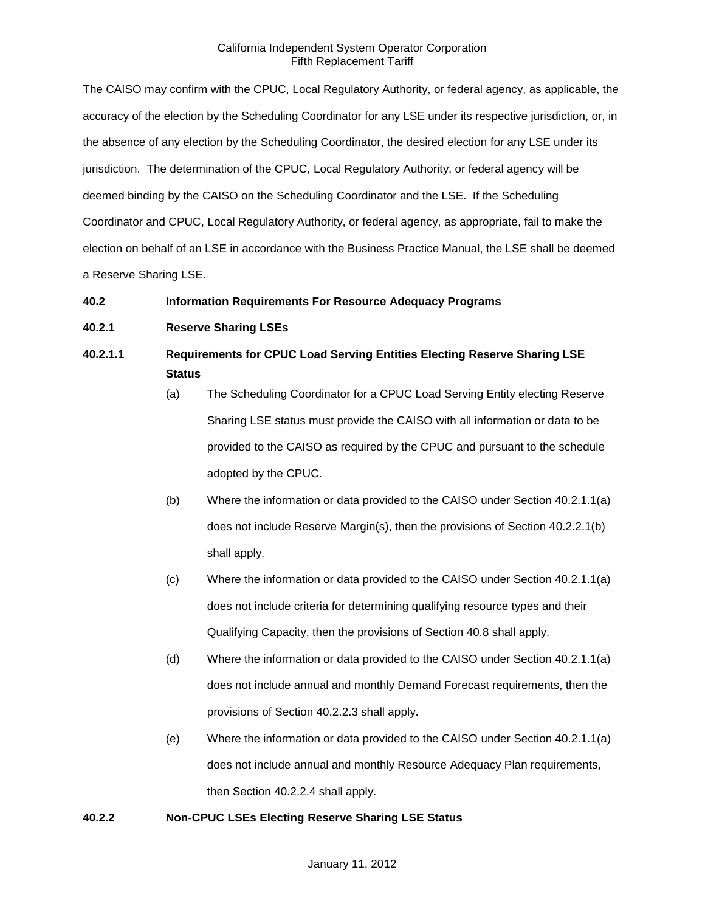The CAISO may confirm with the CPUC, Local Regulatory Authority, or federal agency, as applicable, the accuracy of the election by the Scheduling Coordinator for any LSE under its respective jurisdiction, or, in the absence of any election by the Scheduling Coordinator, the desired election for any LSE under its jurisdiction. The determination of the CPUC, Local Regulatory Authority, or federal agency will be deemed binding by the CAISO on the Scheduling Coordinator and the LSE. If the Scheduling Coordinator and CPUC, Local Regulatory Authority, or federal agency, as appropriate, fail to make the election on behalf of an LSE in accordance with the Business Practice Manual, the LSE shall be deemed a Reserve Sharing LSE.

**40.2 Information Requirements For Resource Adequacy Programs**

**40.2.1 Reserve Sharing LSEs**

**40.2.1.1 Requirements for CPUC Load Serving Entities Electing Reserve Sharing LSE Status**

(a) The Scheduling Coordinator for a CPUC Load Serving Entity electing Reserve Sharing LSE status must provide the CAISO with all information or data to be provided to the CAISO as required by the CPUC and pursuant to the schedule adopted by the CPUC.

(b) Where the information or data provided to the CAISO under Section 40.2.1.1(a) does not include Reserve Margin(s), then the provisions of Section 40.2.2.1(b) shall apply.

(c) Where the information or data provided to the CAISO under Section 40.2.1.1(a) does not include criteria for determining qualifying resource types and their Qualifying Capacity, then the provisions of Section 40.8 shall apply.

(d) Where the information or data provided to the CAISO under Section 40.2.1.1(a) does not include annual and monthly Demand Forecast requirements, then the provisions of Section 40.2.2.3 shall apply.

(e) Where the information or data provided to the CAISO under Section 40.2.1.1(a) does not include annual and monthly Resource Adequacy Plan requirements, then Section 40.2.2.4 shall apply.

**40.2.2 Non-CPUC LSEs Electing Reserve Sharing LSE Status**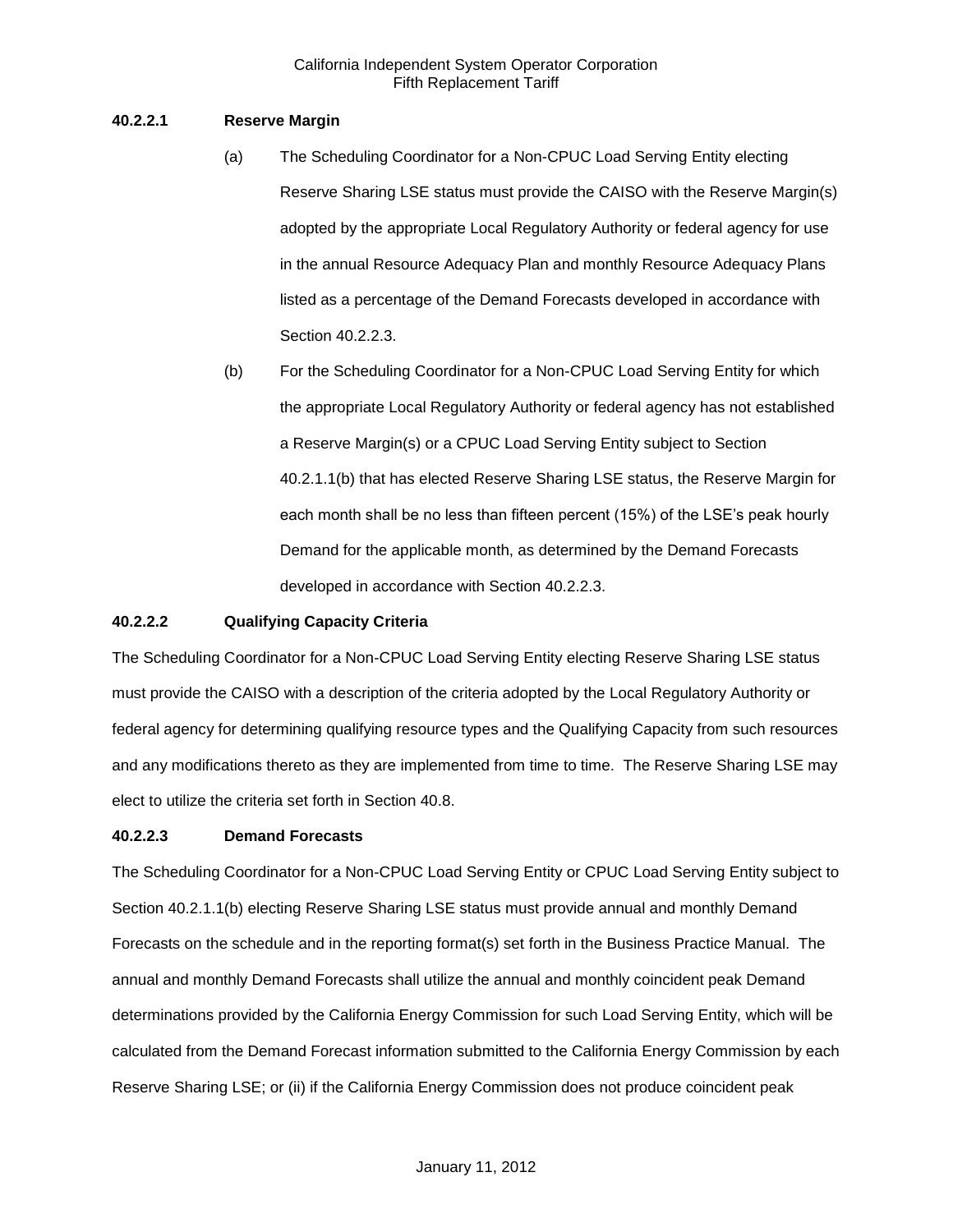### 40.2.2.1 Reserve Margin

(a) The Scheduling Coordinator for a Non-CPUC Load Serving Entity electing Reserve Sharing LSE status must provide the CAISO with the Reserve Margin(s) adopted by the appropriate Local Regulatory Authority or federal agency for use in the annual Resource Adequacy Plan and monthly Resource Adequacy Plans listed as a percentage of the Demand Forecasts developed in accordance with Section 40.2.2.3.

(b) For the Scheduling Coordinator for a Non-CPUC Load Serving Entity for which the appropriate Local Regulatory Authority or federal agency has not established a Reserve Margin(s) or a CPUC Load Serving Entity subject to Section 40.2.1.1(b) that has elected Reserve Sharing LSE status, the Reserve Margin for each month shall be no less than fifteen percent (15%) of the LSE's peak hourly Demand for the applicable month, as determined by the Demand Forecasts developed in accordance with Section 40.2.2.3.

### 40.2.2.2 Qualifying Capacity Criteria

The Scheduling Coordinator for a Non-CPUC Load Serving Entity electing Reserve Sharing LSE status must provide the CAISO with a description of the criteria adopted by the Local Regulatory Authority or federal agency for determining qualifying resource types and the Qualifying Capacity from such resources and any modifications thereto as they are implemented from time to time. The Reserve Sharing LSE may elect to utilize the criteria set forth in Section 40.8.

### 40.2.2.3 Demand Forecasts

The Scheduling Coordinator for a Non-CPUC Load Serving Entity or CPUC Load Serving Entity subject to Section 40.2.1.1(b) electing Reserve Sharing LSE status must provide annual and monthly Demand Forecasts on the schedule and in the reporting format(s) set forth in the Business Practice Manual. The annual and monthly Demand Forecasts shall utilize the annual and monthly coincident peak Demand determinations provided by the California Energy Commission for such Load Serving Entity, which will be calculated from the Demand Forecast information submitted to the California Energy Commission by each Reserve Sharing LSE; or (ii) if the California Energy Commission does not produce coincident peak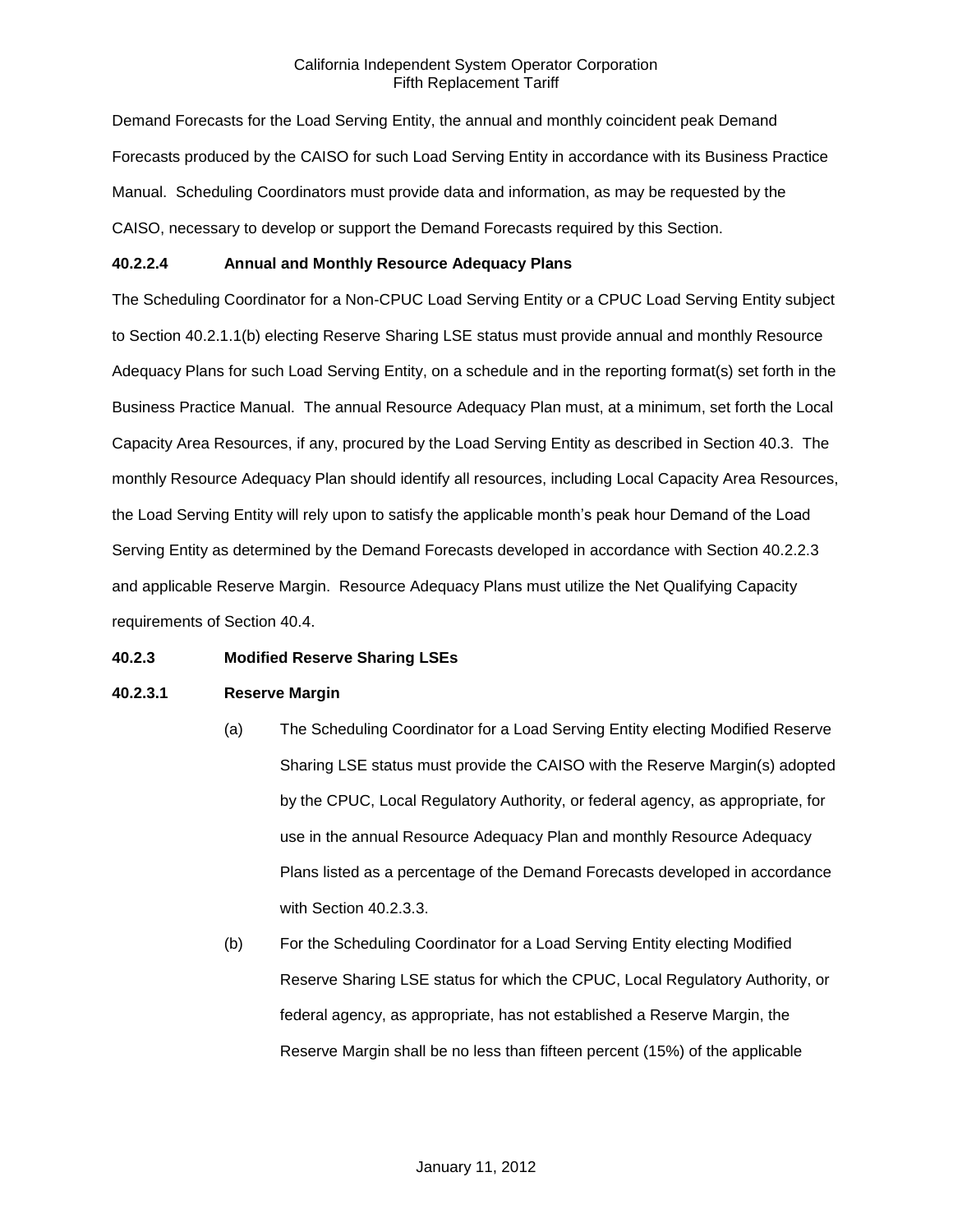Demand Forecasts for the Load Serving Entity, the annual and monthly coincident peak Demand Forecasts produced by the CAISO for such Load Serving Entity in accordance with its Business Practice Manual. Scheduling Coordinators must provide data and information, as may be requested by the CAISO, necessary to develop or support the Demand Forecasts required by this Section.

**40.2.2.4 Annual and Monthly Resource Adequacy Plans**

The Scheduling Coordinator for a Non-CPUC Load Serving Entity or a CPUC Load Serving Entity subject to Section 40.2.1.1(b) electing Reserve Sharing LSE status must provide annual and monthly Resource Adequacy Plans for such Load Serving Entity, on a schedule and in the reporting format(s) set forth in the Business Practice Manual. The annual Resource Adequacy Plan must, at a minimum, set forth the Local Capacity Area Resources, if any, procured by the Load Serving Entity as described in Section 40.3. The monthly Resource Adequacy Plan should identify all resources, including Local Capacity Area Resources, the Load Serving Entity will rely upon to satisfy the applicable month's peak hour Demand of the Load Serving Entity as determined by the Demand Forecasts developed in accordance with Section 40.2.2.3 and applicable Reserve Margin. Resource Adequacy Plans must utilize the Net Qualifying Capacity requirements of Section 40.4.

**40.2.3 Modified Reserve Sharing LSEs**

**40.2.3.1 Reserve Margin**

(a) The Scheduling Coordinator for a Load Serving Entity electing Modified Reserve Sharing LSE status must provide the CAISO with the Reserve Margin(s) adopted by the CPUC, Local Regulatory Authority, or federal agency, as appropriate, for use in the annual Resource Adequacy Plan and monthly Resource Adequacy Plans listed as a percentage of the Demand Forecasts developed in accordance with Section 40.2.3.3.

(b) For the Scheduling Coordinator for a Load Serving Entity electing Modified Reserve Sharing LSE status for which the CPUC, Local Regulatory Authority, or federal agency, as appropriate, has not established a Reserve Margin, the Reserve Margin shall be no less than fifteen percent (15%) of the applicable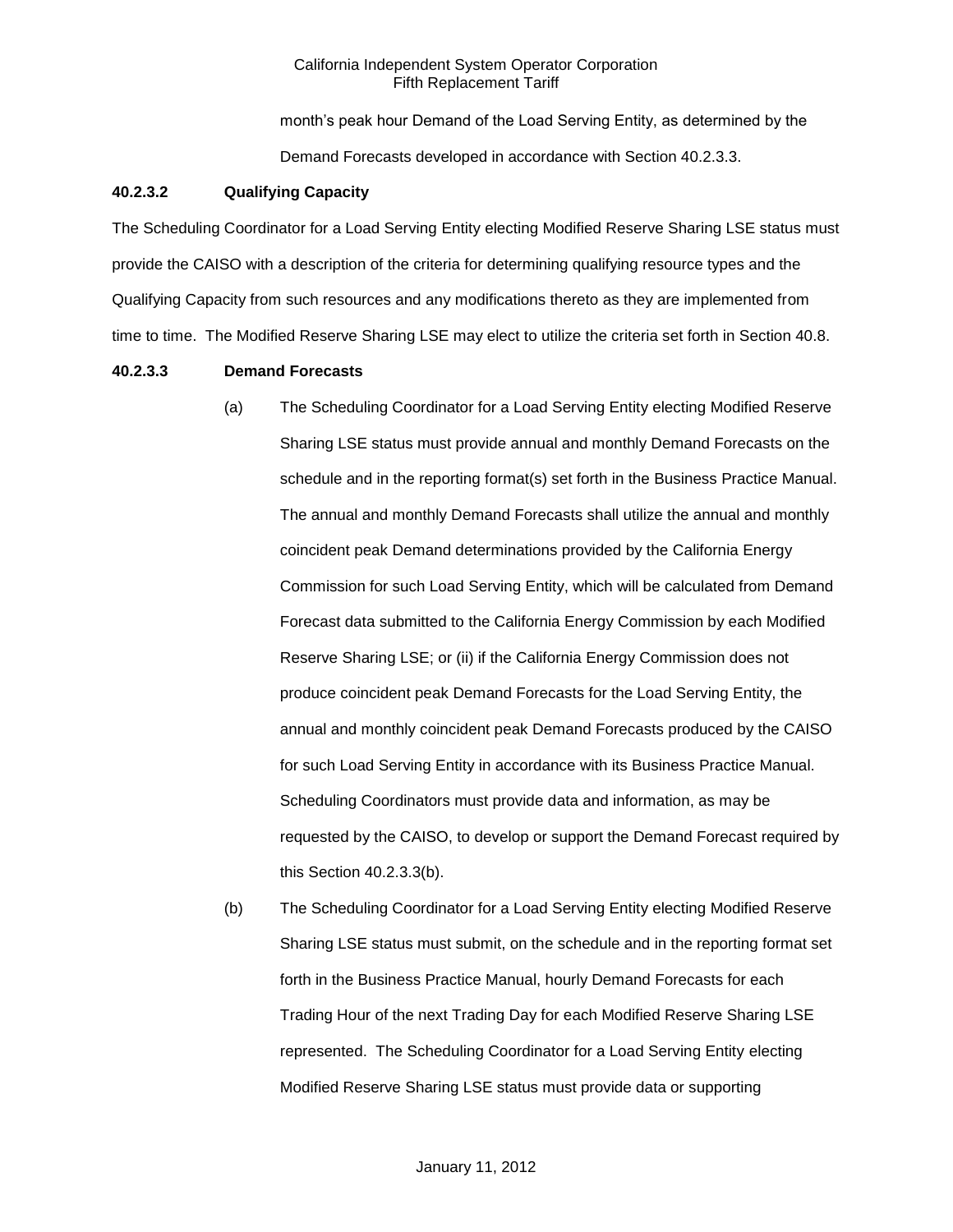month's peak hour Demand of the Load Serving Entity, as determined by the Demand Forecasts developed in accordance with Section 40.2.3.3.

**40.2.3.2 Qualifying Capacity**

The Scheduling Coordinator for a Load Serving Entity electing Modified Reserve Sharing LSE status must provide the CAISO with a description of the criteria for determining qualifying resource types and the Qualifying Capacity from such resources and any modifications thereto as they are implemented from time to time. The Modified Reserve Sharing LSE may elect to utilize the criteria set forth in Section 40.8.

**40.2.3.3 Demand Forecasts**

(a) The Scheduling Coordinator for a Load Serving Entity electing Modified Reserve Sharing LSE status must provide annual and monthly Demand Forecasts on the schedule and in the reporting format(s) set forth in the Business Practice Manual. The annual and monthly Demand Forecasts shall utilize the annual and monthly coincident peak Demand determinations provided by the California Energy Commission for such Load Serving Entity, which will be calculated from Demand Forecast data submitted to the California Energy Commission by each Modified Reserve Sharing LSE; or (ii) if the California Energy Commission does not produce coincident peak Demand Forecasts for the Load Serving Entity, the annual and monthly coincident peak Demand Forecasts produced by the CAISO for such Load Serving Entity in accordance with its Business Practice Manual. Scheduling Coordinators must provide data and information, as may be requested by the CAISO, to develop or support the Demand Forecast required by this Section 40.2.3.3(b).

(b) The Scheduling Coordinator for a Load Serving Entity electing Modified Reserve Sharing LSE status must submit, on the schedule and in the reporting format set forth in the Business Practice Manual, hourly Demand Forecasts for each Trading Hour of the next Trading Day for each Modified Reserve Sharing LSE represented. The Scheduling Coordinator for a Load Serving Entity electing Modified Reserve Sharing LSE status must provide data or supporting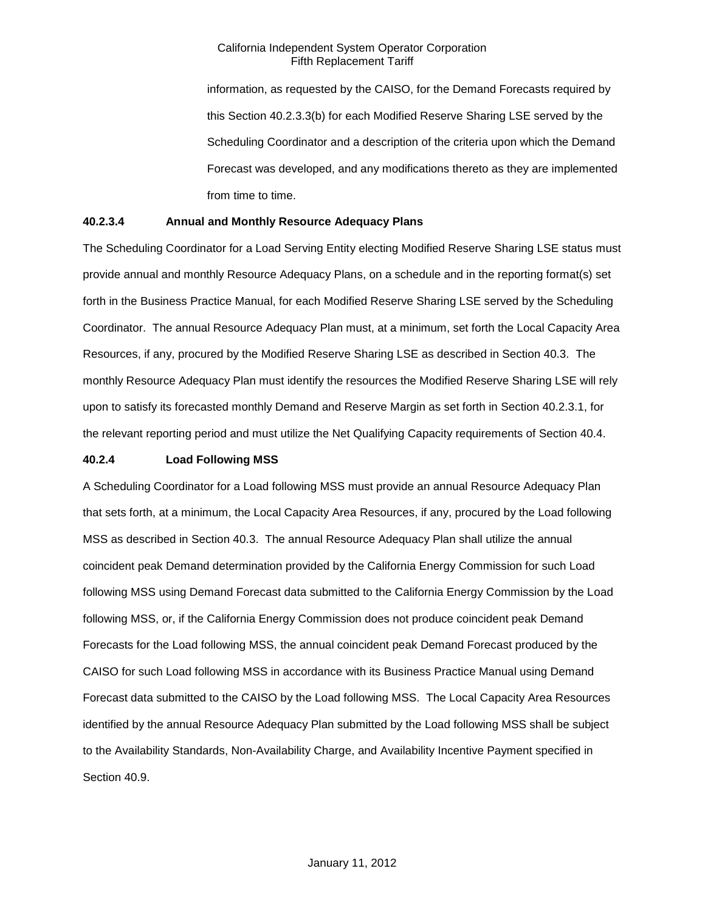information, as requested by the CAISO, for the Demand Forecasts required by this Section 40.2.3.3(b) for each Modified Reserve Sharing LSE served by the Scheduling Coordinator and a description of the criteria upon which the Demand Forecast was developed, and any modifications thereto as they are implemented from time to time.

**40.2.3.4 Annual and Monthly Resource Adequacy Plans**

The Scheduling Coordinator for a Load Serving Entity electing Modified Reserve Sharing LSE status must provide annual and monthly Resource Adequacy Plans, on a schedule and in the reporting format(s) set forth in the Business Practice Manual, for each Modified Reserve Sharing LSE served by the Scheduling Coordinator. The annual Resource Adequacy Plan must, at a minimum, set forth the Local Capacity Area Resources, if any, procured by the Modified Reserve Sharing LSE as described in Section 40.3. The monthly Resource Adequacy Plan must identify the resources the Modified Reserve Sharing LSE will rely upon to satisfy its forecasted monthly Demand and Reserve Margin as set forth in Section 40.2.3.1, for the relevant reporting period and must utilize the Net Qualifying Capacity requirements of Section 40.4.

**40.2.4 Load Following MSS**

A Scheduling Coordinator for a Load following MSS must provide an annual Resource Adequacy Plan that sets forth, at a minimum, the Local Capacity Area Resources, if any, procured by the Load following MSS as described in Section 40.3. The annual Resource Adequacy Plan shall utilize the annual coincident peak Demand determination provided by the California Energy Commission for such Load following MSS using Demand Forecast data submitted to the California Energy Commission by the Load following MSS, or, if the California Energy Commission does not produce coincident peak Demand Forecasts for the Load following MSS, the annual coincident peak Demand Forecast produced by the CAISO for such Load following MSS in accordance with its Business Practice Manual using Demand Forecast data submitted to the CAISO by the Load following MSS. The Local Capacity Area Resources identified by the annual Resource Adequacy Plan submitted by the Load following MSS shall be subject to the Availability Standards, Non-Availability Charge, and Availability Incentive Payment specified in Section 40.9.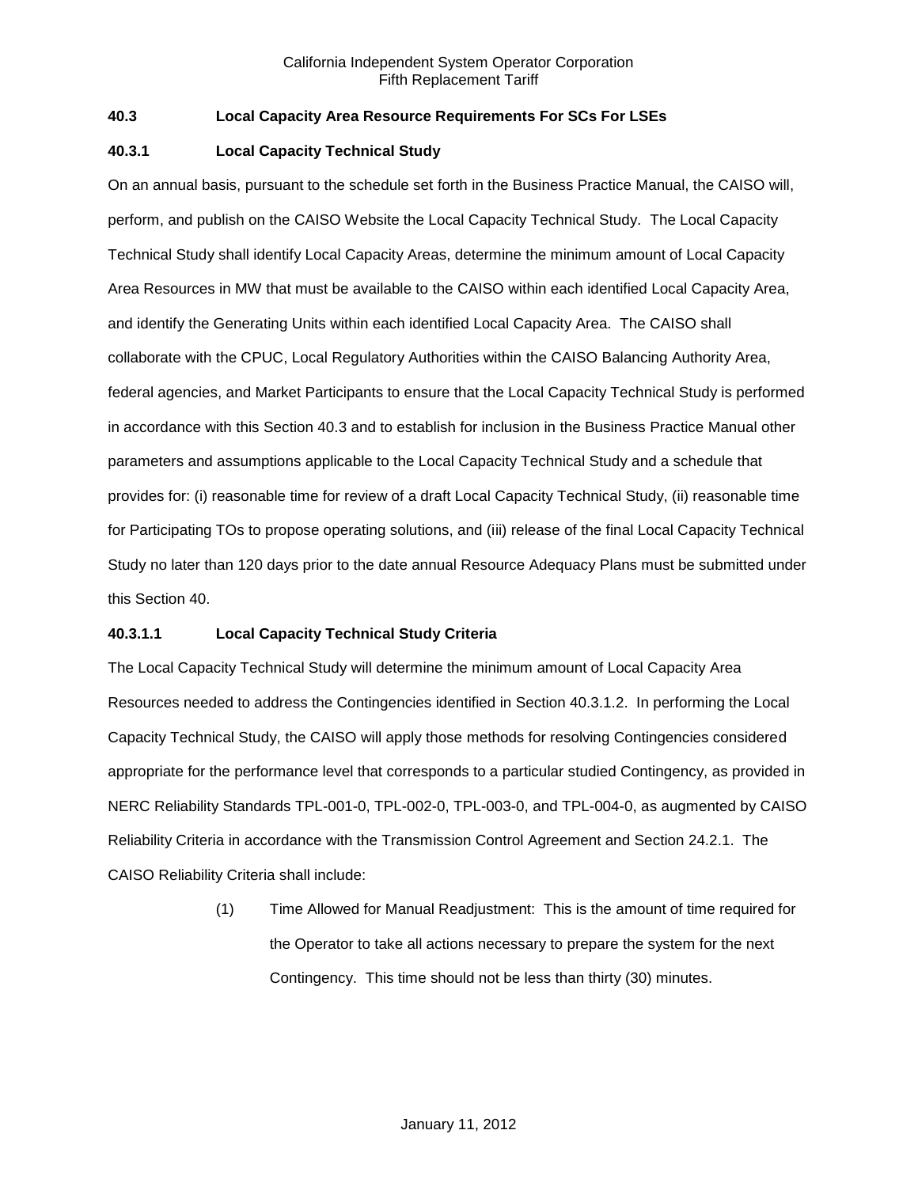### 40.3 Local Capacity Area Resource Requirements For SCs For LSEs

#### 40.3.1 Local Capacity Technical Study

On an annual basis, pursuant to the schedule set forth in the Business Practice Manual, the CAISO will, perform, and publish on the CAISO Website the Local Capacity Technical Study. The Local Capacity Technical Study shall identify Local Capacity Areas, determine the minimum amount of Local Capacity Area Resources in MW that must be available to the CAISO within each identified Local Capacity Area, and identify the Generating Units within each identified Local Capacity Area. The CAISO shall collaborate with the CPUC, Local Regulatory Authorities within the CAISO Balancing Authority Area, federal agencies, and Market Participants to ensure that the Local Capacity Technical Study is performed in accordance with this Section 40.3 and to establish for inclusion in the Business Practice Manual other parameters and assumptions applicable to the Local Capacity Technical Study and a schedule that provides for: (i) reasonable time for review of a draft Local Capacity Technical Study, (ii) reasonable time for Participating TOs to propose operating solutions, and (iii) release of the final Local Capacity Technical Study no later than 120 days prior to the date annual Resource Adequacy Plans must be submitted under this Section 40.

##### 40.3.1.1 Local Capacity Technical Study Criteria

The Local Capacity Technical Study will determine the minimum amount of Local Capacity Area Resources needed to address the Contingencies identified in Section 40.3.1.2. In performing the Local Capacity Technical Study, the CAISO will apply those methods for resolving Contingencies considered appropriate for the performance level that corresponds to a particular studied Contingency, as provided in NERC Reliability Standards TPL-001-0, TPL-002-0, TPL-003-0, and TPL-004-0, as augmented by CAISO Reliability Criteria in accordance with the Transmission Control Agreement and Section 24.2.1. The CAISO Reliability Criteria shall include:

(1) Time Allowed for Manual Readjustment: This is the amount of time required for the Operator to take all actions necessary to prepare the system for the next Contingency. This time should not be less than thirty (30) minutes.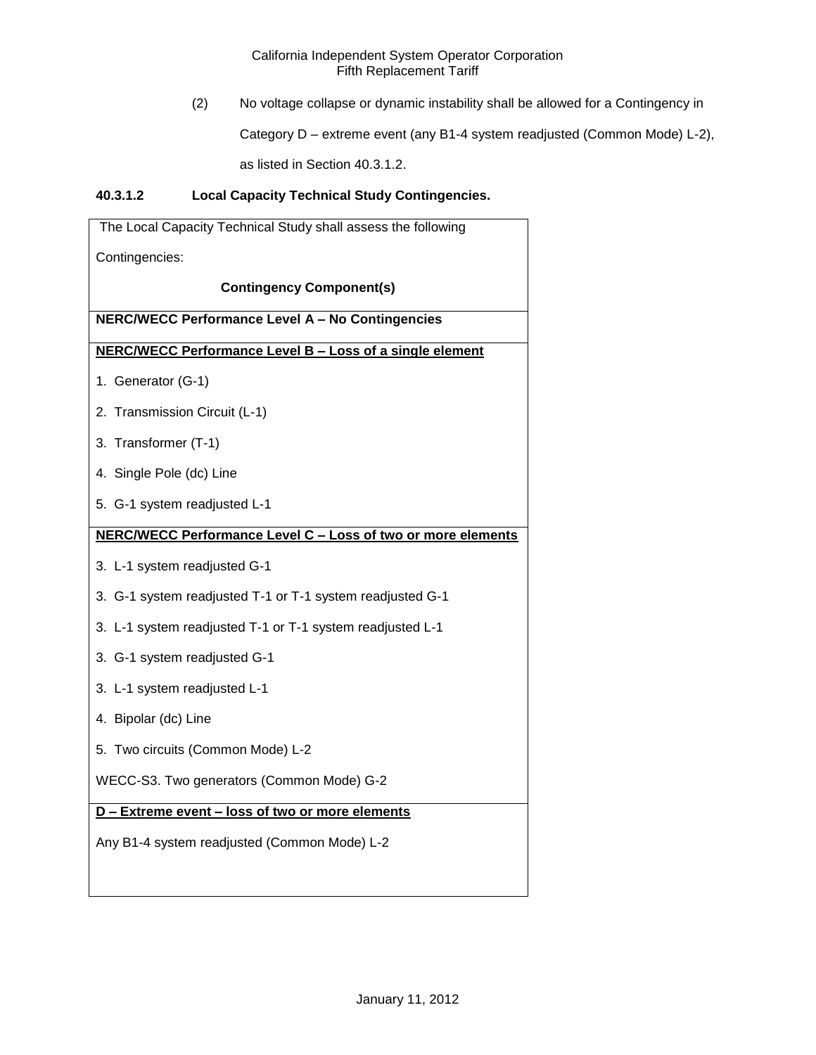(2) No voltage collapse or dynamic instability shall be allowed for a Contingency in Category D – extreme event (any B1-4 system readjusted (Common Mode) L-2), as listed in Section 40.3.1.2.

**40.3.1.2 Local Capacity Technical Study Contingencies.**

| The Local Capacity Technical Study shall assess the following Contingencies:<br><br>**Contingency Component(s)** |
|---|
| **NERC/WECC Performance Level A – No Contingencies** |
| **NERC/WECC Performance Level B – Loss of a single element**<br><br>1. Generator (G-1)<br><br>2. Transmission Circuit (L-1)<br><br>3. Transformer (T-1)<br><br>4. Single Pole (dc) Line<br><br>5. G-1 system readjusted L-1 |
| **NERC/WECC Performance Level C – Loss of two or more elements**<br><br>3. L-1 system readjusted G-1<br><br>3. G-1 system readjusted T-1 or T-1 system readjusted G-1<br><br>3. L-1 system readjusted T-1 or T-1 system readjusted L-1<br><br>3. G-1 system readjusted G-1<br><br>3. L-1 system readjusted L-1<br><br>4. Bipolar (dc) Line<br><br>5. Two circuits (Common Mode) L-2<br><br>WECC-S3. Two generators (Common Mode) G-2 |
| **D – Extreme event – loss of two or more elements**<br><br>Any B1-4 system readjusted (Common Mode) L-2 |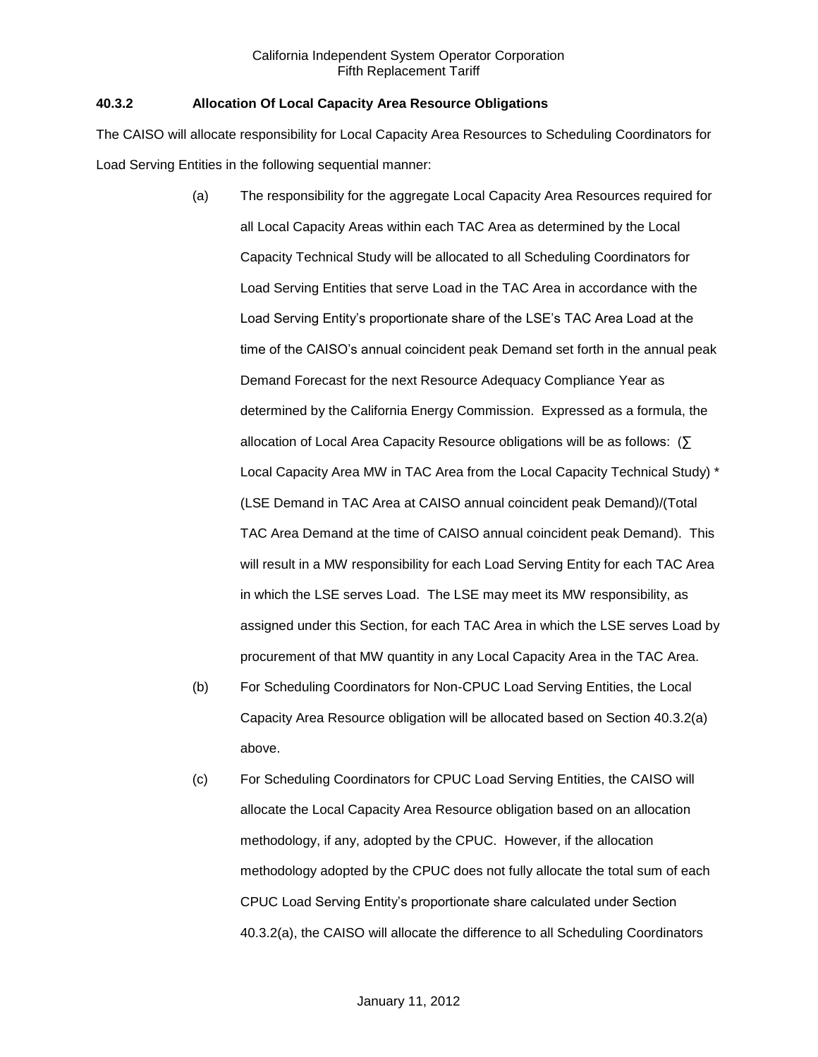### 40.3.2 Allocation Of Local Capacity Area Resource Obligations

The CAISO will allocate responsibility for Local Capacity Area Resources to Scheduling Coordinators for Load Serving Entities in the following sequential manner:

(a) The responsibility for the aggregate Local Capacity Area Resources required for all Local Capacity Areas within each TAC Area as determined by the Local Capacity Technical Study will be allocated to all Scheduling Coordinators for Load Serving Entities that serve Load in the TAC Area in accordance with the Load Serving Entity's proportionate share of the LSE's TAC Area Load at the time of the CAISO's annual coincident peak Demand set forth in the annual peak Demand Forecast for the next Resource Adequacy Compliance Year as determined by the California Energy Commission. Expressed as a formula, the allocation of Local Area Capacity Resource obligations will be as follows: (∑ Local Capacity Area MW in TAC Area from the Local Capacity Technical Study) * (LSE Demand in TAC Area at CAISO annual coincident peak Demand)/(Total TAC Area Demand at the time of CAISO annual coincident peak Demand). This will result in a MW responsibility for each Load Serving Entity for each TAC Area in which the LSE serves Load. The LSE may meet its MW responsibility, as assigned under this Section, for each TAC Area in which the LSE serves Load by procurement of that MW quantity in any Local Capacity Area in the TAC Area.

(b) For Scheduling Coordinators for Non-CPUC Load Serving Entities, the Local Capacity Area Resource obligation will be allocated based on Section 40.3.2(a) above.

(c) For Scheduling Coordinators for CPUC Load Serving Entities, the CAISO will allocate the Local Capacity Area Resource obligation based on an allocation methodology, if any, adopted by the CPUC. However, if the allocation methodology adopted by the CPUC does not fully allocate the total sum of each CPUC Load Serving Entity's proportionate share calculated under Section 40.3.2(a), the CAISO will allocate the difference to all Scheduling Coordinators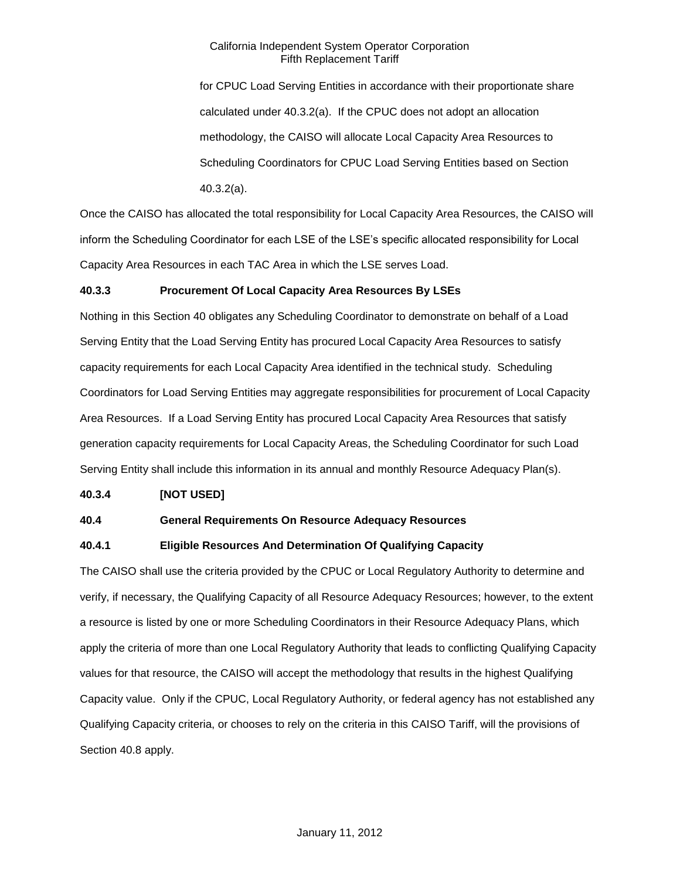for CPUC Load Serving Entities in accordance with their proportionate share calculated under 40.3.2(a). If the CPUC does not adopt an allocation methodology, the CAISO will allocate Local Capacity Area Resources to Scheduling Coordinators for CPUC Load Serving Entities based on Section 40.3.2(a).

Once the CAISO has allocated the total responsibility for Local Capacity Area Resources, the CAISO will inform the Scheduling Coordinator for each LSE of the LSE's specific allocated responsibility for Local Capacity Area Resources in each TAC Area in which the LSE serves Load.

**40.3.3 Procurement Of Local Capacity Area Resources By LSEs**

Nothing in this Section 40 obligates any Scheduling Coordinator to demonstrate on behalf of a Load Serving Entity that the Load Serving Entity has procured Local Capacity Area Resources to satisfy capacity requirements for each Local Capacity Area identified in the technical study. Scheduling Coordinators for Load Serving Entities may aggregate responsibilities for procurement of Local Capacity Area Resources. If a Load Serving Entity has procured Local Capacity Area Resources that satisfy generation capacity requirements for Local Capacity Areas, the Scheduling Coordinator for such Load Serving Entity shall include this information in its annual and monthly Resource Adequacy Plan(s).

**40.3.4 [NOT USED]**

**40.4 General Requirements On Resource Adequacy Resources**

**40.4.1 Eligible Resources And Determination Of Qualifying Capacity**

The CAISO shall use the criteria provided by the CPUC or Local Regulatory Authority to determine and verify, if necessary, the Qualifying Capacity of all Resource Adequacy Resources; however, to the extent a resource is listed by one or more Scheduling Coordinators in their Resource Adequacy Plans, which apply the criteria of more than one Local Regulatory Authority that leads to conflicting Qualifying Capacity values for that resource, the CAISO will accept the methodology that results in the highest Qualifying Capacity value. Only if the CPUC, Local Regulatory Authority, or federal agency has not established any Qualifying Capacity criteria, or chooses to rely on the criteria in this CAISO Tariff, will the provisions of Section 40.8 apply.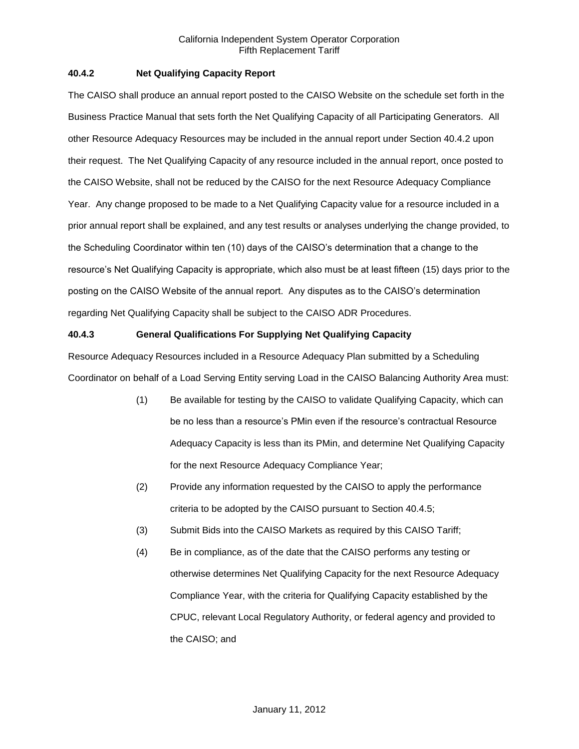### 40.4.2 Net Qualifying Capacity Report

The CAISO shall produce an annual report posted to the CAISO Website on the schedule set forth in the Business Practice Manual that sets forth the Net Qualifying Capacity of all Participating Generators. All other Resource Adequacy Resources may be included in the annual report under Section 40.4.2 upon their request. The Net Qualifying Capacity of any resource included in the annual report, once posted to the CAISO Website, shall not be reduced by the CAISO for the next Resource Adequacy Compliance Year. Any change proposed to be made to a Net Qualifying Capacity value for a resource included in a prior annual report shall be explained, and any test results or analyses underlying the change provided, to the Scheduling Coordinator within ten (10) days of the CAISO's determination that a change to the resource's Net Qualifying Capacity is appropriate, which also must be at least fifteen (15) days prior to the posting on the CAISO Website of the annual report. Any disputes as to the CAISO's determination regarding Net Qualifying Capacity shall be subject to the CAISO ADR Procedures.

### 40.4.3 General Qualifications For Supplying Net Qualifying Capacity

Resource Adequacy Resources included in a Resource Adequacy Plan submitted by a Scheduling Coordinator on behalf of a Load Serving Entity serving Load in the CAISO Balancing Authority Area must:

(1) Be available for testing by the CAISO to validate Qualifying Capacity, which can be no less than a resource's PMin even if the resource's contractual Resource Adequacy Capacity is less than its PMin, and determine Net Qualifying Capacity for the next Resource Adequacy Compliance Year;

(2) Provide any information requested by the CAISO to apply the performance criteria to be adopted by the CAISO pursuant to Section 40.4.5;

(3) Submit Bids into the CAISO Markets as required by this CAISO Tariff;

(4) Be in compliance, as of the date that the CAISO performs any testing or otherwise determines Net Qualifying Capacity for the next Resource Adequacy Compliance Year, with the criteria for Qualifying Capacity established by the CPUC, relevant Local Regulatory Authority, or federal agency and provided to the CAISO; and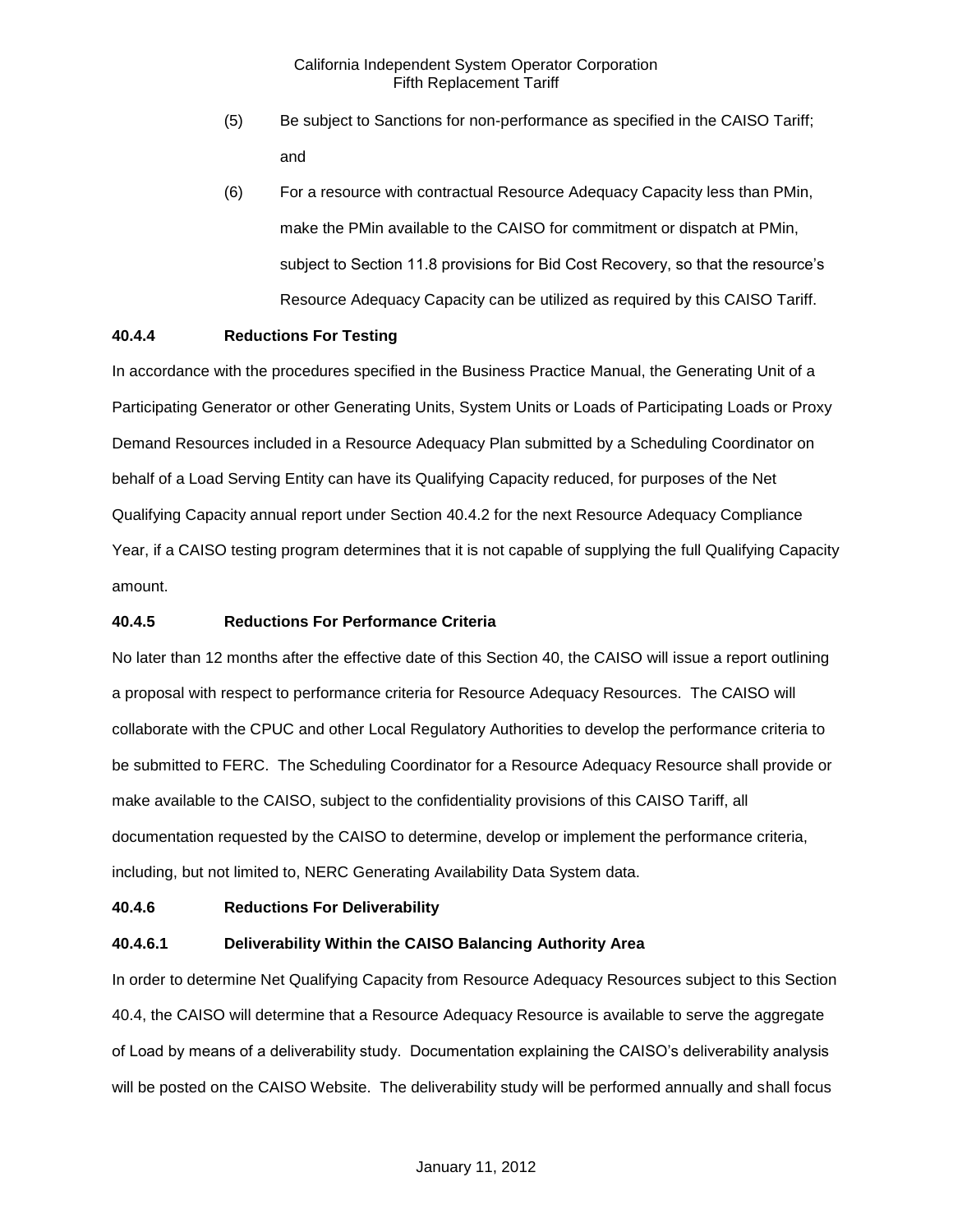(5) Be subject to Sanctions for non-performance as specified in the CAISO Tariff; and

(6) For a resource with contractual Resource Adequacy Capacity less than PMin, make the PMin available to the CAISO for commitment or dispatch at PMin, subject to Section 11.8 provisions for Bid Cost Recovery, so that the resource's Resource Adequacy Capacity can be utilized as required by this CAISO Tariff.

**40.4.4 Reductions For Testing**

In accordance with the procedures specified in the Business Practice Manual, the Generating Unit of a Participating Generator or other Generating Units, System Units or Loads of Participating Loads or Proxy Demand Resources included in a Resource Adequacy Plan submitted by a Scheduling Coordinator on behalf of a Load Serving Entity can have its Qualifying Capacity reduced, for purposes of the Net Qualifying Capacity annual report under Section 40.4.2 for the next Resource Adequacy Compliance Year, if a CAISO testing program determines that it is not capable of supplying the full Qualifying Capacity amount.

**40.4.5 Reductions For Performance Criteria**

No later than 12 months after the effective date of this Section 40, the CAISO will issue a report outlining a proposal with respect to performance criteria for Resource Adequacy Resources. The CAISO will collaborate with the CPUC and other Local Regulatory Authorities to develop the performance criteria to be submitted to FERC. The Scheduling Coordinator for a Resource Adequacy Resource shall provide or make available to the CAISO, subject to the confidentiality provisions of this CAISO Tariff, all documentation requested by the CAISO to determine, develop or implement the performance criteria, including, but not limited to, NERC Generating Availability Data System data.

**40.4.6 Reductions For Deliverability**

**40.4.6.1 Deliverability Within the CAISO Balancing Authority Area**

In order to determine Net Qualifying Capacity from Resource Adequacy Resources subject to this Section 40.4, the CAISO will determine that a Resource Adequacy Resource is available to serve the aggregate of Load by means of a deliverability study. Documentation explaining the CAISO's deliverability analysis will be posted on the CAISO Website. The deliverability study will be performed annually and shall focus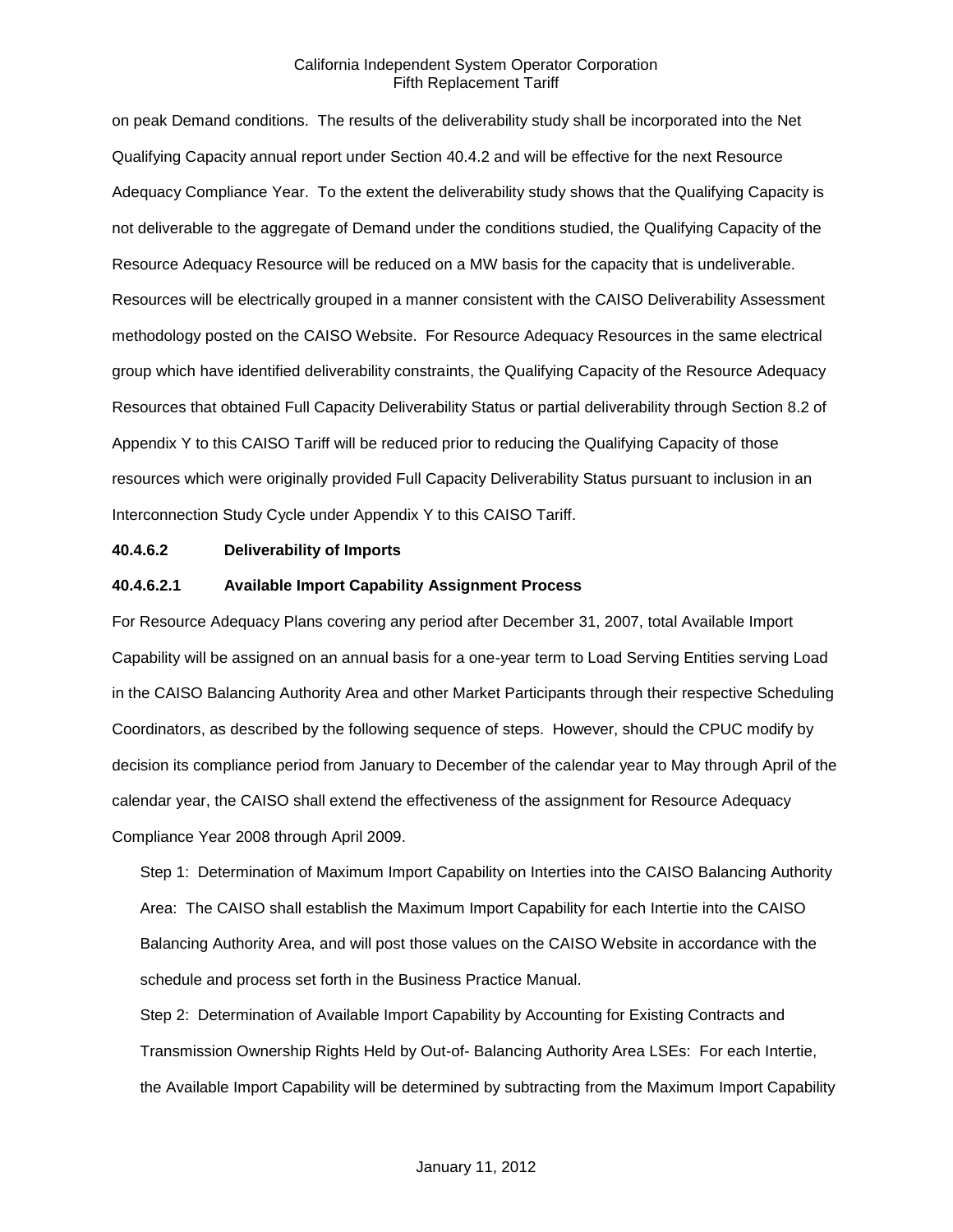on peak Demand conditions. The results of the deliverability study shall be incorporated into the Net Qualifying Capacity annual report under Section 40.4.2 and will be effective for the next Resource Adequacy Compliance Year. To the extent the deliverability study shows that the Qualifying Capacity is not deliverable to the aggregate of Demand under the conditions studied, the Qualifying Capacity of the Resource Adequacy Resource will be reduced on a MW basis for the capacity that is undeliverable. Resources will be electrically grouped in a manner consistent with the CAISO Deliverability Assessment methodology posted on the CAISO Website. For Resource Adequacy Resources in the same electrical group which have identified deliverability constraints, the Qualifying Capacity of the Resource Adequacy Resources that obtained Full Capacity Deliverability Status or partial deliverability through Section 8.2 of Appendix Y to this CAISO Tariff will be reduced prior to reducing the Qualifying Capacity of those resources which were originally provided Full Capacity Deliverability Status pursuant to inclusion in an Interconnection Study Cycle under Appendix Y to this CAISO Tariff.

**40.4.6.2 Deliverability of Imports**

**40.4.6.2.1 Available Import Capability Assignment Process**

For Resource Adequacy Plans covering any period after December 31, 2007, total Available Import Capability will be assigned on an annual basis for a one-year term to Load Serving Entities serving Load in the CAISO Balancing Authority Area and other Market Participants through their respective Scheduling Coordinators, as described by the following sequence of steps. However, should the CPUC modify by decision its compliance period from January to December of the calendar year to May through April of the calendar year, the CAISO shall extend the effectiveness of the assignment for Resource Adequacy Compliance Year 2008 through April 2009.

Step 1: Determination of Maximum Import Capability on Interties into the CAISO Balancing Authority Area: The CAISO shall establish the Maximum Import Capability for each Intertie into the CAISO Balancing Authority Area, and will post those values on the CAISO Website in accordance with the schedule and process set forth in the Business Practice Manual.

Step 2: Determination of Available Import Capability by Accounting for Existing Contracts and Transmission Ownership Rights Held by Out-of- Balancing Authority Area LSEs: For each Intertie, the Available Import Capability will be determined by subtracting from the Maximum Import Capability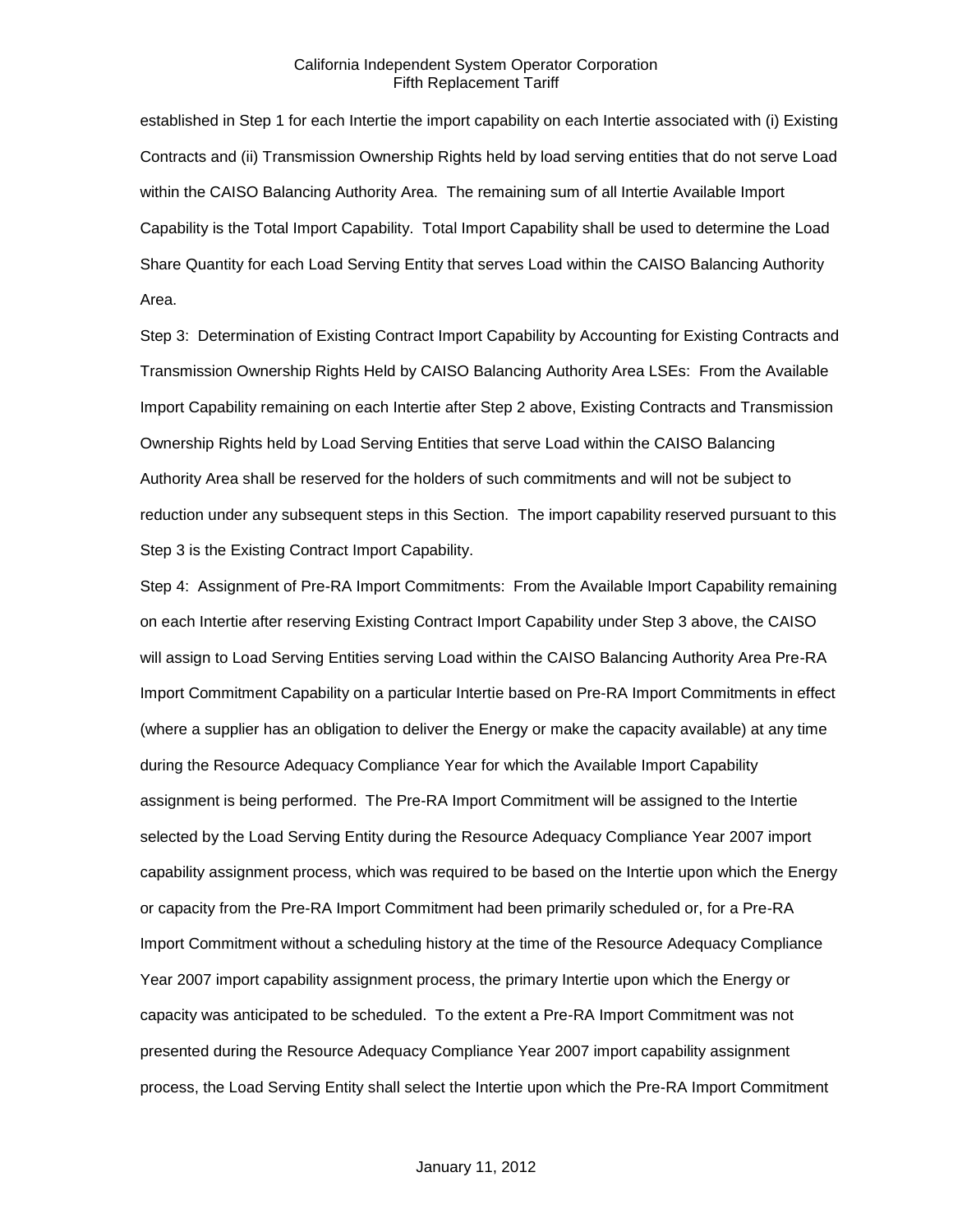established in Step 1 for each Intertie the import capability on each Intertie associated with (i) Existing Contracts and (ii) Transmission Ownership Rights held by load serving entities that do not serve Load within the CAISO Balancing Authority Area. The remaining sum of all Intertie Available Import Capability is the Total Import Capability. Total Import Capability shall be used to determine the Load Share Quantity for each Load Serving Entity that serves Load within the CAISO Balancing Authority Area.

Step 3: Determination of Existing Contract Import Capability by Accounting for Existing Contracts and Transmission Ownership Rights Held by CAISO Balancing Authority Area LSEs: From the Available Import Capability remaining on each Intertie after Step 2 above, Existing Contracts and Transmission Ownership Rights held by Load Serving Entities that serve Load within the CAISO Balancing Authority Area shall be reserved for the holders of such commitments and will not be subject to reduction under any subsequent steps in this Section. The import capability reserved pursuant to this Step 3 is the Existing Contract Import Capability.

Step 4: Assignment of Pre-RA Import Commitments: From the Available Import Capability remaining on each Intertie after reserving Existing Contract Import Capability under Step 3 above, the CAISO will assign to Load Serving Entities serving Load within the CAISO Balancing Authority Area Pre-RA Import Commitment Capability on a particular Intertie based on Pre-RA Import Commitments in effect (where a supplier has an obligation to deliver the Energy or make the capacity available) at any time during the Resource Adequacy Compliance Year for which the Available Import Capability assignment is being performed. The Pre-RA Import Commitment will be assigned to the Intertie selected by the Load Serving Entity during the Resource Adequacy Compliance Year 2007 import capability assignment process, which was required to be based on the Intertie upon which the Energy or capacity from the Pre-RA Import Commitment had been primarily scheduled or, for a Pre-RA Import Commitment without a scheduling history at the time of the Resource Adequacy Compliance Year 2007 import capability assignment process, the primary Intertie upon which the Energy or capacity was anticipated to be scheduled. To the extent a Pre-RA Import Commitment was not presented during the Resource Adequacy Compliance Year 2007 import capability assignment process, the Load Serving Entity shall select the Intertie upon which the Pre-RA Import Commitment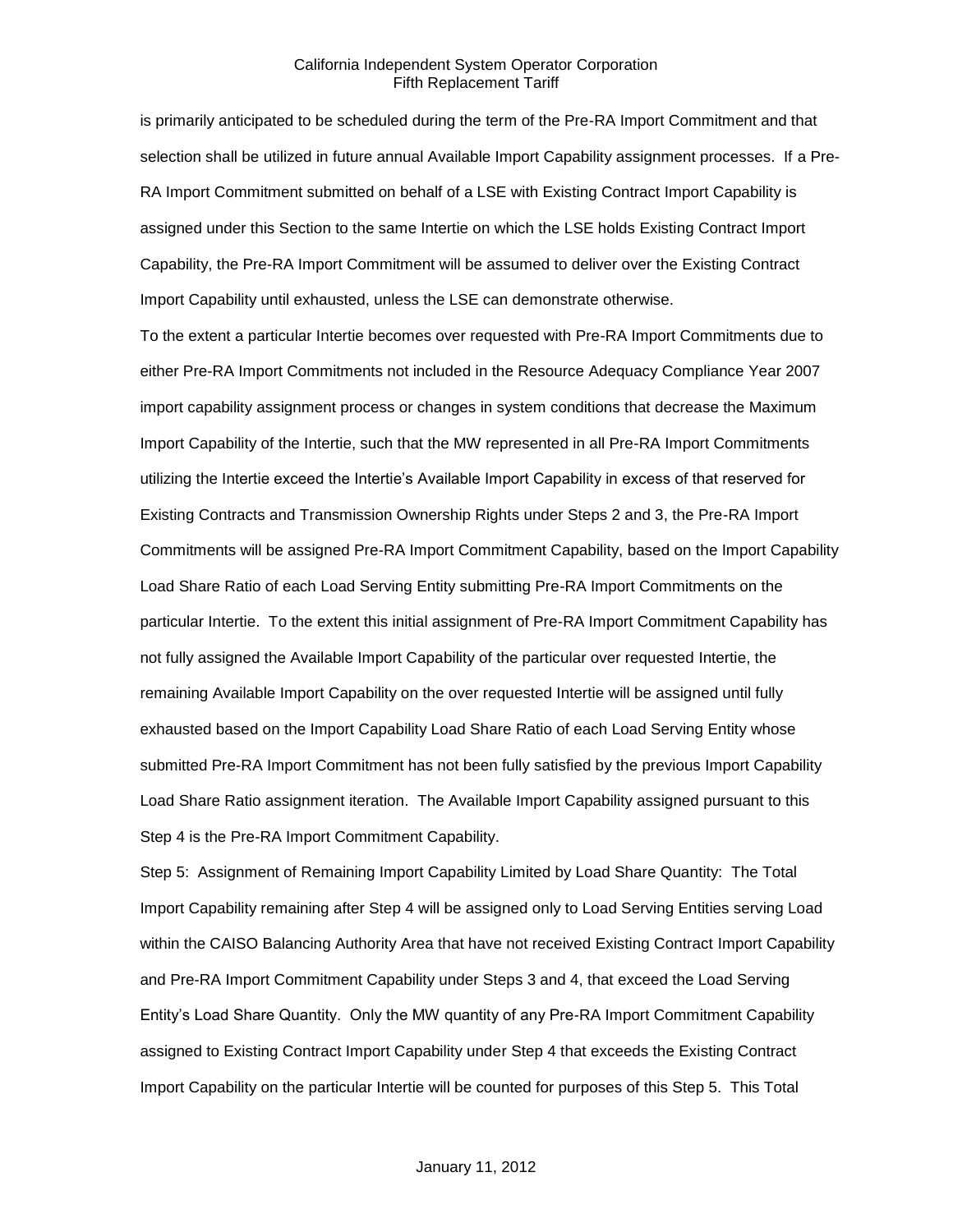is primarily anticipated to be scheduled during the term of the Pre-RA Import Commitment and that selection shall be utilized in future annual Available Import Capability assignment processes. If a Pre-RA Import Commitment submitted on behalf of a LSE with Existing Contract Import Capability is assigned under this Section to the same Intertie on which the LSE holds Existing Contract Import Capability, the Pre-RA Import Commitment will be assumed to deliver over the Existing Contract Import Capability until exhausted, unless the LSE can demonstrate otherwise.

To the extent a particular Intertie becomes over requested with Pre-RA Import Commitments due to either Pre-RA Import Commitments not included in the Resource Adequacy Compliance Year 2007 import capability assignment process or changes in system conditions that decrease the Maximum Import Capability of the Intertie, such that the MW represented in all Pre-RA Import Commitments utilizing the Intertie exceed the Intertie's Available Import Capability in excess of that reserved for Existing Contracts and Transmission Ownership Rights under Steps 2 and 3, the Pre-RA Import Commitments will be assigned Pre-RA Import Commitment Capability, based on the Import Capability Load Share Ratio of each Load Serving Entity submitting Pre-RA Import Commitments on the particular Intertie. To the extent this initial assignment of Pre-RA Import Commitment Capability has not fully assigned the Available Import Capability of the particular over requested Intertie, the remaining Available Import Capability on the over requested Intertie will be assigned until fully exhausted based on the Import Capability Load Share Ratio of each Load Serving Entity whose submitted Pre-RA Import Commitment has not been fully satisfied by the previous Import Capability Load Share Ratio assignment iteration. The Available Import Capability assigned pursuant to this Step 4 is the Pre-RA Import Commitment Capability.

Step 5: Assignment of Remaining Import Capability Limited by Load Share Quantity: The Total Import Capability remaining after Step 4 will be assigned only to Load Serving Entities serving Load within the CAISO Balancing Authority Area that have not received Existing Contract Import Capability and Pre-RA Import Commitment Capability under Steps 3 and 4, that exceed the Load Serving Entity's Load Share Quantity. Only the MW quantity of any Pre-RA Import Commitment Capability assigned to Existing Contract Import Capability under Step 4 that exceeds the Existing Contract Import Capability on the particular Intertie will be counted for purposes of this Step 5. This Total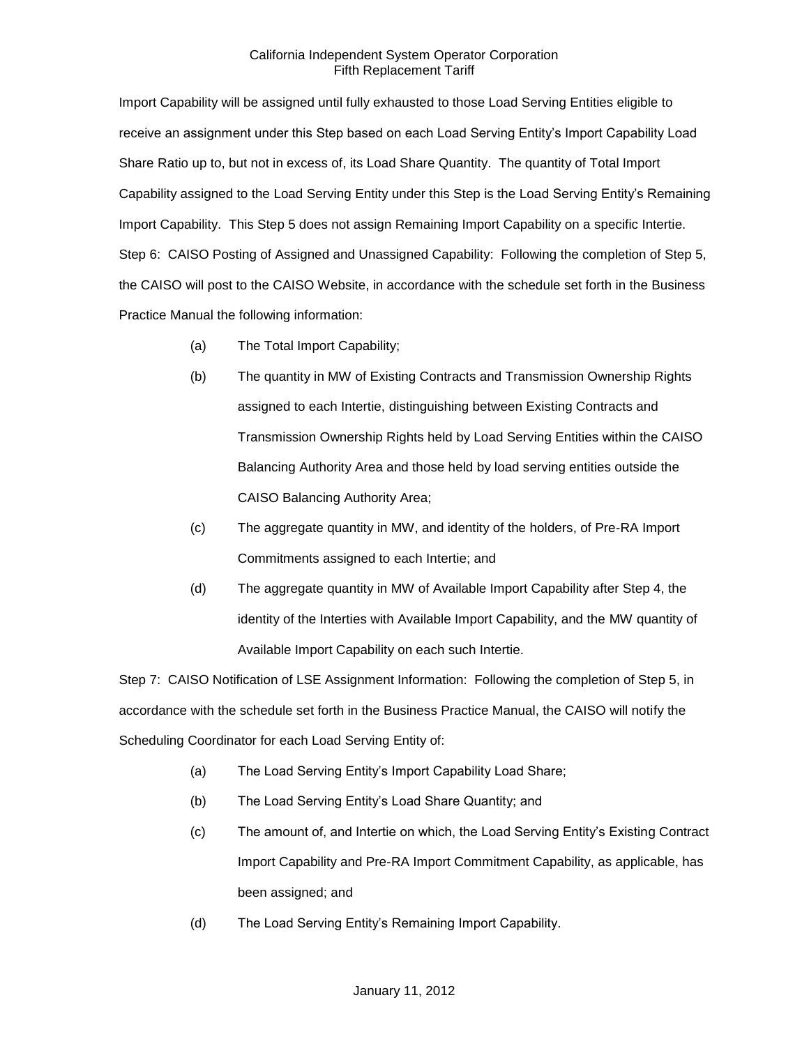Import Capability will be assigned until fully exhausted to those Load Serving Entities eligible to receive an assignment under this Step based on each Load Serving Entity's Import Capability Load Share Ratio up to, but not in excess of, its Load Share Quantity. The quantity of Total Import Capability assigned to the Load Serving Entity under this Step is the Load Serving Entity's Remaining Import Capability. This Step 5 does not assign Remaining Import Capability on a specific Intertie.

Step 6: CAISO Posting of Assigned and Unassigned Capability: Following the completion of Step 5, the CAISO will post to the CAISO Website, in accordance with the schedule set forth in the Business Practice Manual the following information:

(a) The Total Import Capability;

(b) The quantity in MW of Existing Contracts and Transmission Ownership Rights assigned to each Intertie, distinguishing between Existing Contracts and Transmission Ownership Rights held by Load Serving Entities within the CAISO Balancing Authority Area and those held by load serving entities outside the CAISO Balancing Authority Area;

(c) The aggregate quantity in MW, and identity of the holders, of Pre-RA Import Commitments assigned to each Intertie; and

(d) The aggregate quantity in MW of Available Import Capability after Step 4, the identity of the Interties with Available Import Capability, and the MW quantity of Available Import Capability on each such Intertie.

Step 7: CAISO Notification of LSE Assignment Information: Following the completion of Step 5, in accordance with the schedule set forth in the Business Practice Manual, the CAISO will notify the Scheduling Coordinator for each Load Serving Entity of:

(a) The Load Serving Entity's Import Capability Load Share;

(b) The Load Serving Entity's Load Share Quantity; and

(c) The amount of, and Intertie on which, the Load Serving Entity's Existing Contract Import Capability and Pre-RA Import Commitment Capability, as applicable, has been assigned; and

(d) The Load Serving Entity's Remaining Import Capability.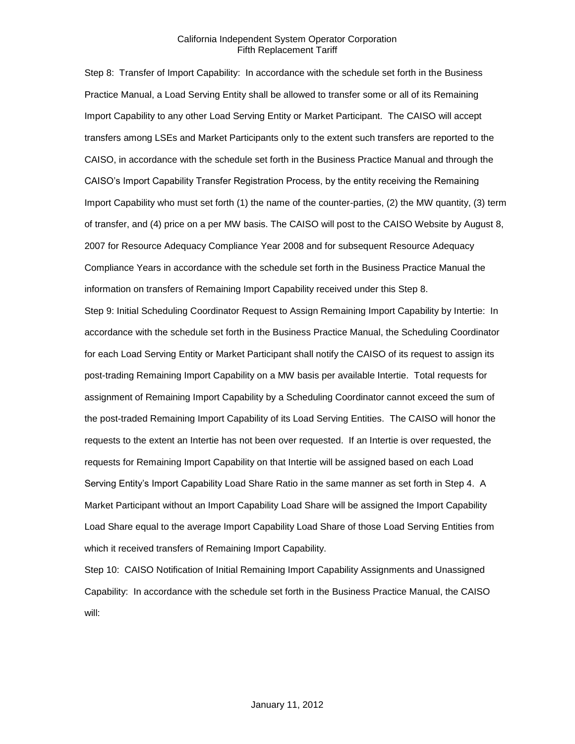Step 8: Transfer of Import Capability: In accordance with the schedule set forth in the Business Practice Manual, a Load Serving Entity shall be allowed to transfer some or all of its Remaining Import Capability to any other Load Serving Entity or Market Participant. The CAISO will accept transfers among LSEs and Market Participants only to the extent such transfers are reported to the CAISO, in accordance with the schedule set forth in the Business Practice Manual and through the CAISO's Import Capability Transfer Registration Process, by the entity receiving the Remaining Import Capability who must set forth (1) the name of the counter-parties, (2) the MW quantity, (3) term of transfer, and (4) price on a per MW basis. The CAISO will post to the CAISO Website by August 8, 2007 for Resource Adequacy Compliance Year 2008 and for subsequent Resource Adequacy Compliance Years in accordance with the schedule set forth in the Business Practice Manual the information on transfers of Remaining Import Capability received under this Step 8.

Step 9: Initial Scheduling Coordinator Request to Assign Remaining Import Capability by Intertie: In accordance with the schedule set forth in the Business Practice Manual, the Scheduling Coordinator for each Load Serving Entity or Market Participant shall notify the CAISO of its request to assign its post-trading Remaining Import Capability on a MW basis per available Intertie. Total requests for assignment of Remaining Import Capability by a Scheduling Coordinator cannot exceed the sum of the post-traded Remaining Import Capability of its Load Serving Entities. The CAISO will honor the requests to the extent an Intertie has not been over requested. If an Intertie is over requested, the requests for Remaining Import Capability on that Intertie will be assigned based on each Load Serving Entity's Import Capability Load Share Ratio in the same manner as set forth in Step 4. A Market Participant without an Import Capability Load Share will be assigned the Import Capability Load Share equal to the average Import Capability Load Share of those Load Serving Entities from which it received transfers of Remaining Import Capability.

Step 10: CAISO Notification of Initial Remaining Import Capability Assignments and Unassigned Capability: In accordance with the schedule set forth in the Business Practice Manual, the CAISO will: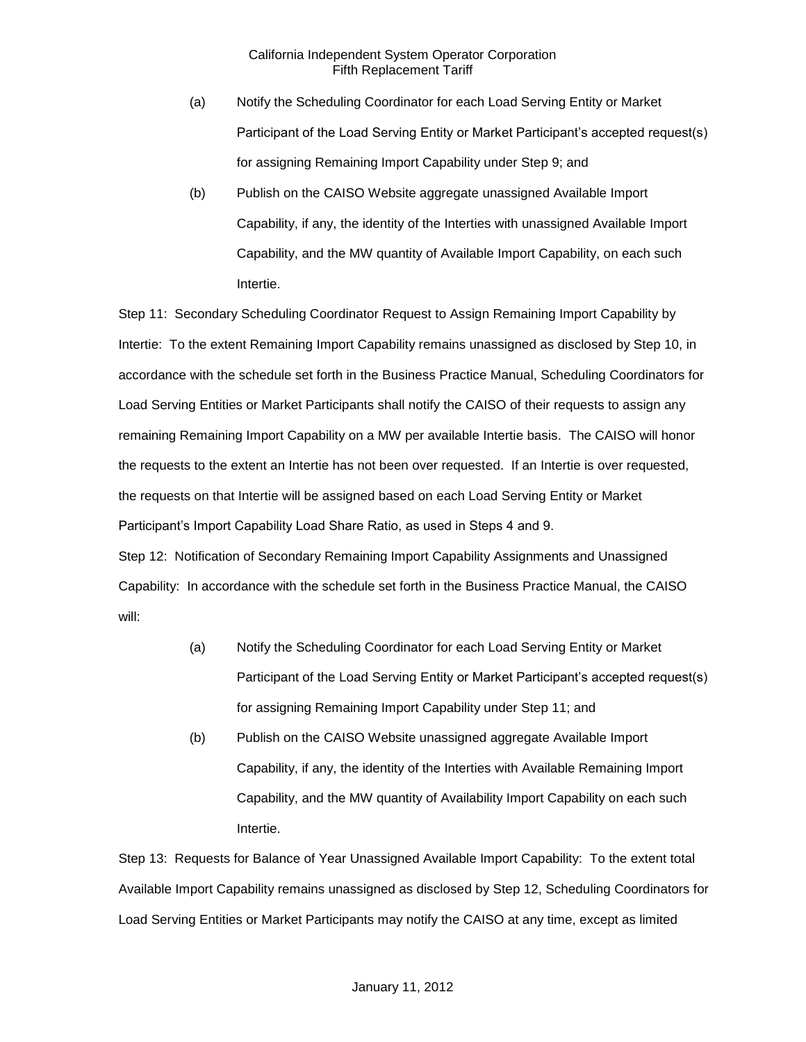(a) Notify the Scheduling Coordinator for each Load Serving Entity or Market Participant of the Load Serving Entity or Market Participant's accepted request(s) for assigning Remaining Import Capability under Step 9; and

(b) Publish on the CAISO Website aggregate unassigned Available Import Capability, if any, the identity of the Interties with unassigned Available Import Capability, and the MW quantity of Available Import Capability, on each such Intertie.

Step 11: Secondary Scheduling Coordinator Request to Assign Remaining Import Capability by Intertie: To the extent Remaining Import Capability remains unassigned as disclosed by Step 10, in accordance with the schedule set forth in the Business Practice Manual, Scheduling Coordinators for Load Serving Entities or Market Participants shall notify the CAISO of their requests to assign any remaining Remaining Import Capability on a MW per available Intertie basis. The CAISO will honor the requests to the extent an Intertie has not been over requested. If an Intertie is over requested, the requests on that Intertie will be assigned based on each Load Serving Entity or Market Participant's Import Capability Load Share Ratio, as used in Steps 4 and 9.

Step 12: Notification of Secondary Remaining Import Capability Assignments and Unassigned Capability: In accordance with the schedule set forth in the Business Practice Manual, the CAISO will:

(a) Notify the Scheduling Coordinator for each Load Serving Entity or Market Participant of the Load Serving Entity or Market Participant's accepted request(s) for assigning Remaining Import Capability under Step 11; and

(b) Publish on the CAISO Website unassigned aggregate Available Import Capability, if any, the identity of the Interties with Available Remaining Import Capability, and the MW quantity of Availability Import Capability on each such Intertie.

Step 13: Requests for Balance of Year Unassigned Available Import Capability: To the extent total Available Import Capability remains unassigned as disclosed by Step 12, Scheduling Coordinators for Load Serving Entities or Market Participants may notify the CAISO at any time, except as limited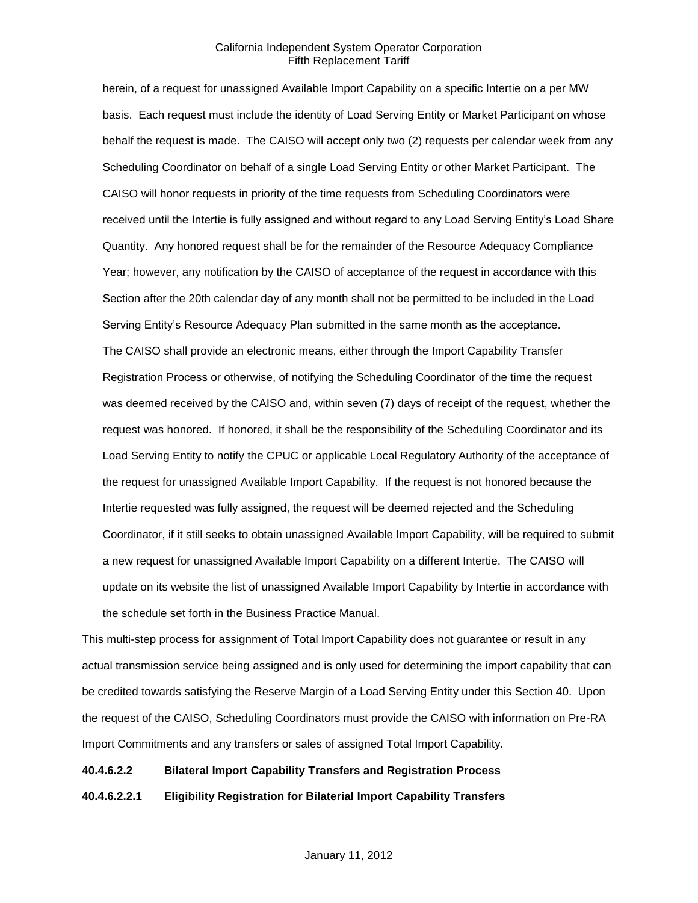herein, of a request for unassigned Available Import Capability on a specific Intertie on a per MW basis. Each request must include the identity of Load Serving Entity or Market Participant on whose behalf the request is made. The CAISO will accept only two (2) requests per calendar week from any Scheduling Coordinator on behalf of a single Load Serving Entity or other Market Participant. The CAISO will honor requests in priority of the time requests from Scheduling Coordinators were received until the Intertie is fully assigned and without regard to any Load Serving Entity's Load Share Quantity. Any honored request shall be for the remainder of the Resource Adequacy Compliance Year; however, any notification by the CAISO of acceptance of the request in accordance with this Section after the 20th calendar day of any month shall not be permitted to be included in the Load Serving Entity's Resource Adequacy Plan submitted in the same month as the acceptance. The CAISO shall provide an electronic means, either through the Import Capability Transfer Registration Process or otherwise, of notifying the Scheduling Coordinator of the time the request was deemed received by the CAISO and, within seven (7) days of receipt of the request, whether the request was honored. If honored, it shall be the responsibility of the Scheduling Coordinator and its Load Serving Entity to notify the CPUC or applicable Local Regulatory Authority of the acceptance of the request for unassigned Available Import Capability. If the request is not honored because the Intertie requested was fully assigned, the request will be deemed rejected and the Scheduling Coordinator, if it still seeks to obtain unassigned Available Import Capability, will be required to submit a new request for unassigned Available Import Capability on a different Intertie. The CAISO will update on its website the list of unassigned Available Import Capability by Intertie in accordance with the schedule set forth in the Business Practice Manual.

This multi-step process for assignment of Total Import Capability does not guarantee or result in any actual transmission service being assigned and is only used for determining the import capability that can be credited towards satisfying the Reserve Margin of a Load Serving Entity under this Section 40. Upon the request of the CAISO, Scheduling Coordinators must provide the CAISO with information on Pre-RA Import Commitments and any transfers or sales of assigned Total Import Capability.

**40.4.6.2.2 Bilateral Import Capability Transfers and Registration Process**

**40.4.6.2.2.1 Eligibility Registration for Bilaterial Import Capability Transfers**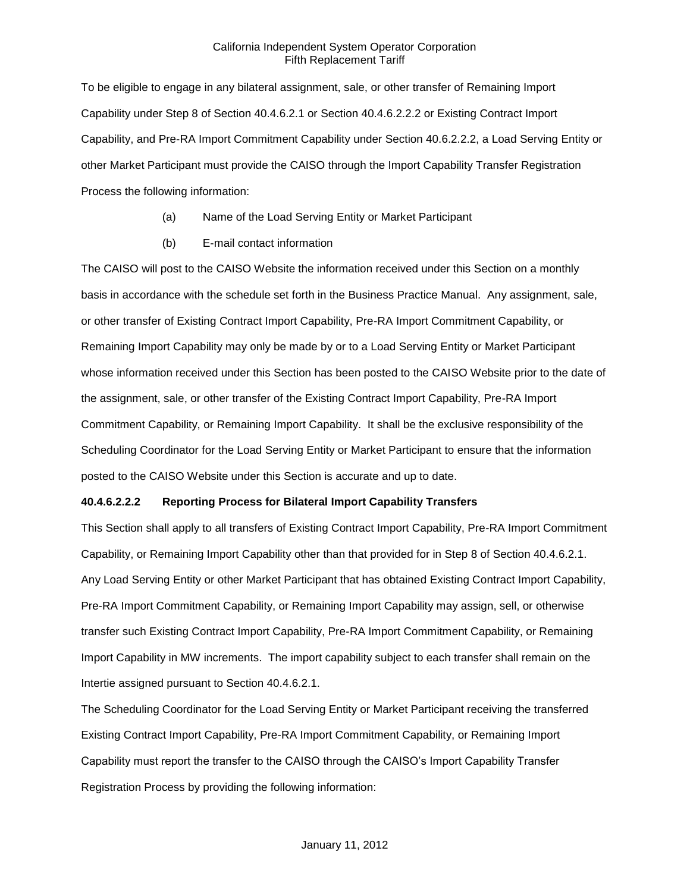To be eligible to engage in any bilateral assignment, sale, or other transfer of Remaining Import Capability under Step 8 of Section 40.4.6.2.1 or Section 40.4.6.2.2.2 or Existing Contract Import Capability, and Pre-RA Import Commitment Capability under Section 40.6.2.2.2, a Load Serving Entity or other Market Participant must provide the CAISO through the Import Capability Transfer Registration Process the following information:

(a) Name of the Load Serving Entity or Market Participant

(b) E-mail contact information

The CAISO will post to the CAISO Website the information received under this Section on a monthly basis in accordance with the schedule set forth in the Business Practice Manual. Any assignment, sale, or other transfer of Existing Contract Import Capability, Pre-RA Import Commitment Capability, or Remaining Import Capability may only be made by or to a Load Serving Entity or Market Participant whose information received under this Section has been posted to the CAISO Website prior to the date of the assignment, sale, or other transfer of the Existing Contract Import Capability, Pre-RA Import Commitment Capability, or Remaining Import Capability. It shall be the exclusive responsibility of the Scheduling Coordinator for the Load Serving Entity or Market Participant to ensure that the information posted to the CAISO Website under this Section is accurate and up to date.

**40.4.6.2.2.2 Reporting Process for Bilateral Import Capability Transfers**

This Section shall apply to all transfers of Existing Contract Import Capability, Pre-RA Import Commitment Capability, or Remaining Import Capability other than that provided for in Step 8 of Section 40.4.6.2.1. Any Load Serving Entity or other Market Participant that has obtained Existing Contract Import Capability, Pre-RA Import Commitment Capability, or Remaining Import Capability may assign, sell, or otherwise transfer such Existing Contract Import Capability, Pre-RA Import Commitment Capability, or Remaining Import Capability in MW increments. The import capability subject to each transfer shall remain on the Intertie assigned pursuant to Section 40.4.6.2.1.

The Scheduling Coordinator for the Load Serving Entity or Market Participant receiving the transferred Existing Contract Import Capability, Pre-RA Import Commitment Capability, or Remaining Import Capability must report the transfer to the CAISO through the CAISO's Import Capability Transfer Registration Process by providing the following information: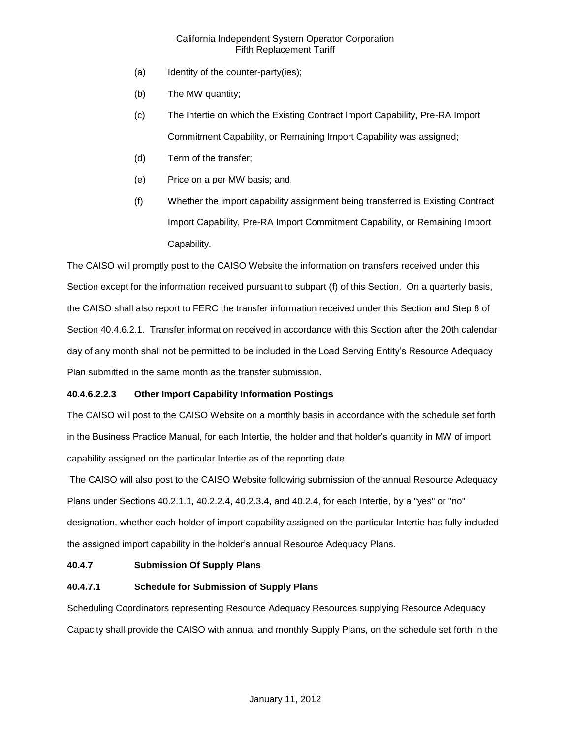(a) Identity of the counter-party(ies);

(b) The MW quantity;

(c) The Intertie on which the Existing Contract Import Capability, Pre-RA Import Commitment Capability, or Remaining Import Capability was assigned;

(d) Term of the transfer;

(e) Price on a per MW basis; and

(f) Whether the import capability assignment being transferred is Existing Contract Import Capability, Pre-RA Import Commitment Capability, or Remaining Import Capability.

The CAISO will promptly post to the CAISO Website the information on transfers received under this Section except for the information received pursuant to subpart (f) of this Section. On a quarterly basis, the CAISO shall also report to FERC the transfer information received under this Section and Step 8 of Section 40.4.6.2.1. Transfer information received in accordance with this Section after the 20th calendar day of any month shall not be permitted to be included in the Load Serving Entity's Resource Adequacy Plan submitted in the same month as the transfer submission.

**40.4.6.2.2.3 Other Import Capability Information Postings**

The CAISO will post to the CAISO Website on a monthly basis in accordance with the schedule set forth in the Business Practice Manual, for each Intertie, the holder and that holder's quantity in MW of import capability assigned on the particular Intertie as of the reporting date.

The CAISO will also post to the CAISO Website following submission of the annual Resource Adequacy Plans under Sections 40.2.1.1, 40.2.2.4, 40.2.3.4, and 40.2.4, for each Intertie, by a "yes" or "no" designation, whether each holder of import capability assigned on the particular Intertie has fully included the assigned import capability in the holder's annual Resource Adequacy Plans.

**40.4.7 Submission Of Supply Plans**

**40.4.7.1 Schedule for Submission of Supply Plans**

Scheduling Coordinators representing Resource Adequacy Resources supplying Resource Adequacy Capacity shall provide the CAISO with annual and monthly Supply Plans, on the schedule set forth in the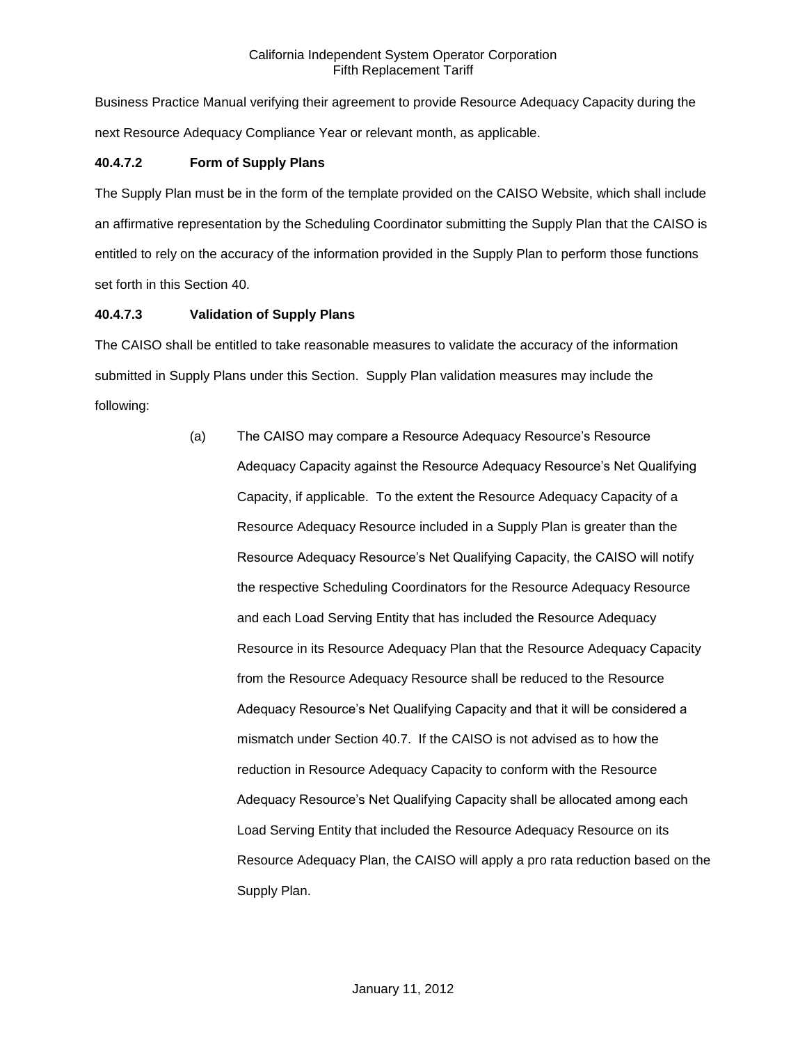Business Practice Manual verifying their agreement to provide Resource Adequacy Capacity during the next Resource Adequacy Compliance Year or relevant month, as applicable.

### 40.4.7.2 Form of Supply Plans

The Supply Plan must be in the form of the template provided on the CAISO Website, which shall include an affirmative representation by the Scheduling Coordinator submitting the Supply Plan that the CAISO is entitled to rely on the accuracy of the information provided in the Supply Plan to perform those functions set forth in this Section 40.

### 40.4.7.3 Validation of Supply Plans

The CAISO shall be entitled to take reasonable measures to validate the accuracy of the information submitted in Supply Plans under this Section. Supply Plan validation measures may include the following:

(a) The CAISO may compare a Resource Adequacy Resource's Resource Adequacy Capacity against the Resource Adequacy Resource's Net Qualifying Capacity, if applicable. To the extent the Resource Adequacy Capacity of a Resource Adequacy Resource included in a Supply Plan is greater than the Resource Adequacy Resource's Net Qualifying Capacity, the CAISO will notify the respective Scheduling Coordinators for the Resource Adequacy Resource and each Load Serving Entity that has included the Resource Adequacy Resource in its Resource Adequacy Plan that the Resource Adequacy Capacity from the Resource Adequacy Resource shall be reduced to the Resource Adequacy Resource's Net Qualifying Capacity and that it will be considered a mismatch under Section 40.7. If the CAISO is not advised as to how the reduction in Resource Adequacy Capacity to conform with the Resource Adequacy Resource's Net Qualifying Capacity shall be allocated among each Load Serving Entity that included the Resource Adequacy Resource on its Resource Adequacy Plan, the CAISO will apply a pro rata reduction based on the Supply Plan.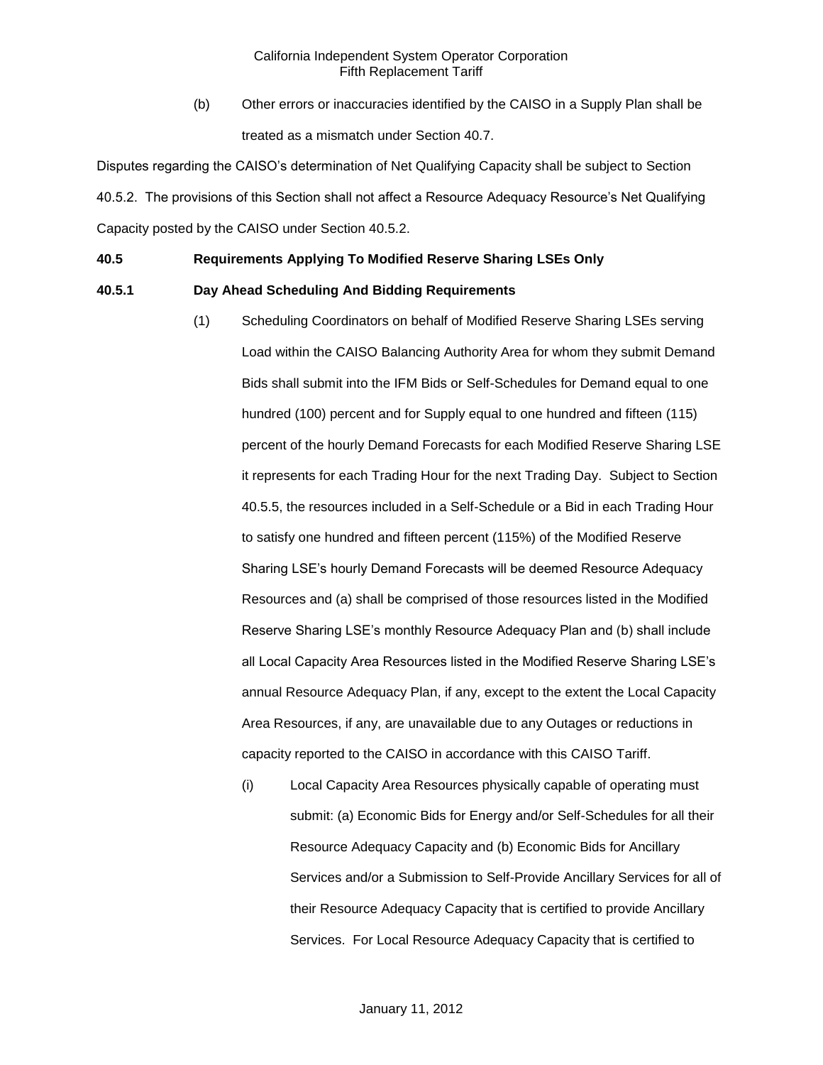(b) Other errors or inaccuracies identified by the CAISO in a Supply Plan shall be treated as a mismatch under Section 40.7.

Disputes regarding the CAISO's determination of Net Qualifying Capacity shall be subject to Section 40.5.2. The provisions of this Section shall not affect a Resource Adequacy Resource's Net Qualifying Capacity posted by the CAISO under Section 40.5.2.

**40.5 Requirements Applying To Modified Reserve Sharing LSEs Only**

**40.5.1 Day Ahead Scheduling And Bidding Requirements**

(1) Scheduling Coordinators on behalf of Modified Reserve Sharing LSEs serving Load within the CAISO Balancing Authority Area for whom they submit Demand Bids shall submit into the IFM Bids or Self-Schedules for Demand equal to one hundred (100) percent and for Supply equal to one hundred and fifteen (115) percent of the hourly Demand Forecasts for each Modified Reserve Sharing LSE it represents for each Trading Hour for the next Trading Day. Subject to Section 40.5.5, the resources included in a Self-Schedule or a Bid in each Trading Hour to satisfy one hundred and fifteen percent (115%) of the Modified Reserve Sharing LSE's hourly Demand Forecasts will be deemed Resource Adequacy Resources and (a) shall be comprised of those resources listed in the Modified Reserve Sharing LSE's monthly Resource Adequacy Plan and (b) shall include all Local Capacity Area Resources listed in the Modified Reserve Sharing LSE's annual Resource Adequacy Plan, if any, except to the extent the Local Capacity Area Resources, if any, are unavailable due to any Outages or reductions in capacity reported to the CAISO in accordance with this CAISO Tariff.

(i) Local Capacity Area Resources physically capable of operating must submit: (a) Economic Bids for Energy and/or Self-Schedules for all their Resource Adequacy Capacity and (b) Economic Bids for Ancillary Services and/or a Submission to Self-Provide Ancillary Services for all of their Resource Adequacy Capacity that is certified to provide Ancillary Services. For Local Resource Adequacy Capacity that is certified to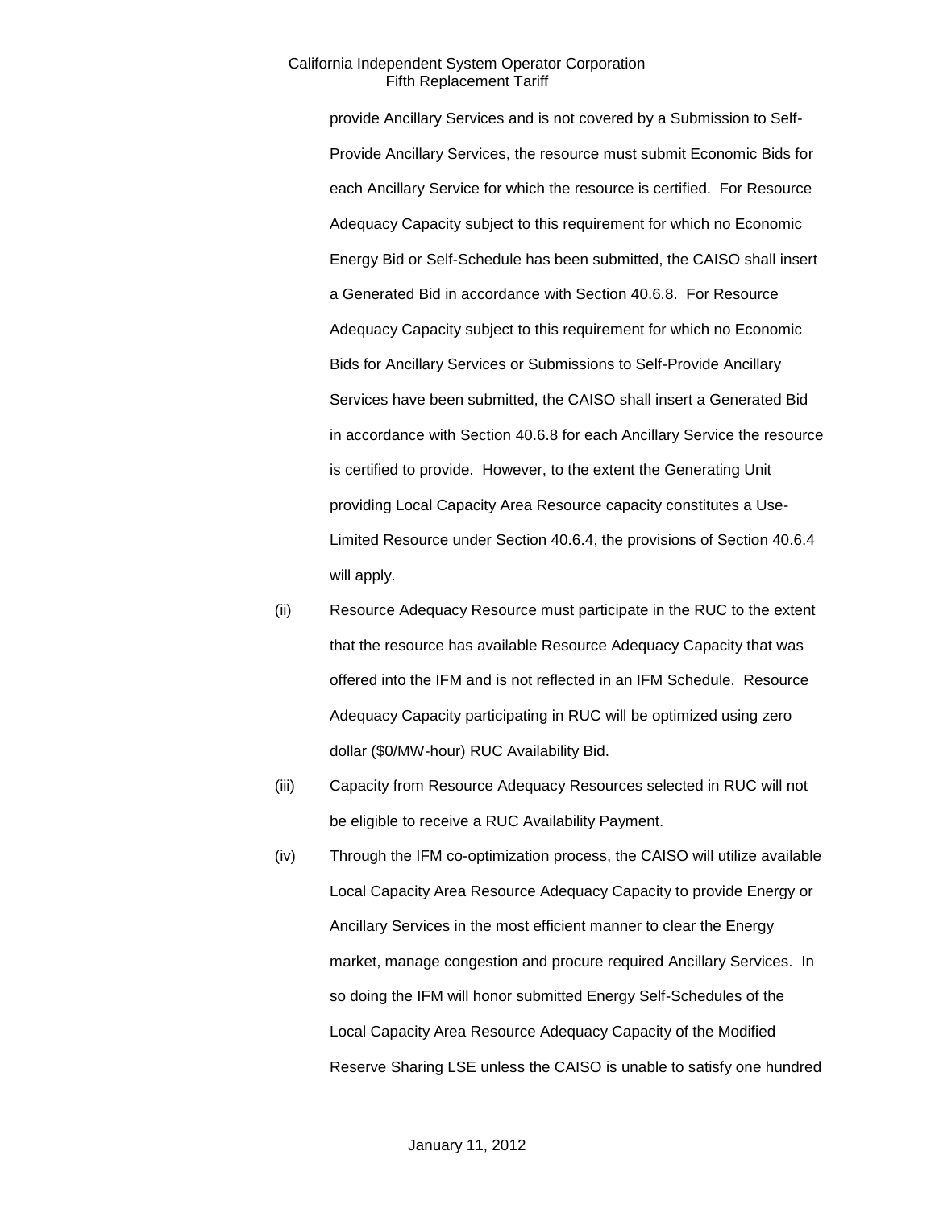provide Ancillary Services and is not covered by a Submission to Self-Provide Ancillary Services, the resource must submit Economic Bids for each Ancillary Service for which the resource is certified. For Resource Adequacy Capacity subject to this requirement for which no Economic Energy Bid or Self-Schedule has been submitted, the CAISO shall insert a Generated Bid in accordance with Section 40.6.8. For Resource Adequacy Capacity subject to this requirement for which no Economic Bids for Ancillary Services or Submissions to Self-Provide Ancillary Services have been submitted, the CAISO shall insert a Generated Bid in accordance with Section 40.6.8 for each Ancillary Service the resource is certified to provide. However, to the extent the Generating Unit providing Local Capacity Area Resource capacity constitutes a Use-Limited Resource under Section 40.6.4, the provisions of Section 40.6.4 will apply.

(ii) Resource Adequacy Resource must participate in the RUC to the extent that the resource has available Resource Adequacy Capacity that was offered into the IFM and is not reflected in an IFM Schedule. Resource Adequacy Capacity participating in RUC will be optimized using zero dollar ($0/MW-hour) RUC Availability Bid.

(iii) Capacity from Resource Adequacy Resources selected in RUC will not be eligible to receive a RUC Availability Payment.

(iv) Through the IFM co-optimization process, the CAISO will utilize available Local Capacity Area Resource Adequacy Capacity to provide Energy or Ancillary Services in the most efficient manner to clear the Energy market, manage congestion and procure required Ancillary Services. In so doing the IFM will honor submitted Energy Self-Schedules of the Local Capacity Area Resource Adequacy Capacity of the Modified Reserve Sharing LSE unless the CAISO is unable to satisfy one hundred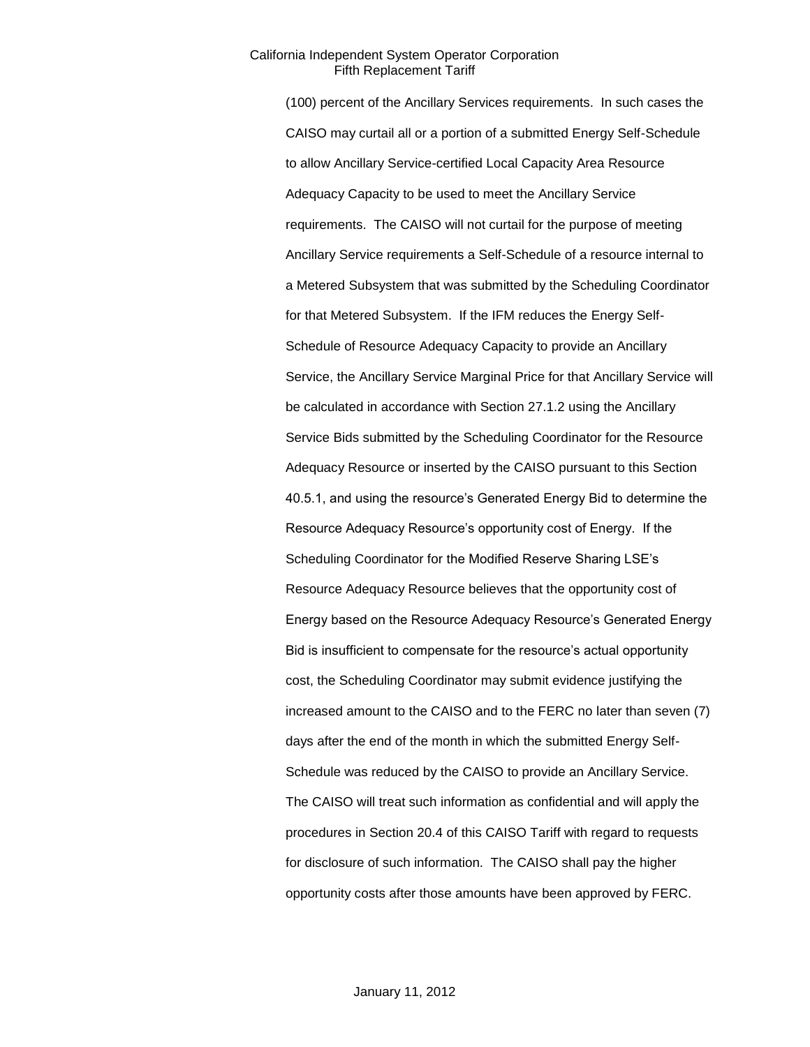(100) percent of the Ancillary Services requirements. In such cases the CAISO may curtail all or a portion of a submitted Energy Self-Schedule to allow Ancillary Service-certified Local Capacity Area Resource Adequacy Capacity to be used to meet the Ancillary Service requirements. The CAISO will not curtail for the purpose of meeting Ancillary Service requirements a Self-Schedule of a resource internal to a Metered Subsystem that was submitted by the Scheduling Coordinator for that Metered Subsystem. If the IFM reduces the Energy Self-Schedule of Resource Adequacy Capacity to provide an Ancillary Service, the Ancillary Service Marginal Price for that Ancillary Service will be calculated in accordance with Section 27.1.2 using the Ancillary Service Bids submitted by the Scheduling Coordinator for the Resource Adequacy Resource or inserted by the CAISO pursuant to this Section 40.5.1, and using the resource's Generated Energy Bid to determine the Resource Adequacy Resource's opportunity cost of Energy. If the Scheduling Coordinator for the Modified Reserve Sharing LSE's Resource Adequacy Resource believes that the opportunity cost of Energy based on the Resource Adequacy Resource's Generated Energy Bid is insufficient to compensate for the resource's actual opportunity cost, the Scheduling Coordinator may submit evidence justifying the increased amount to the CAISO and to the FERC no later than seven (7) days after the end of the month in which the submitted Energy Self-Schedule was reduced by the CAISO to provide an Ancillary Service. The CAISO will treat such information as confidential and will apply the procedures in Section 20.4 of this CAISO Tariff with regard to requests for disclosure of such information. The CAISO shall pay the higher opportunity costs after those amounts have been approved by FERC.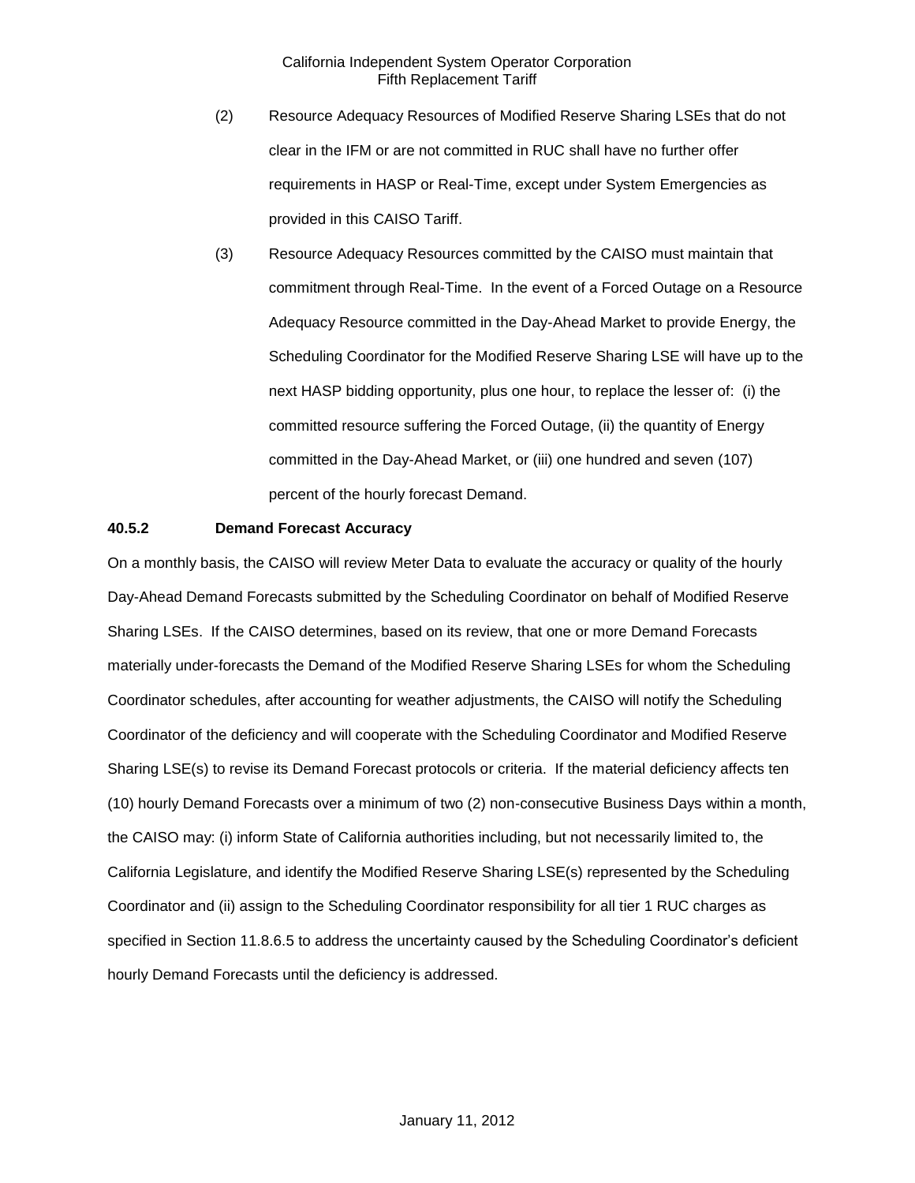(2) Resource Adequacy Resources of Modified Reserve Sharing LSEs that do not clear in the IFM or are not committed in RUC shall have no further offer requirements in HASP or Real-Time, except under System Emergencies as provided in this CAISO Tariff.

(3) Resource Adequacy Resources committed by the CAISO must maintain that commitment through Real-Time. In the event of a Forced Outage on a Resource Adequacy Resource committed in the Day-Ahead Market to provide Energy, the Scheduling Coordinator for the Modified Reserve Sharing LSE will have up to the next HASP bidding opportunity, plus one hour, to replace the lesser of: (i) the committed resource suffering the Forced Outage, (ii) the quantity of Energy committed in the Day-Ahead Market, or (iii) one hundred and seven (107) percent of the hourly forecast Demand.

**40.5.2 Demand Forecast Accuracy**

On a monthly basis, the CAISO will review Meter Data to evaluate the accuracy or quality of the hourly Day-Ahead Demand Forecasts submitted by the Scheduling Coordinator on behalf of Modified Reserve Sharing LSEs. If the CAISO determines, based on its review, that one or more Demand Forecasts materially under-forecasts the Demand of the Modified Reserve Sharing LSEs for whom the Scheduling Coordinator schedules, after accounting for weather adjustments, the CAISO will notify the Scheduling Coordinator of the deficiency and will cooperate with the Scheduling Coordinator and Modified Reserve Sharing LSE(s) to revise its Demand Forecast protocols or criteria. If the material deficiency affects ten (10) hourly Demand Forecasts over a minimum of two (2) non-consecutive Business Days within a month, the CAISO may: (i) inform State of California authorities including, but not necessarily limited to, the California Legislature, and identify the Modified Reserve Sharing LSE(s) represented by the Scheduling Coordinator and (ii) assign to the Scheduling Coordinator responsibility for all tier 1 RUC charges as specified in Section 11.8.6.5 to address the uncertainty caused by the Scheduling Coordinator's deficient hourly Demand Forecasts until the deficiency is addressed.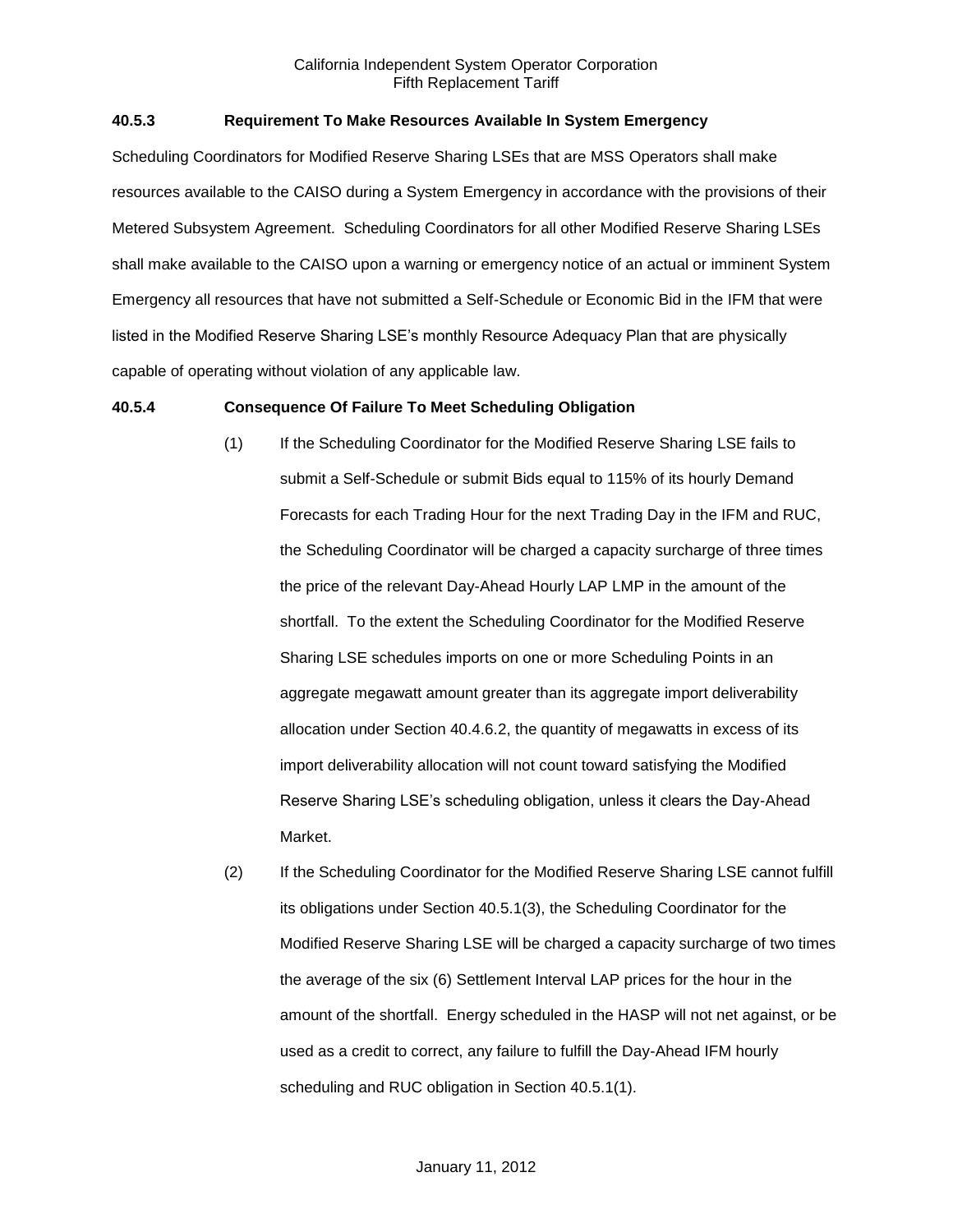### 40.5.3 Requirement To Make Resources Available In System Emergency

Scheduling Coordinators for Modified Reserve Sharing LSEs that are MSS Operators shall make resources available to the CAISO during a System Emergency in accordance with the provisions of their Metered Subsystem Agreement. Scheduling Coordinators for all other Modified Reserve Sharing LSEs shall make available to the CAISO upon a warning or emergency notice of an actual or imminent System Emergency all resources that have not submitted a Self-Schedule or Economic Bid in the IFM that were listed in the Modified Reserve Sharing LSE's monthly Resource Adequacy Plan that are physically capable of operating without violation of any applicable law.

### 40.5.4 Consequence Of Failure To Meet Scheduling Obligation

(1) If the Scheduling Coordinator for the Modified Reserve Sharing LSE fails to submit a Self-Schedule or submit Bids equal to 115% of its hourly Demand Forecasts for each Trading Hour for the next Trading Day in the IFM and RUC, the Scheduling Coordinator will be charged a capacity surcharge of three times the price of the relevant Day-Ahead Hourly LAP LMP in the amount of the shortfall. To the extent the Scheduling Coordinator for the Modified Reserve Sharing LSE schedules imports on one or more Scheduling Points in an aggregate megawatt amount greater than its aggregate import deliverability allocation under Section 40.4.6.2, the quantity of megawatts in excess of its import deliverability allocation will not count toward satisfying the Modified Reserve Sharing LSE's scheduling obligation, unless it clears the Day-Ahead Market.

(2) If the Scheduling Coordinator for the Modified Reserve Sharing LSE cannot fulfill its obligations under Section 40.5.1(3), the Scheduling Coordinator for the Modified Reserve Sharing LSE will be charged a capacity surcharge of two times the average of the six (6) Settlement Interval LAP prices for the hour in the amount of the shortfall. Energy scheduled in the HASP will not net against, or be used as a credit to correct, any failure to fulfill the Day-Ahead IFM hourly scheduling and RUC obligation in Section 40.5.1(1).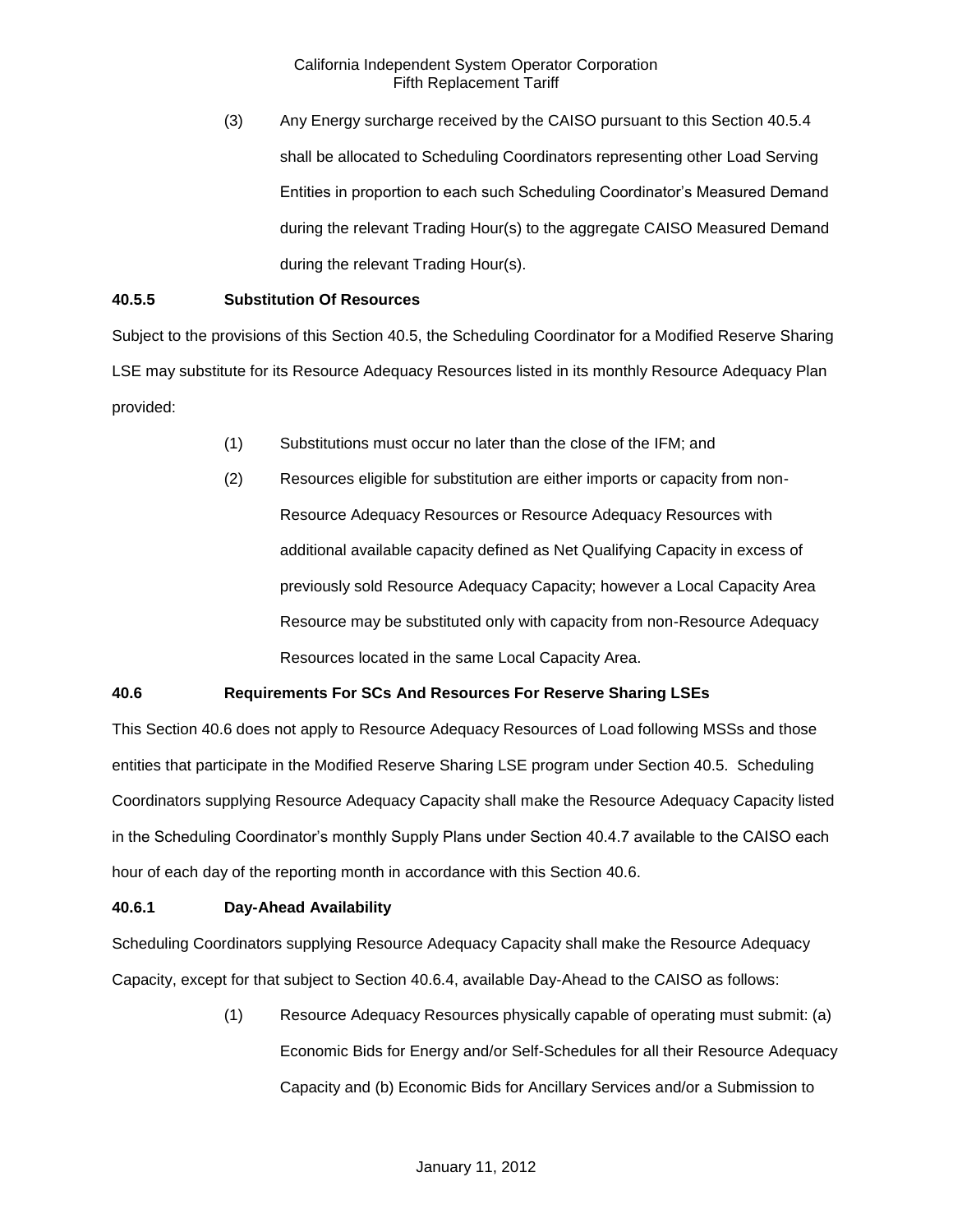(3) Any Energy surcharge received by the CAISO pursuant to this Section 40.5.4 shall be allocated to Scheduling Coordinators representing other Load Serving Entities in proportion to each such Scheduling Coordinator's Measured Demand during the relevant Trading Hour(s) to the aggregate CAISO Measured Demand during the relevant Trading Hour(s).

**40.5.5 Substitution Of Resources**

Subject to the provisions of this Section 40.5, the Scheduling Coordinator for a Modified Reserve Sharing LSE may substitute for its Resource Adequacy Resources listed in its monthly Resource Adequacy Plan provided:

(1) Substitutions must occur no later than the close of the IFM; and

(2) Resources eligible for substitution are either imports or capacity from non-Resource Adequacy Resources or Resource Adequacy Resources with additional available capacity defined as Net Qualifying Capacity in excess of previously sold Resource Adequacy Capacity; however a Local Capacity Area Resource may be substituted only with capacity from non-Resource Adequacy Resources located in the same Local Capacity Area.

**40.6 Requirements For SCs And Resources For Reserve Sharing LSEs**

This Section 40.6 does not apply to Resource Adequacy Resources of Load following MSSs and those entities that participate in the Modified Reserve Sharing LSE program under Section 40.5. Scheduling Coordinators supplying Resource Adequacy Capacity shall make the Resource Adequacy Capacity listed in the Scheduling Coordinator's monthly Supply Plans under Section 40.4.7 available to the CAISO each hour of each day of the reporting month in accordance with this Section 40.6.

**40.6.1 Day-Ahead Availability**

Scheduling Coordinators supplying Resource Adequacy Capacity shall make the Resource Adequacy Capacity, except for that subject to Section 40.6.4, available Day-Ahead to the CAISO as follows:

(1) Resource Adequacy Resources physically capable of operating must submit: (a) Economic Bids for Energy and/or Self-Schedules for all their Resource Adequacy Capacity and (b) Economic Bids for Ancillary Services and/or a Submission to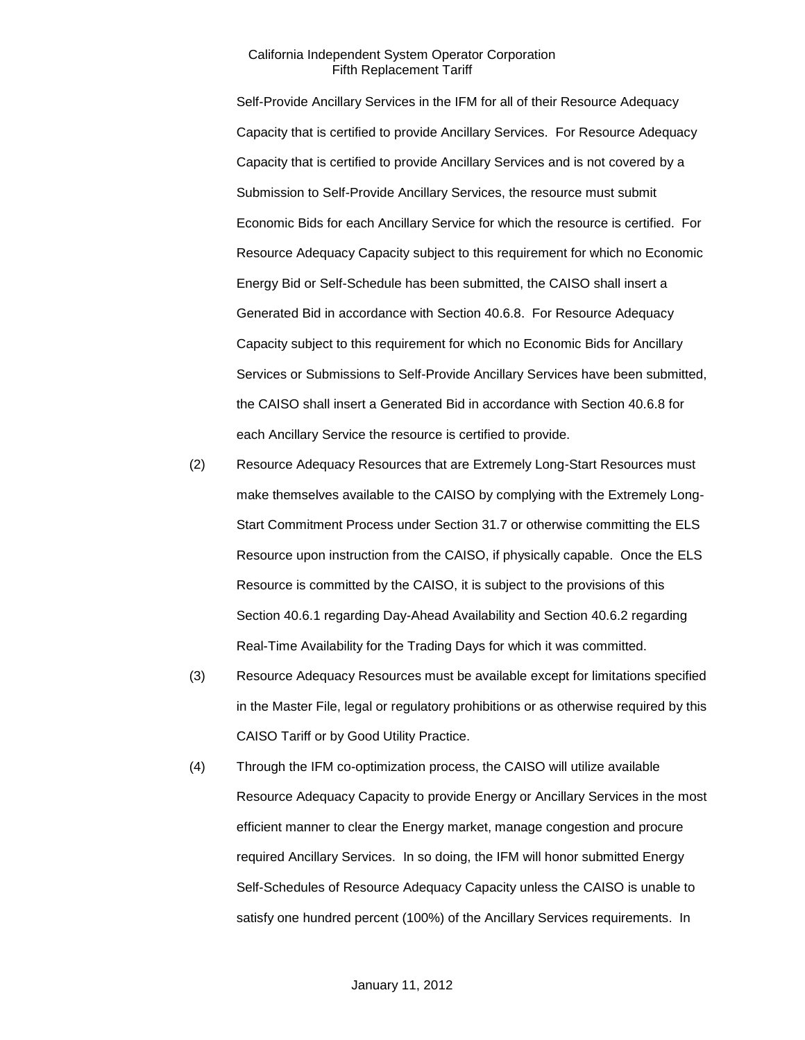Self-Provide Ancillary Services in the IFM for all of their Resource Adequacy Capacity that is certified to provide Ancillary Services. For Resource Adequacy Capacity that is certified to provide Ancillary Services and is not covered by a Submission to Self-Provide Ancillary Services, the resource must submit Economic Bids for each Ancillary Service for which the resource is certified. For Resource Adequacy Capacity subject to this requirement for which no Economic Energy Bid or Self-Schedule has been submitted, the CAISO shall insert a Generated Bid in accordance with Section 40.6.8. For Resource Adequacy Capacity subject to this requirement for which no Economic Bids for Ancillary Services or Submissions to Self-Provide Ancillary Services have been submitted, the CAISO shall insert a Generated Bid in accordance with Section 40.6.8 for each Ancillary Service the resource is certified to provide.

(2) Resource Adequacy Resources that are Extremely Long-Start Resources must make themselves available to the CAISO by complying with the Extremely Long-Start Commitment Process under Section 31.7 or otherwise committing the ELS Resource upon instruction from the CAISO, if physically capable. Once the ELS Resource is committed by the CAISO, it is subject to the provisions of this Section 40.6.1 regarding Day-Ahead Availability and Section 40.6.2 regarding Real-Time Availability for the Trading Days for which it was committed.

(3) Resource Adequacy Resources must be available except for limitations specified in the Master File, legal or regulatory prohibitions or as otherwise required by this CAISO Tariff or by Good Utility Practice.

(4) Through the IFM co-optimization process, the CAISO will utilize available Resource Adequacy Capacity to provide Energy or Ancillary Services in the most efficient manner to clear the Energy market, manage congestion and procure required Ancillary Services. In so doing, the IFM will honor submitted Energy Self-Schedules of Resource Adequacy Capacity unless the CAISO is unable to satisfy one hundred percent (100%) of the Ancillary Services requirements. In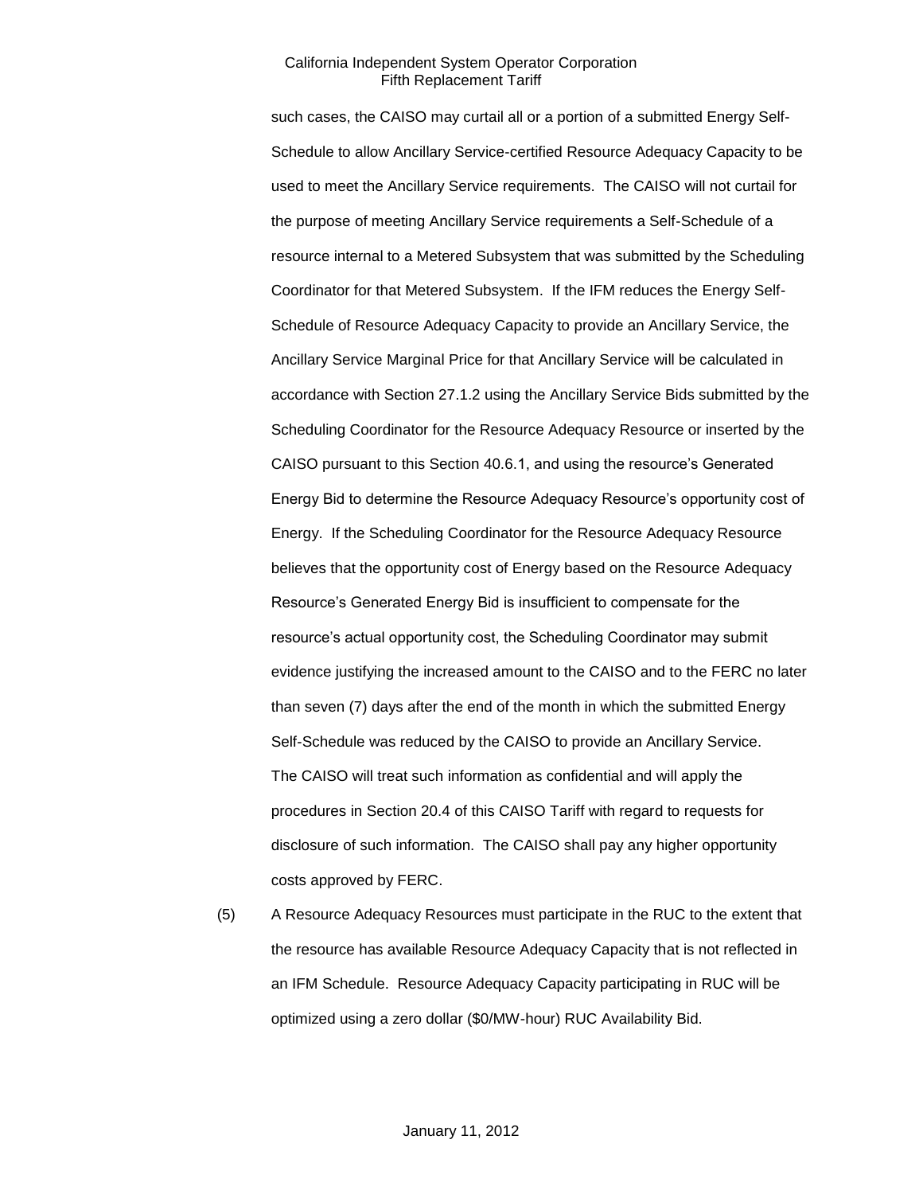such cases, the CAISO may curtail all or a portion of a submitted Energy Self-Schedule to allow Ancillary Service-certified Resource Adequacy Capacity to be used to meet the Ancillary Service requirements. The CAISO will not curtail for the purpose of meeting Ancillary Service requirements a Self-Schedule of a resource internal to a Metered Subsystem that was submitted by the Scheduling Coordinator for that Metered Subsystem. If the IFM reduces the Energy Self-Schedule of Resource Adequacy Capacity to provide an Ancillary Service, the Ancillary Service Marginal Price for that Ancillary Service will be calculated in accordance with Section 27.1.2 using the Ancillary Service Bids submitted by the Scheduling Coordinator for the Resource Adequacy Resource or inserted by the CAISO pursuant to this Section 40.6.1, and using the resource's Generated Energy Bid to determine the Resource Adequacy Resource's opportunity cost of Energy. If the Scheduling Coordinator for the Resource Adequacy Resource believes that the opportunity cost of Energy based on the Resource Adequacy Resource's Generated Energy Bid is insufficient to compensate for the resource's actual opportunity cost, the Scheduling Coordinator may submit evidence justifying the increased amount to the CAISO and to the FERC no later than seven (7) days after the end of the month in which the submitted Energy Self-Schedule was reduced by the CAISO to provide an Ancillary Service. The CAISO will treat such information as confidential and will apply the procedures in Section 20.4 of this CAISO Tariff with regard to requests for disclosure of such information. The CAISO shall pay any higher opportunity costs approved by FERC.

(5) A Resource Adequacy Resources must participate in the RUC to the extent that the resource has available Resource Adequacy Capacity that is not reflected in an IFM Schedule. Resource Adequacy Capacity participating in RUC will be optimized using a zero dollar ($0/MW-hour) RUC Availability Bid.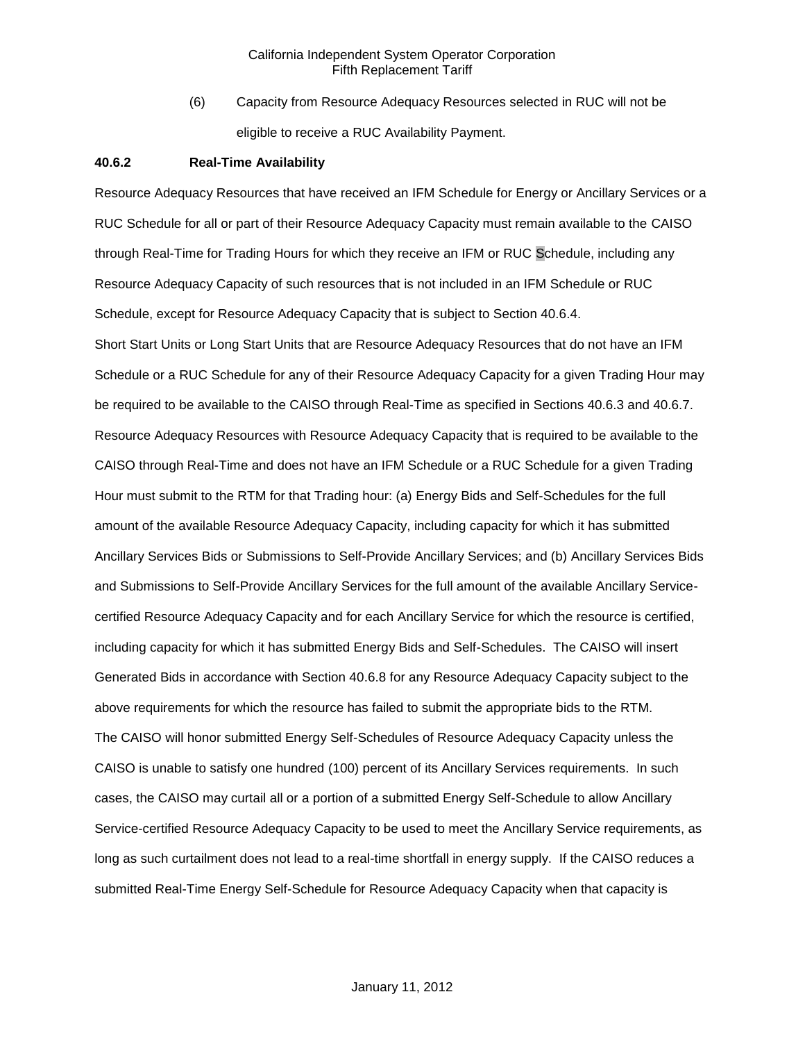(6) Capacity from Resource Adequacy Resources selected in RUC will not be eligible to receive a RUC Availability Payment.

**40.6.2 Real-Time Availability**

Resource Adequacy Resources that have received an IFM Schedule for Energy or Ancillary Services or a RUC Schedule for all or part of their Resource Adequacy Capacity must remain available to the CAISO through Real-Time for Trading Hours for which they receive an IFM or RUC Schedule, including any Resource Adequacy Capacity of such resources that is not included in an IFM Schedule or RUC Schedule, except for Resource Adequacy Capacity that is subject to Section 40.6.4.

Short Start Units or Long Start Units that are Resource Adequacy Resources that do not have an IFM Schedule or a RUC Schedule for any of their Resource Adequacy Capacity for a given Trading Hour may be required to be available to the CAISO through Real-Time as specified in Sections 40.6.3 and 40.6.7. Resource Adequacy Resources with Resource Adequacy Capacity that is required to be available to the CAISO through Real-Time and does not have an IFM Schedule or a RUC Schedule for a given Trading Hour must submit to the RTM for that Trading hour: (a) Energy Bids and Self-Schedules for the full amount of the available Resource Adequacy Capacity, including capacity for which it has submitted Ancillary Services Bids or Submissions to Self-Provide Ancillary Services; and (b) Ancillary Services Bids and Submissions to Self-Provide Ancillary Services for the full amount of the available Ancillary Service-certified Resource Adequacy Capacity and for each Ancillary Service for which the resource is certified, including capacity for which it has submitted Energy Bids and Self-Schedules. The CAISO will insert Generated Bids in accordance with Section 40.6.8 for any Resource Adequacy Capacity subject to the above requirements for which the resource has failed to submit the appropriate bids to the RTM.

The CAISO will honor submitted Energy Self-Schedules of Resource Adequacy Capacity unless the CAISO is unable to satisfy one hundred (100) percent of its Ancillary Services requirements. In such cases, the CAISO may curtail all or a portion of a submitted Energy Self-Schedule to allow Ancillary Service-certified Resource Adequacy Capacity to be used to meet the Ancillary Service requirements, as long as such curtailment does not lead to a real-time shortfall in energy supply. If the CAISO reduces a submitted Real-Time Energy Self-Schedule for Resource Adequacy Capacity when that capacity is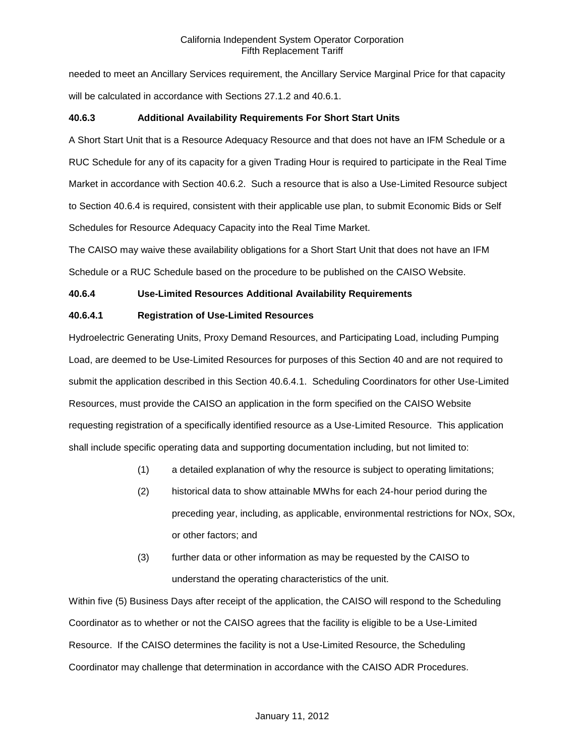needed to meet an Ancillary Services requirement, the Ancillary Service Marginal Price for that capacity will be calculated in accordance with Sections 27.1.2 and 40.6.1.

**40.6.3 Additional Availability Requirements For Short Start Units**

A Short Start Unit that is a Resource Adequacy Resource and that does not have an IFM Schedule or a RUC Schedule for any of its capacity for a given Trading Hour is required to participate in the Real Time Market in accordance with Section 40.6.2. Such a resource that is also a Use-Limited Resource subject to Section 40.6.4 is required, consistent with their applicable use plan, to submit Economic Bids or Self Schedules for Resource Adequacy Capacity into the Real Time Market.

The CAISO may waive these availability obligations for a Short Start Unit that does not have an IFM Schedule or a RUC Schedule based on the procedure to be published on the CAISO Website.

**40.6.4 Use-Limited Resources Additional Availability Requirements**

**40.6.4.1 Registration of Use-Limited Resources**

Hydroelectric Generating Units, Proxy Demand Resources, and Participating Load, including Pumping Load, are deemed to be Use-Limited Resources for purposes of this Section 40 and are not required to submit the application described in this Section 40.6.4.1. Scheduling Coordinators for other Use-Limited Resources, must provide the CAISO an application in the form specified on the CAISO Website requesting registration of a specifically identified resource as a Use-Limited Resource. This application shall include specific operating data and supporting documentation including, but not limited to:

(1) a detailed explanation of why the resource is subject to operating limitations;

(2) historical data to show attainable MWhs for each 24-hour period during the preceding year, including, as applicable, environmental restrictions for NOx, SOx, or other factors; and

(3) further data or other information as may be requested by the CAISO to understand the operating characteristics of the unit.

Within five (5) Business Days after receipt of the application, the CAISO will respond to the Scheduling Coordinator as to whether or not the CAISO agrees that the facility is eligible to be a Use-Limited Resource. If the CAISO determines the facility is not a Use-Limited Resource, the Scheduling Coordinator may challenge that determination in accordance with the CAISO ADR Procedures.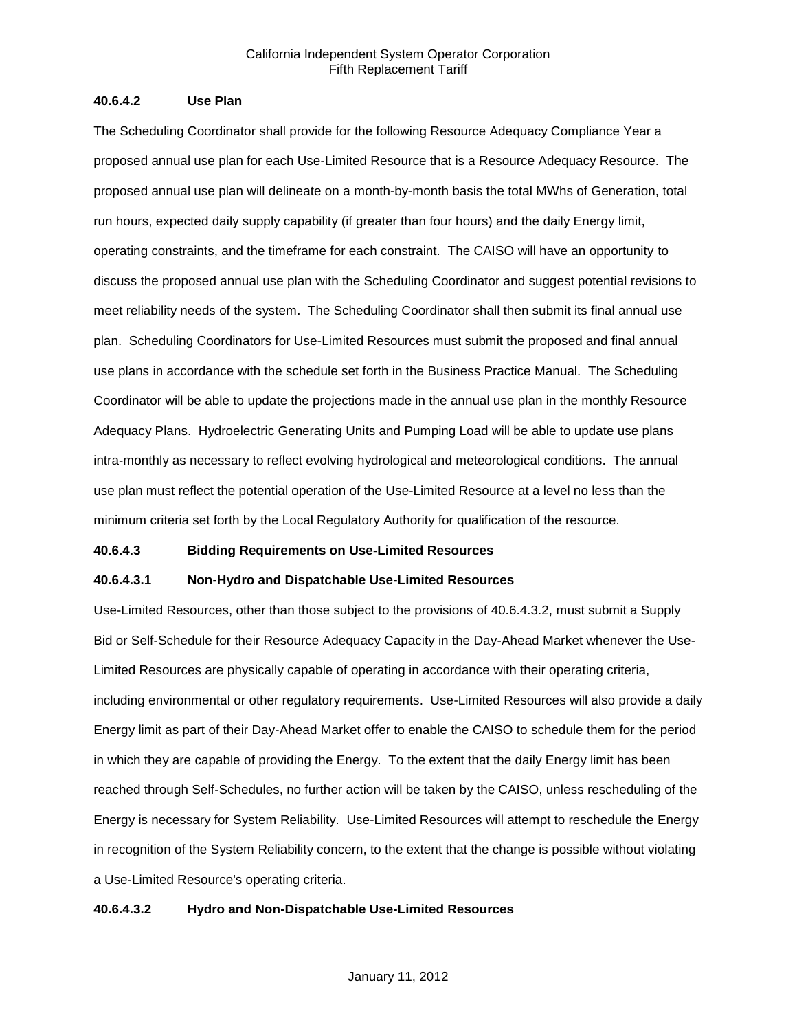**40.6.4.2 Use Plan**

The Scheduling Coordinator shall provide for the following Resource Adequacy Compliance Year a proposed annual use plan for each Use-Limited Resource that is a Resource Adequacy Resource. The proposed annual use plan will delineate on a month-by-month basis the total MWhs of Generation, total run hours, expected daily supply capability (if greater than four hours) and the daily Energy limit, operating constraints, and the timeframe for each constraint. The CAISO will have an opportunity to discuss the proposed annual use plan with the Scheduling Coordinator and suggest potential revisions to meet reliability needs of the system. The Scheduling Coordinator shall then submit its final annual use plan. Scheduling Coordinators for Use-Limited Resources must submit the proposed and final annual use plans in accordance with the schedule set forth in the Business Practice Manual. The Scheduling Coordinator will be able to update the projections made in the annual use plan in the monthly Resource Adequacy Plans. Hydroelectric Generating Units and Pumping Load will be able to update use plans intra-monthly as necessary to reflect evolving hydrological and meteorological conditions. The annual use plan must reflect the potential operation of the Use-Limited Resource at a level no less than the minimum criteria set forth by the Local Regulatory Authority for qualification of the resource.

**40.6.4.3 Bidding Requirements on Use-Limited Resources**

**40.6.4.3.1 Non-Hydro and Dispatchable Use-Limited Resources**

Use-Limited Resources, other than those subject to the provisions of 40.6.4.3.2, must submit a Supply Bid or Self-Schedule for their Resource Adequacy Capacity in the Day-Ahead Market whenever the Use-Limited Resources are physically capable of operating in accordance with their operating criteria, including environmental or other regulatory requirements. Use-Limited Resources will also provide a daily Energy limit as part of their Day-Ahead Market offer to enable the CAISO to schedule them for the period in which they are capable of providing the Energy. To the extent that the daily Energy limit has been reached through Self-Schedules, no further action will be taken by the CAISO, unless rescheduling of the Energy is necessary for System Reliability. Use-Limited Resources will attempt to reschedule the Energy in recognition of the System Reliability concern, to the extent that the change is possible without violating a Use-Limited Resource's operating criteria.

**40.6.4.3.2 Hydro and Non-Dispatchable Use-Limited Resources**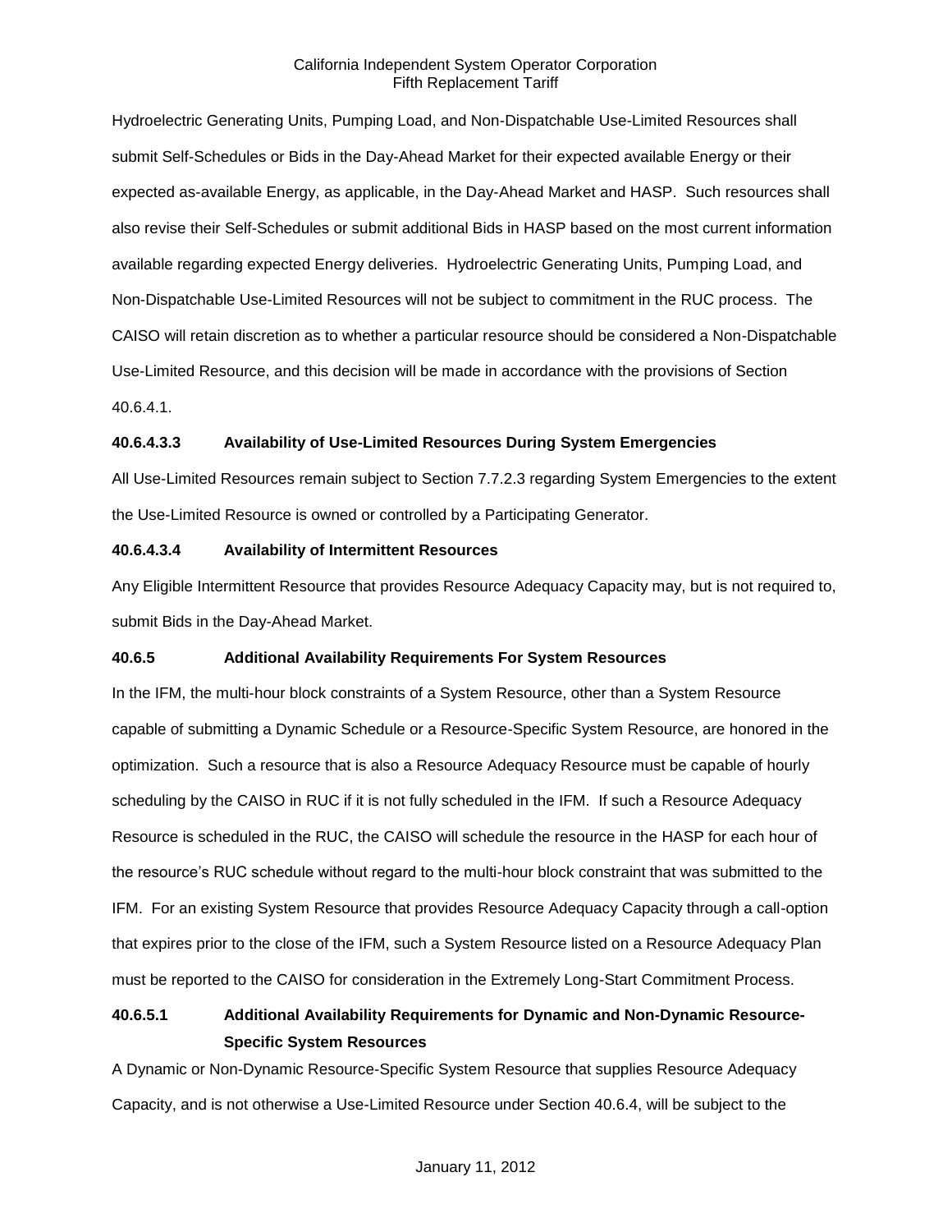Hydroelectric Generating Units, Pumping Load, and Non-Dispatchable Use-Limited Resources shall submit Self-Schedules or Bids in the Day-Ahead Market for their expected available Energy or their expected as-available Energy, as applicable, in the Day-Ahead Market and HASP. Such resources shall also revise their Self-Schedules or submit additional Bids in HASP based on the most current information available regarding expected Energy deliveries. Hydroelectric Generating Units, Pumping Load, and Non-Dispatchable Use-Limited Resources will not be subject to commitment in the RUC process. The CAISO will retain discretion as to whether a particular resource should be considered a Non-Dispatchable Use-Limited Resource, and this decision will be made in accordance with the provisions of Section 40.6.4.1.

**40.6.4.3.3 Availability of Use-Limited Resources During System Emergencies**

All Use-Limited Resources remain subject to Section 7.7.2.3 regarding System Emergencies to the extent the Use-Limited Resource is owned or controlled by a Participating Generator.

**40.6.4.3.4 Availability of Intermittent Resources**

Any Eligible Intermittent Resource that provides Resource Adequacy Capacity may, but is not required to, submit Bids in the Day-Ahead Market.

**40.6.5 Additional Availability Requirements For System Resources**

In the IFM, the multi-hour block constraints of a System Resource, other than a System Resource capable of submitting a Dynamic Schedule or a Resource-Specific System Resource, are honored in the optimization. Such a resource that is also a Resource Adequacy Resource must be capable of hourly scheduling by the CAISO in RUC if it is not fully scheduled in the IFM. If such a Resource Adequacy Resource is scheduled in the RUC, the CAISO will schedule the resource in the HASP for each hour of the resource's RUC schedule without regard to the multi-hour block constraint that was submitted to the IFM. For an existing System Resource that provides Resource Adequacy Capacity through a call-option that expires prior to the close of the IFM, such a System Resource listed on a Resource Adequacy Plan must be reported to the CAISO for consideration in the Extremely Long-Start Commitment Process.

**40.6.5.1 Additional Availability Requirements for Dynamic and Non-Dynamic Resource-Specific System Resources**

A Dynamic or Non-Dynamic Resource-Specific System Resource that supplies Resource Adequacy Capacity, and is not otherwise a Use-Limited Resource under Section 40.6.4, will be subject to the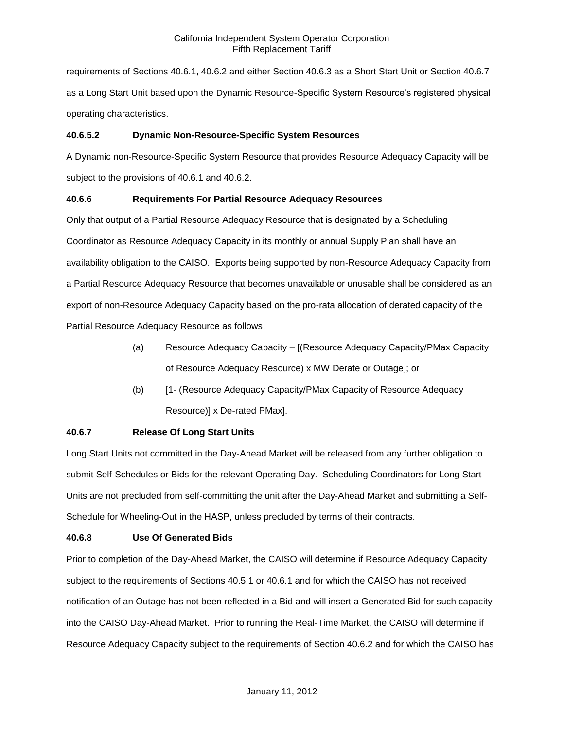requirements of Sections 40.6.1, 40.6.2 and either Section 40.6.3 as a Short Start Unit or Section 40.6.7 as a Long Start Unit based upon the Dynamic Resource-Specific System Resource's registered physical operating characteristics.

**40.6.5.2 Dynamic Non-Resource-Specific System Resources**

A Dynamic non-Resource-Specific System Resource that provides Resource Adequacy Capacity will be subject to the provisions of 40.6.1 and 40.6.2.

**40.6.6 Requirements For Partial Resource Adequacy Resources**

Only that output of a Partial Resource Adequacy Resource that is designated by a Scheduling Coordinator as Resource Adequacy Capacity in its monthly or annual Supply Plan shall have an availability obligation to the CAISO. Exports being supported by non-Resource Adequacy Capacity from a Partial Resource Adequacy Resource that becomes unavailable or unusable shall be considered as an export of non-Resource Adequacy Capacity based on the pro-rata allocation of derated capacity of the Partial Resource Adequacy Resource as follows:

(a) Resource Adequacy Capacity – [(Resource Adequacy Capacity/PMax Capacity of Resource Adequacy Resource) x MW Derate or Outage]; or

(b) [1- (Resource Adequacy Capacity/PMax Capacity of Resource Adequacy Resource)] x De-rated PMax].

**40.6.7 Release Of Long Start Units**

Long Start Units not committed in the Day-Ahead Market will be released from any further obligation to submit Self-Schedules or Bids for the relevant Operating Day. Scheduling Coordinators for Long Start Units are not precluded from self-committing the unit after the Day-Ahead Market and submitting a Self-Schedule for Wheeling-Out in the HASP, unless precluded by terms of their contracts.

**40.6.8 Use Of Generated Bids**

Prior to completion of the Day-Ahead Market, the CAISO will determine if Resource Adequacy Capacity subject to the requirements of Sections 40.5.1 or 40.6.1 and for which the CAISO has not received notification of an Outage has not been reflected in a Bid and will insert a Generated Bid for such capacity into the CAISO Day-Ahead Market. Prior to running the Real-Time Market, the CAISO will determine if Resource Adequacy Capacity subject to the requirements of Section 40.6.2 and for which the CAISO has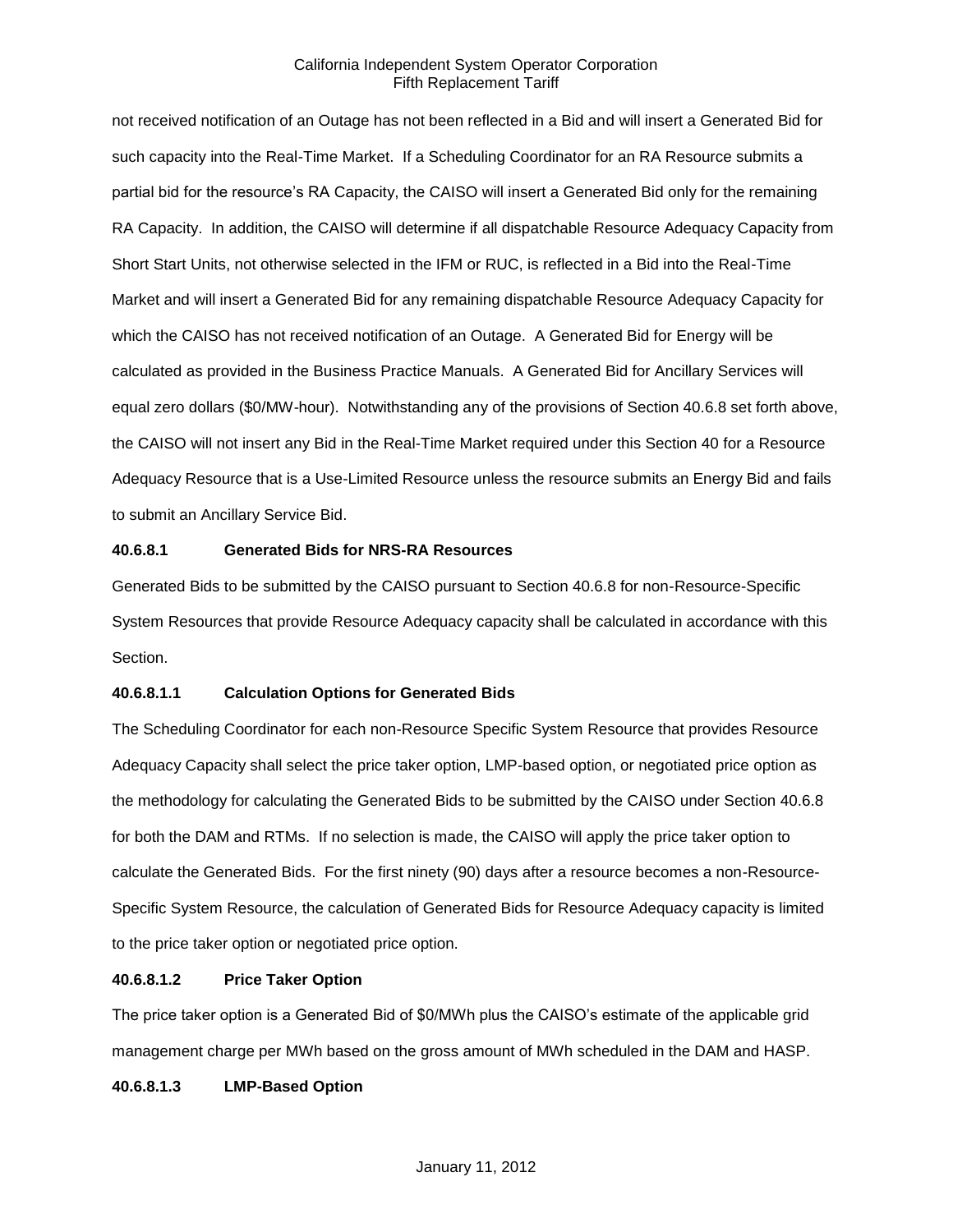not received notification of an Outage has not been reflected in a Bid and will insert a Generated Bid for such capacity into the Real-Time Market. If a Scheduling Coordinator for an RA Resource submits a partial bid for the resource's RA Capacity, the CAISO will insert a Generated Bid only for the remaining RA Capacity. In addition, the CAISO will determine if all dispatchable Resource Adequacy Capacity from Short Start Units, not otherwise selected in the IFM or RUC, is reflected in a Bid into the Real-Time Market and will insert a Generated Bid for any remaining dispatchable Resource Adequacy Capacity for which the CAISO has not received notification of an Outage. A Generated Bid for Energy will be calculated as provided in the Business Practice Manuals. A Generated Bid for Ancillary Services will equal zero dollars ($0/MW-hour). Notwithstanding any of the provisions of Section 40.6.8 set forth above, the CAISO will not insert any Bid in the Real-Time Market required under this Section 40 for a Resource Adequacy Resource that is a Use-Limited Resource unless the resource submits an Energy Bid and fails to submit an Ancillary Service Bid.

**40.6.8.1 Generated Bids for NRS-RA Resources**

Generated Bids to be submitted by the CAISO pursuant to Section 40.6.8 for non-Resource-Specific System Resources that provide Resource Adequacy capacity shall be calculated in accordance with this Section.

**40.6.8.1.1 Calculation Options for Generated Bids**

The Scheduling Coordinator for each non-Resource Specific System Resource that provides Resource Adequacy Capacity shall select the price taker option, LMP-based option, or negotiated price option as the methodology for calculating the Generated Bids to be submitted by the CAISO under Section 40.6.8 for both the DAM and RTMs. If no selection is made, the CAISO will apply the price taker option to calculate the Generated Bids. For the first ninety (90) days after a resource becomes a non-Resource-Specific System Resource, the calculation of Generated Bids for Resource Adequacy capacity is limited to the price taker option or negotiated price option.

**40.6.8.1.2 Price Taker Option**

The price taker option is a Generated Bid of $0/MWh plus the CAISO's estimate of the applicable grid management charge per MWh based on the gross amount of MWh scheduled in the DAM and HASP.

**40.6.8.1.3 LMP-Based Option**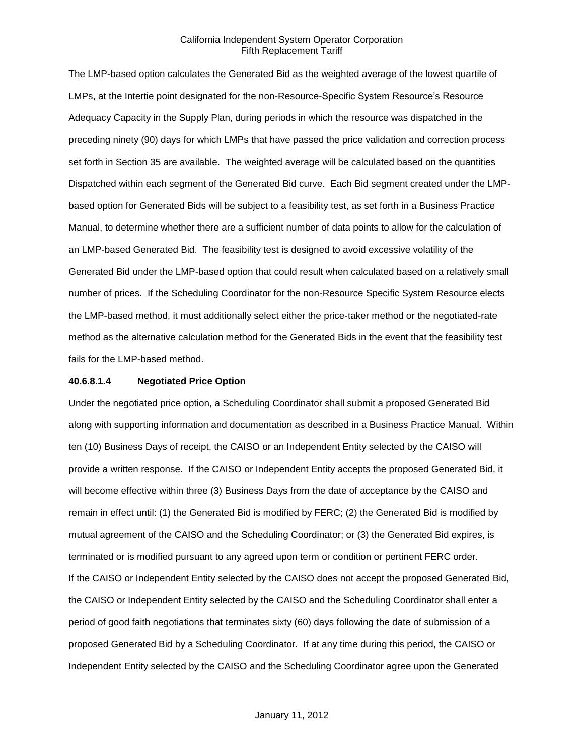The LMP-based option calculates the Generated Bid as the weighted average of the lowest quartile of LMPs, at the Intertie point designated for the non-Resource-Specific System Resource's Resource Adequacy Capacity in the Supply Plan, during periods in which the resource was dispatched in the preceding ninety (90) days for which LMPs that have passed the price validation and correction process set forth in Section 35 are available. The weighted average will be calculated based on the quantities Dispatched within each segment of the Generated Bid curve. Each Bid segment created under the LMP-based option for Generated Bids will be subject to a feasibility test, as set forth in a Business Practice Manual, to determine whether there are a sufficient number of data points to allow for the calculation of an LMP-based Generated Bid. The feasibility test is designed to avoid excessive volatility of the Generated Bid under the LMP-based option that could result when calculated based on a relatively small number of prices. If the Scheduling Coordinator for the non-Resource Specific System Resource elects the LMP-based method, it must additionally select either the price-taker method or the negotiated-rate method as the alternative calculation method for the Generated Bids in the event that the feasibility test fails for the LMP-based method.

**40.6.8.1.4 Negotiated Price Option**

Under the negotiated price option, a Scheduling Coordinator shall submit a proposed Generated Bid along with supporting information and documentation as described in a Business Practice Manual. Within ten (10) Business Days of receipt, the CAISO or an Independent Entity selected by the CAISO will provide a written response. If the CAISO or Independent Entity accepts the proposed Generated Bid, it will become effective within three (3) Business Days from the date of acceptance by the CAISO and remain in effect until: (1) the Generated Bid is modified by FERC; (2) the Generated Bid is modified by mutual agreement of the CAISO and the Scheduling Coordinator; or (3) the Generated Bid expires, is terminated or is modified pursuant to any agreed upon term or condition or pertinent FERC order.
If the CAISO or Independent Entity selected by the CAISO does not accept the proposed Generated Bid, the CAISO or Independent Entity selected by the CAISO and the Scheduling Coordinator shall enter a period of good faith negotiations that terminates sixty (60) days following the date of submission of a proposed Generated Bid by a Scheduling Coordinator. If at any time during this period, the CAISO or Independent Entity selected by the CAISO and the Scheduling Coordinator agree upon the Generated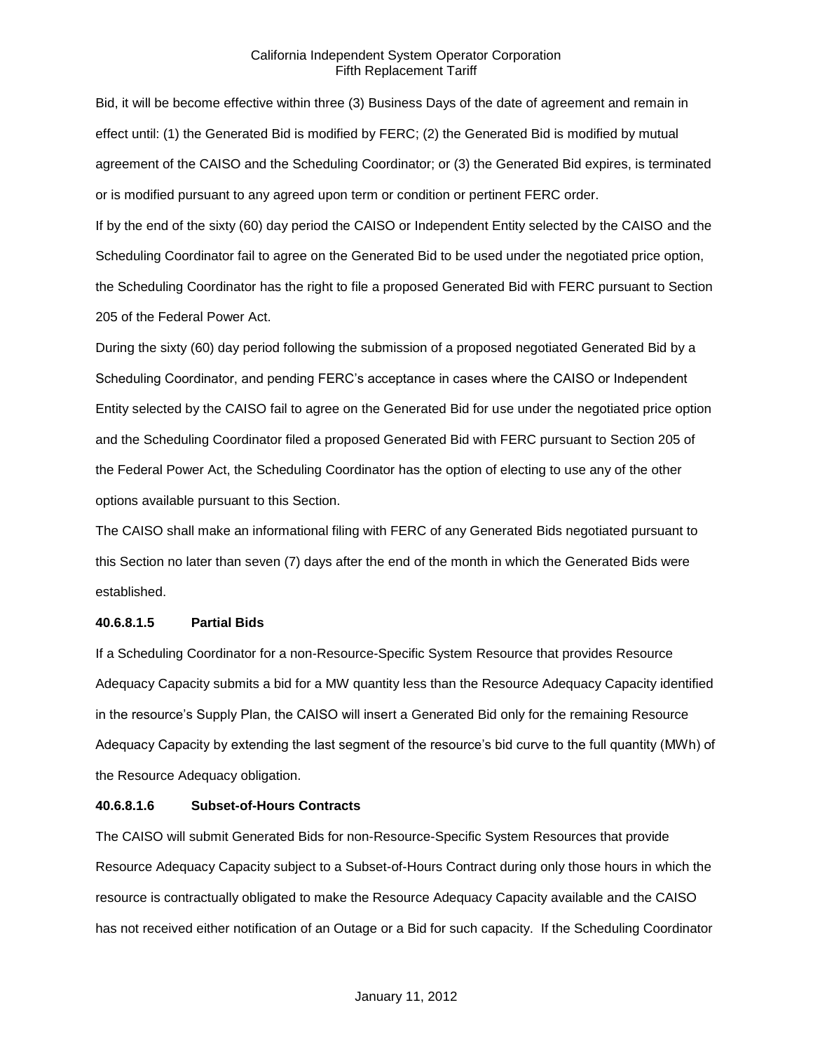Bid, it will be become effective within three (3) Business Days of the date of agreement and remain in effect until: (1) the Generated Bid is modified by FERC; (2) the Generated Bid is modified by mutual agreement of the CAISO and the Scheduling Coordinator; or (3) the Generated Bid expires, is terminated or is modified pursuant to any agreed upon term or condition or pertinent FERC order.

If by the end of the sixty (60) day period the CAISO or Independent Entity selected by the CAISO and the Scheduling Coordinator fail to agree on the Generated Bid to be used under the negotiated price option, the Scheduling Coordinator has the right to file a proposed Generated Bid with FERC pursuant to Section 205 of the Federal Power Act.

During the sixty (60) day period following the submission of a proposed negotiated Generated Bid by a Scheduling Coordinator, and pending FERC's acceptance in cases where the CAISO or Independent Entity selected by the CAISO fail to agree on the Generated Bid for use under the negotiated price option and the Scheduling Coordinator filed a proposed Generated Bid with FERC pursuant to Section 205 of the Federal Power Act, the Scheduling Coordinator has the option of electing to use any of the other options available pursuant to this Section.

The CAISO shall make an informational filing with FERC of any Generated Bids negotiated pursuant to this Section no later than seven (7) days after the end of the month in which the Generated Bids were established.

**40.6.8.1.5 Partial Bids**

If a Scheduling Coordinator for a non-Resource-Specific System Resource that provides Resource Adequacy Capacity submits a bid for a MW quantity less than the Resource Adequacy Capacity identified in the resource's Supply Plan, the CAISO will insert a Generated Bid only for the remaining Resource Adequacy Capacity by extending the last segment of the resource's bid curve to the full quantity (MWh) of the Resource Adequacy obligation.

**40.6.8.1.6 Subset-of-Hours Contracts**

The CAISO will submit Generated Bids for non-Resource-Specific System Resources that provide Resource Adequacy Capacity subject to a Subset-of-Hours Contract during only those hours in which the resource is contractually obligated to make the Resource Adequacy Capacity available and the CAISO has not received either notification of an Outage or a Bid for such capacity. If the Scheduling Coordinator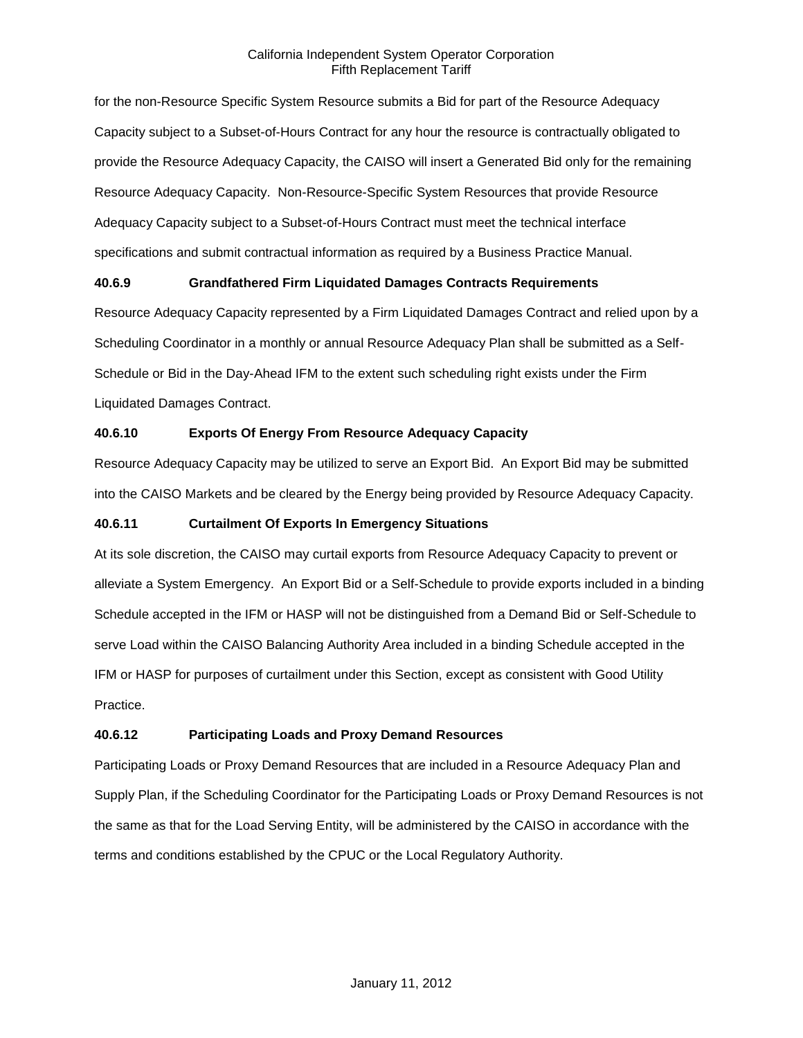for the non-Resource Specific System Resource submits a Bid for part of the Resource Adequacy Capacity subject to a Subset-of-Hours Contract for any hour the resource is contractually obligated to provide the Resource Adequacy Capacity, the CAISO will insert a Generated Bid only for the remaining Resource Adequacy Capacity. Non-Resource-Specific System Resources that provide Resource Adequacy Capacity subject to a Subset-of-Hours Contract must meet the technical interface specifications and submit contractual information as required by a Business Practice Manual.

### 40.6.9 Grandfathered Firm Liquidated Damages Contracts Requirements

Resource Adequacy Capacity represented by a Firm Liquidated Damages Contract and relied upon by a Scheduling Coordinator in a monthly or annual Resource Adequacy Plan shall be submitted as a Self-Schedule or Bid in the Day-Ahead IFM to the extent such scheduling right exists under the Firm Liquidated Damages Contract.

### 40.6.10 Exports Of Energy From Resource Adequacy Capacity

Resource Adequacy Capacity may be utilized to serve an Export Bid. An Export Bid may be submitted into the CAISO Markets and be cleared by the Energy being provided by Resource Adequacy Capacity.

### 40.6.11 Curtailment Of Exports In Emergency Situations

At its sole discretion, the CAISO may curtail exports from Resource Adequacy Capacity to prevent or alleviate a System Emergency. An Export Bid or a Self-Schedule to provide exports included in a binding Schedule accepted in the IFM or HASP will not be distinguished from a Demand Bid or Self-Schedule to serve Load within the CAISO Balancing Authority Area included in a binding Schedule accepted in the IFM or HASP for purposes of curtailment under this Section, except as consistent with Good Utility Practice.

### 40.6.12 Participating Loads and Proxy Demand Resources

Participating Loads or Proxy Demand Resources that are included in a Resource Adequacy Plan and Supply Plan, if the Scheduling Coordinator for the Participating Loads or Proxy Demand Resources is not the same as that for the Load Serving Entity, will be administered by the CAISO in accordance with the terms and conditions established by the CPUC or the Local Regulatory Authority.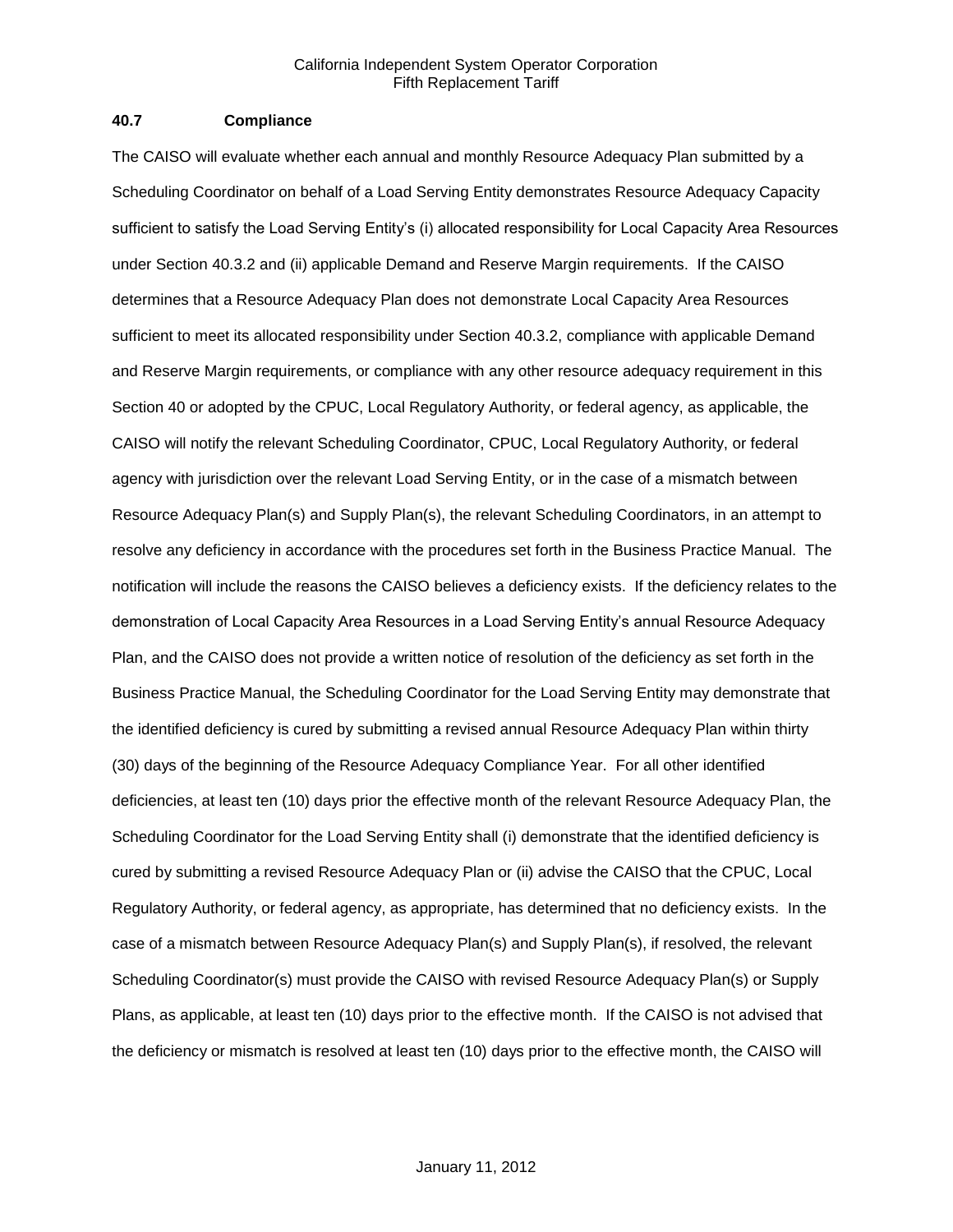### 40.7 Compliance

The CAISO will evaluate whether each annual and monthly Resource Adequacy Plan submitted by a Scheduling Coordinator on behalf of a Load Serving Entity demonstrates Resource Adequacy Capacity sufficient to satisfy the Load Serving Entity's (i) allocated responsibility for Local Capacity Area Resources under Section 40.3.2 and (ii) applicable Demand and Reserve Margin requirements. If the CAISO determines that a Resource Adequacy Plan does not demonstrate Local Capacity Area Resources sufficient to meet its allocated responsibility under Section 40.3.2, compliance with applicable Demand and Reserve Margin requirements, or compliance with any other resource adequacy requirement in this Section 40 or adopted by the CPUC, Local Regulatory Authority, or federal agency, as applicable, the CAISO will notify the relevant Scheduling Coordinator, CPUC, Local Regulatory Authority, or federal agency with jurisdiction over the relevant Load Serving Entity, or in the case of a mismatch between Resource Adequacy Plan(s) and Supply Plan(s), the relevant Scheduling Coordinators, in an attempt to resolve any deficiency in accordance with the procedures set forth in the Business Practice Manual. The notification will include the reasons the CAISO believes a deficiency exists. If the deficiency relates to the demonstration of Local Capacity Area Resources in a Load Serving Entity's annual Resource Adequacy Plan, and the CAISO does not provide a written notice of resolution of the deficiency as set forth in the Business Practice Manual, the Scheduling Coordinator for the Load Serving Entity may demonstrate that the identified deficiency is cured by submitting a revised annual Resource Adequacy Plan within thirty (30) days of the beginning of the Resource Adequacy Compliance Year. For all other identified deficiencies, at least ten (10) days prior the effective month of the relevant Resource Adequacy Plan, the Scheduling Coordinator for the Load Serving Entity shall (i) demonstrate that the identified deficiency is cured by submitting a revised Resource Adequacy Plan or (ii) advise the CAISO that the CPUC, Local Regulatory Authority, or federal agency, as appropriate, has determined that no deficiency exists. In the case of a mismatch between Resource Adequacy Plan(s) and Supply Plan(s), if resolved, the relevant Scheduling Coordinator(s) must provide the CAISO with revised Resource Adequacy Plan(s) or Supply Plans, as applicable, at least ten (10) days prior to the effective month. If the CAISO is not advised that the deficiency or mismatch is resolved at least ten (10) days prior to the effective month, the CAISO will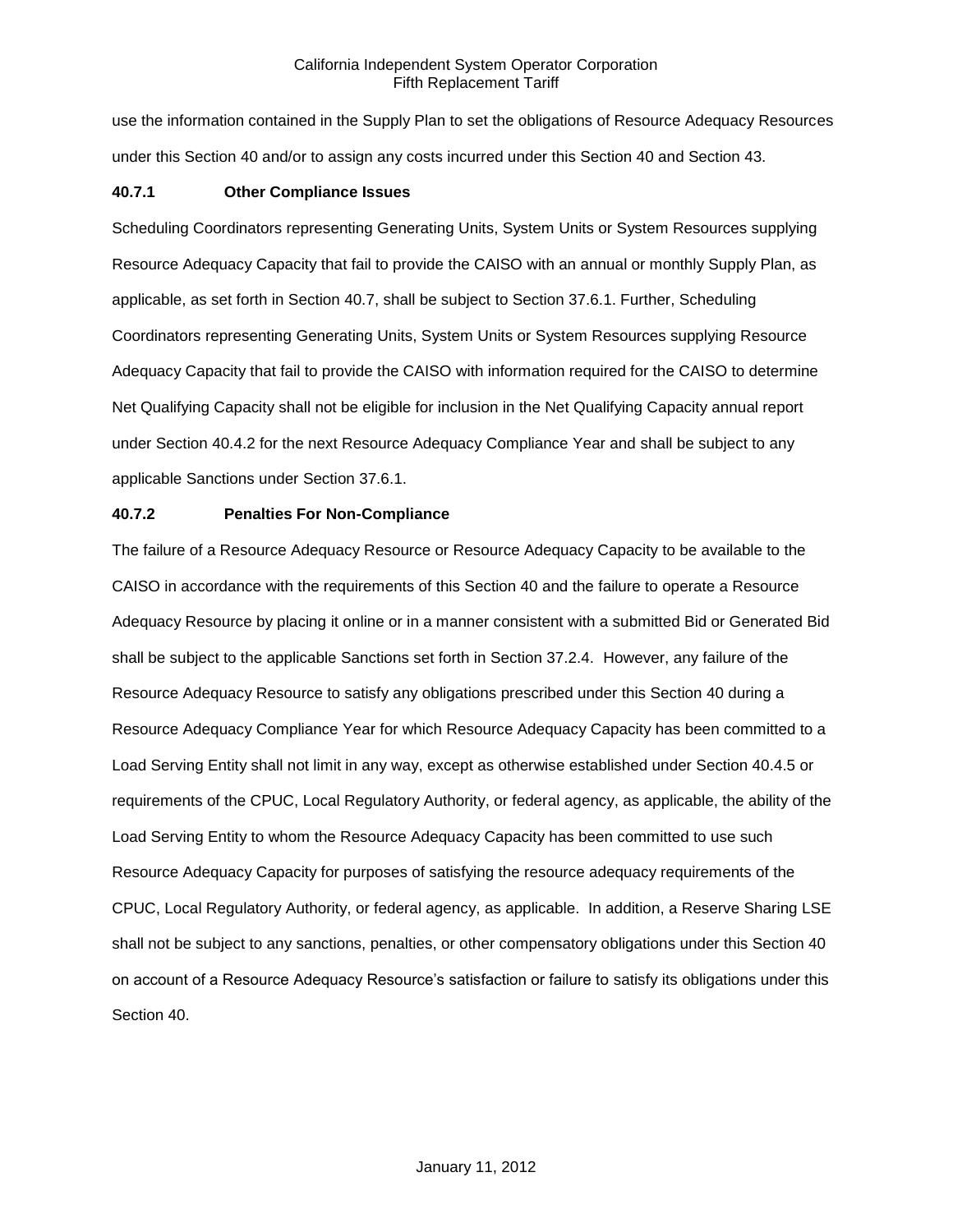use the information contained in the Supply Plan to set the obligations of Resource Adequacy Resources under this Section 40 and/or to assign any costs incurred under this Section 40 and Section 43.

#### 40.7.1 Other Compliance Issues

Scheduling Coordinators representing Generating Units, System Units or System Resources supplying Resource Adequacy Capacity that fail to provide the CAISO with an annual or monthly Supply Plan, as applicable, as set forth in Section 40.7, shall be subject to Section 37.6.1. Further, Scheduling Coordinators representing Generating Units, System Units or System Resources supplying Resource Adequacy Capacity that fail to provide the CAISO with information required for the CAISO to determine Net Qualifying Capacity shall not be eligible for inclusion in the Net Qualifying Capacity annual report under Section 40.4.2 for the next Resource Adequacy Compliance Year and shall be subject to any applicable Sanctions under Section 37.6.1.

#### 40.7.2 Penalties For Non-Compliance

The failure of a Resource Adequacy Resource or Resource Adequacy Capacity to be available to the CAISO in accordance with the requirements of this Section 40 and the failure to operate a Resource Adequacy Resource by placing it online or in a manner consistent with a submitted Bid or Generated Bid shall be subject to the applicable Sanctions set forth in Section 37.2.4. However, any failure of the Resource Adequacy Resource to satisfy any obligations prescribed under this Section 40 during a Resource Adequacy Compliance Year for which Resource Adequacy Capacity has been committed to a Load Serving Entity shall not limit in any way, except as otherwise established under Section 40.4.5 or requirements of the CPUC, Local Regulatory Authority, or federal agency, as applicable, the ability of the Load Serving Entity to whom the Resource Adequacy Capacity has been committed to use such Resource Adequacy Capacity for purposes of satisfying the resource adequacy requirements of the CPUC, Local Regulatory Authority, or federal agency, as applicable. In addition, a Reserve Sharing LSE shall not be subject to any sanctions, penalties, or other compensatory obligations under this Section 40 on account of a Resource Adequacy Resource's satisfaction or failure to satisfy its obligations under this Section 40.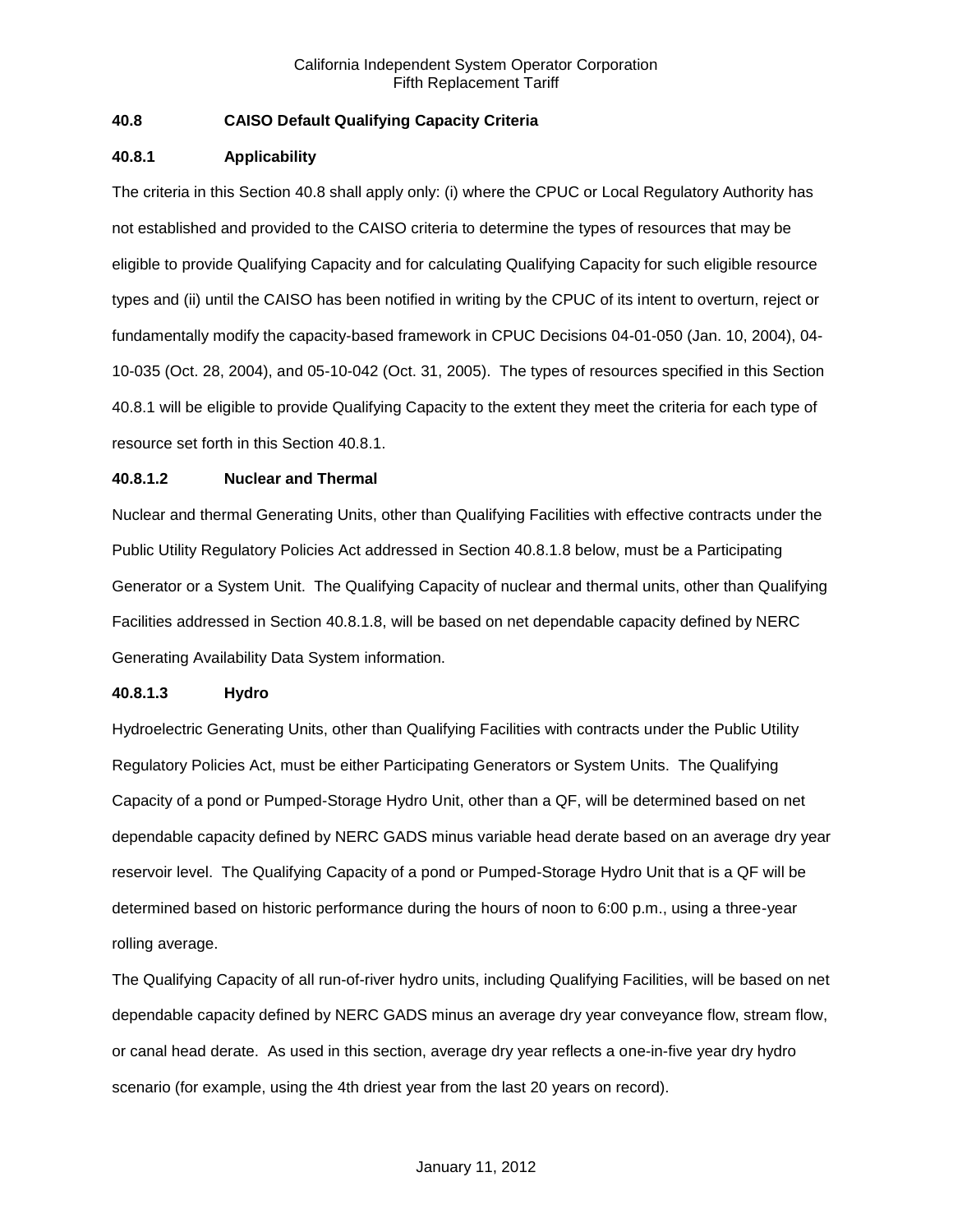### 40.8 CAISO Default Qualifying Capacity Criteria

#### 40.8.1 Applicability

The criteria in this Section 40.8 shall apply only: (i) where the CPUC or Local Regulatory Authority has not established and provided to the CAISO criteria to determine the types of resources that may be eligible to provide Qualifying Capacity and for calculating Qualifying Capacity for such eligible resource types and (ii) until the CAISO has been notified in writing by the CPUC of its intent to overturn, reject or fundamentally modify the capacity-based framework in CPUC Decisions 04-01-050 (Jan. 10, 2004), 04-10-035 (Oct. 28, 2004), and 05-10-042 (Oct. 31, 2005). The types of resources specified in this Section 40.8.1 will be eligible to provide Qualifying Capacity to the extent they meet the criteria for each type of resource set forth in this Section 40.8.1.

#### 40.8.1.2 Nuclear and Thermal

Nuclear and thermal Generating Units, other than Qualifying Facilities with effective contracts under the Public Utility Regulatory Policies Act addressed in Section 40.8.1.8 below, must be a Participating Generator or a System Unit. The Qualifying Capacity of nuclear and thermal units, other than Qualifying Facilities addressed in Section 40.8.1.8, will be based on net dependable capacity defined by NERC Generating Availability Data System information.

#### 40.8.1.3 Hydro

Hydroelectric Generating Units, other than Qualifying Facilities with contracts under the Public Utility Regulatory Policies Act, must be either Participating Generators or System Units. The Qualifying Capacity of a pond or Pumped-Storage Hydro Unit, other than a QF, will be determined based on net dependable capacity defined by NERC GADS minus variable head derate based on an average dry year reservoir level. The Qualifying Capacity of a pond or Pumped-Storage Hydro Unit that is a QF will be determined based on historic performance during the hours of noon to 6:00 p.m., using a three-year rolling average.

The Qualifying Capacity of all run-of-river hydro units, including Qualifying Facilities, will be based on net dependable capacity defined by NERC GADS minus an average dry year conveyance flow, stream flow, or canal head derate. As used in this section, average dry year reflects a one-in-five year dry hydro scenario (for example, using the 4th driest year from the last 20 years on record).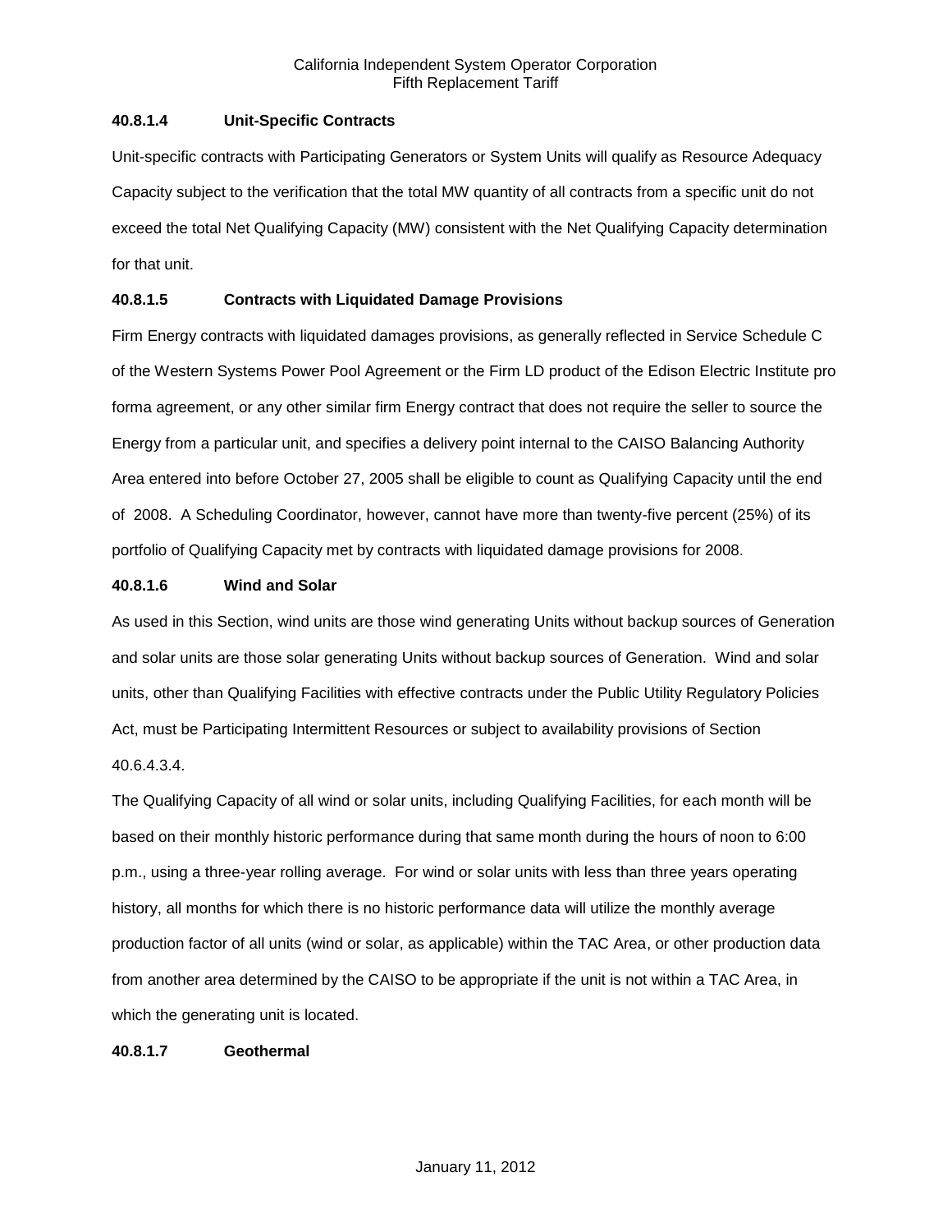#### 40.8.1.4 Unit-Specific Contracts

Unit-specific contracts with Participating Generators or System Units will qualify as Resource Adequacy Capacity subject to the verification that the total MW quantity of all contracts from a specific unit do not exceed the total Net Qualifying Capacity (MW) consistent with the Net Qualifying Capacity determination for that unit.

#### 40.8.1.5 Contracts with Liquidated Damage Provisions

Firm Energy contracts with liquidated damages provisions, as generally reflected in Service Schedule C of the Western Systems Power Pool Agreement or the Firm LD product of the Edison Electric Institute pro forma agreement, or any other similar firm Energy contract that does not require the seller to source the Energy from a particular unit, and specifies a delivery point internal to the CAISO Balancing Authority Area entered into before October 27, 2005 shall be eligible to count as Qualifying Capacity until the end of 2008. A Scheduling Coordinator, however, cannot have more than twenty-five percent (25%) of its portfolio of Qualifying Capacity met by contracts with liquidated damage provisions for 2008.

#### 40.8.1.6 Wind and Solar

As used in this Section, wind units are those wind generating Units without backup sources of Generation and solar units are those solar generating Units without backup sources of Generation. Wind and solar units, other than Qualifying Facilities with effective contracts under the Public Utility Regulatory Policies Act, must be Participating Intermittent Resources or subject to availability provisions of Section 40.6.4.3.4.

The Qualifying Capacity of all wind or solar units, including Qualifying Facilities, for each month will be based on their monthly historic performance during that same month during the hours of noon to 6:00 p.m., using a three-year rolling average. For wind or solar units with less than three years operating history, all months for which there is no historic performance data will utilize the monthly average production factor of all units (wind or solar, as applicable) within the TAC Area, or other production data from another area determined by the CAISO to be appropriate if the unit is not within a TAC Area, in which the generating unit is located.

#### 40.8.1.7 Geothermal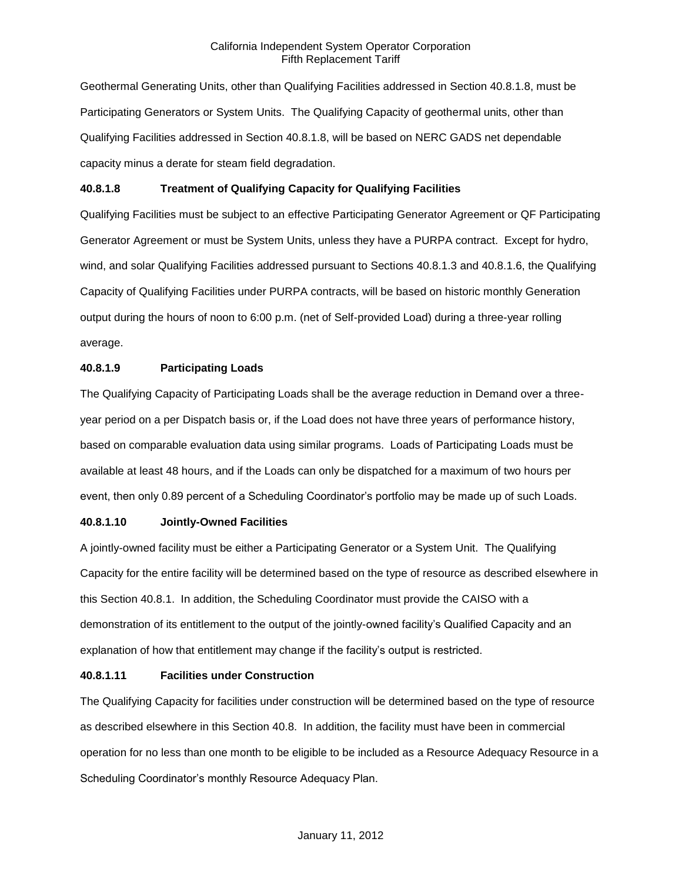Geothermal Generating Units, other than Qualifying Facilities addressed in Section 40.8.1.8, must be Participating Generators or System Units. The Qualifying Capacity of geothermal units, other than Qualifying Facilities addressed in Section 40.8.1.8, will be based on NERC GADS net dependable capacity minus a derate for steam field degradation.

**40.8.1.8 Treatment of Qualifying Capacity for Qualifying Facilities**

Qualifying Facilities must be subject to an effective Participating Generator Agreement or QF Participating Generator Agreement or must be System Units, unless they have a PURPA contract. Except for hydro, wind, and solar Qualifying Facilities addressed pursuant to Sections 40.8.1.3 and 40.8.1.6, the Qualifying Capacity of Qualifying Facilities under PURPA contracts, will be based on historic monthly Generation output during the hours of noon to 6:00 p.m. (net of Self-provided Load) during a three-year rolling average.

**40.8.1.9 Participating Loads**

The Qualifying Capacity of Participating Loads shall be the average reduction in Demand over a three-year period on a per Dispatch basis or, if the Load does not have three years of performance history, based on comparable evaluation data using similar programs. Loads of Participating Loads must be available at least 48 hours, and if the Loads can only be dispatched for a maximum of two hours per event, then only 0.89 percent of a Scheduling Coordinator's portfolio may be made up of such Loads.

**40.8.1.10 Jointly-Owned Facilities**

A jointly-owned facility must be either a Participating Generator or a System Unit. The Qualifying Capacity for the entire facility will be determined based on the type of resource as described elsewhere in this Section 40.8.1. In addition, the Scheduling Coordinator must provide the CAISO with a demonstration of its entitlement to the output of the jointly-owned facility's Qualified Capacity and an explanation of how that entitlement may change if the facility's output is restricted.

**40.8.1.11 Facilities under Construction**

The Qualifying Capacity for facilities under construction will be determined based on the type of resource as described elsewhere in this Section 40.8. In addition, the facility must have been in commercial operation for no less than one month to be eligible to be included as a Resource Adequacy Resource in a Scheduling Coordinator's monthly Resource Adequacy Plan.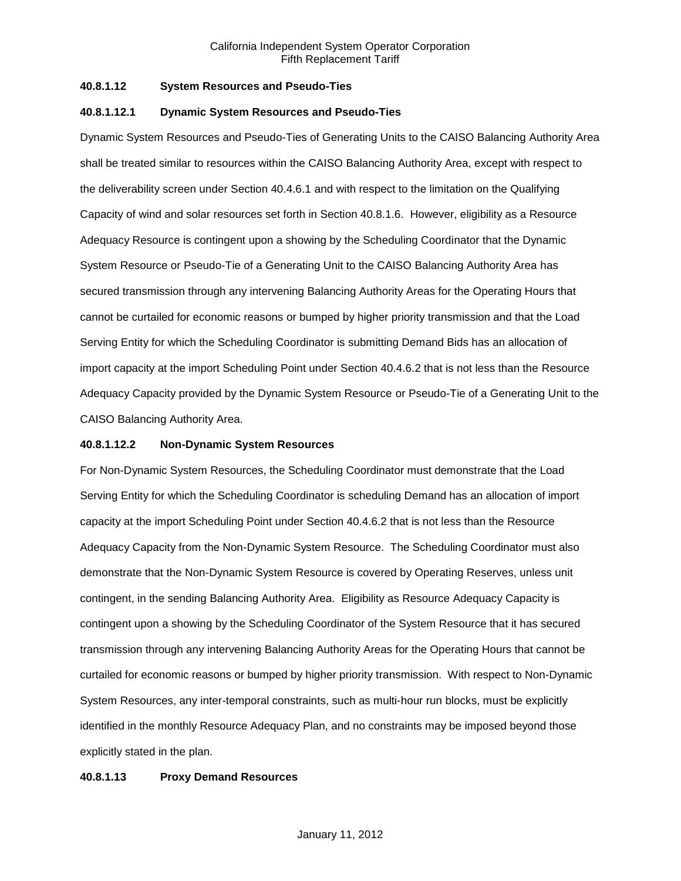**40.8.1.12 System Resources and Pseudo-Ties**

**40.8.1.12.1 Dynamic System Resources and Pseudo-Ties**

Dynamic System Resources and Pseudo-Ties of Generating Units to the CAISO Balancing Authority Area shall be treated similar to resources within the CAISO Balancing Authority Area, except with respect to the deliverability screen under Section 40.4.6.1 and with respect to the limitation on the Qualifying Capacity of wind and solar resources set forth in Section 40.8.1.6. However, eligibility as a Resource Adequacy Resource is contingent upon a showing by the Scheduling Coordinator that the Dynamic System Resource or Pseudo-Tie of a Generating Unit to the CAISO Balancing Authority Area has secured transmission through any intervening Balancing Authority Areas for the Operating Hours that cannot be curtailed for economic reasons or bumped by higher priority transmission and that the Load Serving Entity for which the Scheduling Coordinator is submitting Demand Bids has an allocation of import capacity at the import Scheduling Point under Section 40.4.6.2 that is not less than the Resource Adequacy Capacity provided by the Dynamic System Resource or Pseudo-Tie of a Generating Unit to the CAISO Balancing Authority Area.

**40.8.1.12.2 Non-Dynamic System Resources**

For Non-Dynamic System Resources, the Scheduling Coordinator must demonstrate that the Load Serving Entity for which the Scheduling Coordinator is scheduling Demand has an allocation of import capacity at the import Scheduling Point under Section 40.4.6.2 that is not less than the Resource Adequacy Capacity from the Non-Dynamic System Resource. The Scheduling Coordinator must also demonstrate that the Non-Dynamic System Resource is covered by Operating Reserves, unless unit contingent, in the sending Balancing Authority Area. Eligibility as Resource Adequacy Capacity is contingent upon a showing by the Scheduling Coordinator of the System Resource that it has secured transmission through any intervening Balancing Authority Areas for the Operating Hours that cannot be curtailed for economic reasons or bumped by higher priority transmission. With respect to Non-Dynamic System Resources, any inter-temporal constraints, such as multi-hour run blocks, must be explicitly identified in the monthly Resource Adequacy Plan, and no constraints may be imposed beyond those explicitly stated in the plan.

**40.8.1.13 Proxy Demand Resources**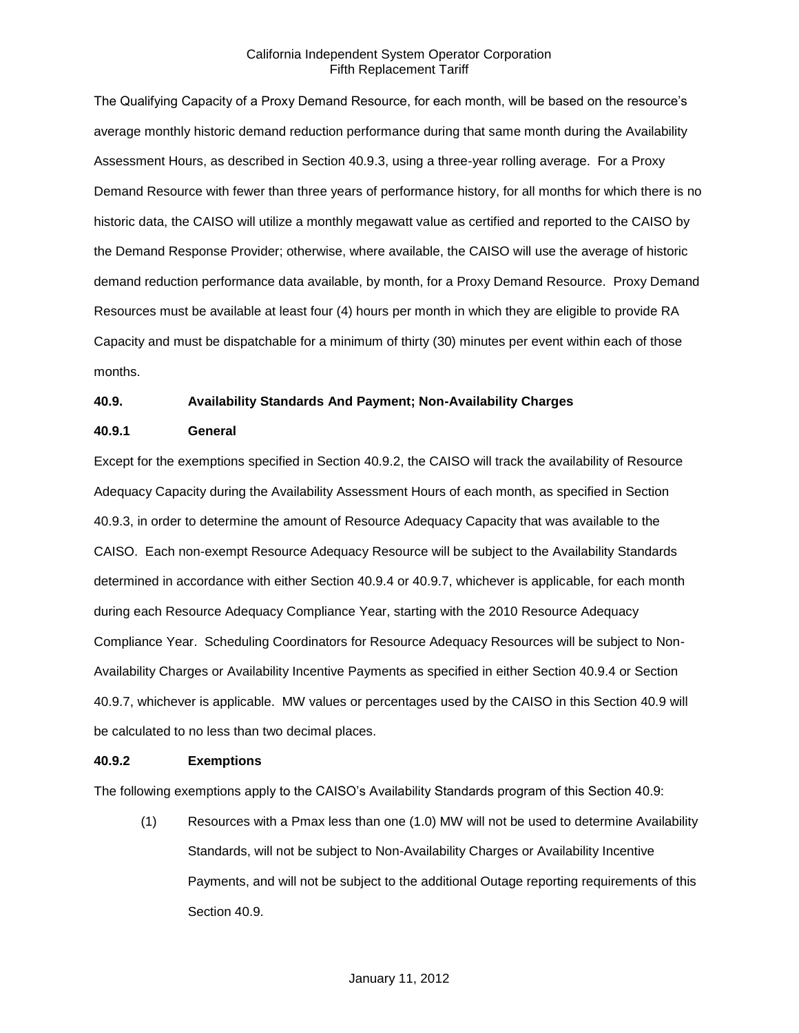The Qualifying Capacity of a Proxy Demand Resource, for each month, will be based on the resource's average monthly historic demand reduction performance during that same month during the Availability Assessment Hours, as described in Section 40.9.3, using a three-year rolling average. For a Proxy Demand Resource with fewer than three years of performance history, for all months for which there is no historic data, the CAISO will utilize a monthly megawatt value as certified and reported to the CAISO by the Demand Response Provider; otherwise, where available, the CAISO will use the average of historic demand reduction performance data available, by month, for a Proxy Demand Resource. Proxy Demand Resources must be available at least four (4) hours per month in which they are eligible to provide RA Capacity and must be dispatchable for a minimum of thirty (30) minutes per event within each of those months.

### 40.9. Availability Standards And Payment; Non-Availability Charges

#### 40.9.1 General

Except for the exemptions specified in Section 40.9.2, the CAISO will track the availability of Resource Adequacy Capacity during the Availability Assessment Hours of each month, as specified in Section 40.9.3, in order to determine the amount of Resource Adequacy Capacity that was available to the CAISO. Each non-exempt Resource Adequacy Resource will be subject to the Availability Standards determined in accordance with either Section 40.9.4 or 40.9.7, whichever is applicable, for each month during each Resource Adequacy Compliance Year, starting with the 2010 Resource Adequacy Compliance Year. Scheduling Coordinators for Resource Adequacy Resources will be subject to Non-Availability Charges or Availability Incentive Payments as specified in either Section 40.9.4 or Section 40.9.7, whichever is applicable. MW values or percentages used by the CAISO in this Section 40.9 will be calculated to no less than two decimal places.

#### 40.9.2 Exemptions

The following exemptions apply to the CAISO's Availability Standards program of this Section 40.9:

(1) Resources with a Pmax less than one (1.0) MW will not be used to determine Availability Standards, will not be subject to Non-Availability Charges or Availability Incentive Payments, and will not be subject to the additional Outage reporting requirements of this Section 40.9.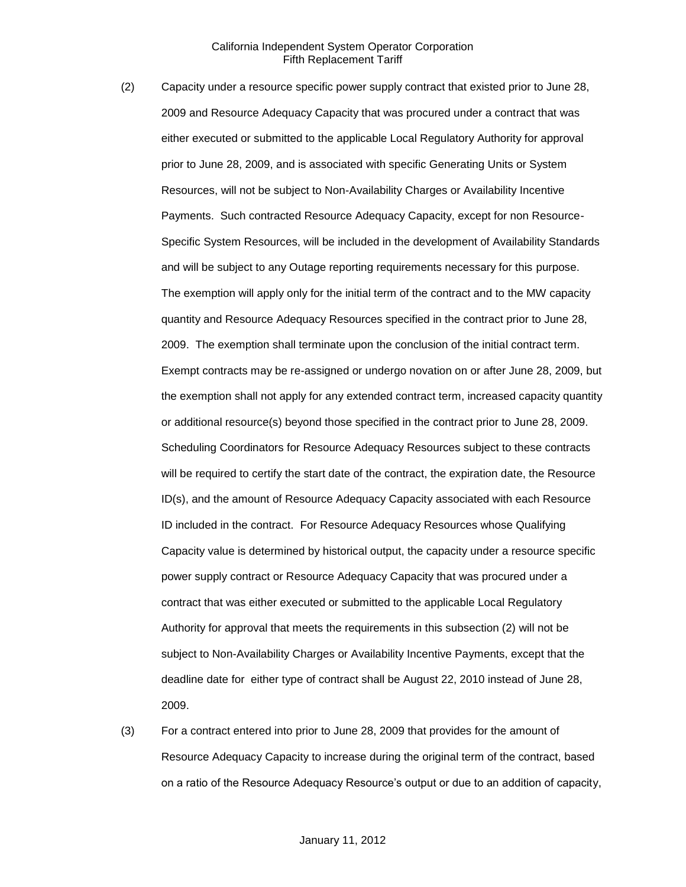(2) Capacity under a resource specific power supply contract that existed prior to June 28, 2009 and Resource Adequacy Capacity that was procured under a contract that was either executed or submitted to the applicable Local Regulatory Authority for approval prior to June 28, 2009, and is associated with specific Generating Units or System Resources, will not be subject to Non-Availability Charges or Availability Incentive Payments. Such contracted Resource Adequacy Capacity, except for non Resource-Specific System Resources, will be included in the development of Availability Standards and will be subject to any Outage reporting requirements necessary for this purpose. The exemption will apply only for the initial term of the contract and to the MW capacity quantity and Resource Adequacy Resources specified in the contract prior to June 28, 2009. The exemption shall terminate upon the conclusion of the initial contract term. Exempt contracts may be re-assigned or undergo novation on or after June 28, 2009, but the exemption shall not apply for any extended contract term, increased capacity quantity or additional resource(s) beyond those specified in the contract prior to June 28, 2009. Scheduling Coordinators for Resource Adequacy Resources subject to these contracts will be required to certify the start date of the contract, the expiration date, the Resource ID(s), and the amount of Resource Adequacy Capacity associated with each Resource ID included in the contract. For Resource Adequacy Resources whose Qualifying Capacity value is determined by historical output, the capacity under a resource specific power supply contract or Resource Adequacy Capacity that was procured under a contract that was either executed or submitted to the applicable Local Regulatory Authority for approval that meets the requirements in this subsection (2) will not be subject to Non-Availability Charges or Availability Incentive Payments, except that the deadline date for either type of contract shall be August 22, 2010 instead of June 28, 2009.

(3) For a contract entered into prior to June 28, 2009 that provides for the amount of Resource Adequacy Capacity to increase during the original term of the contract, based on a ratio of the Resource Adequacy Resource's output or due to an addition of capacity,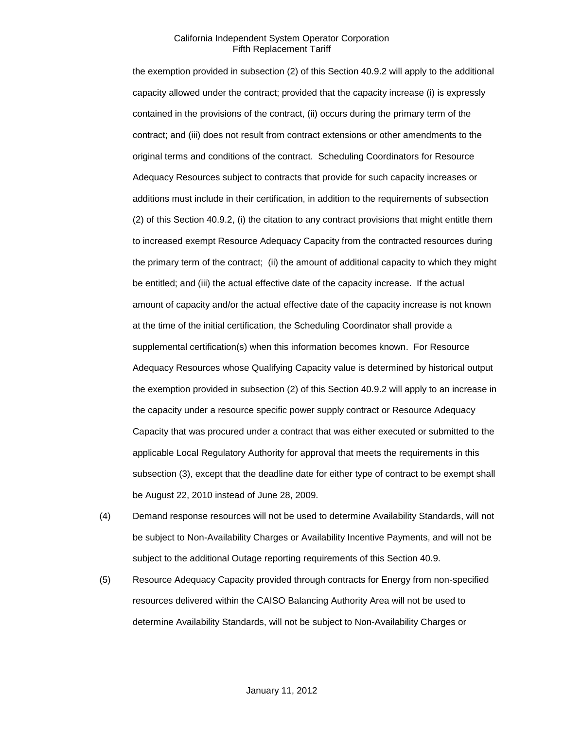the exemption provided in subsection (2) of this Section 40.9.2 will apply to the additional capacity allowed under the contract; provided that the capacity increase (i) is expressly contained in the provisions of the contract, (ii) occurs during the primary term of the contract; and (iii) does not result from contract extensions or other amendments to the original terms and conditions of the contract. Scheduling Coordinators for Resource Adequacy Resources subject to contracts that provide for such capacity increases or additions must include in their certification, in addition to the requirements of subsection (2) of this Section 40.9.2, (i) the citation to any contract provisions that might entitle them to increased exempt Resource Adequacy Capacity from the contracted resources during the primary term of the contract; (ii) the amount of additional capacity to which they might be entitled; and (iii) the actual effective date of the capacity increase. If the actual amount of capacity and/or the actual effective date of the capacity increase is not known at the time of the initial certification, the Scheduling Coordinator shall provide a supplemental certification(s) when this information becomes known. For Resource Adequacy Resources whose Qualifying Capacity value is determined by historical output the exemption provided in subsection (2) of this Section 40.9.2 will apply to an increase in the capacity under a resource specific power supply contract or Resource Adequacy Capacity that was procured under a contract that was either executed or submitted to the applicable Local Regulatory Authority for approval that meets the requirements in this subsection (3), except that the deadline date for either type of contract to be exempt shall be August 22, 2010 instead of June 28, 2009.

(4) Demand response resources will not be used to determine Availability Standards, will not be subject to Non-Availability Charges or Availability Incentive Payments, and will not be subject to the additional Outage reporting requirements of this Section 40.9.

(5) Resource Adequacy Capacity provided through contracts for Energy from non-specified resources delivered within the CAISO Balancing Authority Area will not be used to determine Availability Standards, will not be subject to Non-Availability Charges or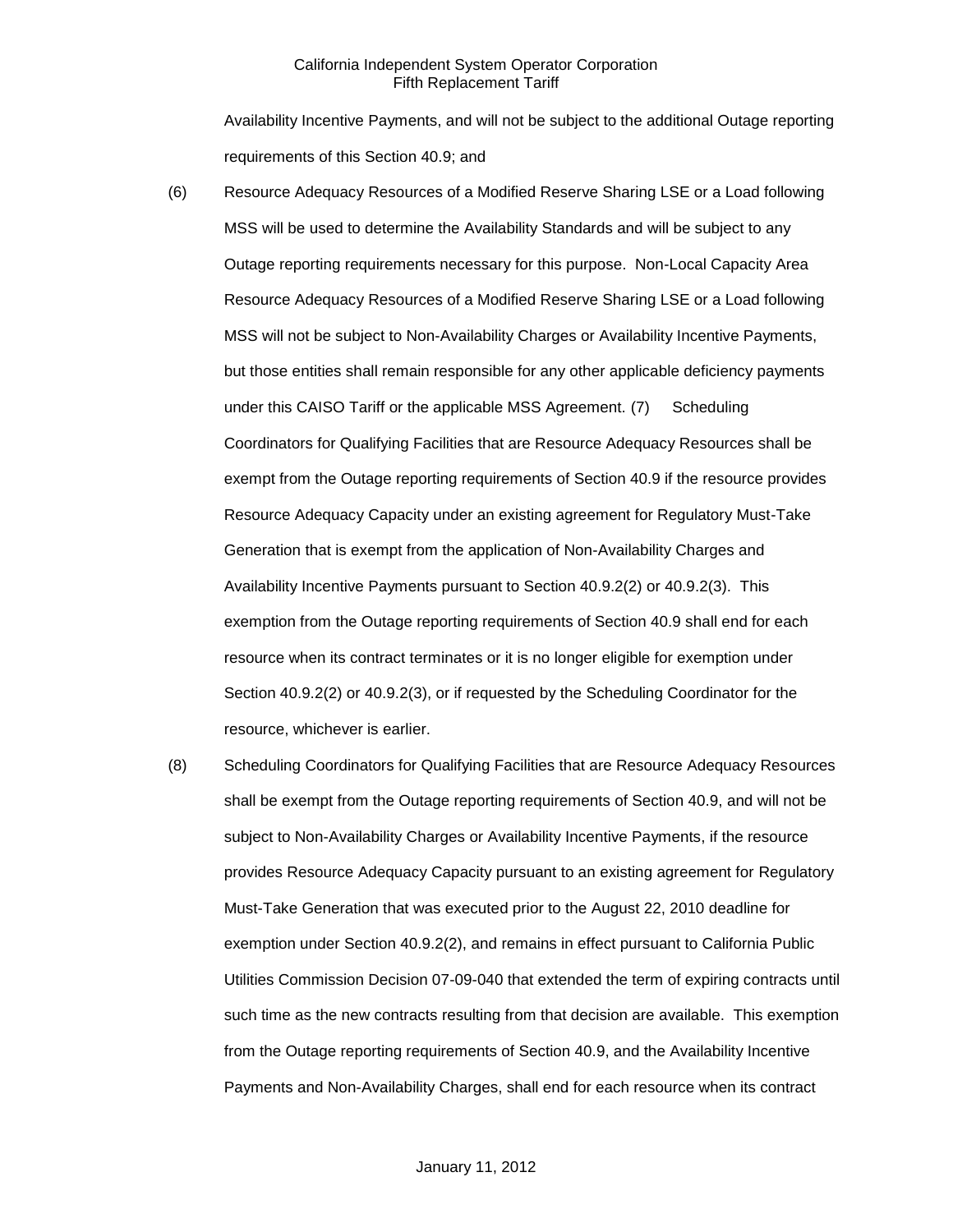Availability Incentive Payments, and will not be subject to the additional Outage reporting requirements of this Section 40.9; and

(6) Resource Adequacy Resources of a Modified Reserve Sharing LSE or a Load following MSS will be used to determine the Availability Standards and will be subject to any Outage reporting requirements necessary for this purpose. Non-Local Capacity Area Resource Adequacy Resources of a Modified Reserve Sharing LSE or a Load following MSS will not be subject to Non-Availability Charges or Availability Incentive Payments, but those entities shall remain responsible for any other applicable deficiency payments under this CAISO Tariff or the applicable MSS Agreement. (7) Scheduling Coordinators for Qualifying Facilities that are Resource Adequacy Resources shall be exempt from the Outage reporting requirements of Section 40.9 if the resource provides Resource Adequacy Capacity under an existing agreement for Regulatory Must-Take Generation that is exempt from the application of Non-Availability Charges and Availability Incentive Payments pursuant to Section 40.9.2(2) or 40.9.2(3). This exemption from the Outage reporting requirements of Section 40.9 shall end for each resource when its contract terminates or it is no longer eligible for exemption under Section 40.9.2(2) or 40.9.2(3), or if requested by the Scheduling Coordinator for the resource, whichever is earlier.

(8) Scheduling Coordinators for Qualifying Facilities that are Resource Adequacy Resources shall be exempt from the Outage reporting requirements of Section 40.9, and will not be subject to Non-Availability Charges or Availability Incentive Payments, if the resource provides Resource Adequacy Capacity pursuant to an existing agreement for Regulatory Must-Take Generation that was executed prior to the August 22, 2010 deadline for exemption under Section 40.9.2(2), and remains in effect pursuant to California Public Utilities Commission Decision 07-09-040 that extended the term of expiring contracts until such time as the new contracts resulting from that decision are available. This exemption from the Outage reporting requirements of Section 40.9, and the Availability Incentive Payments and Non-Availability Charges, shall end for each resource when its contract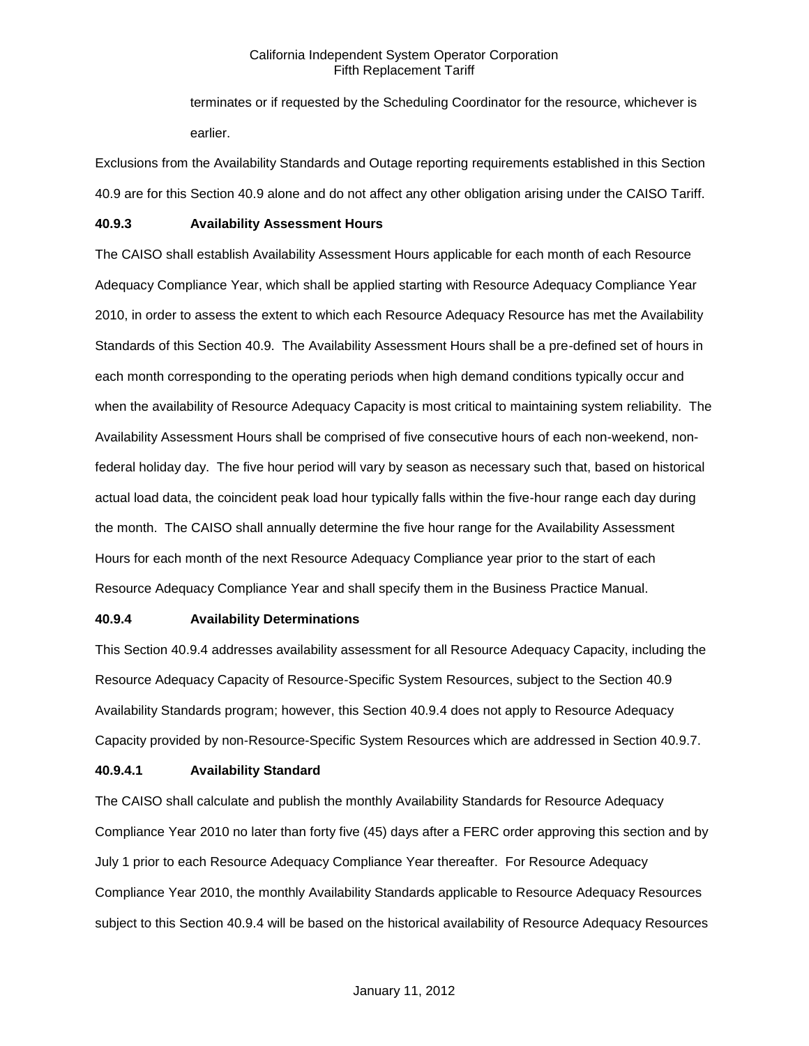terminates or if requested by the Scheduling Coordinator for the resource, whichever is earlier.

Exclusions from the Availability Standards and Outage reporting requirements established in this Section 40.9 are for this Section 40.9 alone and do not affect any other obligation arising under the CAISO Tariff.

**40.9.3 Availability Assessment Hours**

The CAISO shall establish Availability Assessment Hours applicable for each month of each Resource Adequacy Compliance Year, which shall be applied starting with Resource Adequacy Compliance Year 2010, in order to assess the extent to which each Resource Adequacy Resource has met the Availability Standards of this Section 40.9. The Availability Assessment Hours shall be a pre-defined set of hours in each month corresponding to the operating periods when high demand conditions typically occur and when the availability of Resource Adequacy Capacity is most critical to maintaining system reliability. The Availability Assessment Hours shall be comprised of five consecutive hours of each non-weekend, non-federal holiday day. The five hour period will vary by season as necessary such that, based on historical actual load data, the coincident peak load hour typically falls within the five-hour range each day during the month. The CAISO shall annually determine the five hour range for the Availability Assessment Hours for each month of the next Resource Adequacy Compliance year prior to the start of each Resource Adequacy Compliance Year and shall specify them in the Business Practice Manual.

**40.9.4 Availability Determinations**

This Section 40.9.4 addresses availability assessment for all Resource Adequacy Capacity, including the Resource Adequacy Capacity of Resource-Specific System Resources, subject to the Section 40.9 Availability Standards program; however, this Section 40.9.4 does not apply to Resource Adequacy Capacity provided by non-Resource-Specific System Resources which are addressed in Section 40.9.7.

**40.9.4.1 Availability Standard**

The CAISO shall calculate and publish the monthly Availability Standards for Resource Adequacy Compliance Year 2010 no later than forty five (45) days after a FERC order approving this section and by July 1 prior to each Resource Adequacy Compliance Year thereafter. For Resource Adequacy Compliance Year 2010, the monthly Availability Standards applicable to Resource Adequacy Resources subject to this Section 40.9.4 will be based on the historical availability of Resource Adequacy Resources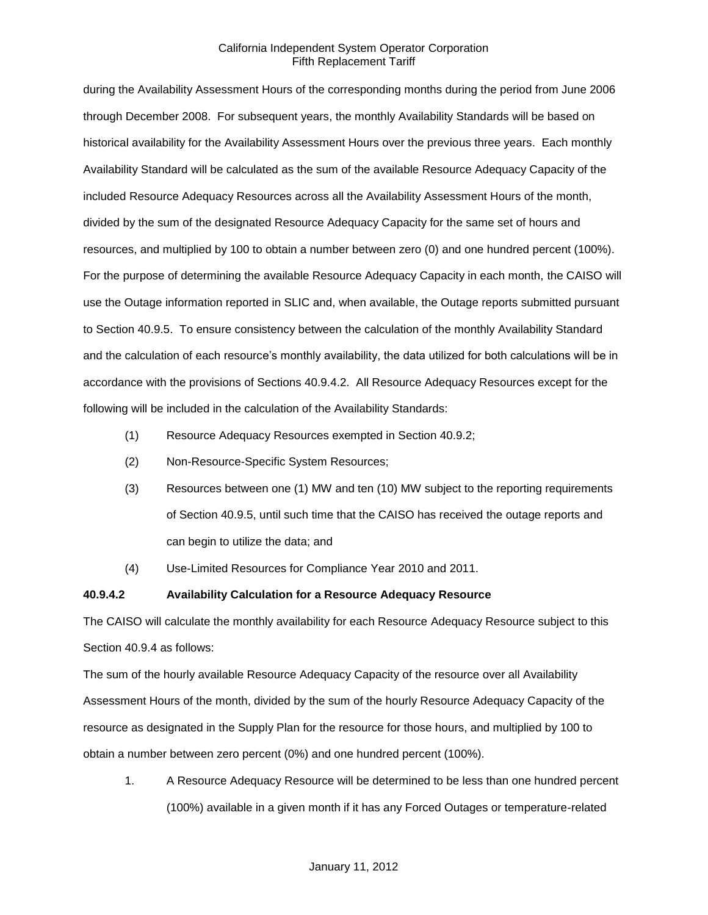during the Availability Assessment Hours of the corresponding months during the period from June 2006 through December 2008. For subsequent years, the monthly Availability Standards will be based on historical availability for the Availability Assessment Hours over the previous three years. Each monthly Availability Standard will be calculated as the sum of the available Resource Adequacy Capacity of the included Resource Adequacy Resources across all the Availability Assessment Hours of the month, divided by the sum of the designated Resource Adequacy Capacity for the same set of hours and resources, and multiplied by 100 to obtain a number between zero (0) and one hundred percent (100%). For the purpose of determining the available Resource Adequacy Capacity in each month, the CAISO will use the Outage information reported in SLIC and, when available, the Outage reports submitted pursuant to Section 40.9.5. To ensure consistency between the calculation of the monthly Availability Standard and the calculation of each resource's monthly availability, the data utilized for both calculations will be in accordance with the provisions of Sections 40.9.4.2. All Resource Adequacy Resources except for the following will be included in the calculation of the Availability Standards:

(1) Resource Adequacy Resources exempted in Section 40.9.2;

(2) Non-Resource-Specific System Resources;

(3) Resources between one (1) MW and ten (10) MW subject to the reporting requirements of Section 40.9.5, until such time that the CAISO has received the outage reports and can begin to utilize the data; and

(4) Use-Limited Resources for Compliance Year 2010 and 2011.

**40.9.4.2 Availability Calculation for a Resource Adequacy Resource**

The CAISO will calculate the monthly availability for each Resource Adequacy Resource subject to this Section 40.9.4 as follows:

The sum of the hourly available Resource Adequacy Capacity of the resource over all Availability Assessment Hours of the month, divided by the sum of the hourly Resource Adequacy Capacity of the resource as designated in the Supply Plan for the resource for those hours, and multiplied by 100 to obtain a number between zero percent (0%) and one hundred percent (100%).

1. A Resource Adequacy Resource will be determined to be less than one hundred percent (100%) available in a given month if it has any Forced Outages or temperature-related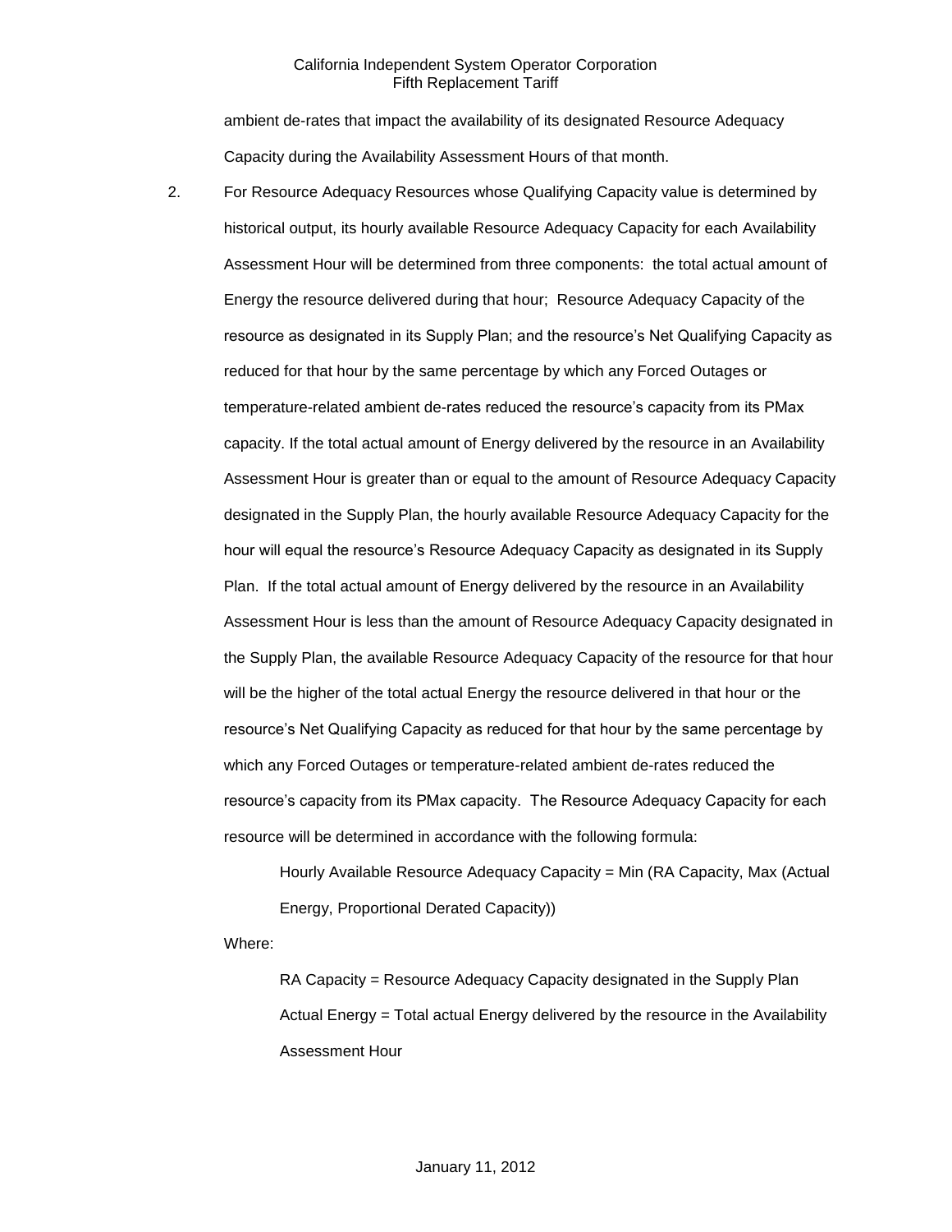ambient de-rates that impact the availability of its designated Resource Adequacy Capacity during the Availability Assessment Hours of that month.

2. For Resource Adequacy Resources whose Qualifying Capacity value is determined by historical output, its hourly available Resource Adequacy Capacity for each Availability Assessment Hour will be determined from three components: the total actual amount of Energy the resource delivered during that hour; Resource Adequacy Capacity of the resource as designated in its Supply Plan; and the resource's Net Qualifying Capacity as reduced for that hour by the same percentage by which any Forced Outages or temperature-related ambient de-rates reduced the resource's capacity from its PMax capacity. If the total actual amount of Energy delivered by the resource in an Availability Assessment Hour is greater than or equal to the amount of Resource Adequacy Capacity designated in the Supply Plan, the hourly available Resource Adequacy Capacity for the hour will equal the resource's Resource Adequacy Capacity as designated in its Supply Plan. If the total actual amount of Energy delivered by the resource in an Availability Assessment Hour is less than the amount of Resource Adequacy Capacity designated in the Supply Plan, the available Resource Adequacy Capacity of the resource for that hour will be the higher of the total actual Energy the resource delivered in that hour or the resource's Net Qualifying Capacity as reduced for that hour by the same percentage by which any Forced Outages or temperature-related ambient de-rates reduced the resource's capacity from its PMax capacity. The Resource Adequacy Capacity for each resource will be determined in accordance with the following formula:

   Hourly Available Resource Adequacy Capacity = Min (RA Capacity, Max (Actual Energy, Proportional Derated Capacity))

   Where:

   RA Capacity = Resource Adequacy Capacity designated in the Supply Plan

   Actual Energy = Total actual Energy delivered by the resource in the Availability Assessment Hour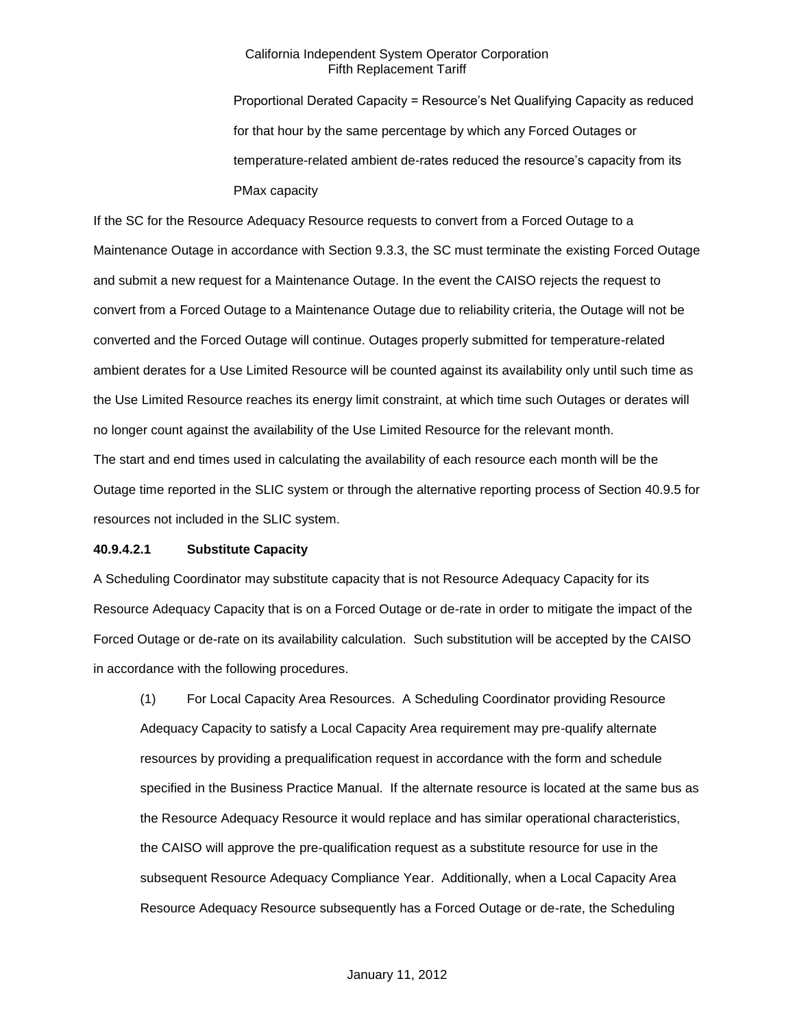Proportional Derated Capacity = Resource's Net Qualifying Capacity as reduced for that hour by the same percentage by which any Forced Outages or temperature-related ambient de-rates reduced the resource's capacity from its PMax capacity

If the SC for the Resource Adequacy Resource requests to convert from a Forced Outage to a Maintenance Outage in accordance with Section 9.3.3, the SC must terminate the existing Forced Outage and submit a new request for a Maintenance Outage. In the event the CAISO rejects the request to convert from a Forced Outage to a Maintenance Outage due to reliability criteria, the Outage will not be converted and the Forced Outage will continue. Outages properly submitted for temperature-related ambient derates for a Use Limited Resource will be counted against its availability only until such time as the Use Limited Resource reaches its energy limit constraint, at which time such Outages or derates will no longer count against the availability of the Use Limited Resource for the relevant month.

The start and end times used in calculating the availability of each resource each month will be the Outage time reported in the SLIC system or through the alternative reporting process of Section 40.9.5 for resources not included in the SLIC system.

**40.9.4.2.1 Substitute Capacity**

A Scheduling Coordinator may substitute capacity that is not Resource Adequacy Capacity for its Resource Adequacy Capacity that is on a Forced Outage or de-rate in order to mitigate the impact of the Forced Outage or de-rate on its availability calculation. Such substitution will be accepted by the CAISO in accordance with the following procedures.

(1) For Local Capacity Area Resources. A Scheduling Coordinator providing Resource Adequacy Capacity to satisfy a Local Capacity Area requirement may pre-qualify alternate resources by providing a prequalification request in accordance with the form and schedule specified in the Business Practice Manual. If the alternate resource is located at the same bus as the Resource Adequacy Resource it would replace and has similar operational characteristics, the CAISO will approve the pre-qualification request as a substitute resource for use in the subsequent Resource Adequacy Compliance Year. Additionally, when a Local Capacity Area Resource Adequacy Resource subsequently has a Forced Outage or de-rate, the Scheduling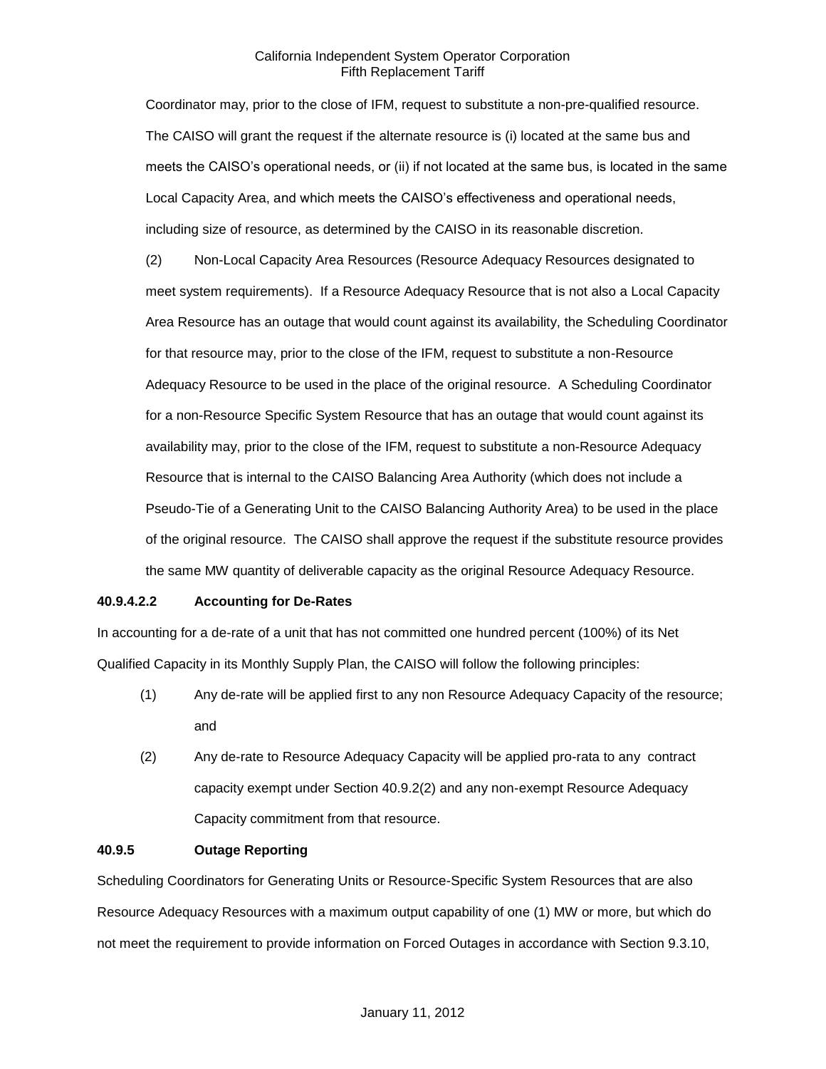Coordinator may, prior to the close of IFM, request to substitute a non-pre-qualified resource. The CAISO will grant the request if the alternate resource is (i) located at the same bus and meets the CAISO's operational needs, or (ii) if not located at the same bus, is located in the same Local Capacity Area, and which meets the CAISO's effectiveness and operational needs, including size of resource, as determined by the CAISO in its reasonable discretion.

(2) Non-Local Capacity Area Resources (Resource Adequacy Resources designated to meet system requirements). If a Resource Adequacy Resource that is not also a Local Capacity Area Resource has an outage that would count against its availability, the Scheduling Coordinator for that resource may, prior to the close of the IFM, request to substitute a non-Resource Adequacy Resource to be used in the place of the original resource. A Scheduling Coordinator for a non-Resource Specific System Resource that has an outage that would count against its availability may, prior to the close of the IFM, request to substitute a non-Resource Adequacy Resource that is internal to the CAISO Balancing Area Authority (which does not include a Pseudo-Tie of a Generating Unit to the CAISO Balancing Authority Area) to be used in the place of the original resource. The CAISO shall approve the request if the substitute resource provides the same MW quantity of deliverable capacity as the original Resource Adequacy Resource.

**40.9.4.2.2 Accounting for De-Rates**

In accounting for a de-rate of a unit that has not committed one hundred percent (100%) of its Net Qualified Capacity in its Monthly Supply Plan, the CAISO will follow the following principles:

(1) Any de-rate will be applied first to any non Resource Adequacy Capacity of the resource; and

(2) Any de-rate to Resource Adequacy Capacity will be applied pro-rata to any contract capacity exempt under Section 40.9.2(2) and any non-exempt Resource Adequacy Capacity commitment from that resource.

**40.9.5 Outage Reporting**

Scheduling Coordinators for Generating Units or Resource-Specific System Resources that are also Resource Adequacy Resources with a maximum output capability of one (1) MW or more, but which do not meet the requirement to provide information on Forced Outages in accordance with Section 9.3.10,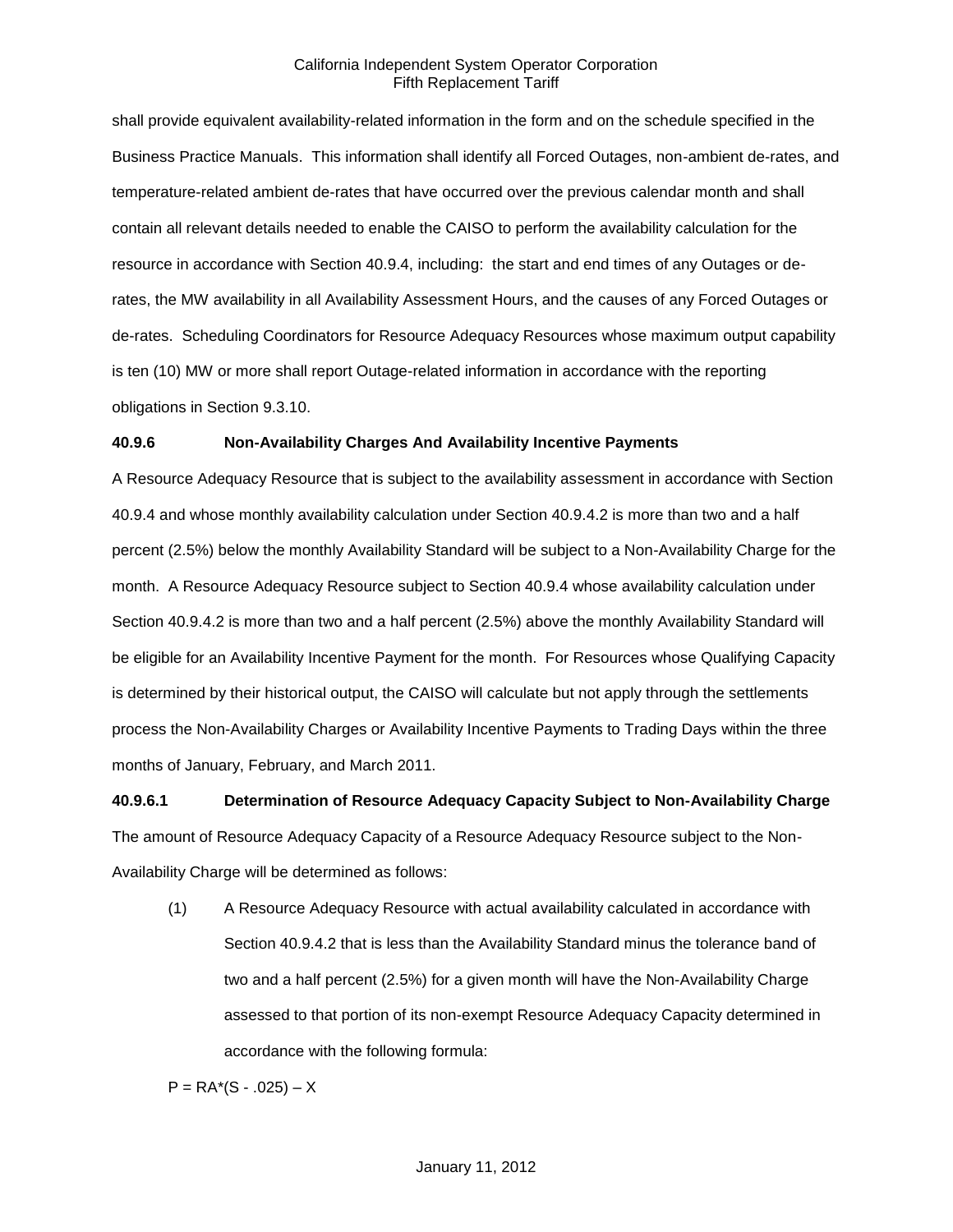shall provide equivalent availability-related information in the form and on the schedule specified in the Business Practice Manuals. This information shall identify all Forced Outages, non-ambient de-rates, and temperature-related ambient de-rates that have occurred over the previous calendar month and shall contain all relevant details needed to enable the CAISO to perform the availability calculation for the resource in accordance with Section 40.9.4, including: the start and end times of any Outages or de-rates, the MW availability in all Availability Assessment Hours, and the causes of any Forced Outages or de-rates. Scheduling Coordinators for Resource Adequacy Resources whose maximum output capability is ten (10) MW or more shall report Outage-related information in accordance with the reporting obligations in Section 9.3.10.

**40.9.6 Non-Availability Charges And Availability Incentive Payments**

A Resource Adequacy Resource that is subject to the availability assessment in accordance with Section 40.9.4 and whose monthly availability calculation under Section 40.9.4.2 is more than two and a half percent (2.5%) below the monthly Availability Standard will be subject to a Non-Availability Charge for the month. A Resource Adequacy Resource subject to Section 40.9.4 whose availability calculation under Section 40.9.4.2 is more than two and a half percent (2.5%) above the monthly Availability Standard will be eligible for an Availability Incentive Payment for the month. For Resources whose Qualifying Capacity is determined by their historical output, the CAISO will calculate but not apply through the settlements process the Non-Availability Charges or Availability Incentive Payments to Trading Days within the three months of January, February, and March 2011.

**40.9.6.1 Determination of Resource Adequacy Capacity Subject to Non-Availability Charge**

The amount of Resource Adequacy Capacity of a Resource Adequacy Resource subject to the Non-Availability Charge will be determined as follows:

(1) A Resource Adequacy Resource with actual availability calculated in accordance with Section 40.9.4.2 that is less than the Availability Standard minus the tolerance band of two and a half percent (2.5%) for a given month will have the Non-Availability Charge assessed to that portion of its non-exempt Resource Adequacy Capacity determined in accordance with the following formula:

$P = RA*(S - .025) – X$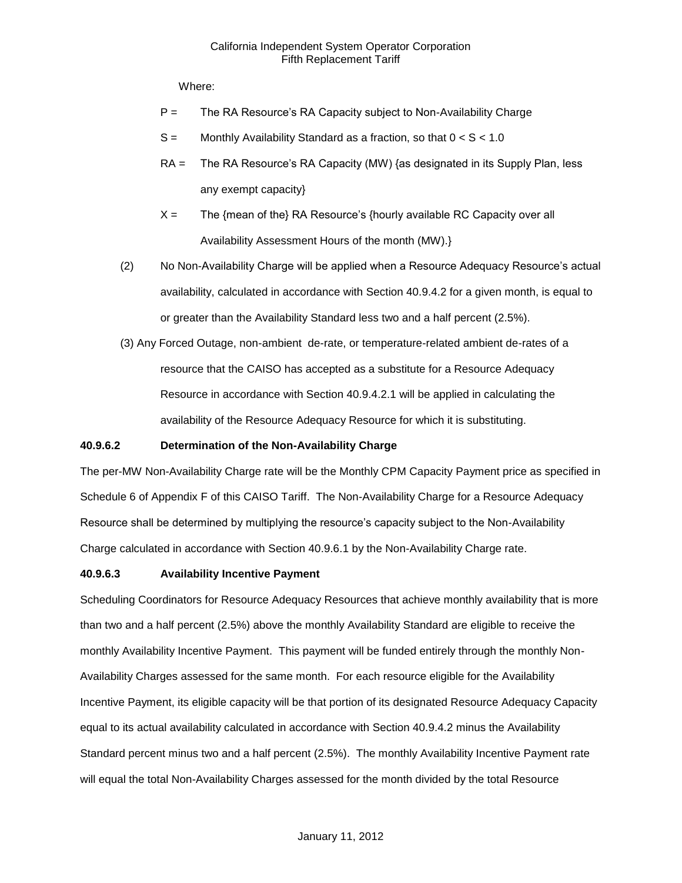Where:

P = The RA Resource's RA Capacity subject to Non-Availability Charge

S = Monthly Availability Standard as a fraction, so that $0 < S < 1.0$

RA = The RA Resource's RA Capacity (MW) {as designated in its Supply Plan, less any exempt capacity}

X = The {mean of the} RA Resource's {hourly available RC Capacity over all Availability Assessment Hours of the month (MW).}

(2) No Non-Availability Charge will be applied when a Resource Adequacy Resource's actual availability, calculated in accordance with Section 40.9.4.2 for a given month, is equal to or greater than the Availability Standard less two and a half percent (2.5%).

(3) Any Forced Outage, non-ambient de-rate, or temperature-related ambient de-rates of a resource that the CAISO has accepted as a substitute for a Resource Adequacy Resource in accordance with Section 40.9.4.2.1 will be applied in calculating the availability of the Resource Adequacy Resource for which it is substituting.

**40.9.6.2 Determination of the Non-Availability Charge**

The per-MW Non-Availability Charge rate will be the Monthly CPM Capacity Payment price as specified in Schedule 6 of Appendix F of this CAISO Tariff. The Non-Availability Charge for a Resource Adequacy Resource shall be determined by multiplying the resource's capacity subject to the Non-Availability Charge calculated in accordance with Section 40.9.6.1 by the Non-Availability Charge rate.

**40.9.6.3 Availability Incentive Payment**

Scheduling Coordinators for Resource Adequacy Resources that achieve monthly availability that is more than two and a half percent (2.5%) above the monthly Availability Standard are eligible to receive the monthly Availability Incentive Payment. This payment will be funded entirely through the monthly Non-Availability Charges assessed for the same month. For each resource eligible for the Availability Incentive Payment, its eligible capacity will be that portion of its designated Resource Adequacy Capacity equal to its actual availability calculated in accordance with Section 40.9.4.2 minus the Availability Standard percent minus two and a half percent (2.5%). The monthly Availability Incentive Payment rate will equal the total Non-Availability Charges assessed for the month divided by the total Resource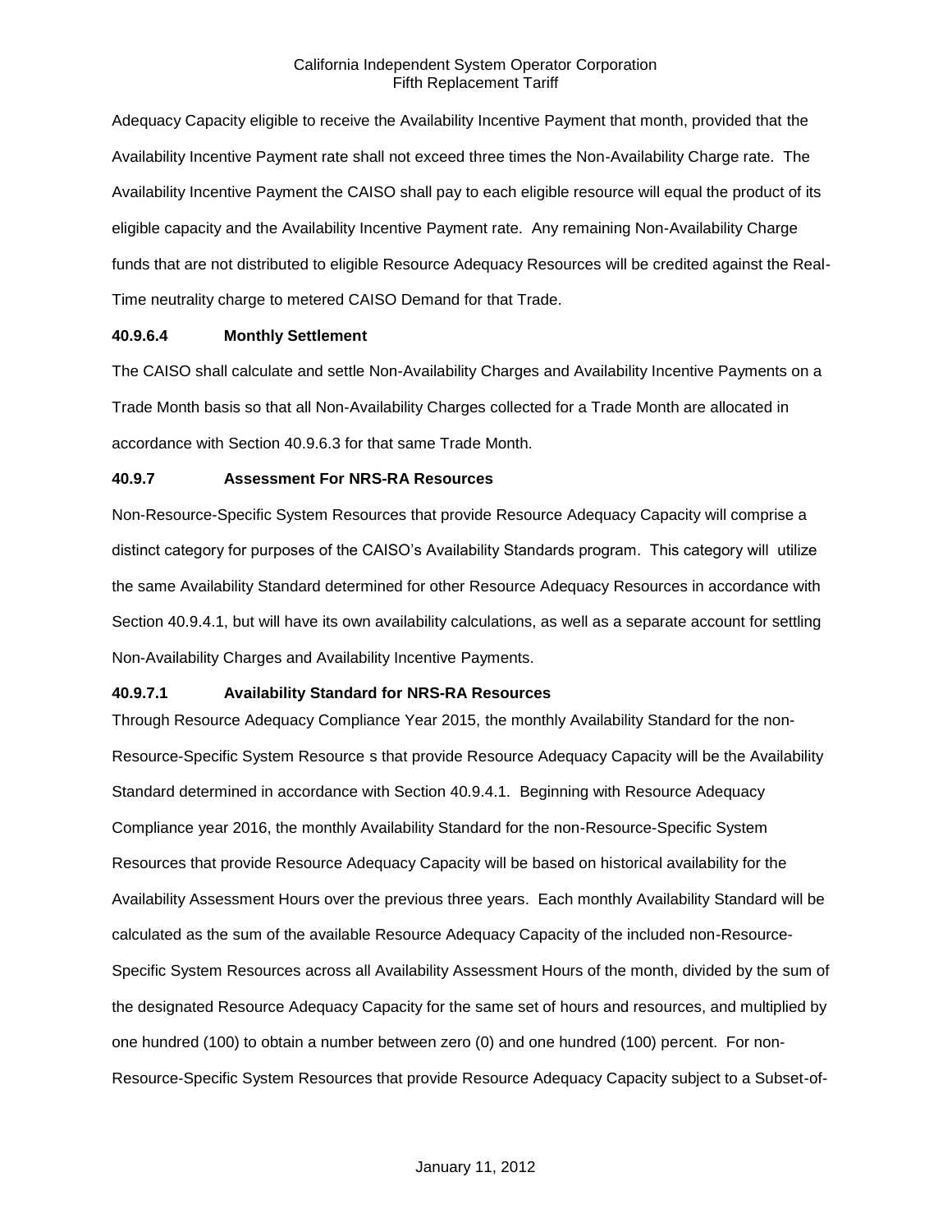Adequacy Capacity eligible to receive the Availability Incentive Payment that month, provided that the Availability Incentive Payment rate shall not exceed three times the Non-Availability Charge rate. The Availability Incentive Payment the CAISO shall pay to each eligible resource will equal the product of its eligible capacity and the Availability Incentive Payment rate. Any remaining Non-Availability Charge funds that are not distributed to eligible Resource Adequacy Resources will be credited against the Real-Time neutrality charge to metered CAISO Demand for that Trade.

**40.9.6.4 Monthly Settlement**

The CAISO shall calculate and settle Non-Availability Charges and Availability Incentive Payments on a Trade Month basis so that all Non-Availability Charges collected for a Trade Month are allocated in accordance with Section 40.9.6.3 for that same Trade Month.

**40.9.7 Assessment For NRS-RA Resources**

Non-Resource-Specific System Resources that provide Resource Adequacy Capacity will comprise a distinct category for purposes of the CAISO's Availability Standards program. This category will utilize the same Availability Standard determined for other Resource Adequacy Resources in accordance with Section 40.9.4.1, but will have its own availability calculations, as well as a separate account for settling Non-Availability Charges and Availability Incentive Payments.

**40.9.7.1 Availability Standard for NRS-RA Resources**

Through Resource Adequacy Compliance Year 2015, the monthly Availability Standard for the non-Resource-Specific System Resource s that provide Resource Adequacy Capacity will be the Availability Standard determined in accordance with Section 40.9.4.1. Beginning with Resource Adequacy Compliance year 2016, the monthly Availability Standard for the non-Resource-Specific System Resources that provide Resource Adequacy Capacity will be based on historical availability for the Availability Assessment Hours over the previous three years. Each monthly Availability Standard will be calculated as the sum of the available Resource Adequacy Capacity of the included non-Resource-Specific System Resources across all Availability Assessment Hours of the month, divided by the sum of the designated Resource Adequacy Capacity for the same set of hours and resources, and multiplied by one hundred (100) to obtain a number between zero (0) and one hundred (100) percent. For non-Resource-Specific System Resources that provide Resource Adequacy Capacity subject to a Subset-of-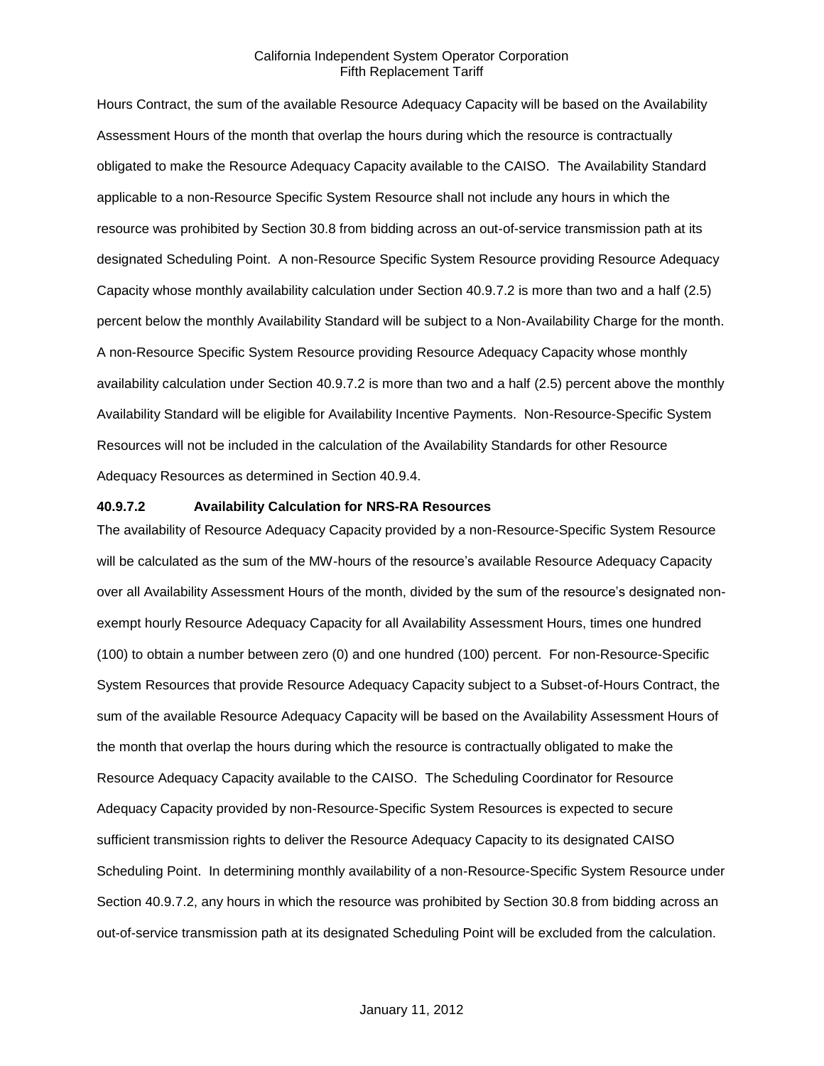Hours Contract, the sum of the available Resource Adequacy Capacity will be based on the Availability Assessment Hours of the month that overlap the hours during which the resource is contractually obligated to make the Resource Adequacy Capacity available to the CAISO. The Availability Standard applicable to a non-Resource Specific System Resource shall not include any hours in which the resource was prohibited by Section 30.8 from bidding across an out-of-service transmission path at its designated Scheduling Point. A non-Resource Specific System Resource providing Resource Adequacy Capacity whose monthly availability calculation under Section 40.9.7.2 is more than two and a half (2.5) percent below the monthly Availability Standard will be subject to a Non-Availability Charge for the month. A non-Resource Specific System Resource providing Resource Adequacy Capacity whose monthly availability calculation under Section 40.9.7.2 is more than two and a half (2.5) percent above the monthly Availability Standard will be eligible for Availability Incentive Payments. Non-Resource-Specific System Resources will not be included in the calculation of the Availability Standards for other Resource Adequacy Resources as determined in Section 40.9.4.

**40.9.7.2 Availability Calculation for NRS-RA Resources**

The availability of Resource Adequacy Capacity provided by a non-Resource-Specific System Resource will be calculated as the sum of the MW-hours of the resource's available Resource Adequacy Capacity over all Availability Assessment Hours of the month, divided by the sum of the resource's designated non-exempt hourly Resource Adequacy Capacity for all Availability Assessment Hours, times one hundred (100) to obtain a number between zero (0) and one hundred (100) percent. For non-Resource-Specific System Resources that provide Resource Adequacy Capacity subject to a Subset-of-Hours Contract, the sum of the available Resource Adequacy Capacity will be based on the Availability Assessment Hours of the month that overlap the hours during which the resource is contractually obligated to make the Resource Adequacy Capacity available to the CAISO. The Scheduling Coordinator for Resource Adequacy Capacity provided by non-Resource-Specific System Resources is expected to secure sufficient transmission rights to deliver the Resource Adequacy Capacity to its designated CAISO Scheduling Point. In determining monthly availability of a non-Resource-Specific System Resource under Section 40.9.7.2, any hours in which the resource was prohibited by Section 30.8 from bidding across an out-of-service transmission path at its designated Scheduling Point will be excluded from the calculation.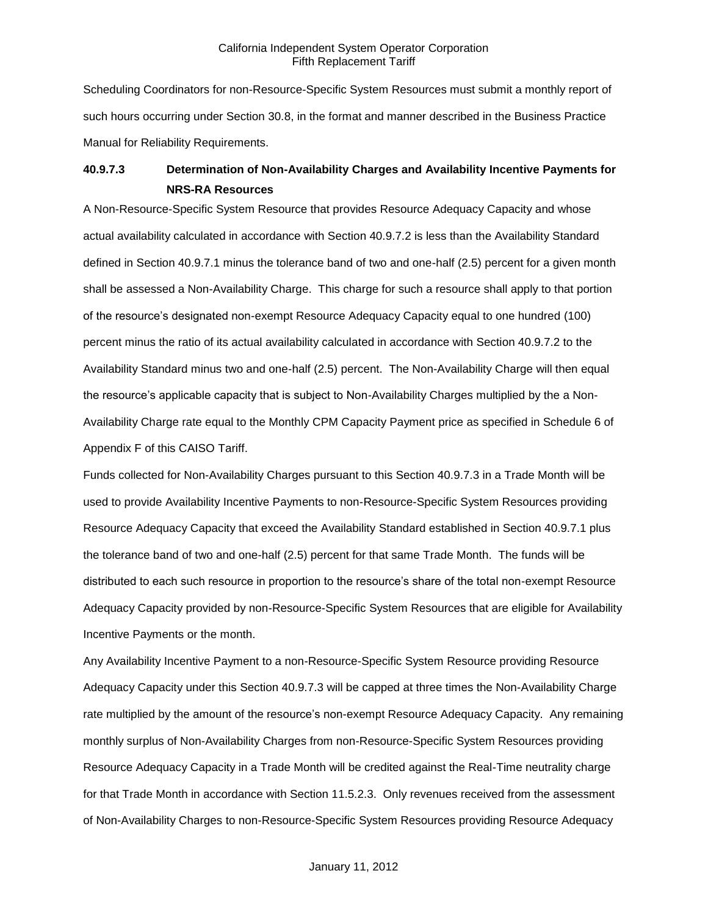Scheduling Coordinators for non-Resource-Specific System Resources must submit a monthly report of such hours occurring under Section 30.8, in the format and manner described in the Business Practice Manual for Reliability Requirements.

### 40.9.7.3 Determination of Non-Availability Charges and Availability Incentive Payments for NRS-RA Resources

A Non-Resource-Specific System Resource that provides Resource Adequacy Capacity and whose actual availability calculated in accordance with Section 40.9.7.2 is less than the Availability Standard defined in Section 40.9.7.1 minus the tolerance band of two and one-half (2.5) percent for a given month shall be assessed a Non-Availability Charge. This charge for such a resource shall apply to that portion of the resource's designated non-exempt Resource Adequacy Capacity equal to one hundred (100) percent minus the ratio of its actual availability calculated in accordance with Section 40.9.7.2 to the Availability Standard minus two and one-half (2.5) percent. The Non-Availability Charge will then equal the resource's applicable capacity that is subject to Non-Availability Charges multiplied by the a Non-Availability Charge rate equal to the Monthly CPM Capacity Payment price as specified in Schedule 6 of Appendix F of this CAISO Tariff.

Funds collected for Non-Availability Charges pursuant to this Section 40.9.7.3 in a Trade Month will be used to provide Availability Incentive Payments to non-Resource-Specific System Resources providing Resource Adequacy Capacity that exceed the Availability Standard established in Section 40.9.7.1 plus the tolerance band of two and one-half (2.5) percent for that same Trade Month. The funds will be distributed to each such resource in proportion to the resource's share of the total non-exempt Resource Adequacy Capacity provided by non-Resource-Specific System Resources that are eligible for Availability Incentive Payments or the month.

Any Availability Incentive Payment to a non-Resource-Specific System Resource providing Resource Adequacy Capacity under this Section 40.9.7.3 will be capped at three times the Non-Availability Charge rate multiplied by the amount of the resource's non-exempt Resource Adequacy Capacity. Any remaining monthly surplus of Non-Availability Charges from non-Resource-Specific System Resources providing Resource Adequacy Capacity in a Trade Month will be credited against the Real-Time neutrality charge for that Trade Month in accordance with Section 11.5.2.3. Only revenues received from the assessment of Non-Availability Charges to non-Resource-Specific System Resources providing Resource Adequacy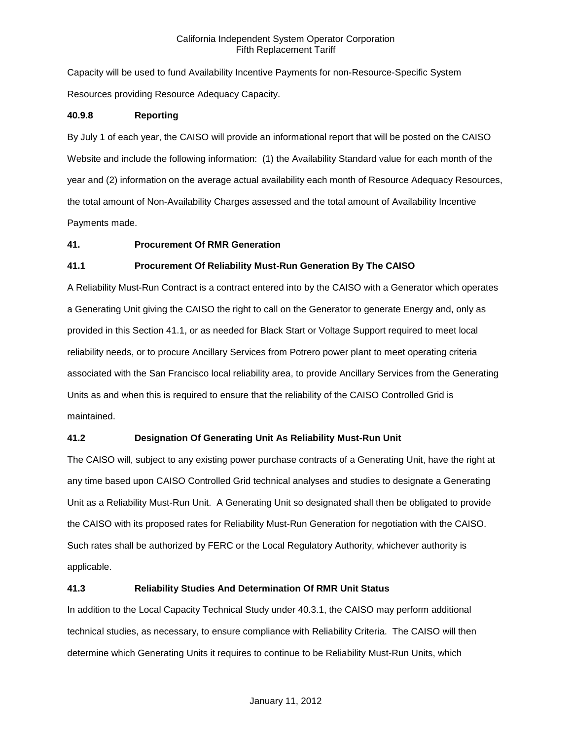Capacity will be used to fund Availability Incentive Payments for non-Resource-Specific System Resources providing Resource Adequacy Capacity.

### 40.9.8 Reporting

By July 1 of each year, the CAISO will provide an informational report that will be posted on the CAISO Website and include the following information: (1) the Availability Standard value for each month of the year and (2) information on the average actual availability each month of Resource Adequacy Resources, the total amount of Non-Availability Charges assessed and the total amount of Availability Incentive Payments made.

## 41. Procurement Of RMR Generation

### 41.1 Procurement Of Reliability Must-Run Generation By The CAISO

A Reliability Must-Run Contract is a contract entered into by the CAISO with a Generator which operates a Generating Unit giving the CAISO the right to call on the Generator to generate Energy and, only as provided in this Section 41.1, or as needed for Black Start or Voltage Support required to meet local reliability needs, or to procure Ancillary Services from Potrero power plant to meet operating criteria associated with the San Francisco local reliability area, to provide Ancillary Services from the Generating Units as and when this is required to ensure that the reliability of the CAISO Controlled Grid is maintained.

### 41.2 Designation Of Generating Unit As Reliability Must-Run Unit

The CAISO will, subject to any existing power purchase contracts of a Generating Unit, have the right at any time based upon CAISO Controlled Grid technical analyses and studies to designate a Generating Unit as a Reliability Must-Run Unit. A Generating Unit so designated shall then be obligated to provide the CAISO with its proposed rates for Reliability Must-Run Generation for negotiation with the CAISO. Such rates shall be authorized by FERC or the Local Regulatory Authority, whichever authority is applicable.

### 41.3 Reliability Studies And Determination Of RMR Unit Status

In addition to the Local Capacity Technical Study under 40.3.1, the CAISO may perform additional technical studies, as necessary, to ensure compliance with Reliability Criteria. The CAISO will then determine which Generating Units it requires to continue to be Reliability Must-Run Units, which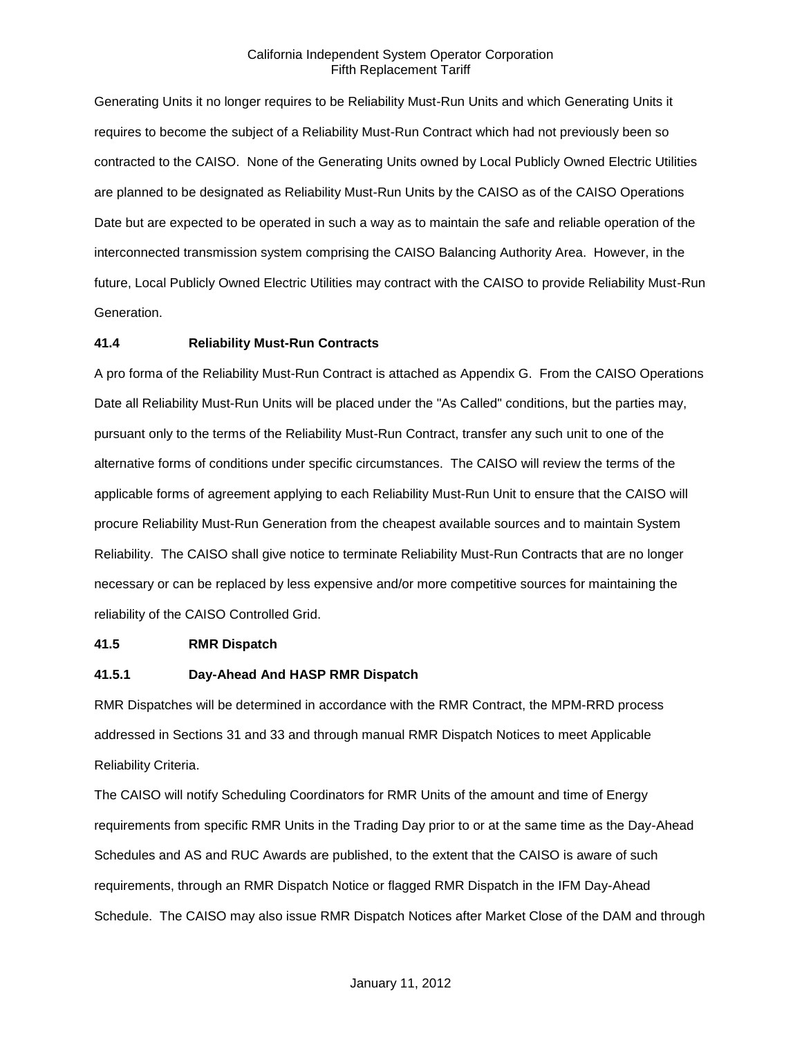Generating Units it no longer requires to be Reliability Must-Run Units and which Generating Units it requires to become the subject of a Reliability Must-Run Contract which had not previously been so contracted to the CAISO. None of the Generating Units owned by Local Publicly Owned Electric Utilities are planned to be designated as Reliability Must-Run Units by the CAISO as of the CAISO Operations Date but are expected to be operated in such a way as to maintain the safe and reliable operation of the interconnected transmission system comprising the CAISO Balancing Authority Area. However, in the future, Local Publicly Owned Electric Utilities may contract with the CAISO to provide Reliability Must-Run Generation.

### 41.4 Reliability Must-Run Contracts

A pro forma of the Reliability Must-Run Contract is attached as Appendix G. From the CAISO Operations Date all Reliability Must-Run Units will be placed under the "As Called" conditions, but the parties may, pursuant only to the terms of the Reliability Must-Run Contract, transfer any such unit to one of the alternative forms of conditions under specific circumstances. The CAISO will review the terms of the applicable forms of agreement applying to each Reliability Must-Run Unit to ensure that the CAISO will procure Reliability Must-Run Generation from the cheapest available sources and to maintain System Reliability. The CAISO shall give notice to terminate Reliability Must-Run Contracts that are no longer necessary or can be replaced by less expensive and/or more competitive sources for maintaining the reliability of the CAISO Controlled Grid.

### 41.5 RMR Dispatch

#### 41.5.1 Day-Ahead And HASP RMR Dispatch

RMR Dispatches will be determined in accordance with the RMR Contract, the MPM-RRD process addressed in Sections 31 and 33 and through manual RMR Dispatch Notices to meet Applicable Reliability Criteria.

The CAISO will notify Scheduling Coordinators for RMR Units of the amount and time of Energy requirements from specific RMR Units in the Trading Day prior to or at the same time as the Day-Ahead Schedules and AS and RUC Awards are published, to the extent that the CAISO is aware of such requirements, through an RMR Dispatch Notice or flagged RMR Dispatch in the IFM Day-Ahead Schedule. The CAISO may also issue RMR Dispatch Notices after Market Close of the DAM and through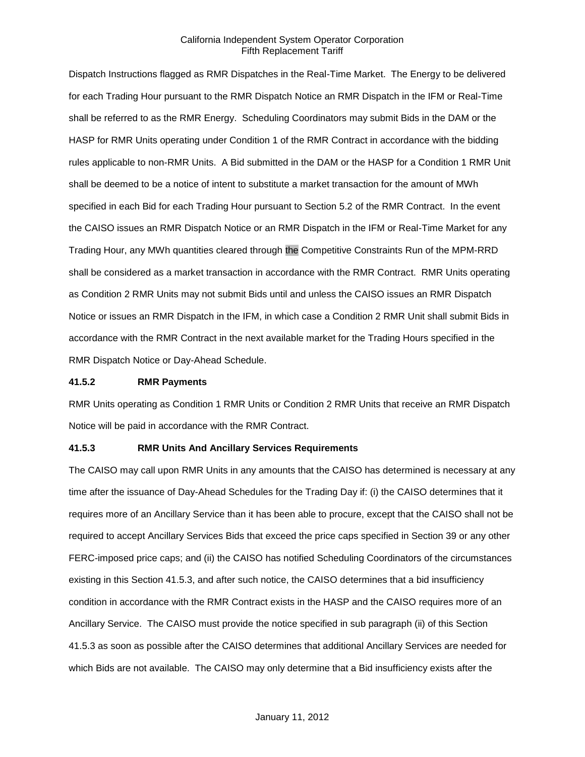Dispatch Instructions flagged as RMR Dispatches in the Real-Time Market. The Energy to be delivered for each Trading Hour pursuant to the RMR Dispatch Notice an RMR Dispatch in the IFM or Real-Time shall be referred to as the RMR Energy. Scheduling Coordinators may submit Bids in the DAM or the HASP for RMR Units operating under Condition 1 of the RMR Contract in accordance with the bidding rules applicable to non-RMR Units. A Bid submitted in the DAM or the HASP for a Condition 1 RMR Unit shall be deemed to be a notice of intent to substitute a market transaction for the amount of MWh specified in each Bid for each Trading Hour pursuant to Section 5.2 of the RMR Contract. In the event the CAISO issues an RMR Dispatch Notice or an RMR Dispatch in the IFM or Real-Time Market for any Trading Hour, any MWh quantities cleared through the Competitive Constraints Run of the MPM-RRD shall be considered as a market transaction in accordance with the RMR Contract. RMR Units operating as Condition 2 RMR Units may not submit Bids until and unless the CAISO issues an RMR Dispatch Notice or issues an RMR Dispatch in the IFM, in which case a Condition 2 RMR Unit shall submit Bids in accordance with the RMR Contract in the next available market for the Trading Hours specified in the RMR Dispatch Notice or Day-Ahead Schedule.

**41.5.2 RMR Payments**

RMR Units operating as Condition 1 RMR Units or Condition 2 RMR Units that receive an RMR Dispatch Notice will be paid in accordance with the RMR Contract.

**41.5.3 RMR Units And Ancillary Services Requirements**

The CAISO may call upon RMR Units in any amounts that the CAISO has determined is necessary at any time after the issuance of Day-Ahead Schedules for the Trading Day if: (i) the CAISO determines that it requires more of an Ancillary Service than it has been able to procure, except that the CAISO shall not be required to accept Ancillary Services Bids that exceed the price caps specified in Section 39 or any other FERC-imposed price caps; and (ii) the CAISO has notified Scheduling Coordinators of the circumstances existing in this Section 41.5.3, and after such notice, the CAISO determines that a bid insufficiency condition in accordance with the RMR Contract exists in the HASP and the CAISO requires more of an Ancillary Service. The CAISO must provide the notice specified in sub paragraph (ii) of this Section 41.5.3 as soon as possible after the CAISO determines that additional Ancillary Services are needed for which Bids are not available. The CAISO may only determine that a Bid insufficiency exists after the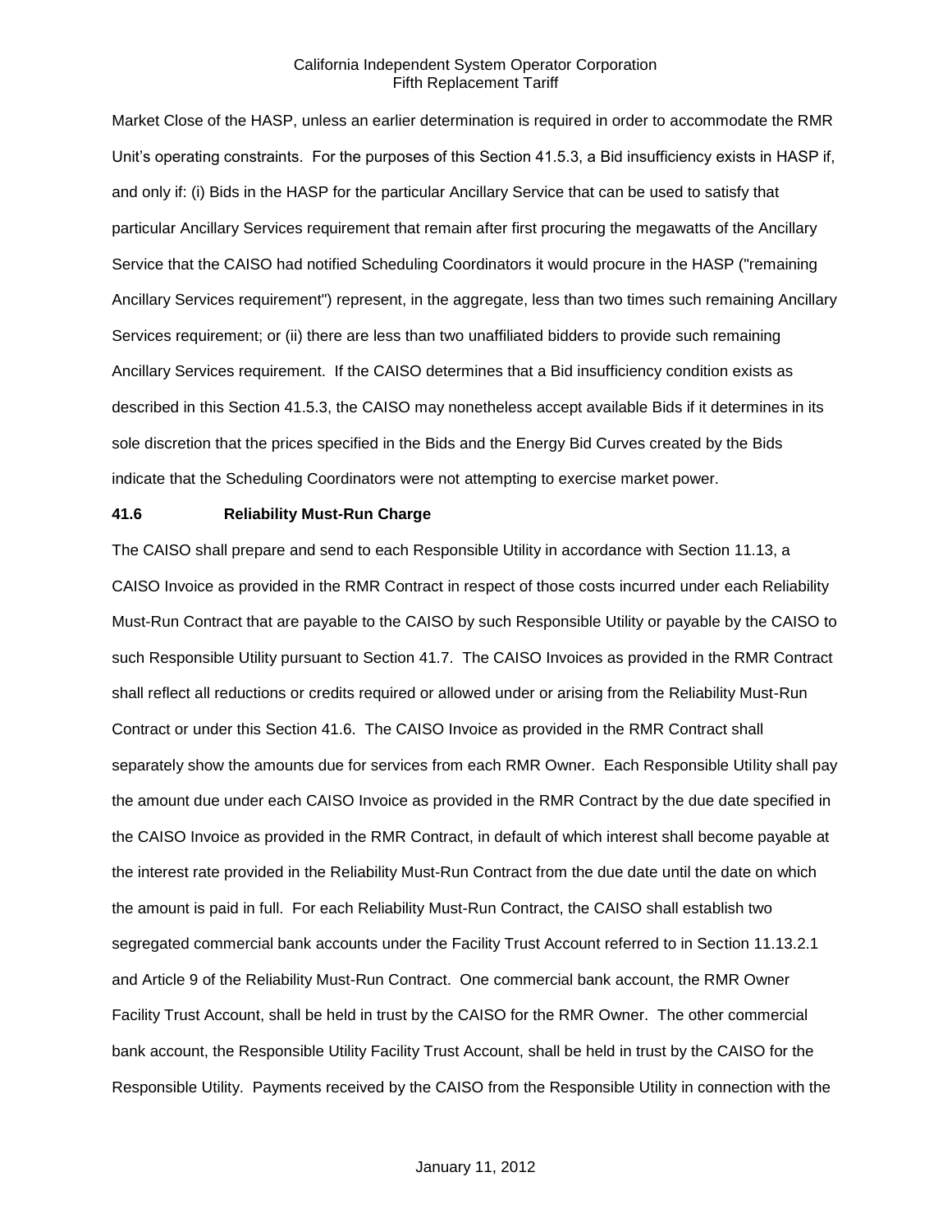Market Close of the HASP, unless an earlier determination is required in order to accommodate the RMR Unit's operating constraints. For the purposes of this Section 41.5.3, a Bid insufficiency exists in HASP if, and only if: (i) Bids in the HASP for the particular Ancillary Service that can be used to satisfy that particular Ancillary Services requirement that remain after first procuring the megawatts of the Ancillary Service that the CAISO had notified Scheduling Coordinators it would procure in the HASP ("remaining Ancillary Services requirement") represent, in the aggregate, less than two times such remaining Ancillary Services requirement; or (ii) there are less than two unaffiliated bidders to provide such remaining Ancillary Services requirement. If the CAISO determines that a Bid insufficiency condition exists as described in this Section 41.5.3, the CAISO may nonetheless accept available Bids if it determines in its sole discretion that the prices specified in the Bids and the Energy Bid Curves created by the Bids indicate that the Scheduling Coordinators were not attempting to exercise market power.

**41.6 Reliability Must-Run Charge**

The CAISO shall prepare and send to each Responsible Utility in accordance with Section 11.13, a CAISO Invoice as provided in the RMR Contract in respect of those costs incurred under each Reliability Must-Run Contract that are payable to the CAISO by such Responsible Utility or payable by the CAISO to such Responsible Utility pursuant to Section 41.7. The CAISO Invoices as provided in the RMR Contract shall reflect all reductions or credits required or allowed under or arising from the Reliability Must-Run Contract or under this Section 41.6. The CAISO Invoice as provided in the RMR Contract shall separately show the amounts due for services from each RMR Owner. Each Responsible Utility shall pay the amount due under each CAISO Invoice as provided in the RMR Contract by the due date specified in the CAISO Invoice as provided in the RMR Contract, in default of which interest shall become payable at the interest rate provided in the Reliability Must-Run Contract from the due date until the date on which the amount is paid in full. For each Reliability Must-Run Contract, the CAISO shall establish two segregated commercial bank accounts under the Facility Trust Account referred to in Section 11.13.2.1 and Article 9 of the Reliability Must-Run Contract. One commercial bank account, the RMR Owner Facility Trust Account, shall be held in trust by the CAISO for the RMR Owner. The other commercial bank account, the Responsible Utility Facility Trust Account, shall be held in trust by the CAISO for the Responsible Utility. Payments received by the CAISO from the Responsible Utility in connection with the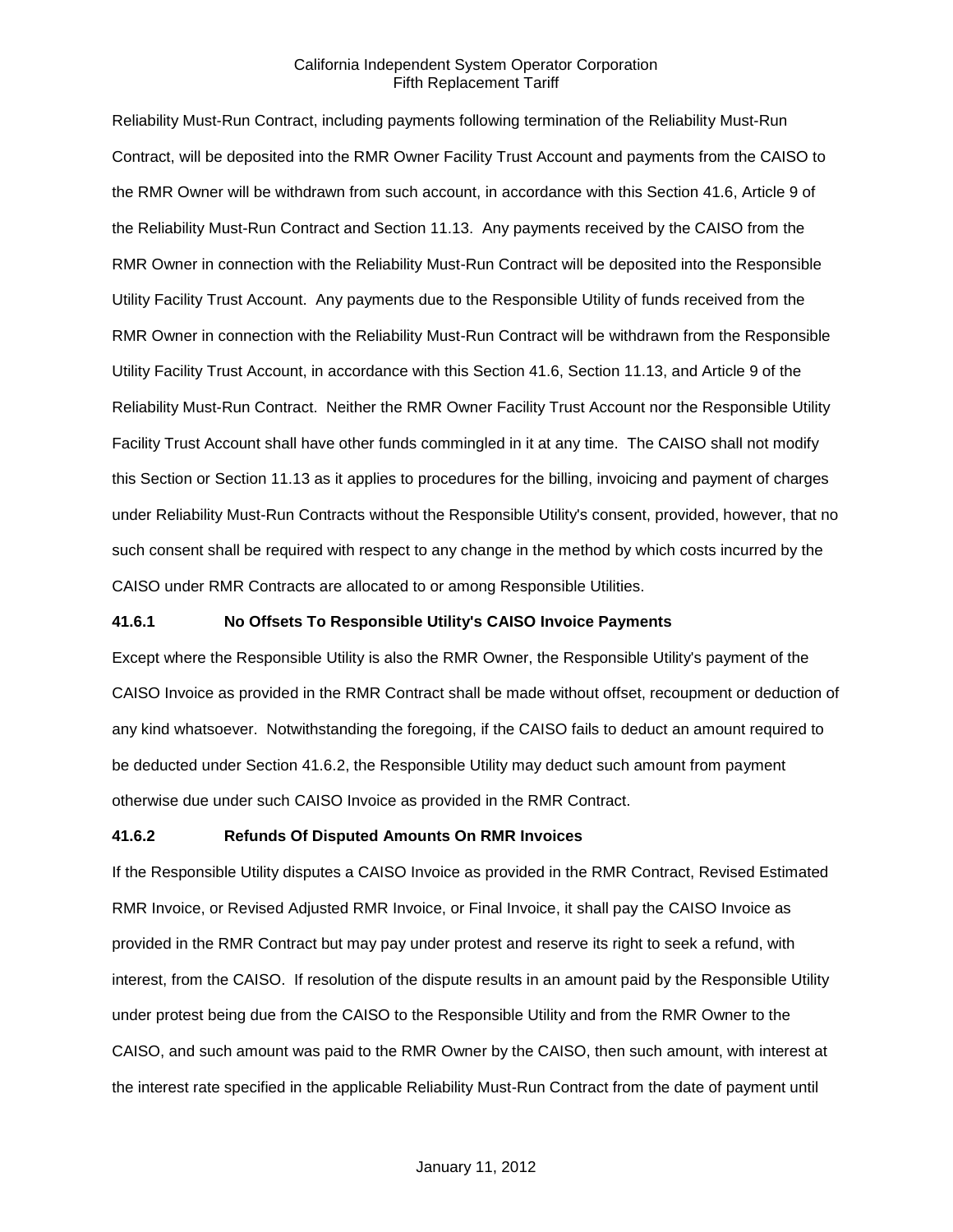Reliability Must-Run Contract, including payments following termination of the Reliability Must-Run Contract, will be deposited into the RMR Owner Facility Trust Account and payments from the CAISO to the RMR Owner will be withdrawn from such account, in accordance with this Section 41.6, Article 9 of the Reliability Must-Run Contract and Section 11.13. Any payments received by the CAISO from the RMR Owner in connection with the Reliability Must-Run Contract will be deposited into the Responsible Utility Facility Trust Account. Any payments due to the Responsible Utility of funds received from the RMR Owner in connection with the Reliability Must-Run Contract will be withdrawn from the Responsible Utility Facility Trust Account, in accordance with this Section 41.6, Section 11.13, and Article 9 of the Reliability Must-Run Contract. Neither the RMR Owner Facility Trust Account nor the Responsible Utility Facility Trust Account shall have other funds commingled in it at any time. The CAISO shall not modify this Section or Section 11.13 as it applies to procedures for the billing, invoicing and payment of charges under Reliability Must-Run Contracts without the Responsible Utility's consent, provided, however, that no such consent shall be required with respect to any change in the method by which costs incurred by the CAISO under RMR Contracts are allocated to or among Responsible Utilities.

### 41.6.1 No Offsets To Responsible Utility's CAISO Invoice Payments

Except where the Responsible Utility is also the RMR Owner, the Responsible Utility's payment of the CAISO Invoice as provided in the RMR Contract shall be made without offset, recoupment or deduction of any kind whatsoever. Notwithstanding the foregoing, if the CAISO fails to deduct an amount required to be deducted under Section 41.6.2, the Responsible Utility may deduct such amount from payment otherwise due under such CAISO Invoice as provided in the RMR Contract.

### 41.6.2 Refunds Of Disputed Amounts On RMR Invoices

If the Responsible Utility disputes a CAISO Invoice as provided in the RMR Contract, Revised Estimated RMR Invoice, or Revised Adjusted RMR Invoice, or Final Invoice, it shall pay the CAISO Invoice as provided in the RMR Contract but may pay under protest and reserve its right to seek a refund, with interest, from the CAISO. If resolution of the dispute results in an amount paid by the Responsible Utility under protest being due from the CAISO to the Responsible Utility and from the RMR Owner to the CAISO, and such amount was paid to the RMR Owner by the CAISO, then such amount, with interest at the interest rate specified in the applicable Reliability Must-Run Contract from the date of payment until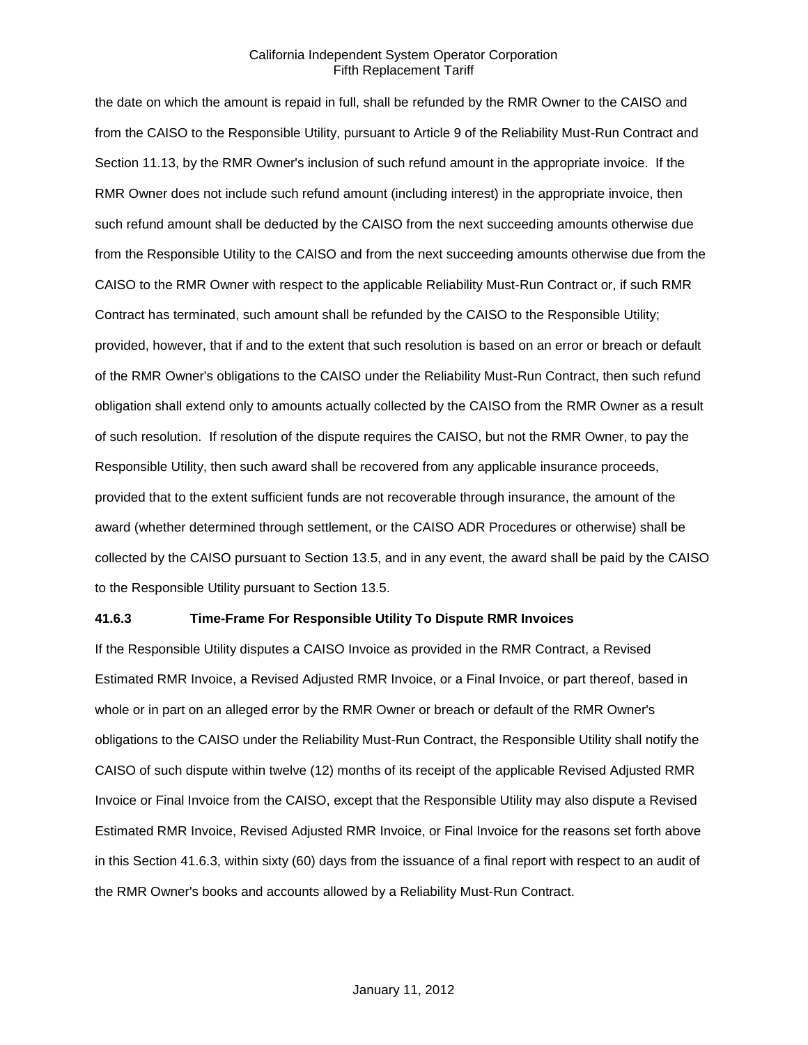the date on which the amount is repaid in full, shall be refunded by the RMR Owner to the CAISO and from the CAISO to the Responsible Utility, pursuant to Article 9 of the Reliability Must-Run Contract and Section 11.13, by the RMR Owner's inclusion of such refund amount in the appropriate invoice. If the RMR Owner does not include such refund amount (including interest) in the appropriate invoice, then such refund amount shall be deducted by the CAISO from the next succeeding amounts otherwise due from the Responsible Utility to the CAISO and from the next succeeding amounts otherwise due from the CAISO to the RMR Owner with respect to the applicable Reliability Must-Run Contract or, if such RMR Contract has terminated, such amount shall be refunded by the CAISO to the Responsible Utility; provided, however, that if and to the extent that such resolution is based on an error or breach or default of the RMR Owner's obligations to the CAISO under the Reliability Must-Run Contract, then such refund obligation shall extend only to amounts actually collected by the CAISO from the RMR Owner as a result of such resolution. If resolution of the dispute requires the CAISO, but not the RMR Owner, to pay the Responsible Utility, then such award shall be recovered from any applicable insurance proceeds, provided that to the extent sufficient funds are not recoverable through insurance, the amount of the award (whether determined through settlement, or the CAISO ADR Procedures or otherwise) shall be collected by the CAISO pursuant to Section 13.5, and in any event, the award shall be paid by the CAISO to the Responsible Utility pursuant to Section 13.5.

**41.6.3 Time-Frame For Responsible Utility To Dispute RMR Invoices**

If the Responsible Utility disputes a CAISO Invoice as provided in the RMR Contract, a Revised Estimated RMR Invoice, a Revised Adjusted RMR Invoice, or a Final Invoice, or part thereof, based in whole or in part on an alleged error by the RMR Owner or breach or default of the RMR Owner's obligations to the CAISO under the Reliability Must-Run Contract, the Responsible Utility shall notify the CAISO of such dispute within twelve (12) months of its receipt of the applicable Revised Adjusted RMR Invoice or Final Invoice from the CAISO, except that the Responsible Utility may also dispute a Revised Estimated RMR Invoice, Revised Adjusted RMR Invoice, or Final Invoice for the reasons set forth above in this Section 41.6.3, within sixty (60) days from the issuance of a final report with respect to an audit of the RMR Owner's books and accounts allowed by a Reliability Must-Run Contract.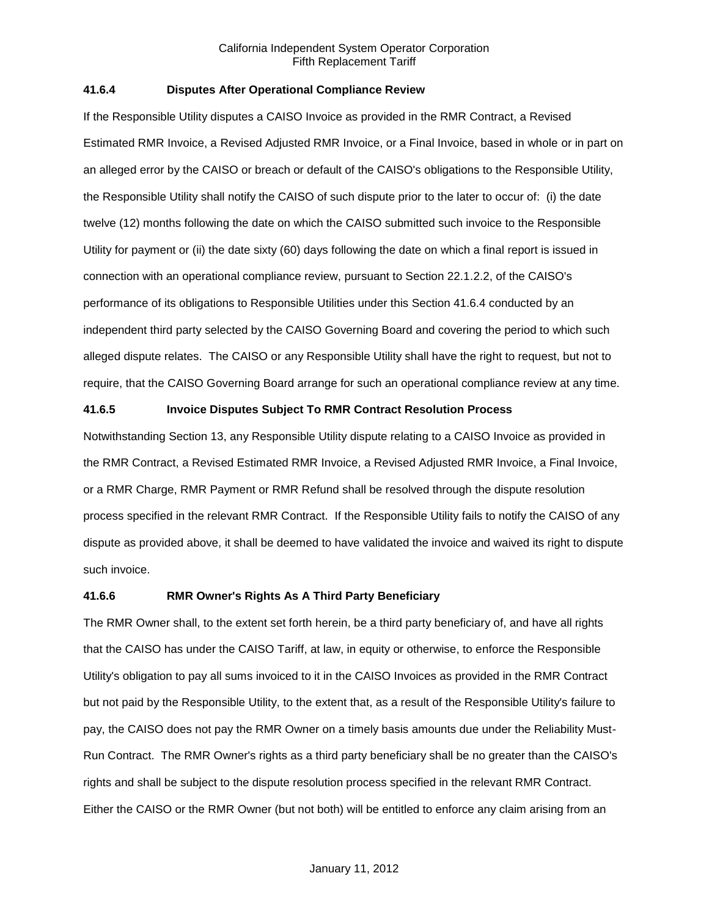### 41.6.4 Disputes After Operational Compliance Review

If the Responsible Utility disputes a CAISO Invoice as provided in the RMR Contract, a Revised Estimated RMR Invoice, a Revised Adjusted RMR Invoice, or a Final Invoice, based in whole or in part on an alleged error by the CAISO or breach or default of the CAISO's obligations to the Responsible Utility, the Responsible Utility shall notify the CAISO of such dispute prior to the later to occur of: (i) the date twelve (12) months following the date on which the CAISO submitted such invoice to the Responsible Utility for payment or (ii) the date sixty (60) days following the date on which a final report is issued in connection with an operational compliance review, pursuant to Section 22.1.2.2, of the CAISO's performance of its obligations to Responsible Utilities under this Section 41.6.4 conducted by an independent third party selected by the CAISO Governing Board and covering the period to which such alleged dispute relates. The CAISO or any Responsible Utility shall have the right to request, but not to require, that the CAISO Governing Board arrange for such an operational compliance review at any time.

### 41.6.5 Invoice Disputes Subject To RMR Contract Resolution Process

Notwithstanding Section 13, any Responsible Utility dispute relating to a CAISO Invoice as provided in the RMR Contract, a Revised Estimated RMR Invoice, a Revised Adjusted RMR Invoice, a Final Invoice, or a RMR Charge, RMR Payment or RMR Refund shall be resolved through the dispute resolution process specified in the relevant RMR Contract. If the Responsible Utility fails to notify the CAISO of any dispute as provided above, it shall be deemed to have validated the invoice and waived its right to dispute such invoice.

### 41.6.6 RMR Owner's Rights As A Third Party Beneficiary

The RMR Owner shall, to the extent set forth herein, be a third party beneficiary of, and have all rights that the CAISO has under the CAISO Tariff, at law, in equity or otherwise, to enforce the Responsible Utility's obligation to pay all sums invoiced to it in the CAISO Invoices as provided in the RMR Contract but not paid by the Responsible Utility, to the extent that, as a result of the Responsible Utility's failure to pay, the CAISO does not pay the RMR Owner on a timely basis amounts due under the Reliability Must-Run Contract. The RMR Owner's rights as a third party beneficiary shall be no greater than the CAISO's rights and shall be subject to the dispute resolution process specified in the relevant RMR Contract. Either the CAISO or the RMR Owner (but not both) will be entitled to enforce any claim arising from an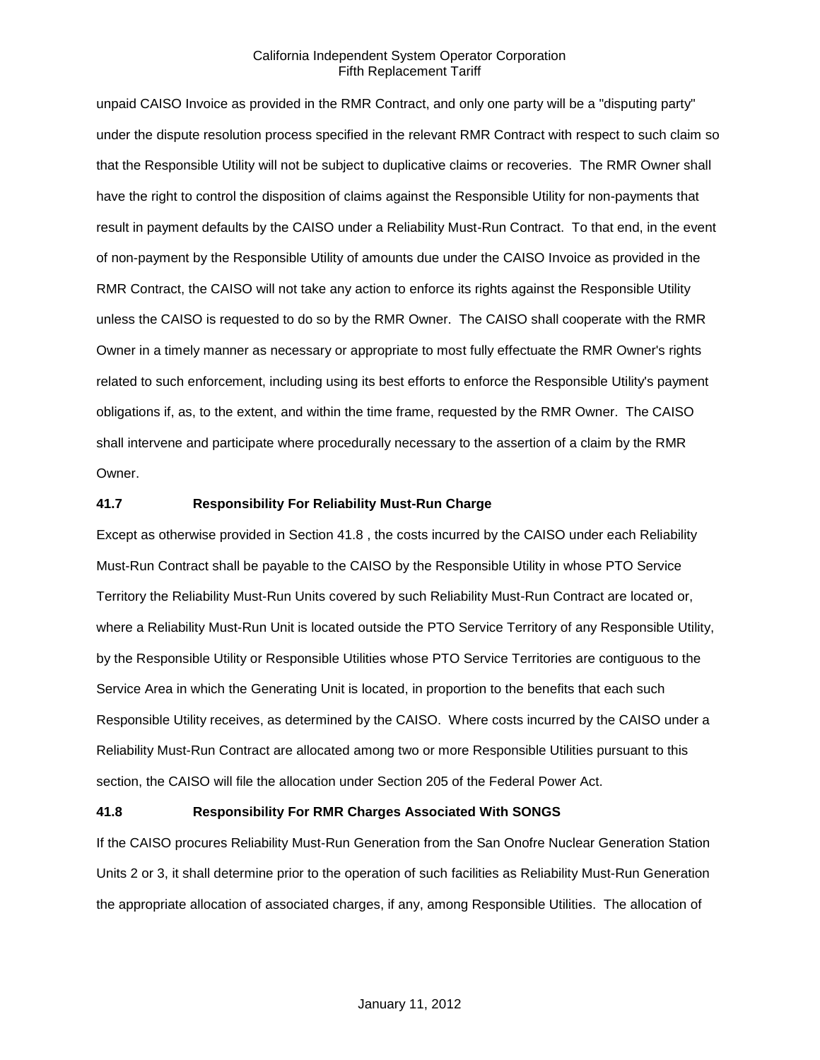unpaid CAISO Invoice as provided in the RMR Contract, and only one party will be a "disputing party" under the dispute resolution process specified in the relevant RMR Contract with respect to such claim so that the Responsible Utility will not be subject to duplicative claims or recoveries. The RMR Owner shall have the right to control the disposition of claims against the Responsible Utility for non-payments that result in payment defaults by the CAISO under a Reliability Must-Run Contract. To that end, in the event of non-payment by the Responsible Utility of amounts due under the CAISO Invoice as provided in the RMR Contract, the CAISO will not take any action to enforce its rights against the Responsible Utility unless the CAISO is requested to do so by the RMR Owner. The CAISO shall cooperate with the RMR Owner in a timely manner as necessary or appropriate to most fully effectuate the RMR Owner's rights related to such enforcement, including using its best efforts to enforce the Responsible Utility's payment obligations if, as, to the extent, and within the time frame, requested by the RMR Owner. The CAISO shall intervene and participate where procedurally necessary to the assertion of a claim by the RMR Owner.

### 41.7 Responsibility For Reliability Must-Run Charge

Except as otherwise provided in Section 41.8 , the costs incurred by the CAISO under each Reliability Must-Run Contract shall be payable to the CAISO by the Responsible Utility in whose PTO Service Territory the Reliability Must-Run Units covered by such Reliability Must-Run Contract are located or, where a Reliability Must-Run Unit is located outside the PTO Service Territory of any Responsible Utility, by the Responsible Utility or Responsible Utilities whose PTO Service Territories are contiguous to the Service Area in which the Generating Unit is located, in proportion to the benefits that each such Responsible Utility receives, as determined by the CAISO. Where costs incurred by the CAISO under a Reliability Must-Run Contract are allocated among two or more Responsible Utilities pursuant to this section, the CAISO will file the allocation under Section 205 of the Federal Power Act.

### 41.8 Responsibility For RMR Charges Associated With SONGS

If the CAISO procures Reliability Must-Run Generation from the San Onofre Nuclear Generation Station Units 2 or 3, it shall determine prior to the operation of such facilities as Reliability Must-Run Generation the appropriate allocation of associated charges, if any, among Responsible Utilities. The allocation of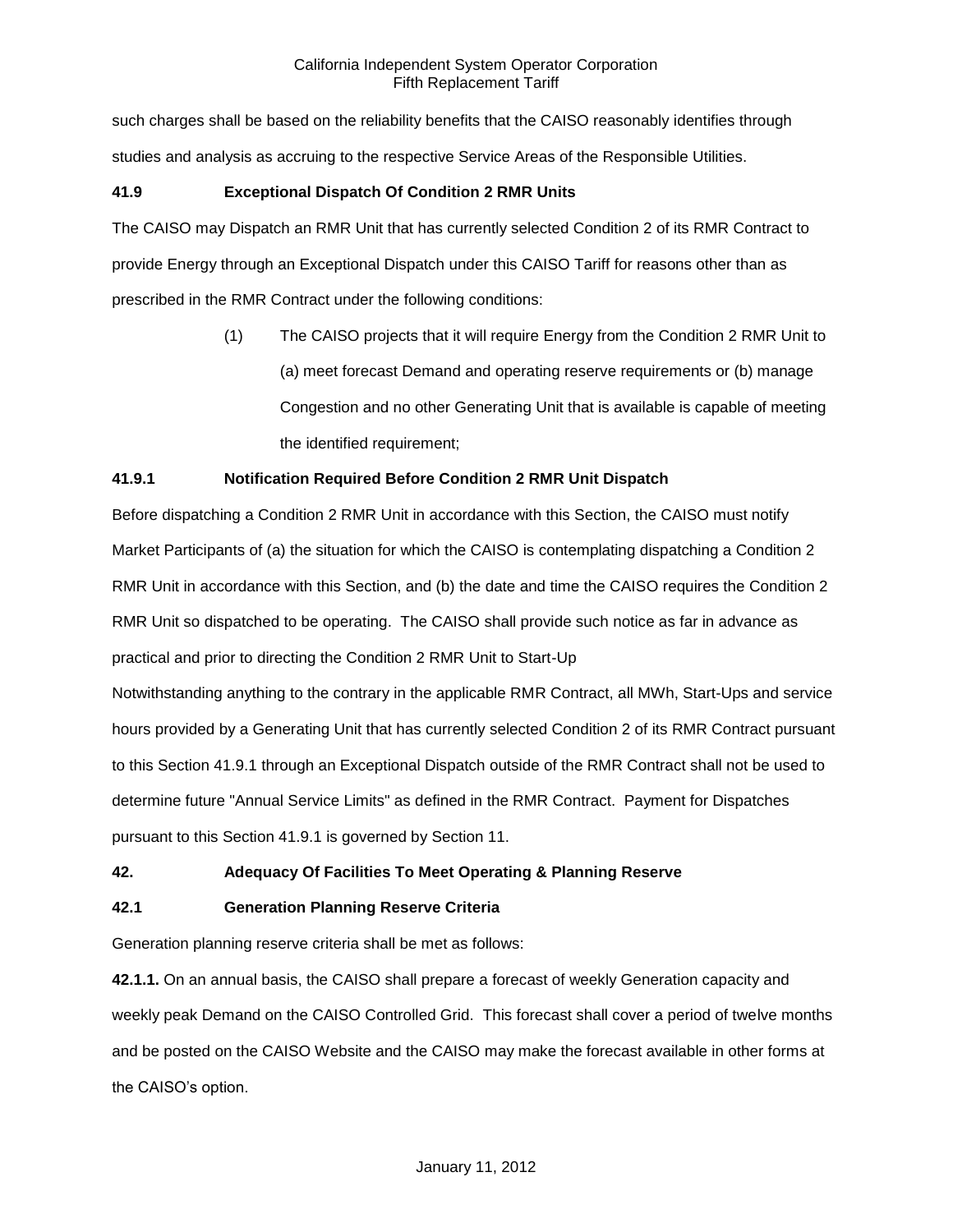such charges shall be based on the reliability benefits that the CAISO reasonably identifies through studies and analysis as accruing to the respective Service Areas of the Responsible Utilities.

**41.9 Exceptional Dispatch Of Condition 2 RMR Units**

The CAISO may Dispatch an RMR Unit that has currently selected Condition 2 of its RMR Contract to provide Energy through an Exceptional Dispatch under this CAISO Tariff for reasons other than as prescribed in the RMR Contract under the following conditions:

(1) The CAISO projects that it will require Energy from the Condition 2 RMR Unit to (a) meet forecast Demand and operating reserve requirements or (b) manage Congestion and no other Generating Unit that is available is capable of meeting the identified requirement;

**41.9.1 Notification Required Before Condition 2 RMR Unit Dispatch**

Before dispatching a Condition 2 RMR Unit in accordance with this Section, the CAISO must notify Market Participants of (a) the situation for which the CAISO is contemplating dispatching a Condition 2 RMR Unit in accordance with this Section, and (b) the date and time the CAISO requires the Condition 2 RMR Unit so dispatched to be operating. The CAISO shall provide such notice as far in advance as practical and prior to directing the Condition 2 RMR Unit to Start-Up

Notwithstanding anything to the contrary in the applicable RMR Contract, all MWh, Start-Ups and service hours provided by a Generating Unit that has currently selected Condition 2 of its RMR Contract pursuant to this Section 41.9.1 through an Exceptional Dispatch outside of the RMR Contract shall not be used to determine future "Annual Service Limits" as defined in the RMR Contract. Payment for Dispatches pursuant to this Section 41.9.1 is governed by Section 11.

**42. Adequacy Of Facilities To Meet Operating & Planning Reserve**

**42.1 Generation Planning Reserve Criteria**

Generation planning reserve criteria shall be met as follows:

**42.1.1.** On an annual basis, the CAISO shall prepare a forecast of weekly Generation capacity and weekly peak Demand on the CAISO Controlled Grid. This forecast shall cover a period of twelve months and be posted on the CAISO Website and the CAISO may make the forecast available in other forms at the CAISO's option.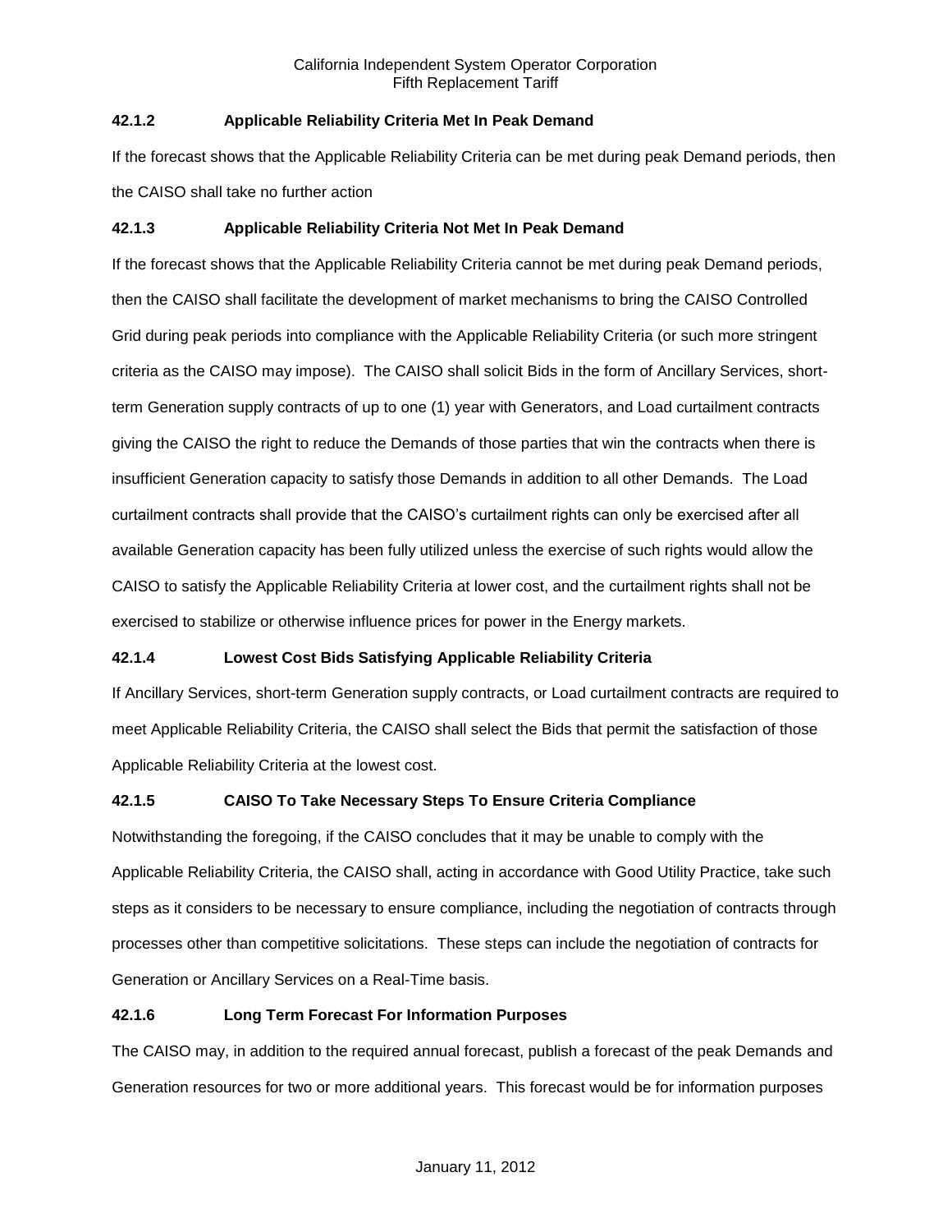### 42.1.2 Applicable Reliability Criteria Met In Peak Demand

If the forecast shows that the Applicable Reliability Criteria can be met during peak Demand periods, then the CAISO shall take no further action

### 42.1.3 Applicable Reliability Criteria Not Met In Peak Demand

If the forecast shows that the Applicable Reliability Criteria cannot be met during peak Demand periods, then the CAISO shall facilitate the development of market mechanisms to bring the CAISO Controlled Grid during peak periods into compliance with the Applicable Reliability Criteria (or such more stringent criteria as the CAISO may impose). The CAISO shall solicit Bids in the form of Ancillary Services, short-term Generation supply contracts of up to one (1) year with Generators, and Load curtailment contracts giving the CAISO the right to reduce the Demands of those parties that win the contracts when there is insufficient Generation capacity to satisfy those Demands in addition to all other Demands. The Load curtailment contracts shall provide that the CAISO's curtailment rights can only be exercised after all available Generation capacity has been fully utilized unless the exercise of such rights would allow the CAISO to satisfy the Applicable Reliability Criteria at lower cost, and the curtailment rights shall not be exercised to stabilize or otherwise influence prices for power in the Energy markets.

### 42.1.4 Lowest Cost Bids Satisfying Applicable Reliability Criteria

If Ancillary Services, short-term Generation supply contracts, or Load curtailment contracts are required to meet Applicable Reliability Criteria, the CAISO shall select the Bids that permit the satisfaction of those Applicable Reliability Criteria at the lowest cost.

### 42.1.5 CAISO To Take Necessary Steps To Ensure Criteria Compliance

Notwithstanding the foregoing, if the CAISO concludes that it may be unable to comply with the Applicable Reliability Criteria, the CAISO shall, acting in accordance with Good Utility Practice, take such steps as it considers to be necessary to ensure compliance, including the negotiation of contracts through processes other than competitive solicitations. These steps can include the negotiation of contracts for Generation or Ancillary Services on a Real-Time basis.

### 42.1.6 Long Term Forecast For Information Purposes

The CAISO may, in addition to the required annual forecast, publish a forecast of the peak Demands and Generation resources for two or more additional years. This forecast would be for information purposes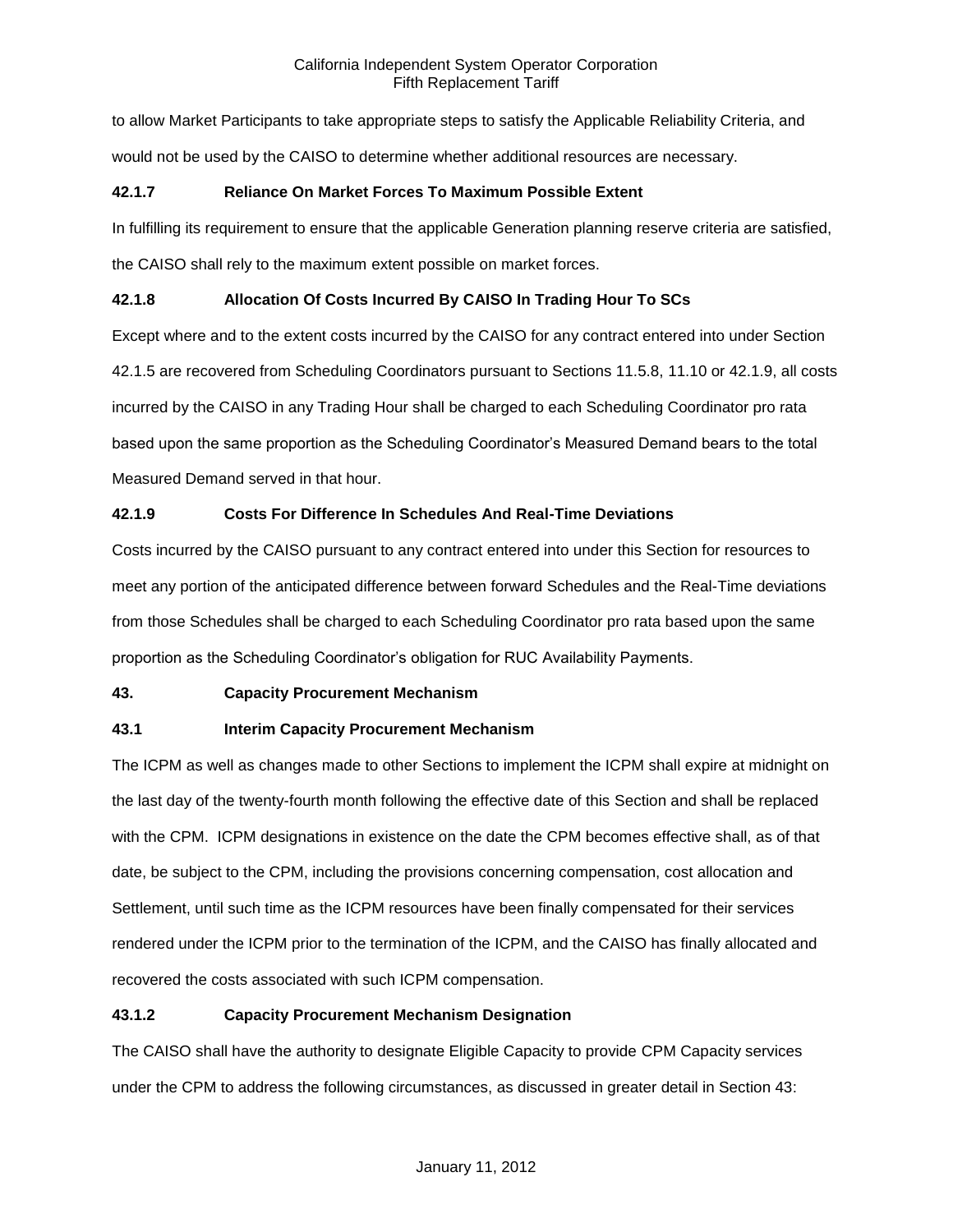to allow Market Participants to take appropriate steps to satisfy the Applicable Reliability Criteria, and would not be used by the CAISO to determine whether additional resources are necessary.

### 42.1.7 Reliance On Market Forces To Maximum Possible Extent

In fulfilling its requirement to ensure that the applicable Generation planning reserve criteria are satisfied, the CAISO shall rely to the maximum extent possible on market forces.

### 42.1.8 Allocation Of Costs Incurred By CAISO In Trading Hour To SCs

Except where and to the extent costs incurred by the CAISO for any contract entered into under Section 42.1.5 are recovered from Scheduling Coordinators pursuant to Sections 11.5.8, 11.10 or 42.1.9, all costs incurred by the CAISO in any Trading Hour shall be charged to each Scheduling Coordinator pro rata based upon the same proportion as the Scheduling Coordinator's Measured Demand bears to the total Measured Demand served in that hour.

### 42.1.9 Costs For Difference In Schedules And Real-Time Deviations

Costs incurred by the CAISO pursuant to any contract entered into under this Section for resources to meet any portion of the anticipated difference between forward Schedules and the Real-Time deviations from those Schedules shall be charged to each Scheduling Coordinator pro rata based upon the same proportion as the Scheduling Coordinator's obligation for RUC Availability Payments.

## 43. Capacity Procurement Mechanism

### 43.1 Interim Capacity Procurement Mechanism

The ICPM as well as changes made to other Sections to implement the ICPM shall expire at midnight on the last day of the twenty-fourth month following the effective date of this Section and shall be replaced with the CPM. ICPM designations in existence on the date the CPM becomes effective shall, as of that date, be subject to the CPM, including the provisions concerning compensation, cost allocation and Settlement, until such time as the ICPM resources have been finally compensated for their services rendered under the ICPM prior to the termination of the ICPM, and the CAISO has finally allocated and recovered the costs associated with such ICPM compensation.

### 43.1.2 Capacity Procurement Mechanism Designation

The CAISO shall have the authority to designate Eligible Capacity to provide CPM Capacity services under the CPM to address the following circumstances, as discussed in greater detail in Section 43: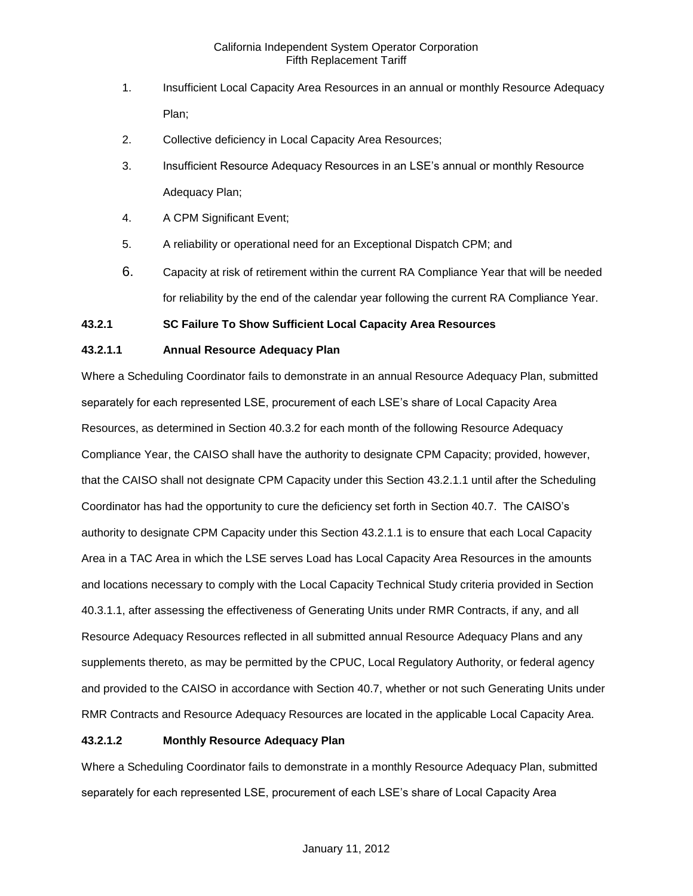1. Insufficient Local Capacity Area Resources in an annual or monthly Resource Adequacy Plan;
2. Collective deficiency in Local Capacity Area Resources;
3. Insufficient Resource Adequacy Resources in an LSE's annual or monthly Resource Adequacy Plan;
4. A CPM Significant Event;
5. A reliability or operational need for an Exceptional Dispatch CPM; and
6. Capacity at risk of retirement within the current RA Compliance Year that will be needed for reliability by the end of the calendar year following the current RA Compliance Year.

**43.2.1 SC Failure To Show Sufficient Local Capacity Area Resources**

**43.2.1.1 Annual Resource Adequacy Plan**

Where a Scheduling Coordinator fails to demonstrate in an annual Resource Adequacy Plan, submitted separately for each represented LSE, procurement of each LSE's share of Local Capacity Area Resources, as determined in Section 40.3.2 for each month of the following Resource Adequacy Compliance Year, the CAISO shall have the authority to designate CPM Capacity; provided, however, that the CAISO shall not designate CPM Capacity under this Section 43.2.1.1 until after the Scheduling Coordinator has had the opportunity to cure the deficiency set forth in Section 40.7. The CAISO's authority to designate CPM Capacity under this Section 43.2.1.1 is to ensure that each Local Capacity Area in a TAC Area in which the LSE serves Load has Local Capacity Area Resources in the amounts and locations necessary to comply with the Local Capacity Technical Study criteria provided in Section 40.3.1.1, after assessing the effectiveness of Generating Units under RMR Contracts, if any, and all Resource Adequacy Resources reflected in all submitted annual Resource Adequacy Plans and any supplements thereto, as may be permitted by the CPUC, Local Regulatory Authority, or federal agency and provided to the CAISO in accordance with Section 40.7, whether or not such Generating Units under RMR Contracts and Resource Adequacy Resources are located in the applicable Local Capacity Area.

**43.2.1.2 Monthly Resource Adequacy Plan**

Where a Scheduling Coordinator fails to demonstrate in a monthly Resource Adequacy Plan, submitted separately for each represented LSE, procurement of each LSE's share of Local Capacity Area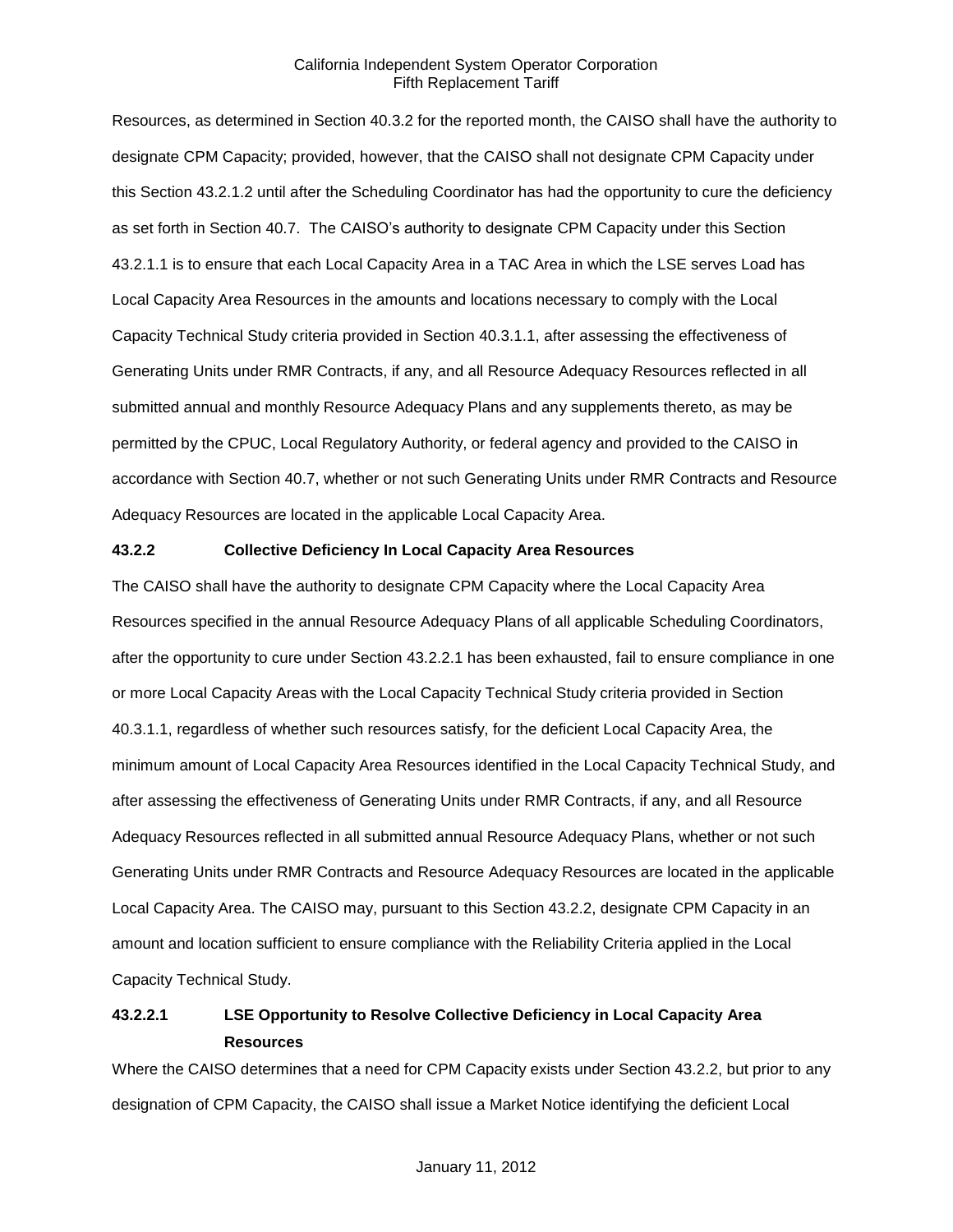Resources, as determined in Section 40.3.2 for the reported month, the CAISO shall have the authority to designate CPM Capacity; provided, however, that the CAISO shall not designate CPM Capacity under this Section 43.2.1.2 until after the Scheduling Coordinator has had the opportunity to cure the deficiency as set forth in Section 40.7. The CAISO's authority to designate CPM Capacity under this Section 43.2.1.1 is to ensure that each Local Capacity Area in a TAC Area in which the LSE serves Load has Local Capacity Area Resources in the amounts and locations necessary to comply with the Local Capacity Technical Study criteria provided in Section 40.3.1.1, after assessing the effectiveness of Generating Units under RMR Contracts, if any, and all Resource Adequacy Resources reflected in all submitted annual and monthly Resource Adequacy Plans and any supplements thereto, as may be permitted by the CPUC, Local Regulatory Authority, or federal agency and provided to the CAISO in accordance with Section 40.7, whether or not such Generating Units under RMR Contracts and Resource Adequacy Resources are located in the applicable Local Capacity Area.

**43.2.2 Collective Deficiency In Local Capacity Area Resources**

The CAISO shall have the authority to designate CPM Capacity where the Local Capacity Area Resources specified in the annual Resource Adequacy Plans of all applicable Scheduling Coordinators, after the opportunity to cure under Section 43.2.2.1 has been exhausted, fail to ensure compliance in one or more Local Capacity Areas with the Local Capacity Technical Study criteria provided in Section 40.3.1.1, regardless of whether such resources satisfy, for the deficient Local Capacity Area, the minimum amount of Local Capacity Area Resources identified in the Local Capacity Technical Study, and after assessing the effectiveness of Generating Units under RMR Contracts, if any, and all Resource Adequacy Resources reflected in all submitted annual Resource Adequacy Plans, whether or not such Generating Units under RMR Contracts and Resource Adequacy Resources are located in the applicable Local Capacity Area. The CAISO may, pursuant to this Section 43.2.2, designate CPM Capacity in an amount and location sufficient to ensure compliance with the Reliability Criteria applied in the Local Capacity Technical Study.

**43.2.2.1 LSE Opportunity to Resolve Collective Deficiency in Local Capacity Area Resources**

Where the CAISO determines that a need for CPM Capacity exists under Section 43.2.2, but prior to any designation of CPM Capacity, the CAISO shall issue a Market Notice identifying the deficient Local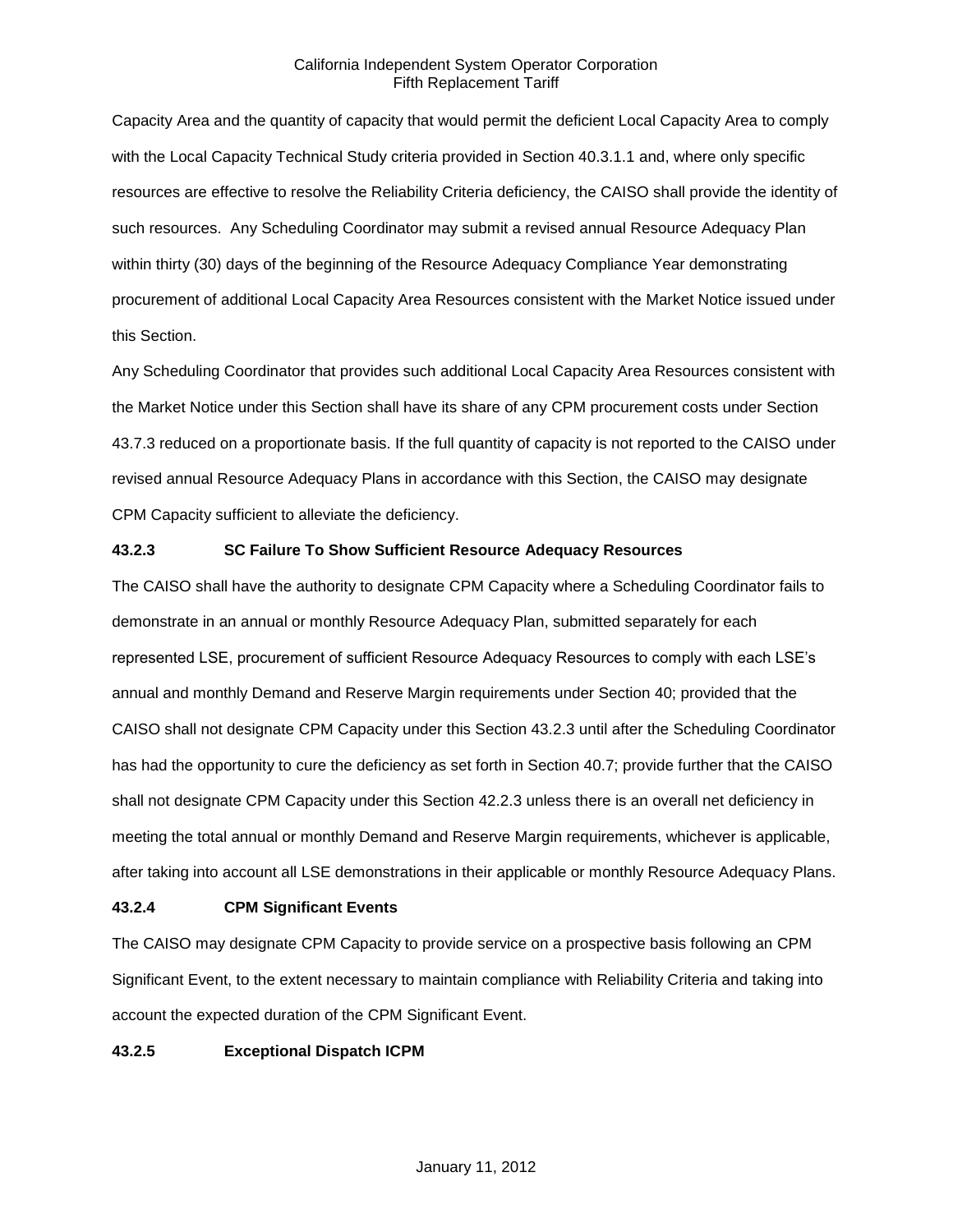Capacity Area and the quantity of capacity that would permit the deficient Local Capacity Area to comply with the Local Capacity Technical Study criteria provided in Section 40.3.1.1 and, where only specific resources are effective to resolve the Reliability Criteria deficiency, the CAISO shall provide the identity of such resources. Any Scheduling Coordinator may submit a revised annual Resource Adequacy Plan within thirty (30) days of the beginning of the Resource Adequacy Compliance Year demonstrating procurement of additional Local Capacity Area Resources consistent with the Market Notice issued under this Section.

Any Scheduling Coordinator that provides such additional Local Capacity Area Resources consistent with the Market Notice under this Section shall have its share of any CPM procurement costs under Section 43.7.3 reduced on a proportionate basis. If the full quantity of capacity is not reported to the CAISO under revised annual Resource Adequacy Plans in accordance with this Section, the CAISO may designate CPM Capacity sufficient to alleviate the deficiency.

### 43.2.3 SC Failure To Show Sufficient Resource Adequacy Resources

The CAISO shall have the authority to designate CPM Capacity where a Scheduling Coordinator fails to demonstrate in an annual or monthly Resource Adequacy Plan, submitted separately for each represented LSE, procurement of sufficient Resource Adequacy Resources to comply with each LSE's annual and monthly Demand and Reserve Margin requirements under Section 40; provided that the CAISO shall not designate CPM Capacity under this Section 43.2.3 until after the Scheduling Coordinator has had the opportunity to cure the deficiency as set forth in Section 40.7; provide further that the CAISO shall not designate CPM Capacity under this Section 42.2.3 unless there is an overall net deficiency in meeting the total annual or monthly Demand and Reserve Margin requirements, whichever is applicable, after taking into account all LSE demonstrations in their applicable or monthly Resource Adequacy Plans.

### 43.2.4 CPM Significant Events

The CAISO may designate CPM Capacity to provide service on a prospective basis following an CPM Significant Event, to the extent necessary to maintain compliance with Reliability Criteria and taking into account the expected duration of the CPM Significant Event.

### 43.2.5 Exceptional Dispatch ICPM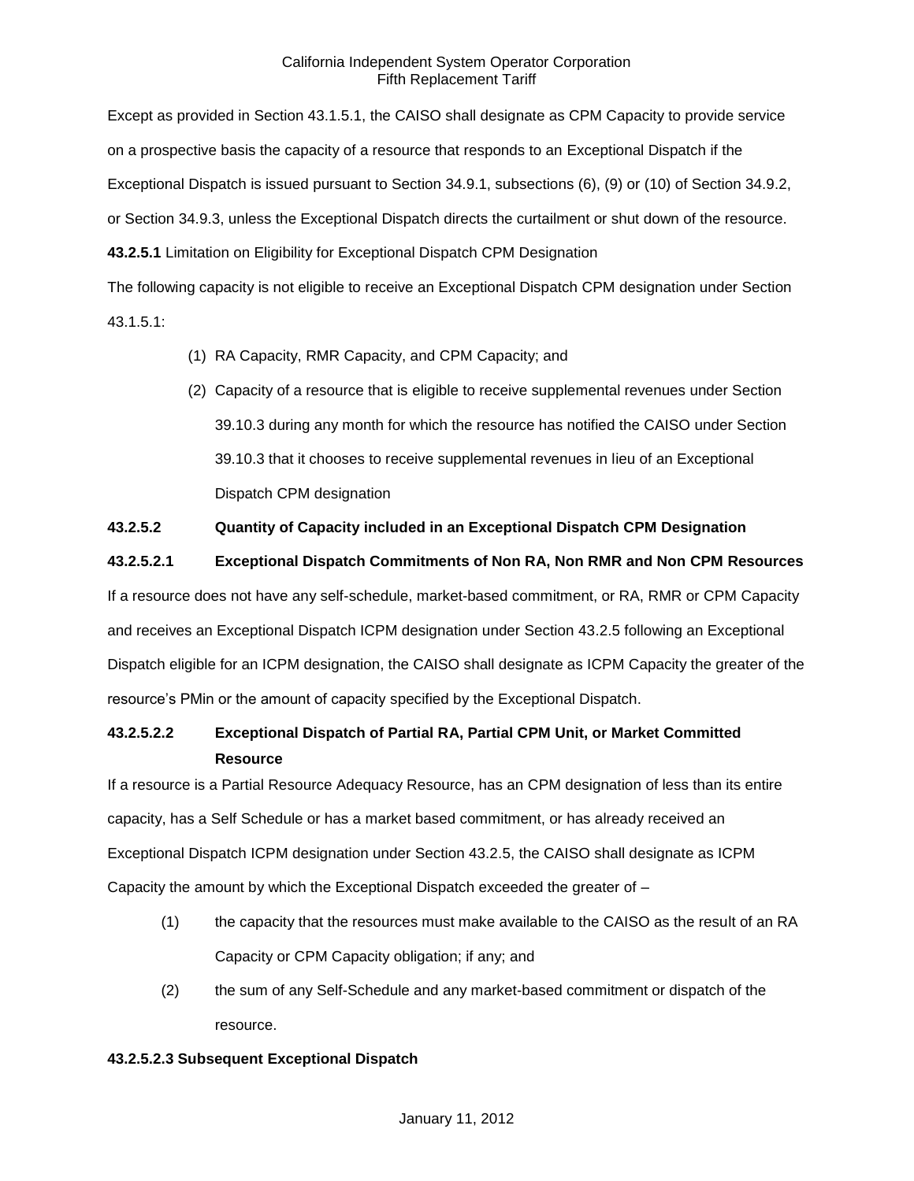Except as provided in Section 43.1.5.1, the CAISO shall designate as CPM Capacity to provide service on a prospective basis the capacity of a resource that responds to an Exceptional Dispatch if the Exceptional Dispatch is issued pursuant to Section 34.9.1, subsections (6), (9) or (10) of Section 34.9.2, or Section 34.9.3, unless the Exceptional Dispatch directs the curtailment or shut down of the resource.

**43.2.5.1** Limitation on Eligibility for Exceptional Dispatch CPM Designation

The following capacity is not eligible to receive an Exceptional Dispatch CPM designation under Section 43.1.5.1:

(1) RA Capacity, RMR Capacity, and CPM Capacity; and

(2) Capacity of a resource that is eligible to receive supplemental revenues under Section 39.10.3 during any month for which the resource has notified the CAISO under Section 39.10.3 that it chooses to receive supplemental revenues in lieu of an Exceptional Dispatch CPM designation

**43.2.5.2 Quantity of Capacity included in an Exceptional Dispatch CPM Designation**

**43.2.5.2.1 Exceptional Dispatch Commitments of Non RA, Non RMR and Non CPM Resources**

If a resource does not have any self-schedule, market-based commitment, or RA, RMR or CPM Capacity and receives an Exceptional Dispatch ICPM designation under Section 43.2.5 following an Exceptional Dispatch eligible for an ICPM designation, the CAISO shall designate as ICPM Capacity the greater of the resource's PMin or the amount of capacity specified by the Exceptional Dispatch.

**43.2.5.2.2 Exceptional Dispatch of Partial RA, Partial CPM Unit, or Market Committed Resource**

If a resource is a Partial Resource Adequacy Resource, has an CPM designation of less than its entire capacity, has a Self Schedule or has a market based commitment, or has already received an Exceptional Dispatch ICPM designation under Section 43.2.5, the CAISO shall designate as ICPM Capacity the amount by which the Exceptional Dispatch exceeded the greater of –

(1) the capacity that the resources must make available to the CAISO as the result of an RA Capacity or CPM Capacity obligation; if any; and

(2) the sum of any Self-Schedule and any market-based commitment or dispatch of the resource.

**43.2.5.2.3 Subsequent Exceptional Dispatch**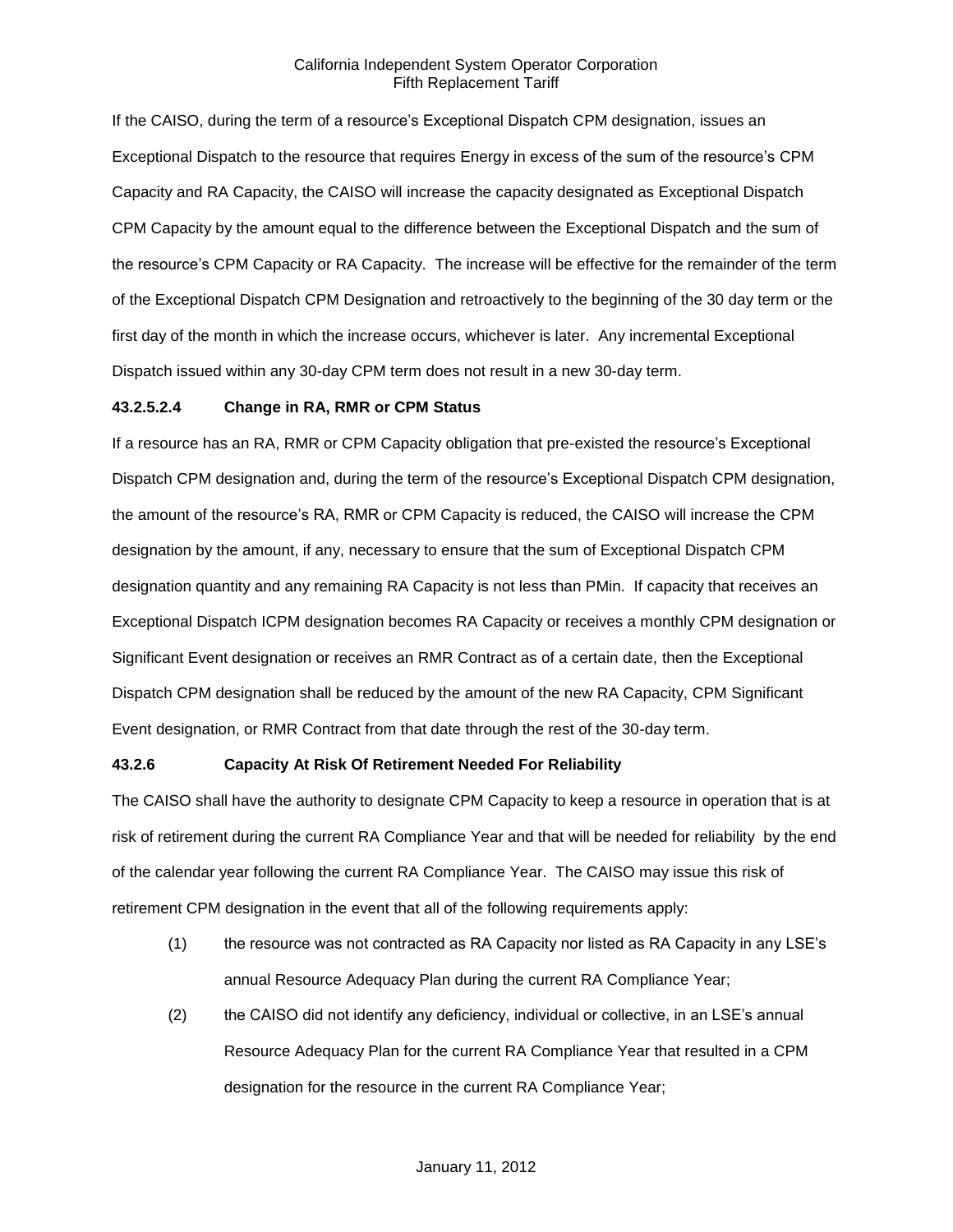If the CAISO, during the term of a resource's Exceptional Dispatch CPM designation, issues an Exceptional Dispatch to the resource that requires Energy in excess of the sum of the resource's CPM Capacity and RA Capacity, the CAISO will increase the capacity designated as Exceptional Dispatch CPM Capacity by the amount equal to the difference between the Exceptional Dispatch and the sum of the resource's CPM Capacity or RA Capacity. The increase will be effective for the remainder of the term of the Exceptional Dispatch CPM Designation and retroactively to the beginning of the 30 day term or the first day of the month in which the increase occurs, whichever is later. Any incremental Exceptional Dispatch issued within any 30-day CPM term does not result in a new 30-day term.

**43.2.5.2.4 Change in RA, RMR or CPM Status**

If a resource has an RA, RMR or CPM Capacity obligation that pre-existed the resource's Exceptional Dispatch CPM designation and, during the term of the resource's Exceptional Dispatch CPM designation, the amount of the resource's RA, RMR or CPM Capacity is reduced, the CAISO will increase the CPM designation by the amount, if any, necessary to ensure that the sum of Exceptional Dispatch CPM designation quantity and any remaining RA Capacity is not less than PMin. If capacity that receives an Exceptional Dispatch ICPM designation becomes RA Capacity or receives a monthly CPM designation or Significant Event designation or receives an RMR Contract as of a certain date, then the Exceptional Dispatch CPM designation shall be reduced by the amount of the new RA Capacity, CPM Significant Event designation, or RMR Contract from that date through the rest of the 30-day term.

**43.2.6 Capacity At Risk Of Retirement Needed For Reliability**

The CAISO shall have the authority to designate CPM Capacity to keep a resource in operation that is at risk of retirement during the current RA Compliance Year and that will be needed for reliability by the end of the calendar year following the current RA Compliance Year. The CAISO may issue this risk of retirement CPM designation in the event that all of the following requirements apply:

(1) the resource was not contracted as RA Capacity nor listed as RA Capacity in any LSE's annual Resource Adequacy Plan during the current RA Compliance Year;

(2) the CAISO did not identify any deficiency, individual or collective, in an LSE's annual Resource Adequacy Plan for the current RA Compliance Year that resulted in a CPM designation for the resource in the current RA Compliance Year;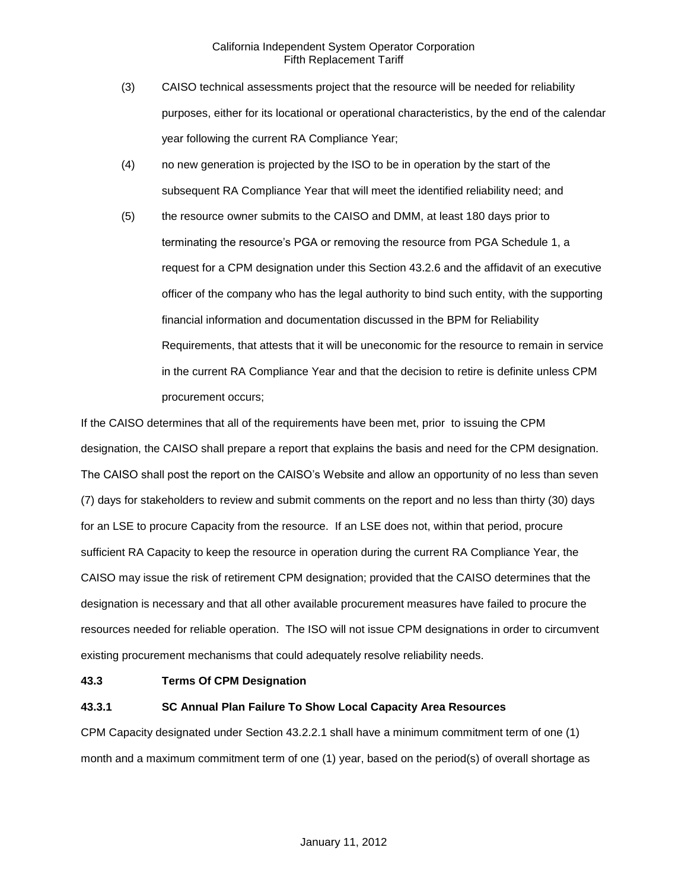(3) CAISO technical assessments project that the resource will be needed for reliability purposes, either for its locational or operational characteristics, by the end of the calendar year following the current RA Compliance Year;

(4) no new generation is projected by the ISO to be in operation by the start of the subsequent RA Compliance Year that will meet the identified reliability need; and

(5) the resource owner submits to the CAISO and DMM, at least 180 days prior to terminating the resource's PGA or removing the resource from PGA Schedule 1, a request for a CPM designation under this Section 43.2.6 and the affidavit of an executive officer of the company who has the legal authority to bind such entity, with the supporting financial information and documentation discussed in the BPM for Reliability Requirements, that attests that it will be uneconomic for the resource to remain in service in the current RA Compliance Year and that the decision to retire is definite unless CPM procurement occurs;

If the CAISO determines that all of the requirements have been met, prior to issuing the CPM designation, the CAISO shall prepare a report that explains the basis and need for the CPM designation. The CAISO shall post the report on the CAISO's Website and allow an opportunity of no less than seven (7) days for stakeholders to review and submit comments on the report and no less than thirty (30) days for an LSE to procure Capacity from the resource. If an LSE does not, within that period, procure sufficient RA Capacity to keep the resource in operation during the current RA Compliance Year, the CAISO may issue the risk of retirement CPM designation; provided that the CAISO determines that the designation is necessary and that all other available procurement measures have failed to procure the resources needed for reliable operation. The ISO will not issue CPM designations in order to circumvent existing procurement mechanisms that could adequately resolve reliability needs.

**43.3 Terms Of CPM Designation**

**43.3.1 SC Annual Plan Failure To Show Local Capacity Area Resources**

CPM Capacity designated under Section 43.2.2.1 shall have a minimum commitment term of one (1) month and a maximum commitment term of one (1) year, based on the period(s) of overall shortage as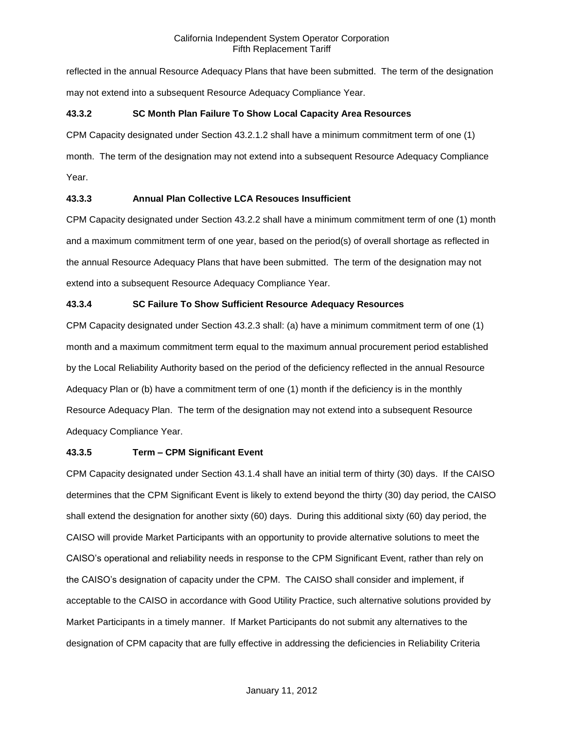reflected in the annual Resource Adequacy Plans that have been submitted. The term of the designation may not extend into a subsequent Resource Adequacy Compliance Year.

### 43.3.2 SC Month Plan Failure To Show Local Capacity Area Resources

CPM Capacity designated under Section 43.2.1.2 shall have a minimum commitment term of one (1) month. The term of the designation may not extend into a subsequent Resource Adequacy Compliance Year.

### 43.3.3 Annual Plan Collective LCA Resouces Insufficient

CPM Capacity designated under Section 43.2.2 shall have a minimum commitment term of one (1) month and a maximum commitment term of one year, based on the period(s) of overall shortage as reflected in the annual Resource Adequacy Plans that have been submitted. The term of the designation may not extend into a subsequent Resource Adequacy Compliance Year.

### 43.3.4 SC Failure To Show Sufficient Resource Adequacy Resources

CPM Capacity designated under Section 43.2.3 shall: (a) have a minimum commitment term of one (1) month and a maximum commitment term equal to the maximum annual procurement period established by the Local Reliability Authority based on the period of the deficiency reflected in the annual Resource Adequacy Plan or (b) have a commitment term of one (1) month if the deficiency is in the monthly Resource Adequacy Plan. The term of the designation may not extend into a subsequent Resource Adequacy Compliance Year.

### 43.3.5 Term – CPM Significant Event

CPM Capacity designated under Section 43.1.4 shall have an initial term of thirty (30) days. If the CAISO determines that the CPM Significant Event is likely to extend beyond the thirty (30) day period, the CAISO shall extend the designation for another sixty (60) days. During this additional sixty (60) day period, the CAISO will provide Market Participants with an opportunity to provide alternative solutions to meet the CAISO's operational and reliability needs in response to the CPM Significant Event, rather than rely on the CAISO's designation of capacity under the CPM. The CAISO shall consider and implement, if acceptable to the CAISO in accordance with Good Utility Practice, such alternative solutions provided by Market Participants in a timely manner. If Market Participants do not submit any alternatives to the designation of CPM capacity that are fully effective in addressing the deficiencies in Reliability Criteria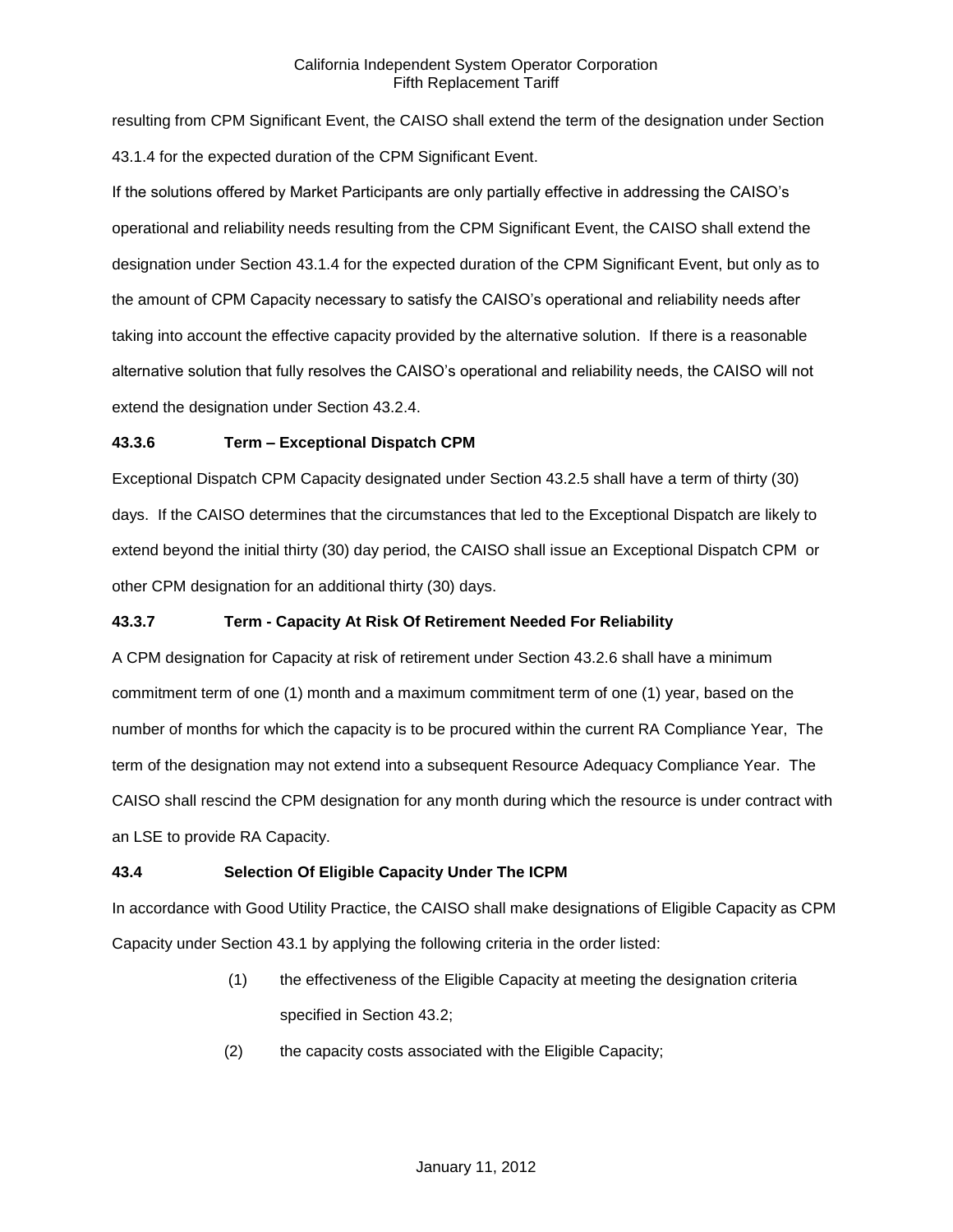resulting from CPM Significant Event, the CAISO shall extend the term of the designation under Section 43.1.4 for the expected duration of the CPM Significant Event.

If the solutions offered by Market Participants are only partially effective in addressing the CAISO's operational and reliability needs resulting from the CPM Significant Event, the CAISO shall extend the designation under Section 43.1.4 for the expected duration of the CPM Significant Event, but only as to the amount of CPM Capacity necessary to satisfy the CAISO's operational and reliability needs after taking into account the effective capacity provided by the alternative solution. If there is a reasonable alternative solution that fully resolves the CAISO's operational and reliability needs, the CAISO will not extend the designation under Section 43.2.4.

### 43.3.6 Term – Exceptional Dispatch CPM

Exceptional Dispatch CPM Capacity designated under Section 43.2.5 shall have a term of thirty (30) days. If the CAISO determines that the circumstances that led to the Exceptional Dispatch are likely to extend beyond the initial thirty (30) day period, the CAISO shall issue an Exceptional Dispatch CPM or other CPM designation for an additional thirty (30) days.

### 43.3.7 Term - Capacity At Risk Of Retirement Needed For Reliability

A CPM designation for Capacity at risk of retirement under Section 43.2.6 shall have a minimum commitment term of one (1) month and a maximum commitment term of one (1) year, based on the number of months for which the capacity is to be procured within the current RA Compliance Year, The term of the designation may not extend into a subsequent Resource Adequacy Compliance Year. The CAISO shall rescind the CPM designation for any month during which the resource is under contract with an LSE to provide RA Capacity.

## 43.4 Selection Of Eligible Capacity Under The ICPM

In accordance with Good Utility Practice, the CAISO shall make designations of Eligible Capacity as CPM Capacity under Section 43.1 by applying the following criteria in the order listed:

(1) the effectiveness of the Eligible Capacity at meeting the designation criteria specified in Section 43.2;

(2) the capacity costs associated with the Eligible Capacity;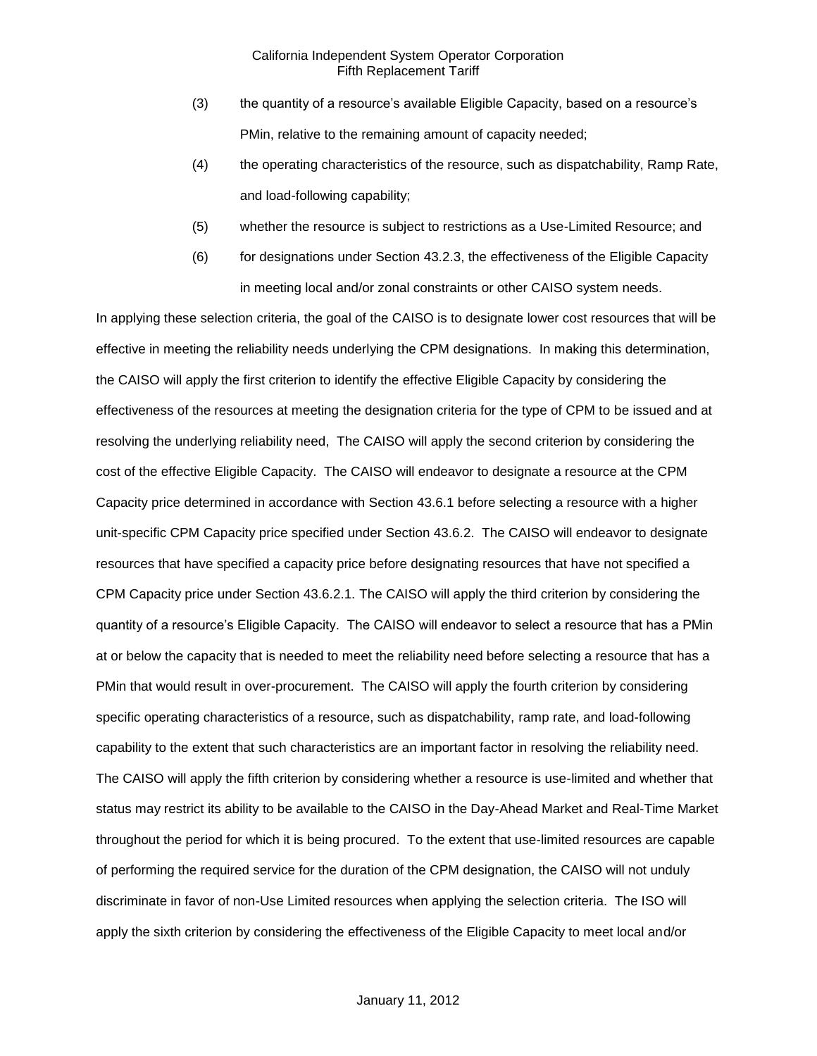(3) the quantity of a resource's available Eligible Capacity, based on a resource's PMin, relative to the remaining amount of capacity needed;

(4) the operating characteristics of the resource, such as dispatchability, Ramp Rate, and load-following capability;

(5) whether the resource is subject to restrictions as a Use-Limited Resource; and

(6) for designations under Section 43.2.3, the effectiveness of the Eligible Capacity in meeting local and/or zonal constraints or other CAISO system needs.

In applying these selection criteria, the goal of the CAISO is to designate lower cost resources that will be effective in meeting the reliability needs underlying the CPM designations. In making this determination, the CAISO will apply the first criterion to identify the effective Eligible Capacity by considering the effectiveness of the resources at meeting the designation criteria for the type of CPM to be issued and at resolving the underlying reliability need, The CAISO will apply the second criterion by considering the cost of the effective Eligible Capacity. The CAISO will endeavor to designate a resource at the CPM Capacity price determined in accordance with Section 43.6.1 before selecting a resource with a higher unit-specific CPM Capacity price specified under Section 43.6.2. The CAISO will endeavor to designate resources that have specified a capacity price before designating resources that have not specified a CPM Capacity price under Section 43.6.2.1. The CAISO will apply the third criterion by considering the quantity of a resource's Eligible Capacity. The CAISO will endeavor to select a resource that has a PMin at or below the capacity that is needed to meet the reliability need before selecting a resource that has a PMin that would result in over-procurement. The CAISO will apply the fourth criterion by considering specific operating characteristics of a resource, such as dispatchability, ramp rate, and load-following capability to the extent that such characteristics are an important factor in resolving the reliability need. The CAISO will apply the fifth criterion by considering whether a resource is use-limited and whether that status may restrict its ability to be available to the CAISO in the Day-Ahead Market and Real-Time Market throughout the period for which it is being procured. To the extent that use-limited resources are capable of performing the required service for the duration of the CPM designation, the CAISO will not unduly discriminate in favor of non-Use Limited resources when applying the selection criteria. The ISO will apply the sixth criterion by considering the effectiveness of the Eligible Capacity to meet local and/or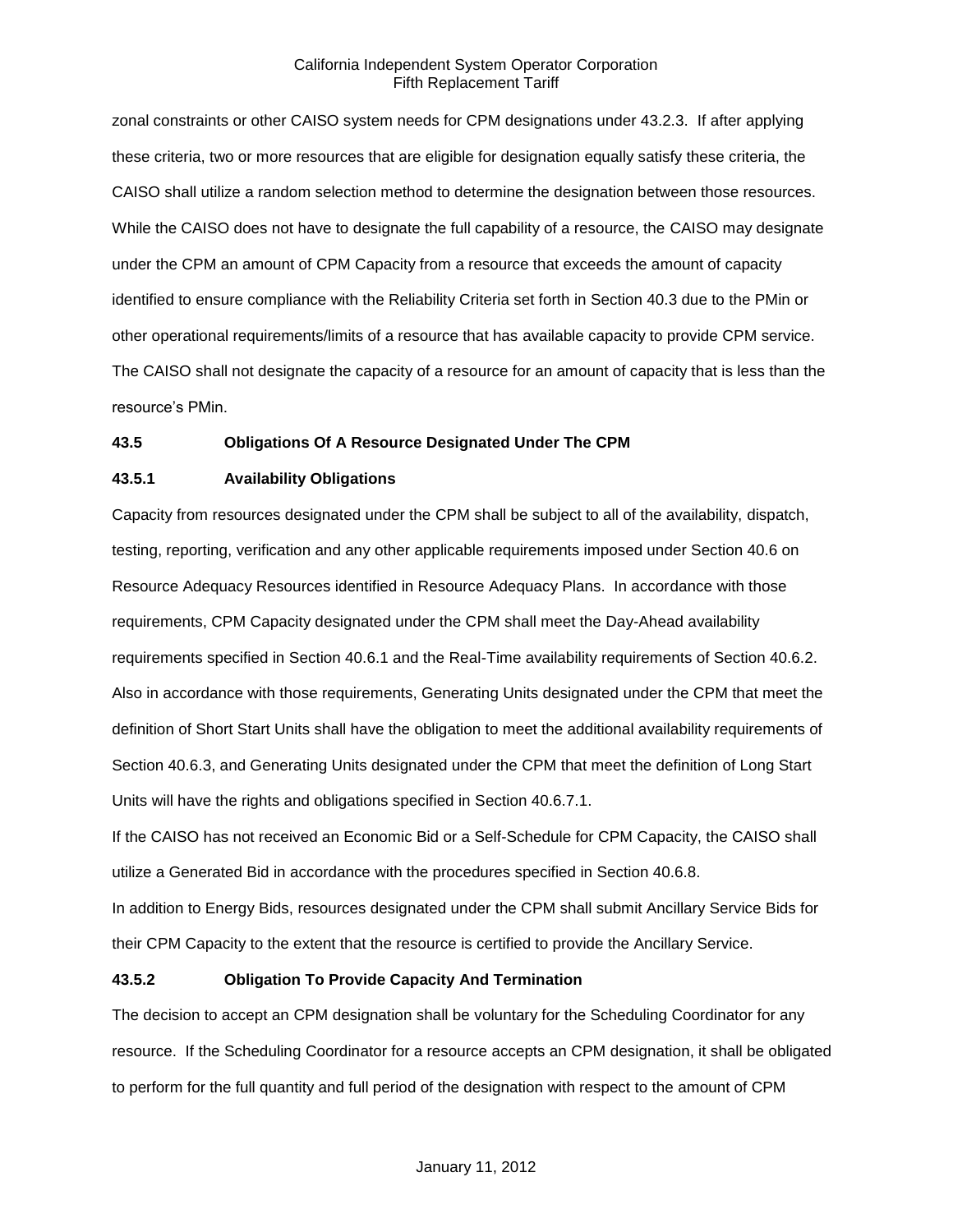zonal constraints or other CAISO system needs for CPM designations under 43.2.3. If after applying these criteria, two or more resources that are eligible for designation equally satisfy these criteria, the CAISO shall utilize a random selection method to determine the designation between those resources. While the CAISO does not have to designate the full capability of a resource, the CAISO may designate under the CPM an amount of CPM Capacity from a resource that exceeds the amount of capacity identified to ensure compliance with the Reliability Criteria set forth in Section 40.3 due to the PMin or other operational requirements/limits of a resource that has available capacity to provide CPM service. The CAISO shall not designate the capacity of a resource for an amount of capacity that is less than the resource's PMin.

**43.5 Obligations Of A Resource Designated Under The CPM**

**43.5.1 Availability Obligations**

Capacity from resources designated under the CPM shall be subject to all of the availability, dispatch, testing, reporting, verification and any other applicable requirements imposed under Section 40.6 on Resource Adequacy Resources identified in Resource Adequacy Plans. In accordance with those requirements, CPM Capacity designated under the CPM shall meet the Day-Ahead availability requirements specified in Section 40.6.1 and the Real-Time availability requirements of Section 40.6.2. Also in accordance with those requirements, Generating Units designated under the CPM that meet the definition of Short Start Units shall have the obligation to meet the additional availability requirements of Section 40.6.3, and Generating Units designated under the CPM that meet the definition of Long Start Units will have the rights and obligations specified in Section 40.6.7.1.

If the CAISO has not received an Economic Bid or a Self-Schedule for CPM Capacity, the CAISO shall utilize a Generated Bid in accordance with the procedures specified in Section 40.6.8.

In addition to Energy Bids, resources designated under the CPM shall submit Ancillary Service Bids for their CPM Capacity to the extent that the resource is certified to provide the Ancillary Service.

**43.5.2 Obligation To Provide Capacity And Termination**

The decision to accept an CPM designation shall be voluntary for the Scheduling Coordinator for any resource. If the Scheduling Coordinator for a resource accepts an CPM designation, it shall be obligated to perform for the full quantity and full period of the designation with respect to the amount of CPM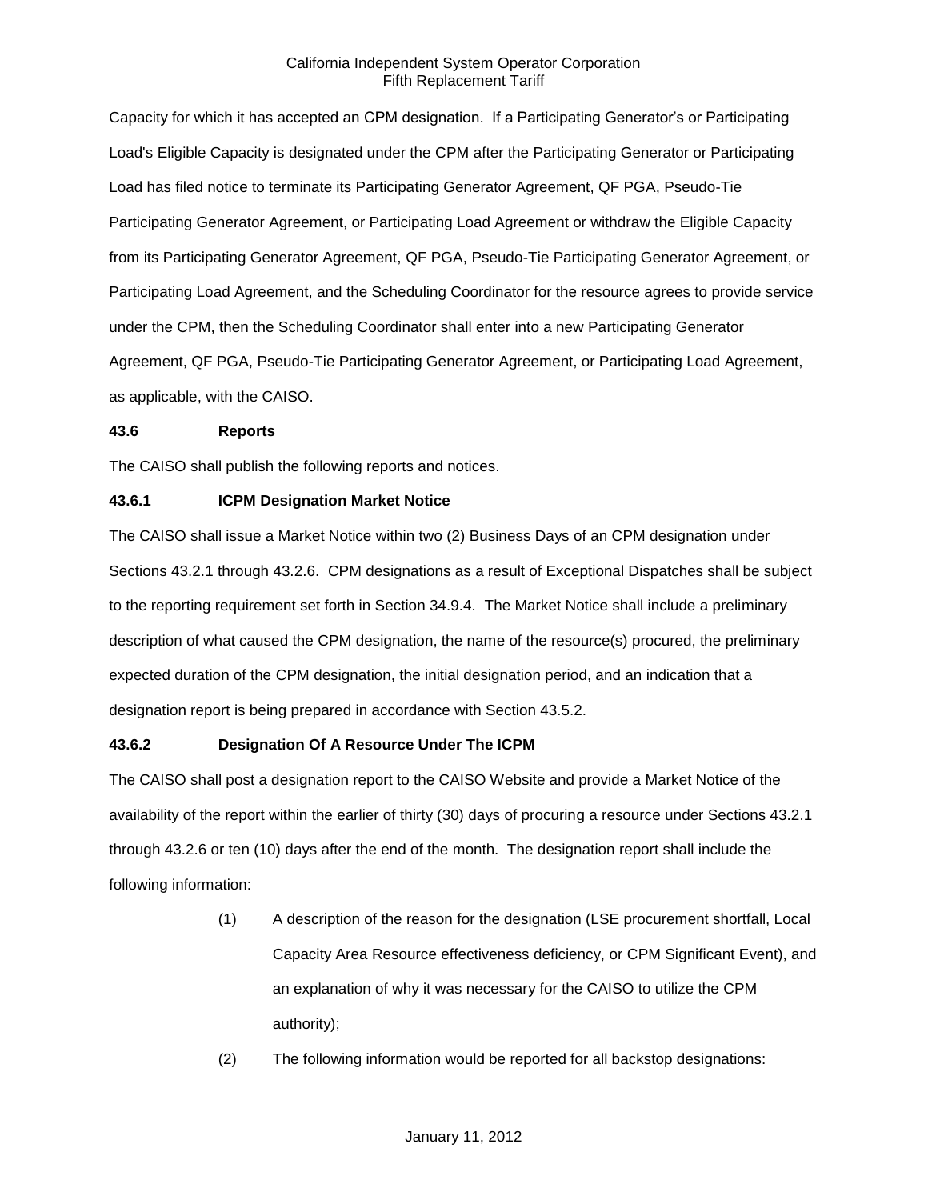Capacity for which it has accepted an CPM designation. If a Participating Generator's or Participating Load's Eligible Capacity is designated under the CPM after the Participating Generator or Participating Load has filed notice to terminate its Participating Generator Agreement, QF PGA, Pseudo-Tie Participating Generator Agreement, or Participating Load Agreement or withdraw the Eligible Capacity from its Participating Generator Agreement, QF PGA, Pseudo-Tie Participating Generator Agreement, or Participating Load Agreement, and the Scheduling Coordinator for the resource agrees to provide service under the CPM, then the Scheduling Coordinator shall enter into a new Participating Generator Agreement, QF PGA, Pseudo-Tie Participating Generator Agreement, or Participating Load Agreement, as applicable, with the CAISO.

**43.6 Reports**

The CAISO shall publish the following reports and notices.

**43.6.1 ICPM Designation Market Notice**

The CAISO shall issue a Market Notice within two (2) Business Days of an CPM designation under Sections 43.2.1 through 43.2.6. CPM designations as a result of Exceptional Dispatches shall be subject to the reporting requirement set forth in Section 34.9.4. The Market Notice shall include a preliminary description of what caused the CPM designation, the name of the resource(s) procured, the preliminary expected duration of the CPM designation, the initial designation period, and an indication that a designation report is being prepared in accordance with Section 43.5.2.

**43.6.2 Designation Of A Resource Under The ICPM**

The CAISO shall post a designation report to the CAISO Website and provide a Market Notice of the availability of the report within the earlier of thirty (30) days of procuring a resource under Sections 43.2.1 through 43.2.6 or ten (10) days after the end of the month. The designation report shall include the following information:

(1) A description of the reason for the designation (LSE procurement shortfall, Local Capacity Area Resource effectiveness deficiency, or CPM Significant Event), and an explanation of why it was necessary for the CAISO to utilize the CPM authority);

(2) The following information would be reported for all backstop designations: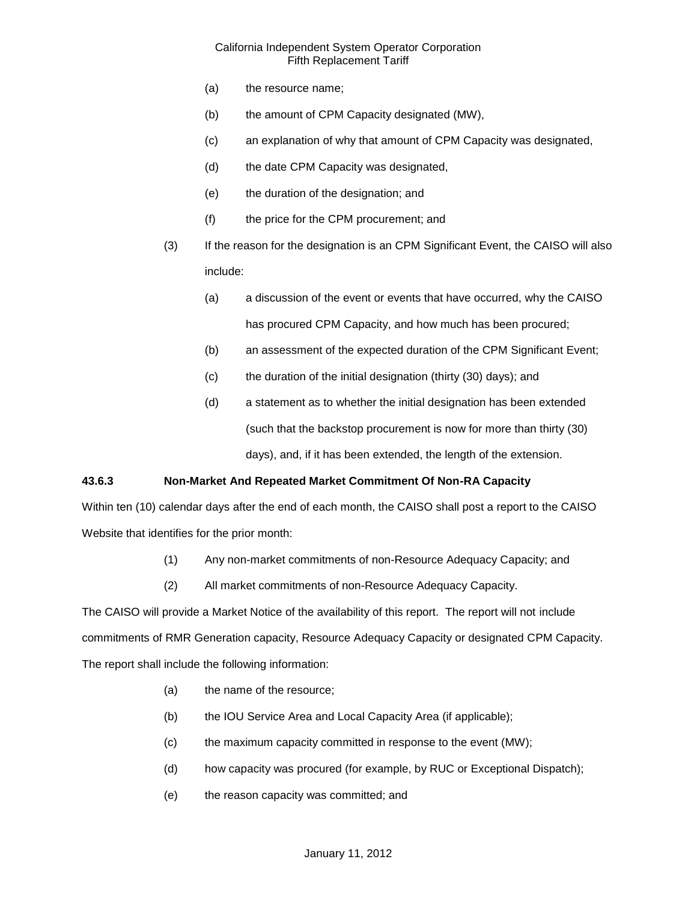(a) the resource name;

(b) the amount of CPM Capacity designated (MW),

(c) an explanation of why that amount of CPM Capacity was designated,

(d) the date CPM Capacity was designated,

(e) the duration of the designation; and

(f) the price for the CPM procurement; and

(3) If the reason for the designation is an CPM Significant Event, the CAISO will also include:

(a) a discussion of the event or events that have occurred, why the CAISO has procured CPM Capacity, and how much has been procured;

(b) an assessment of the expected duration of the CPM Significant Event;

(c) the duration of the initial designation (thirty (30) days); and

(d) a statement as to whether the initial designation has been extended (such that the backstop procurement is now for more than thirty (30) days), and, if it has been extended, the length of the extension.

**43.6.3 Non-Market And Repeated Market Commitment Of Non-RA Capacity**

Within ten (10) calendar days after the end of each month, the CAISO shall post a report to the CAISO Website that identifies for the prior month:

(1) Any non-market commitments of non-Resource Adequacy Capacity; and

(2) All market commitments of non-Resource Adequacy Capacity.

The CAISO will provide a Market Notice of the availability of this report. The report will not include commitments of RMR Generation capacity, Resource Adequacy Capacity or designated CPM Capacity. The report shall include the following information:

(a) the name of the resource;

(b) the IOU Service Area and Local Capacity Area (if applicable);

(c) the maximum capacity committed in response to the event (MW);

(d) how capacity was procured (for example, by RUC or Exceptional Dispatch);

(e) the reason capacity was committed; and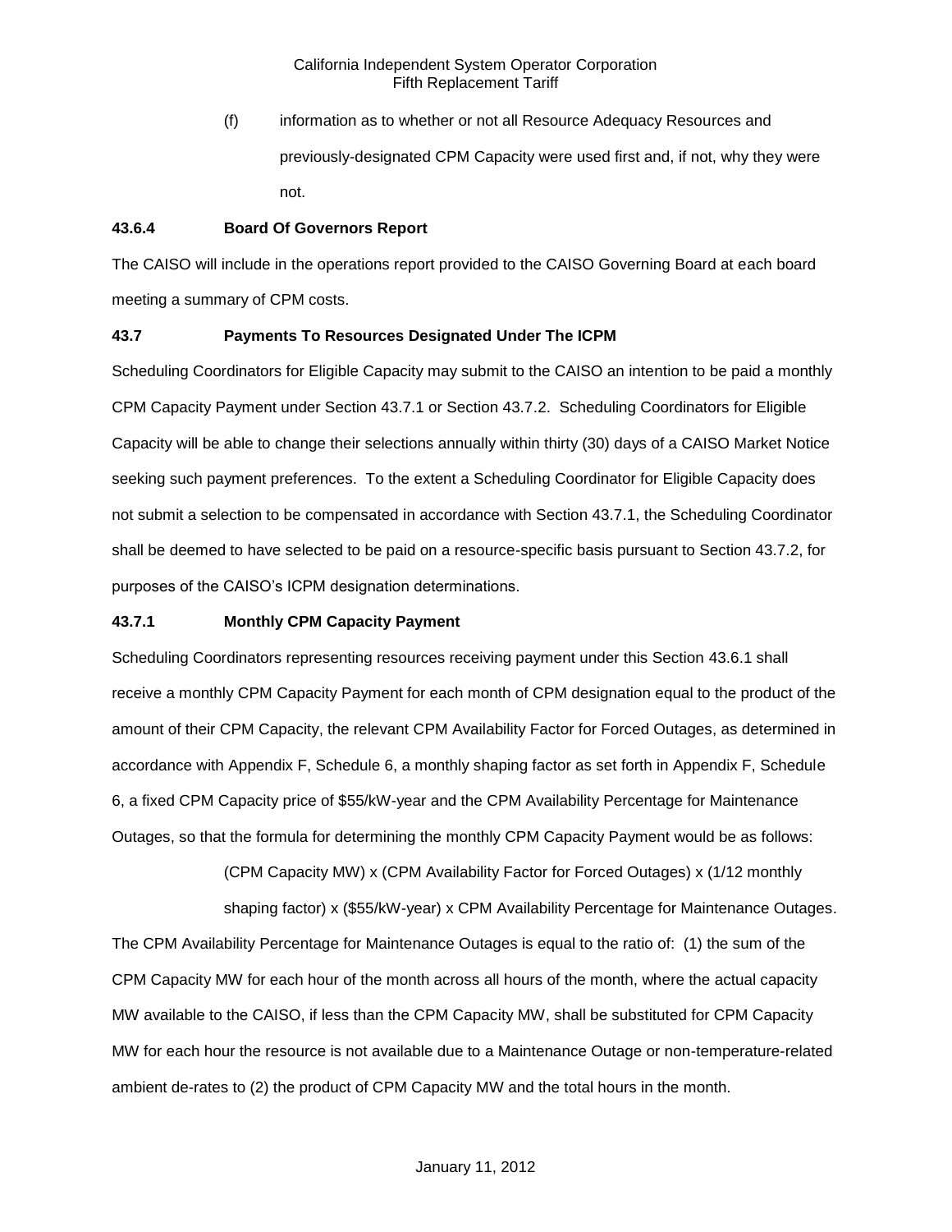(f) information as to whether or not all Resource Adequacy Resources and previously-designated CPM Capacity were used first and, if not, why they were not.

**43.6.4 Board Of Governors Report**

The CAISO will include in the operations report provided to the CAISO Governing Board at each board meeting a summary of CPM costs.

**43.7 Payments To Resources Designated Under The ICPM**

Scheduling Coordinators for Eligible Capacity may submit to the CAISO an intention to be paid a monthly CPM Capacity Payment under Section 43.7.1 or Section 43.7.2. Scheduling Coordinators for Eligible Capacity will be able to change their selections annually within thirty (30) days of a CAISO Market Notice seeking such payment preferences. To the extent a Scheduling Coordinator for Eligible Capacity does not submit a selection to be compensated in accordance with Section 43.7.1, the Scheduling Coordinator shall be deemed to have selected to be paid on a resource-specific basis pursuant to Section 43.7.2, for purposes of the CAISO's ICPM designation determinations.

**43.7.1 Monthly CPM Capacity Payment**

Scheduling Coordinators representing resources receiving payment under this Section 43.6.1 shall receive a monthly CPM Capacity Payment for each month of CPM designation equal to the product of the amount of their CPM Capacity, the relevant CPM Availability Factor for Forced Outages, as determined in accordance with Appendix F, Schedule 6, a monthly shaping factor as set forth in Appendix F, Schedule 6, a fixed CPM Capacity price of $55/kW-year and the CPM Availability Percentage for Maintenance Outages, so that the formula for determining the monthly CPM Capacity Payment would be as follows:

(CPM Capacity MW) x (CPM Availability Factor for Forced Outages) x (1/12 monthly shaping factor) x ($55/kW-year) x CPM Availability Percentage for Maintenance Outages.

The CPM Availability Percentage for Maintenance Outages is equal to the ratio of: (1) the sum of the CPM Capacity MW for each hour of the month across all hours of the month, where the actual capacity MW available to the CAISO, if less than the CPM Capacity MW, shall be substituted for CPM Capacity MW for each hour the resource is not available due to a Maintenance Outage or non-temperature-related ambient de-rates to (2) the product of CPM Capacity MW and the total hours in the month.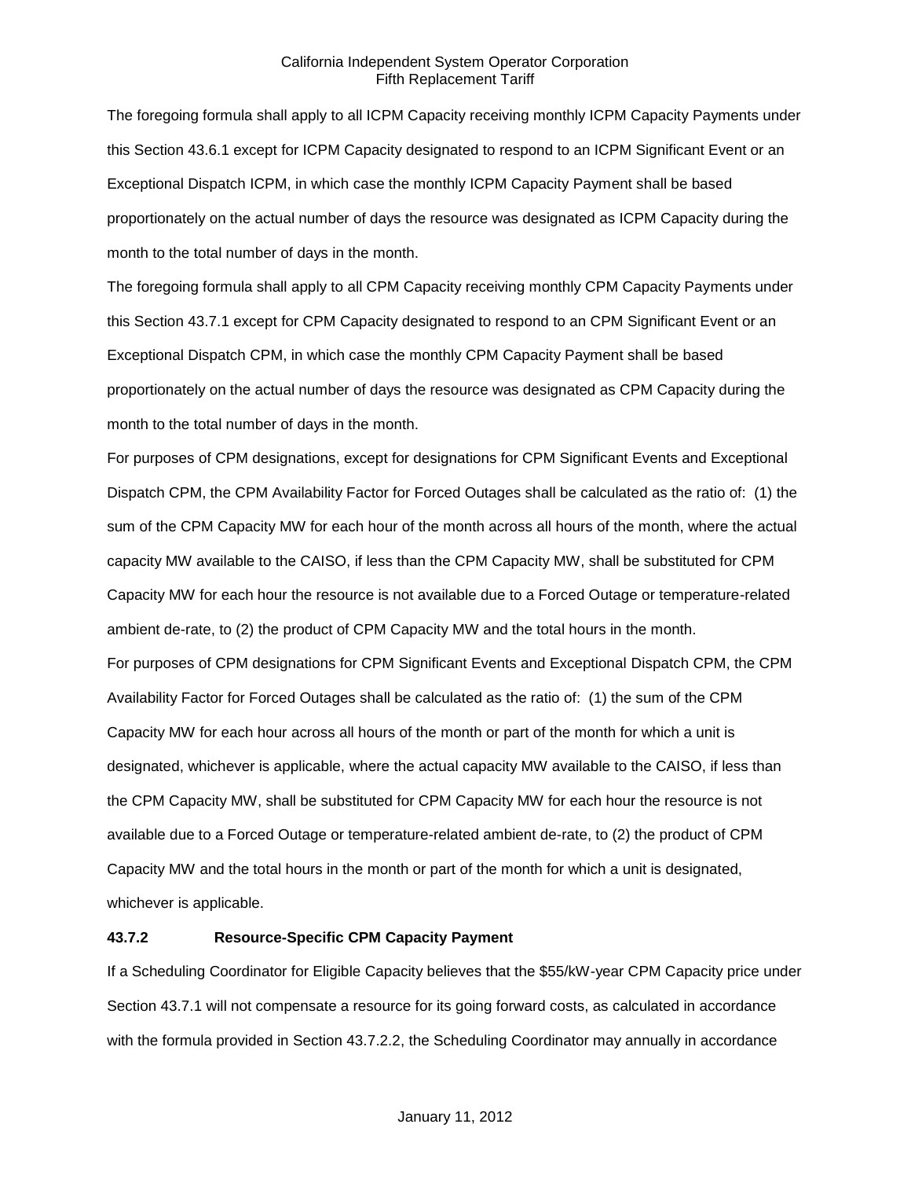The foregoing formula shall apply to all ICPM Capacity receiving monthly ICPM Capacity Payments under this Section 43.6.1 except for ICPM Capacity designated to respond to an ICPM Significant Event or an Exceptional Dispatch ICPM, in which case the monthly ICPM Capacity Payment shall be based proportionately on the actual number of days the resource was designated as ICPM Capacity during the month to the total number of days in the month.

The foregoing formula shall apply to all CPM Capacity receiving monthly CPM Capacity Payments under this Section 43.7.1 except for CPM Capacity designated to respond to an CPM Significant Event or an Exceptional Dispatch CPM, in which case the monthly CPM Capacity Payment shall be based proportionately on the actual number of days the resource was designated as CPM Capacity during the month to the total number of days in the month.

For purposes of CPM designations, except for designations for CPM Significant Events and Exceptional Dispatch CPM, the CPM Availability Factor for Forced Outages shall be calculated as the ratio of: (1) the sum of the CPM Capacity MW for each hour of the month across all hours of the month, where the actual capacity MW available to the CAISO, if less than the CPM Capacity MW, shall be substituted for CPM Capacity MW for each hour the resource is not available due to a Forced Outage or temperature-related ambient de-rate, to (2) the product of CPM Capacity MW and the total hours in the month.

For purposes of CPM designations for CPM Significant Events and Exceptional Dispatch CPM, the CPM Availability Factor for Forced Outages shall be calculated as the ratio of: (1) the sum of the CPM Capacity MW for each hour across all hours of the month or part of the month for which a unit is designated, whichever is applicable, where the actual capacity MW available to the CAISO, if less than the CPM Capacity MW, shall be substituted for CPM Capacity MW for each hour the resource is not available due to a Forced Outage or temperature-related ambient de-rate, to (2) the product of CPM Capacity MW and the total hours in the month or part of the month for which a unit is designated, whichever is applicable.

### 43.7.2 Resource-Specific CPM Capacity Payment

If a Scheduling Coordinator for Eligible Capacity believes that the $55/kW-year CPM Capacity price under Section 43.7.1 will not compensate a resource for its going forward costs, as calculated in accordance with the formula provided in Section 43.7.2.2, the Scheduling Coordinator may annually in accordance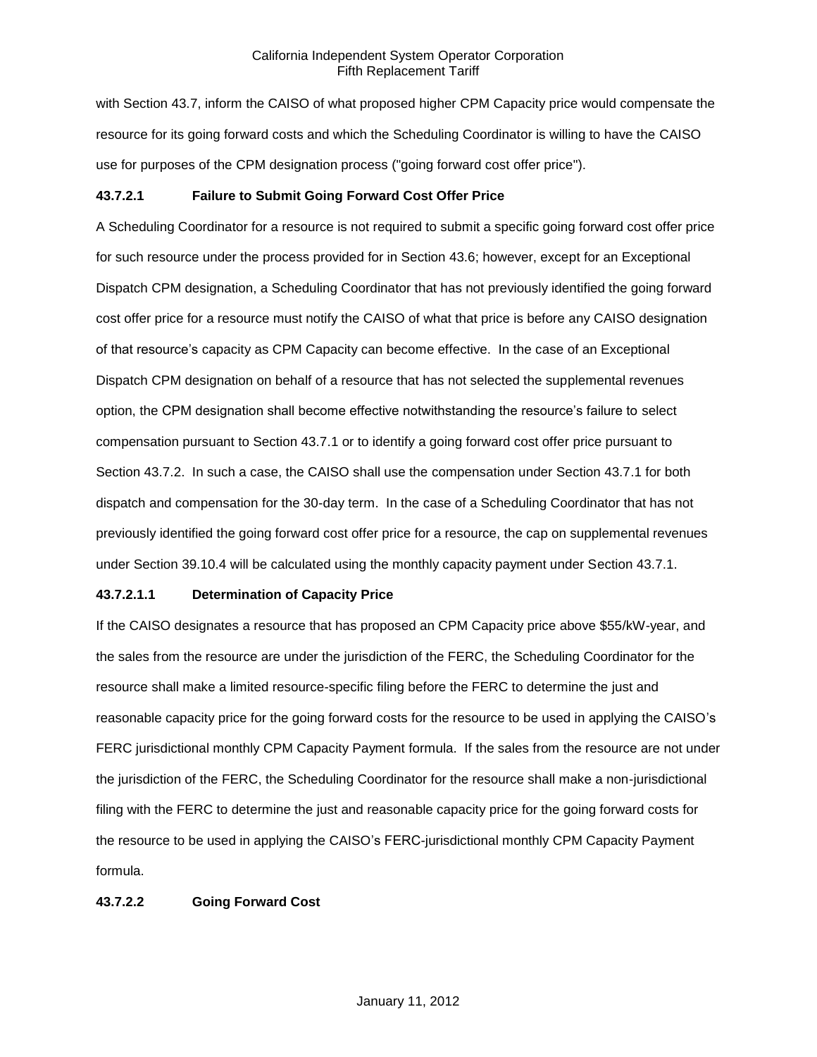with Section 43.7, inform the CAISO of what proposed higher CPM Capacity price would compensate the resource for its going forward costs and which the Scheduling Coordinator is willing to have the CAISO use for purposes of the CPM designation process ("going forward cost offer price").

**43.7.2.1 Failure to Submit Going Forward Cost Offer Price**

A Scheduling Coordinator for a resource is not required to submit a specific going forward cost offer price for such resource under the process provided for in Section 43.6; however, except for an Exceptional Dispatch CPM designation, a Scheduling Coordinator that has not previously identified the going forward cost offer price for a resource must notify the CAISO of what that price is before any CAISO designation of that resource's capacity as CPM Capacity can become effective. In the case of an Exceptional Dispatch CPM designation on behalf of a resource that has not selected the supplemental revenues option, the CPM designation shall become effective notwithstanding the resource's failure to select compensation pursuant to Section 43.7.1 or to identify a going forward cost offer price pursuant to Section 43.7.2. In such a case, the CAISO shall use the compensation under Section 43.7.1 for both dispatch and compensation for the 30-day term. In the case of a Scheduling Coordinator that has not previously identified the going forward cost offer price for a resource, the cap on supplemental revenues under Section 39.10.4 will be calculated using the monthly capacity payment under Section 43.7.1.

**43.7.2.1.1 Determination of Capacity Price**

If the CAISO designates a resource that has proposed an CPM Capacity price above $55/kW-year, and the sales from the resource are under the jurisdiction of the FERC, the Scheduling Coordinator for the resource shall make a limited resource-specific filing before the FERC to determine the just and reasonable capacity price for the going forward costs for the resource to be used in applying the CAISO's FERC jurisdictional monthly CPM Capacity Payment formula. If the sales from the resource are not under the jurisdiction of the FERC, the Scheduling Coordinator for the resource shall make a non-jurisdictional filing with the FERC to determine the just and reasonable capacity price for the going forward costs for the resource to be used in applying the CAISO's FERC-jurisdictional monthly CPM Capacity Payment formula.

**43.7.2.2 Going Forward Cost**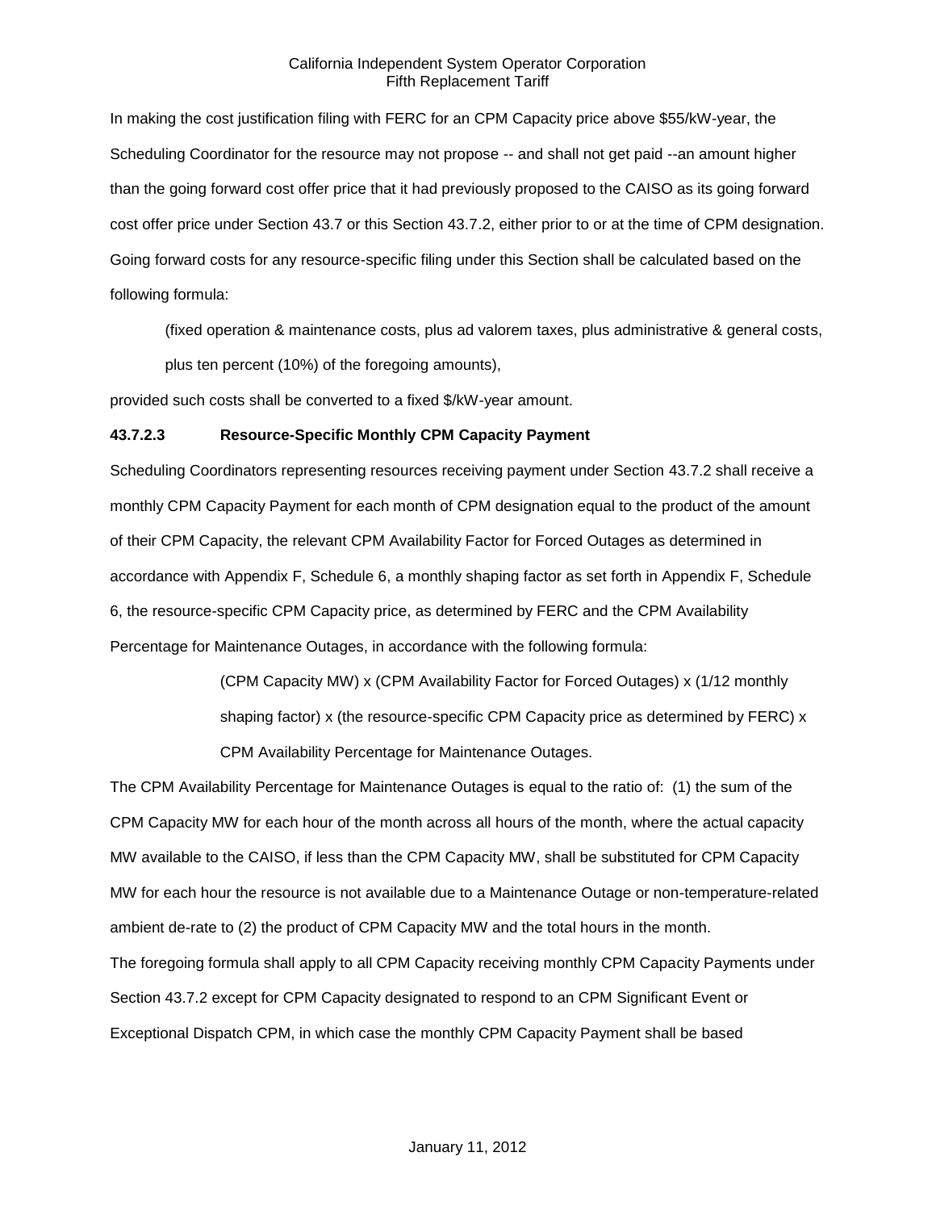In making the cost justification filing with FERC for an CPM Capacity price above $55/kW-year, the Scheduling Coordinator for the resource may not propose -- and shall not get paid --an amount higher than the going forward cost offer price that it had previously proposed to the CAISO as its going forward cost offer price under Section 43.7 or this Section 43.7.2, either prior to or at the time of CPM designation. Going forward costs for any resource-specific filing under this Section shall be calculated based on the following formula:

> (fixed operation & maintenance costs, plus ad valorem taxes, plus administrative & general costs, plus ten percent (10%) of the foregoing amounts),

provided such costs shall be converted to a fixed $/kW-year amount.

### 43.7.2.3 Resource-Specific Monthly CPM Capacity Payment

Scheduling Coordinators representing resources receiving payment under Section 43.7.2 shall receive a monthly CPM Capacity Payment for each month of CPM designation equal to the product of the amount of their CPM Capacity, the relevant CPM Availability Factor for Forced Outages as determined in accordance with Appendix F, Schedule 6, a monthly shaping factor as set forth in Appendix F, Schedule 6, the resource-specific CPM Capacity price, as determined by FERC and the CPM Availability Percentage for Maintenance Outages, in accordance with the following formula:

> (CPM Capacity MW) x (CPM Availability Factor for Forced Outages) x (1/12 monthly shaping factor) x (the resource-specific CPM Capacity price as determined by FERC) x CPM Availability Percentage for Maintenance Outages.

The CPM Availability Percentage for Maintenance Outages is equal to the ratio of: (1) the sum of the CPM Capacity MW for each hour of the month across all hours of the month, where the actual capacity MW available to the CAISO, if less than the CPM Capacity MW, shall be substituted for CPM Capacity MW for each hour the resource is not available due to a Maintenance Outage or non-temperature-related ambient de-rate to (2) the product of CPM Capacity MW and the total hours in the month.

The foregoing formula shall apply to all CPM Capacity receiving monthly CPM Capacity Payments under Section 43.7.2 except for CPM Capacity designated to respond to an CPM Significant Event or Exceptional Dispatch CPM, in which case the monthly CPM Capacity Payment shall be based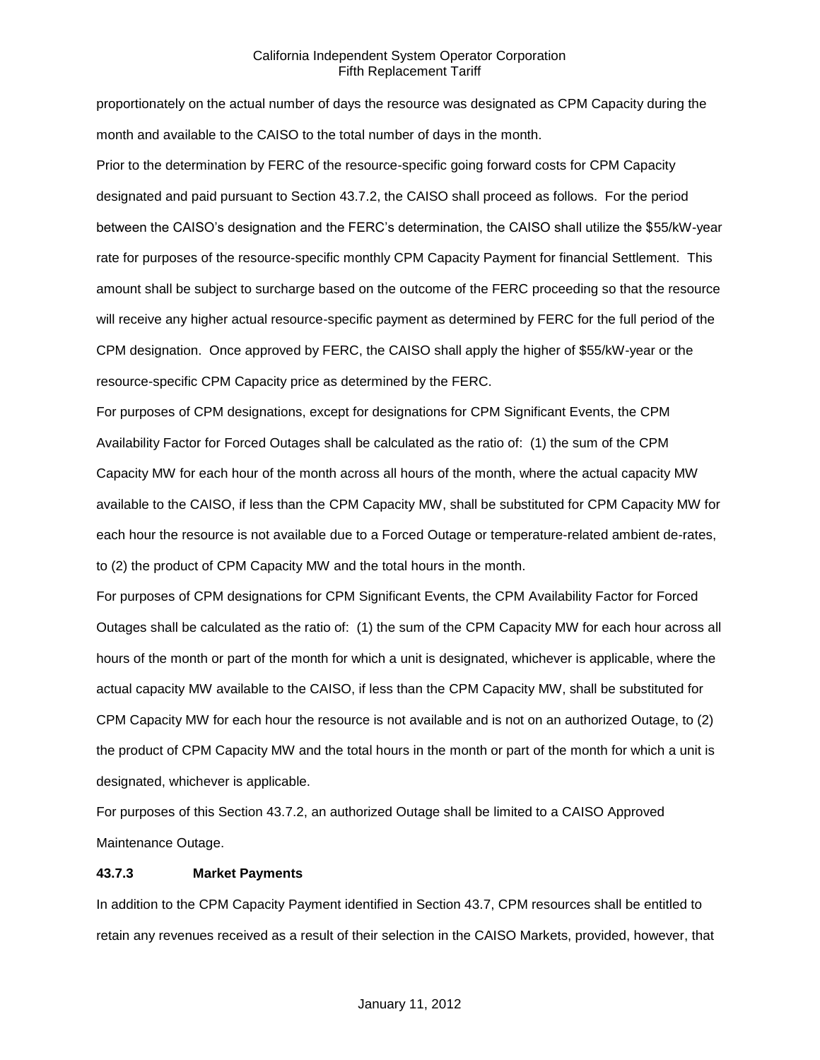proportionately on the actual number of days the resource was designated as CPM Capacity during the month and available to the CAISO to the total number of days in the month.

Prior to the determination by FERC of the resource-specific going forward costs for CPM Capacity designated and paid pursuant to Section 43.7.2, the CAISO shall proceed as follows. For the period between the CAISO's designation and the FERC's determination, the CAISO shall utilize the $55/kW-year rate for purposes of the resource-specific monthly CPM Capacity Payment for financial Settlement. This amount shall be subject to surcharge based on the outcome of the FERC proceeding so that the resource will receive any higher actual resource-specific payment as determined by FERC for the full period of the CPM designation. Once approved by FERC, the CAISO shall apply the higher of $55/kW-year or the resource-specific CPM Capacity price as determined by the FERC.

For purposes of CPM designations, except for designations for CPM Significant Events, the CPM Availability Factor for Forced Outages shall be calculated as the ratio of: (1) the sum of the CPM Capacity MW for each hour of the month across all hours of the month, where the actual capacity MW available to the CAISO, if less than the CPM Capacity MW, shall be substituted for CPM Capacity MW for each hour the resource is not available due to a Forced Outage or temperature-related ambient de-rates, to (2) the product of CPM Capacity MW and the total hours in the month.

For purposes of CPM designations for CPM Significant Events, the CPM Availability Factor for Forced Outages shall be calculated as the ratio of: (1) the sum of the CPM Capacity MW for each hour across all hours of the month or part of the month for which a unit is designated, whichever is applicable, where the actual capacity MW available to the CAISO, if less than the CPM Capacity MW, shall be substituted for CPM Capacity MW for each hour the resource is not available and is not on an authorized Outage, to (2) the product of CPM Capacity MW and the total hours in the month or part of the month for which a unit is designated, whichever is applicable.

For purposes of this Section 43.7.2, an authorized Outage shall be limited to a CAISO Approved Maintenance Outage.

**43.7.3 Market Payments**

In addition to the CPM Capacity Payment identified in Section 43.7, CPM resources shall be entitled to retain any revenues received as a result of their selection in the CAISO Markets, provided, however, that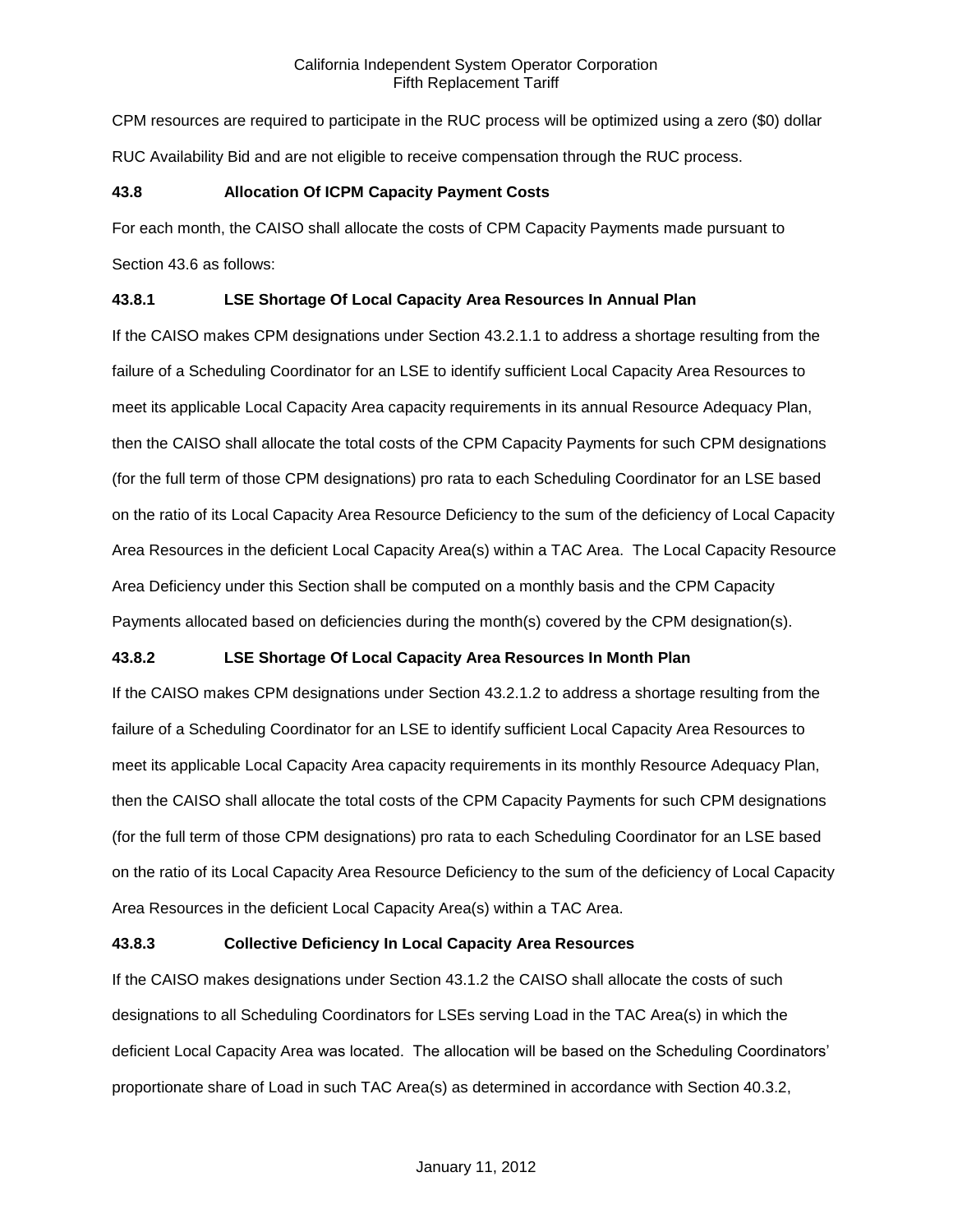CPM resources are required to participate in the RUC process will be optimized using a zero ($0) dollar RUC Availability Bid and are not eligible to receive compensation through the RUC process.

### 43.8 Allocation Of ICPM Capacity Payment Costs

For each month, the CAISO shall allocate the costs of CPM Capacity Payments made pursuant to Section 43.6 as follows:

#### 43.8.1 LSE Shortage Of Local Capacity Area Resources In Annual Plan

If the CAISO makes CPM designations under Section 43.2.1.1 to address a shortage resulting from the failure of a Scheduling Coordinator for an LSE to identify sufficient Local Capacity Area Resources to meet its applicable Local Capacity Area capacity requirements in its annual Resource Adequacy Plan, then the CAISO shall allocate the total costs of the CPM Capacity Payments for such CPM designations (for the full term of those CPM designations) pro rata to each Scheduling Coordinator for an LSE based on the ratio of its Local Capacity Area Resource Deficiency to the sum of the deficiency of Local Capacity Area Resources in the deficient Local Capacity Area(s) within a TAC Area. The Local Capacity Resource Area Deficiency under this Section shall be computed on a monthly basis and the CPM Capacity Payments allocated based on deficiencies during the month(s) covered by the CPM designation(s).

#### 43.8.2 LSE Shortage Of Local Capacity Area Resources In Month Plan

If the CAISO makes CPM designations under Section 43.2.1.2 to address a shortage resulting from the failure of a Scheduling Coordinator for an LSE to identify sufficient Local Capacity Area Resources to meet its applicable Local Capacity Area capacity requirements in its monthly Resource Adequacy Plan, then the CAISO shall allocate the total costs of the CPM Capacity Payments for such CPM designations (for the full term of those CPM designations) pro rata to each Scheduling Coordinator for an LSE based on the ratio of its Local Capacity Area Resource Deficiency to the sum of the deficiency of Local Capacity Area Resources in the deficient Local Capacity Area(s) within a TAC Area.

#### 43.8.3 Collective Deficiency In Local Capacity Area Resources

If the CAISO makes designations under Section 43.1.2 the CAISO shall allocate the costs of such designations to all Scheduling Coordinators for LSEs serving Load in the TAC Area(s) in which the deficient Local Capacity Area was located. The allocation will be based on the Scheduling Coordinators' proportionate share of Load in such TAC Area(s) as determined in accordance with Section 40.3.2,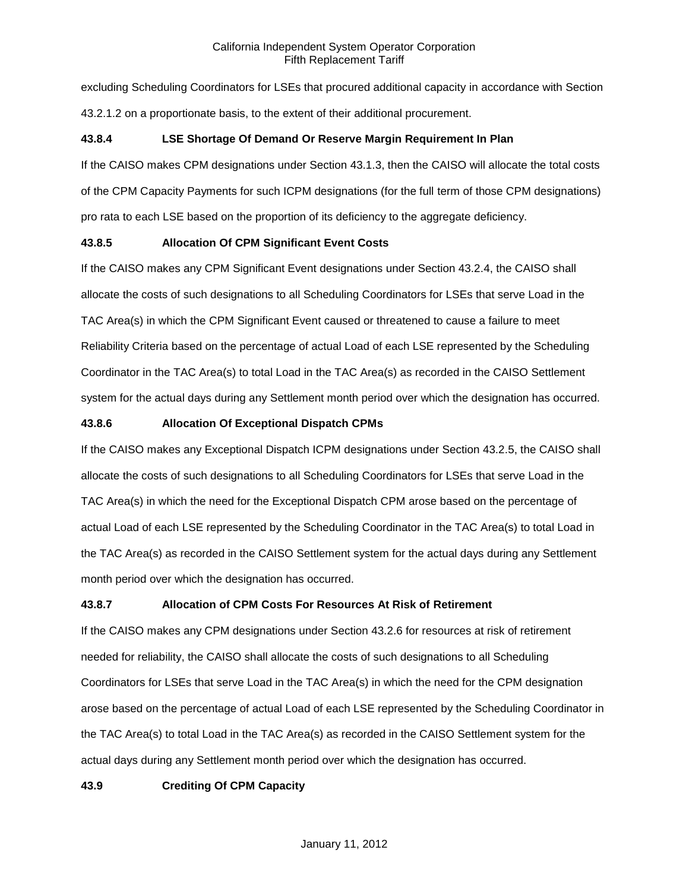excluding Scheduling Coordinators for LSEs that procured additional capacity in accordance with Section 43.2.1.2 on a proportionate basis, to the extent of their additional procurement.

### 43.8.4 LSE Shortage Of Demand Or Reserve Margin Requirement In Plan

If the CAISO makes CPM designations under Section 43.1.3, then the CAISO will allocate the total costs of the CPM Capacity Payments for such ICPM designations (for the full term of those CPM designations) pro rata to each LSE based on the proportion of its deficiency to the aggregate deficiency.

### 43.8.5 Allocation Of CPM Significant Event Costs

If the CAISO makes any CPM Significant Event designations under Section 43.2.4, the CAISO shall allocate the costs of such designations to all Scheduling Coordinators for LSEs that serve Load in the TAC Area(s) in which the CPM Significant Event caused or threatened to cause a failure to meet Reliability Criteria based on the percentage of actual Load of each LSE represented by the Scheduling Coordinator in the TAC Area(s) to total Load in the TAC Area(s) as recorded in the CAISO Settlement system for the actual days during any Settlement month period over which the designation has occurred.

### 43.8.6 Allocation Of Exceptional Dispatch CPMs

If the CAISO makes any Exceptional Dispatch ICPM designations under Section 43.2.5, the CAISO shall allocate the costs of such designations to all Scheduling Coordinators for LSEs that serve Load in the TAC Area(s) in which the need for the Exceptional Dispatch CPM arose based on the percentage of actual Load of each LSE represented by the Scheduling Coordinator in the TAC Area(s) to total Load in the TAC Area(s) as recorded in the CAISO Settlement system for the actual days during any Settlement month period over which the designation has occurred.

### 43.8.7 Allocation of CPM Costs For Resources At Risk of Retirement

If the CAISO makes any CPM designations under Section 43.2.6 for resources at risk of retirement needed for reliability, the CAISO shall allocate the costs of such designations to all Scheduling Coordinators for LSEs that serve Load in the TAC Area(s) in which the need for the CPM designation arose based on the percentage of actual Load of each LSE represented by the Scheduling Coordinator in the TAC Area(s) to total Load in the TAC Area(s) as recorded in the CAISO Settlement system for the actual days during any Settlement month period over which the designation has occurred.

## 43.9 Crediting Of CPM Capacity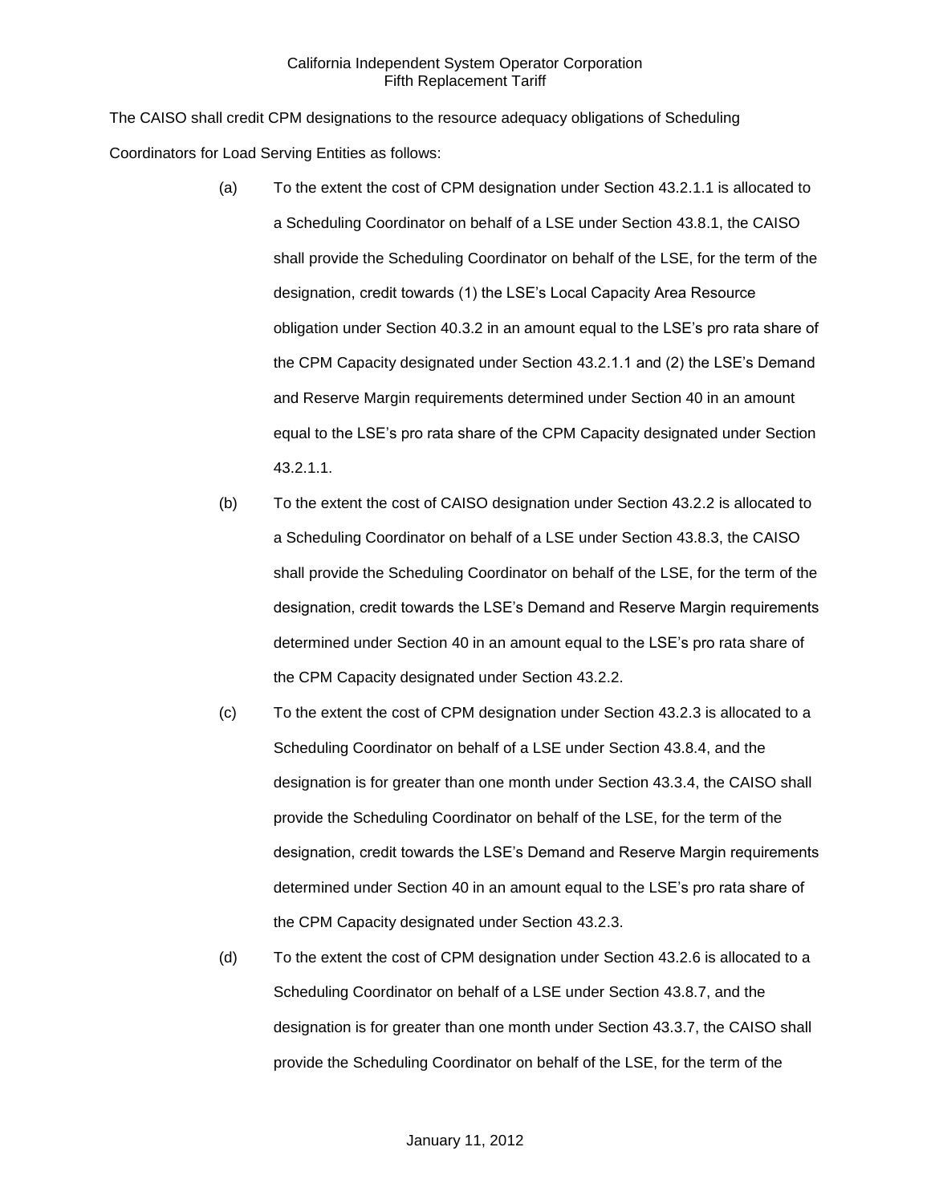The CAISO shall credit CPM designations to the resource adequacy obligations of Scheduling Coordinators for Load Serving Entities as follows:

(a) To the extent the cost of CPM designation under Section 43.2.1.1 is allocated to a Scheduling Coordinator on behalf of a LSE under Section 43.8.1, the CAISO shall provide the Scheduling Coordinator on behalf of the LSE, for the term of the designation, credit towards (1) the LSE's Local Capacity Area Resource obligation under Section 40.3.2 in an amount equal to the LSE's pro rata share of the CPM Capacity designated under Section 43.2.1.1 and (2) the LSE's Demand and Reserve Margin requirements determined under Section 40 in an amount equal to the LSE's pro rata share of the CPM Capacity designated under Section 43.2.1.1.

(b) To the extent the cost of CAISO designation under Section 43.2.2 is allocated to a Scheduling Coordinator on behalf of a LSE under Section 43.8.3, the CAISO shall provide the Scheduling Coordinator on behalf of the LSE, for the term of the designation, credit towards the LSE's Demand and Reserve Margin requirements determined under Section 40 in an amount equal to the LSE's pro rata share of the CPM Capacity designated under Section 43.2.2.

(c) To the extent the cost of CPM designation under Section 43.2.3 is allocated to a Scheduling Coordinator on behalf of a LSE under Section 43.8.4, and the designation is for greater than one month under Section 43.3.4, the CAISO shall provide the Scheduling Coordinator on behalf of the LSE, for the term of the designation, credit towards the LSE's Demand and Reserve Margin requirements determined under Section 40 in an amount equal to the LSE's pro rata share of the CPM Capacity designated under Section 43.2.3.

(d) To the extent the cost of CPM designation under Section 43.2.6 is allocated to a Scheduling Coordinator on behalf of a LSE under Section 43.8.7, and the designation is for greater than one month under Section 43.3.7, the CAISO shall provide the Scheduling Coordinator on behalf of the LSE, for the term of the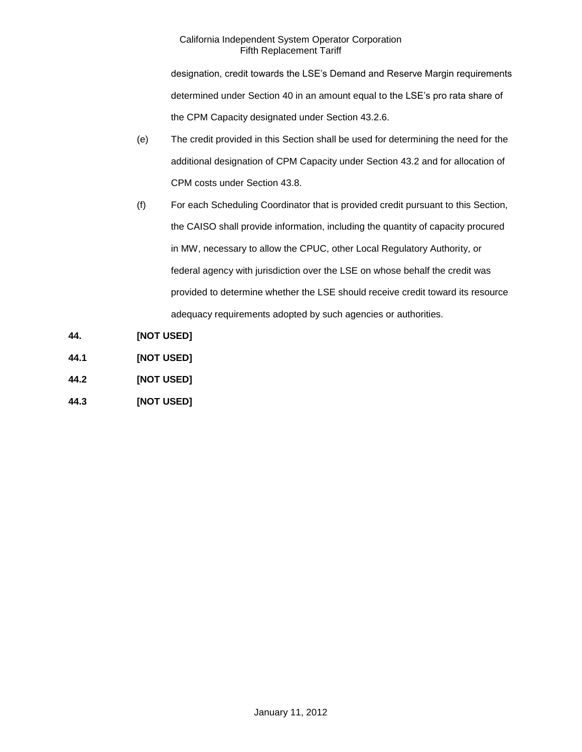designation, credit towards the LSE's Demand and Reserve Margin requirements determined under Section 40 in an amount equal to the LSE's pro rata share of the CPM Capacity designated under Section 43.2.6.

(e) The credit provided in this Section shall be used for determining the need for the additional designation of CPM Capacity under Section 43.2 and for allocation of CPM costs under Section 43.8.

(f) For each Scheduling Coordinator that is provided credit pursuant to this Section, the CAISO shall provide information, including the quantity of capacity procured in MW, necessary to allow the CPUC, other Local Regulatory Authority, or federal agency with jurisdiction over the LSE on whose behalf the credit was provided to determine whether the LSE should receive credit toward its resource adequacy requirements adopted by such agencies or authorities.

**44. [NOT USED]**

**44.1 [NOT USED]**

**44.2 [NOT USED]**

**44.3 [NOT USED]**